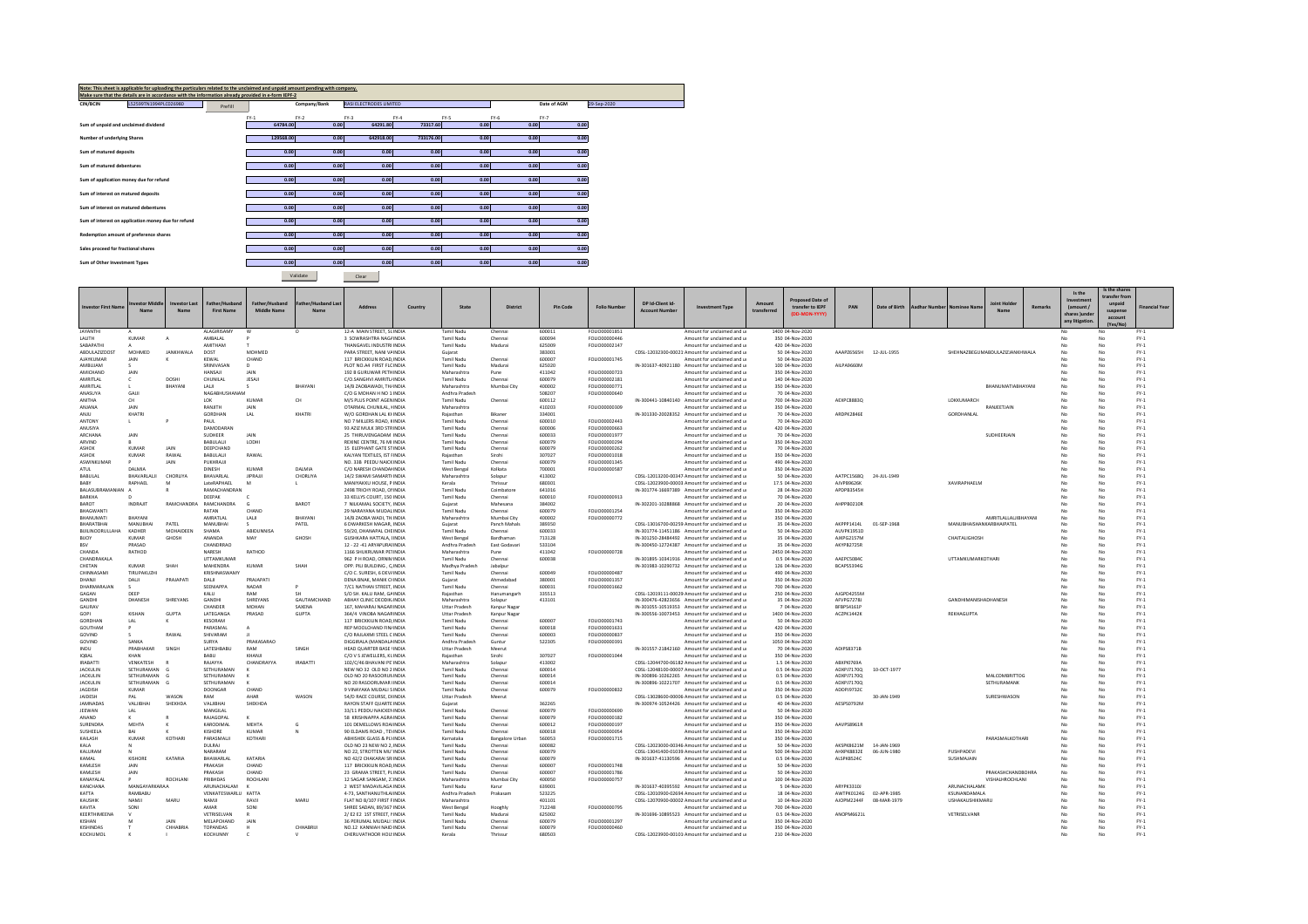Note: This sheet is applicable for uploading the particulars related to the unclaimed and unpaid amount pending with company.
Make sure that the details are in accordance with the information already provided in e-form IEPF-2

| CIN/BCIN | L52599TN1994PLC026980 | Prefill | Company/Bank | RASI ELECTRODES LIMITED | Date of AGM | 29-Sep-2020 |
|---|---|---|---|---|---|---|

| | FY-1 | FY-2 | FY-3 | FY-4 | FY-5 | FY-6 | FY-7 |
|---|---|---|---|---|---|---|---|
| Sum of unpaid and unclaimed dividend | 64784.00 | 0.00 | 64291.00 | 73317.60 | 0.00 | 0.00 | 0.00 |
| Number of underlying Shares | 129568.00 | 0.00 | 642918.00 | 733176.00 | 0.00 | 0.00 | 0.00 |
| Sum of matured deposits | 0.00 | 0.00 | 0.00 | 0.00 | 0.00 | 0.00 | 0.00 |
| Sum of matured debentures | 0.00 | 0.00 | 0.00 | 0.00 | 0.00 | 0.00 | 0.00 |
| Sum of application money due for refund | 0.00 | 0.00 | 0.00 | 0.00 | 0.00 | 0.00 | 0.00 |
| Sum of interest on matured deposits | 0.00 | 0.00 | 0.00 | 0.00 | 0.00 | 0.00 | 0.00 |
| Sum of interest on matured debentures | 0.00 | 0.00 | 0.00 | 0.00 | 0.00 | 0.00 | 0.00 |
| Sum of interest on application money due for refund | 0.00 | 0.00 | 0.00 | 0.00 | 0.00 | 0.00 | 0.00 |
| Redemption amount of preference shares | 0.00 | 0.00 | 0.00 | 0.00 | 0.00 | 0.00 | 0.00 |
| Sales proceed for fractional shares | 0.00 | 0.00 | 0.00 | 0.00 | 0.00 | 0.00 | 0.00 |
| Sum of Other Investment Types | 0.00 | 0.00 | 0.00 | 0.00 | 0.00 | 0.00 | 0.00 |

Validate | Clear

| Investor First Name | Investor Middle Name | Investor Last Name | Father/Husband First Name | Father/Husband Middle Name | Father/Husband Last Name | Address | Country | State | District | Pin Code | Folio Number | DP Id-Client Id-Account Number | Investment Type | Amount transferred | Proposed Date of transfer to IEPF (DD-MON-YYYY) | PAN | Date of Birth | Aadhar Number | Nominee Name | Joint Holder Name | Remarks | Is the Investment (amount / shares )under any litigation. | Is the shares transfer from unpaid suspense account (Yes/No) | Financial Year |
|---|---|---|---|---|---|---|---|---|---|---|---|---|---|---|---|---|---|---|---|---|---|---|---|---|
| JAYANTHI | A | | ALAGIRISAMY | W | O | 12-A MAIN STREET, SI INDIA | | Tamil Nadu | Chennai | 600011 | FOLIO0000001851 | | Amount for unclaimed and u | 1400 | 04-Nov-2020 | | | | | | | No | No | FY-1 |
| LALITH | KUMAR | A | AMBALAL | P | | 3 SOWRASHTRA NAGA INDIA | | Tamil Nadu | Chennai | 600094 | FOLIO0000000446 | | Amount for unclaimed and u | 350 | 04-Nov-2020 | | | | | | | No | No | FY-1 |
| SABAPATHI | A | | AMITHAM | T | | THANGAVEL INDUSTRI INDIA | | Tamil Nadu | Madurai | 625009 | FOLIO0000002147 | | Amount for unclaimed and u | 420 | 04-Nov-2020 | | | | | | | No | No | FY-1 |
| ABDULAZIZDOST | MOHMED | JANKHWALA | DOST | MOHMED | | PARA STREET, NANI VA INDIA | | Gujarat | | 383001 | | CDSL-12032300-00023 | Amount for unclaimed and u | 50 | 04-Nov-2020 | AAAPZ6565H | 12-JUL-1955 | | SHEHNAZBEGUMABDULAZIZJANKHWALA | | | No | No | FY-1 |
| AJAYKUMAR | JAIN | K | KEWAL | CHAND | | 117 BRICKKILN ROAD, INDIA | | Tamil Nadu | Chennai | 600007 | FOLIO0000001745 | | Amount for unclaimed and u | 50 | 04-Nov-2020 | | | | | | | No | No | FY-1 |
| AMBUJAM | S | | SRINIVASAN | D | | PLOT NO.4R FIRST FLC INDIA | | Tamil Nadu | Madurai | 625020 | | IN-301637-40921180 | Amount for unclaimed and u | 100 | 04-Nov-2020 | AILPA9660M | | | | | | No | No | FY-1 |
| AMICHAND | JAIN | | HANSAJI | JAIN | | 192 B GURUWAR PETH INDIA | | Maharashtra | Pune | 411042 | FOLIO0000000723 | | Amount for unclaimed and u | 350 | 04-Nov-2020 | | | | | | | No | No | FY-1 |
| AMRITLAL | C | DOSHI | CHUNILAL | JESAJI | | C/O.SANGHVI AMRITL INDIA | | Tamil Nadu | Chennai | 600079 | FOLIO0000002181 | | Amount for unclaimed and u | 140 | 04-Nov-2020 | | | | | | | No | No | FY-1 |
| AMRITLAL | L | BHAYANI | LALJI | S | BHAYANI | 14/B ZAOBAWADI, TH INDIA | | Maharashtra | Mumbai City | 400002 | FOLIO0000000771 | | Amount for unclaimed and u | 350 | 04-Nov-2020 | | | | | BHANUMATIABHAYANI | | No | No | FY-1 |
| ANASUYA | GAJJI | | NAGABHUSHANAM | | | C/O G MOHAN H NO 1 INDIA | | Andhra Pradesh | | 508207 | FOLIO0000000640 | | Amount for unclaimed and u | 70 | 04-Nov-2020 | | | | | | | No | No | FY-1 |
| ANITHA | CH | | LOK | KUMAR | CH | M/S PLUS POINT AGEN INDIA | | Tamil Nadu | Chennai | 600112 | | IN-300441-10840140 | Amount for unclaimed and u | 700 | 04-Nov-2020 | AEXPC8883Q | | | LOKKUMARCH | | | No | No | FY-1 |
| ANJANA | JAIN | | RANJITH | JAIN | | DTARMAL CHUNILAL, I INDIA | | Maharashtra | | 410203 | FOLIO0000000309 | | Amount for unclaimed and u | 350 | 04-Nov-2020 | | | | | RANJEETJAIN | | No | No | FY-1 |
| ANJU | KHATRI | | GORDHAN | LAL | KHATRI | W/O GORDHAN LAL KH INDIA | | Rajasthan | Bikaner | 334001 | | IN-301330-20028352 | Amount for unclaimed and u | 70 | 04-Nov-2020 | ARDPK2846E | | | GORDHANLAL | | | No | No | FY-1 |
| ANTONY | L | P | PAUL | | | NO 7 MILLERS ROAD, K INDIA | | Tamil Nadu | Chennai | 600010 | FOLIO0000002443 | | Amount for unclaimed and u | 70 | 04-Nov-2020 | | | | | | | No | No | FY-1 |
| ANUSIYA | | | DAMODARAN | | | 93 AZIZ MULK 3RD STR INDIA | | Tamil Nadu | Chennai | 600006 | FOLIO0000000663 | | Amount for unclaimed and u | 420 | 04-Nov-2020 | | | | | | | No | No | FY-1 |
| ARCHANA | JAIN | | SUDHEER | JAIN | | 25 THIRUVENGADAM INDIA | | Tamil Nadu | Chennai | 600033 | FOLIO0000001977 | | Amount for unclaimed and u | 70 | 04-Nov-2020 | | | | | SUDHEERJAIN | | No | No | FY-1 |
| ARVIND | B | | BABULALJI | LODHI | | REXINE CENTRE, 76 MI INDIA | | Tamil Nadu | Chennai | 600079 | FOLIO0000000294 | | Amount for unclaimed and u | 350 | 04-Nov-2020 | | | | | | | No | No | FY-1 |
| ASHOK | KUMAR | JAIN | DEEPCHAND | | | 15 ELEPHANT GATE ST INDIA | | Tamil Nadu | Chennai | 600079 | FOLIO0000000262 | | Amount for unclaimed and u | 70 | 04-Nov-2020 | | | | | | | No | No | FY-1 |
| ASHOK | KUMAR | RAWAL | BABULALJI | RAWAL | | KALYAN TEXTILES, IST FINDIA | | Rajasthan | Sirohi | 307027 | FOLIO0000001018 | | Amount for unclaimed and u | 350 | 04-Nov-2020 | | | | | | | No | No | FY-1 |
| ASWINKUMAR | P | JAIN | PUKHRAJJI | | | NO. 33B PEEDU NAICK INDIA | | Tamil Nadu | Chennai | 600079 | FOLIO0000001345 | | Amount for unclaimed and u | 490 | 04-Nov-2020 | | | | | | | No | No | FY-1 |
| ATUL | DALMIA | | DINESH | KUMAR | DALMIA | C/O NARESH CHANDA INDIA | | West Bengal | Kolkata | 700001 | FOLIO0000000587 | | Amount for unclaimed and u | 350 | 04-Nov-2020 | | | | | | | No | No | FY-1 |
| BABULAL | BHAVARLALJI | CHORLIYA | BHAVARLAL | JIPRAJJI | CHORLIYA | 14/2 SWAMI SAMARTH INDIA | | Maharashtra | Solapur | 413002 | | CDSL-12013200-00347 | Amount for unclaimed and u | 50 | 04-Nov-2020 | AATPC1568Q | 24-JUL-1949 | | | | | No | No | FY-1 |
| BABY | RAPHAEL | M | LateRAPHAEL | M | L | MANIYAKKU HOUSE, P INDIA | | Kerala | Thrissur | 680001 | | CDSL-12023900-00003 | Amount for unclaimed and u | 17.5 | 04-Nov-2020 | AJVPB9626K | | | XAVIRAPHAELM | | | No | No | FY-1 |
| BALASUBRAMANIAN | A | R | RAMACHANDRAN | | | 2498 TRICHY ROAD, OI INDIA | | Tamil Nadu | Coimbatore | 641016 | | IN-301774-16607389 | Amount for unclaimed and u | 28 | 04-Nov-2020 | APDPB3545H | | | | | | No | No | FY-1 |
| BARKHA | D | | DEEPAK | C | | 33 KELLYS COURT, 150 INDIA | | Tamil Nadu | Chennai | 600010 | FOLIO0000000913 | | Amount for unclaimed and u | 70 | 04-Nov-2020 | | | | | | | No | No | FY-1 |
| BAROT | INDRAJIT | RAMCHANDRA | RAMCHANDRA | G | BAROT | 7 NILKAMAL SOCIETY, INDIA | | Gujarat | Mahesana | 384002 | | IN-302201-10288868 | Amount for unclaimed and u | 20 | 04-Nov-2020 | AHPPB0210R | | | | | | No | No | FY-1 |
| BHAGWANTI | | | RATAN | CHAND | | 29 NARAYANA MUDAL INDIA | | Tamil Nadu | Chennai | 600079 | FOLIO0000001254 | | Amount for unclaimed and u | 350 | 04-Nov-2020 | | | | | | | No | No | FY-1 |
| BHANUMATI | BHAYANI | | AMRATLAL | LALJI | BHAYANI | 14/B ZAOBA WADI, TH INDIA | | Maharashtra | Mumbai City | 400002 | FOLIO0000000772 | | Amount for unclaimed and u | 350 | 04-Nov-2020 | | | | | AMRITLALLALJIBHAYANI | | No | No | FY-1 |
| BHARATBHAI | MANUBHAI | PATEL | MANUBHAI | S | PATEL | 6 DWARKESH NAGAR, INDIA | | Gujarat | Panch Mahals | 389350 | | CDSL-13016700-00259 | Amount for unclaimed and u | 35 | 04-Nov-2020 | AKPPP1414L | 01-SEP-1968 | | MANUBHAISHANKARBHAIPATEL | | | No | No | FY-1 |
| BUILINODRULLAHA | KADHER | MOHAIDEEN | SHAMA | ABIDUNNISA | | 59/20, DHANAPAL CHE INDIA | | Tamil Nadu | Chennai | 600033 | | IN-301774-13451386 | Amount for unclaimed and u | 50 | 04-Nov-2020 | AUVPK1951D | | | | | | No | No | FY-1 |
| BIJOY | KUMAR | GHOSH | ANANDA | MAY | GHOSH | GUSHKARA HATTALA, INDIA | | West Bengal | Bardhaman | 713128 | | IN-301250-28484492 | Amount for unclaimed and u | 35 | 04-Nov-2020 | AJKPG2157M | | | CHAITALIGHOSH | | | No | No | FY-1 |
| BSV | PRASAD | | CHANDRRAO | | | 12 - 22 -41 ARYAPURA INDIA | | Andhra Pradesh | East Godavari | 533104 | | IN-300450-12724387 | Amount for unclaimed and u | 35 | 04-Nov-2020 | AKYPB2725R | | | | | | No | No | FY-1 |
| CHANDA | RATHOD | | NARESH | RATHOD | | 1166 SHUKRUWAR PET INDIA | | Maharashtra | Pune | 411042 | FOLIO0000000728 | | Amount for unclaimed and u | 2450 | 04-Nov-2020 | | | | | | | No | No | FY-1 |
| CHANDRAKALA | | | UTTAMKUMAR | | | 962 P H ROAD, ORNIN INDIA | | Tamil Nadu | Chennai | 600038 | | IN-301895-10341916 | Amount for unclaimed and u | 0.5 | 04-Nov-2020 | AAEPC5084C | | | UTTAMKUMARKOTHARI | | | No | No | FY-1 |
| CHETAN | KUMAR | SHAH | MAHENDRA | KUMAR | SHAH | OPP. PILI BUILDING , G INDIA | | Madhya Pradesh | Jabalpur | | | IN-301983-10290732 | Amount for unclaimed and u | 126 | 04-Nov-2020 | BCAPS5394G | | | | | | No | No | FY-1 |
| CHINNASAMI | TIRUPAKUZHI | | KRISHNASWAMY | | | C/O C. SURESH, 6 DEV INDIA | | Tamil Nadu | Chennai | 600049 | FOLIO0000000487 | | Amount for unclaimed and u | 490 | 04-Nov-2020 | | | | | | | No | No | FY-1 |
| DHANJI | DALJI | PRAJAPATI | DALJI | PRAJAPATI | | DENA BNAK, MANEK C INDIA | | Gujarat | Ahmedabad | 380001 | FOLIO0000001357 | | Amount for unclaimed and u | 350 | 04-Nov-2020 | | | | | | | No | No | FY-1 |
| DHARMARAJAN | S | | SEENIAPPA | NADAR | P | 7/C1 NATHAN STREET, INDIA | | Tamil Nadu | Chennai | 600031 | FOLIO0000001662 | | Amount for unclaimed and u | 700 | 04-Nov-2020 | | | | | | | No | No | FY-1 |
| GAGAN | DEEP | | KALU | RAM | SH | S/O SH. KALU RAM, GA INDIA | | Rajasthan | Hanumangarh | 335513 | | CDSL-12019111-00029 | Amount for unclaimed and u | 250 | 04-Nov-2020 | AJGPD4255M | | | | | | No | No | FY-1 |
| GANDHI | DHANESH | SHREYANS | GANDHI | SHREYANS | GAUTAMCHAND | ABHAY CLINIC DEODIK INDIA | | Maharashtra | Solapur | 413101 | | IN-300476-42823656 | Amount for unclaimed and u | 35 | 04-Nov-2020 | AFVPG7278J | | | GANDHIHEMANSHADHANESH | | | No | No | FY-1 |
| GAURAV | | | CHANDER | MOHAN | SAXENA | 167, MAHARAJ NAGAR INDIA | | Uttar Pradesh | Kanpur Nagar | | | IN-301055-10519353 | Amount for unclaimed and u | 7 | 04-Nov-2020 | BFBPS4161P | | | | | | No | No | FY-1 |
| GOPI | KISHAN | GUPTA | LATEGANGA | PRASAD | GUPTA | 364/4 VINOBA NAGAR INDIA | | Uttar Pradesh | Kanpur Nagar | | | IN-300556-10073453 | Amount for unclaimed and u | 1400 | 04-Nov-2020 | ACZPK1442K | | | REKHAGUPTA | | | No | No | FY-1 |
| GORDHAN | LAL | K | KESORAM | | | 117 BRICKKILN ROAD, INDIA | | Tamil Nadu | Chennai | 600007 | FOLIO0000001743 | | Amount for unclaimed and u | 50 | 04-Nov-2020 | | | | | | | No | No | FY-1 |
| GOUTHAM | P | | PARASMAL | A | | REP MOOLCHAND FIN INDIA | | Tamil Nadu | Chennai | 600018 | FOLIO0000001631 | | Amount for unclaimed and u | 420 | 04-Nov-2020 | | | | | | | No | No | FY-1 |
| GOVIND | S | RAWAL | SHIVARAM | JI | | C/O RAJLAXMI STEEL C INDIA | | Tamil Nadu | Chennai | 600003 | FOLIO0000000837 | | Amount for unclaimed and u | 350 | 04-Nov-2020 | | | | | | | No | No | FY-1 |
| GOVIND | SANKA | | SURYA | PRAKASARAO | | DIGGIRALA (MANDAL INDIA | | Andhra Pradesh | Guntur | 522305 | FOLIO0000000391 | | Amount for unclaimed and u | 1050 | 04-Nov-2020 | | | | | | | No | No | FY-1 |
| INDU | PRABHAKAR | SINGH | LATESHBABU | RAM | SINGH | HEAD QUARTER BASE I INDIA | | Uttar Pradesh | Meerut | | | IN-301557-21842160 | Amount for unclaimed and u | 70 | 04-Nov-2020 | ADIPS8371B | | | | | | No | No | FY-1 |
| IQBAL | KHAN | | BABU | KHANJI | | C/O V S JEWELLERS, KI INDIA | | Rajasthan | Sirohi | 307027 | FOLIO0000001044 | | Amount for unclaimed and u | 350 | 04-Nov-2020 | | | | | | | No | No | FY-1 |
| IRABATTI | VENKATESH | R | RAJAYYA | CHANDRAYYA | IRABATTI | 102/C/46 BHAVANI PE INDIA | | Maharashtra | Solapur | 413002 | | CDSL-12044700-06182 | Amount for unclaimed and u | 1.5 | 04-Nov-2020 | ABIPI0769A | | | | | | No | No | FY-1 |
| JACKULIN | SETHURAMAN | G | SETHURAMAN | K | | NEW NO 32 OLD NO 2 INDIA | | Tamil Nadu | Chennai | 600014 | | CDSL-12048100-00007 | Amount for unclaimed and u | 0.5 | 04-Nov-2020 | AOXPJ7170Q | 10-OCT-1977 | | | | | No | No | FY-1 |
| JACKULIN | SETHURAMAN | G | SETHURAMAN | K | | OLD NO 20 RASOORUN INDIA | | Tamil Nadu | Chennai | 600014 | | IN-300896-10262265 | Amount for unclaimed and u | 0.5 | 04-Nov-2020 | AOXPJ7170Q | | | | MALCOMBRITTOG | | No | No | FY-1 |
| JACKULIN | SETHURAMAN | G | SETHURAMAN | K | | NO 20 RASOORUMAR INDIA | | Tamil Nadu | Chennai | 600014 | | IN-300896-10221707 | Amount for unclaimed and u | 0.5 | 04-Nov-2020 | AOXPJ7170Q | | | | SETHURAMANK | | No | No | FY-1 |
| JAGDISH | KUMAR | | DOONGAR | CHAND | | 9 VINAYAKA MUDALI S INDIA | | Tamil Nadu | Chennai | 600079 | FOLIO0000000832 | | Amount for unclaimed and u | 350 | 04-Nov-2020 | ADDPJ9732C | | | | | | No | No | FY-1 |
| JAIDESH | PAL | WASON | RAM | AHAR | WASON | 54/D RACE COURSE, D INDIA | | Uttar Pradesh | Meerut | | | CDSL-13028600-00006 | Amount for unclaimed and u | 0.5 | 04-Nov-2020 | | 30-JAN-1949 | | | SURESHWASON | | No | No | FY-1 |
| JAMNADAS | VALJIBHAI | SHEKHDA | VALJIBHAI | SHEKHDA | | RAYON STAFF QUARTE INDIA | | Gujarat | | 362265 | | IN-300974-10524426 | Amount for unclaimed and u | 40 | 04-Nov-2020 | AESPS0792M | | | | | | No | No | FY-1 |
| JEEWAN | LAL | | MANGILAL | | | 33/11 PEDDU NAICKEN INDIA | | Tamil Nadu | Chennai | 600079 | FOLIO0000000690 | | Amount for unclaimed and u | 50 | 04-Nov-2020 | | | | | | | No | No | FY-1 |
| ANAND | K | R | RAJAGOPAL | K | | 58 KRISHNAPPA AGRA INDIA | | Tamil Nadu | Chennai | 600079 | FOLIO0000000182 | | Amount for unclaimed and u | 350 | 04-Nov-2020 | | | | | | | No | No | FY-1 |
| SURENDRA | MEHTA | K | KAROOIMAL | MEHTA | G | 101 DEMELLOWS ROA INDIA | | Tamil Nadu | Chennai | 600012 | FOLIO0000000197 | | Amount for unclaimed and u | 350 | 04-Nov-2020 | AAVPS8961R | | | | | | No | No | FY-1 |
| SUSHEELA | BAI | K | KISHORE | KUMAR | N | 90 ELDAMS ROAD , TEI INDIA | | Tamil Nadu | Chennai | 600018 | FOLIO0000000954 | | Amount for unclaimed and u | 350 | 04-Nov-2020 | | | | | | | No | No | FY-1 |
| KAILASH | KUMAR | KOTHARI | PARASMALJI | KOTHARI | | ABHISHEK GLASS & PL INDIA | | Karnataka | Bangalore Urban | 560053 | FOLIO0000001715 | | Amount for unclaimed and u | 350 | 04-Nov-2020 | | | | | PARASMALKOTHARI | | No | No | FY-1 |
| KALA | N | | DULRAJ | | | OLD NO 23 NEW NO 2, INDIA | | Tamil Nadu | Chennai | 600082 | | CDSL-12023000-00346 | Amount for unclaimed and u | 50 | 04-Nov-2020 | AKSPK8621M | 14-JAN-1969 | | PUSHPADEVI | | | No | No | FY-1 |
| KALURAM | N | | NARARAM | | | NO 22, STROTTEN MU INDIA | | Tamil Nadu | Chennai | 600079 | | CDSL-13041400-01039 | Amount for unclaimed and u | 500 | 04-Nov-2020 | AHXPK8832E | 06-JUN-1980 | | SUSHMAJAIN | | | No | No | FY-1 |
| KAMAL | KISHORE | KATARIA | BHAWARLAL | KATARIA | | NO 42/2 CHAKARAI SE INDIA | | Tamil Nadu | Chennai | 600079 | | IN-301637-41130596 | Amount for unclaimed and u | 0.5 | 04-Nov-2020 | ALSPK8524C | | | | | | No | No | FY-1 |
| KAMLESH | JAIN | | PRAKASH | CHAND | | 117 BRICKKILN ROAD, INDIA | | Tamil Nadu | Chennai | 600007 | FOLIO0000001748 | | Amount for unclaimed and u | 50 | 04-Nov-2020 | | | | | | | No | No | FY-1 |
| KAMLESH | JAIN | | PRAKASH | CHAND | | 23 GRAMA STREET, PL INDIA | | Tamil Nadu | Chennai | 600007 | FOLIO0000001786 | | Amount for unclaimed and u | 50 | 04-Nov-2020 | | | | | PRAKASHCHANDBOHRA | | No | No | FY-1 |
| KANAYALAL | P | ROCHLANI | PRIBHDAS | ROCHLANI | | 12 SAGAR SANGAM, 2 INDIA | | Maharashtra | Mumbai City | 400050 | FOLIO0000000757 | | Amount for unclaimed and u | 100 | 04-Nov-2020 | | | | | VISHALHROCHLANI | | No | No | FY-1 |
| KANCHANA | MANGAYARKARAA | | ARUNACHALAM | K | | 2 WEST MADAVILAGA INDIA | | Tamil Nadu | Karur | 639001 | | IN-301637-40395592 | Amount for unclaimed and u | 5 | 04-Nov-2020 | ARYPK3310J | | | ARUNACHALAMK | | | No | No | FY-1 |
| KATTA | RAMBABU | | VENKATESWARLU | KATTA | | 4-73, SANTHANUTHLA INDIA | | Andhra Pradesh | Prakasam | 523225 | | CDSL-12010900-02694 | Amount for unclaimed and u | 18 | 04-Nov-2020 | AWTPK0124G | 02-APR-1985 | | KSUNANDAMALA | | | No | No | FY-1 |
| KAUSHIK | NAMJI | MARU | NAMJI | RAVJI | MARU | FLAT NO B/107 FIRST F INDIA | | Maharashtra | | 401101 | | CDSL-12070900-00002 | Amount for unclaimed and u | 10 | 04-Nov-2020 | AJOPM2244F | 08-MAR-1979 | | USHAKAUSHIKMARU | | | No | No | FY-1 |
| KAVITA | SONI | | AMAR | SONI | | SHREE SADAN, 89/367 INDIA | | West Bengal | Hooghly | 712248 | FOLIO0000000795 | | Amount for unclaimed and u | 700 | 04-Nov-2020 | | | | | | | No | No | FY-1 |
| KEERTHIMEENA | V | | VETRISELVAN | R | | 2/ E2 E2 1ST STREET, F INDIA | | Tamil Nadu | Madurai | 625002 | | IN-301696-10895523 | Amount for unclaimed and u | 0.5 | 04-Nov-2020 | ANOPM6621L | | | VETRISELVANR | | | No | No | FY-1 |
| KISHAN | M | JAIN | MELAPCHAND | JAIN | | 36 PERUMAL MUDALI INDIA | | Tamil Nadu | Chennai | 600079 | FOLIO0000001297 | | Amount for unclaimed and u | 350 | 04-Nov-2020 | | | | | | | No | No | FY-1 |
| KISHINDAS | T | CHHABRIA | TOPANDAS | H | CHHABRIJI | NO.12 KANNIAH NAID INDIA | | Tamil Nadu | Chennai | 600079 | FOLIO0000000460 | | Amount for unclaimed and u | 350 | 04-Nov-2020 | | | | | | | No | No | FY-1 |
| KOCHUMOL | K | I | KOCHUNNY | C | V | CHERUVATHOOR HOU INDIA | | Kerala | Thrissur | 680503 | | CDSL-12023900-00101 | Amount for unclaimed and u | 210 | 04-Nov-2020 | | | | | | | No | No | FY-1 |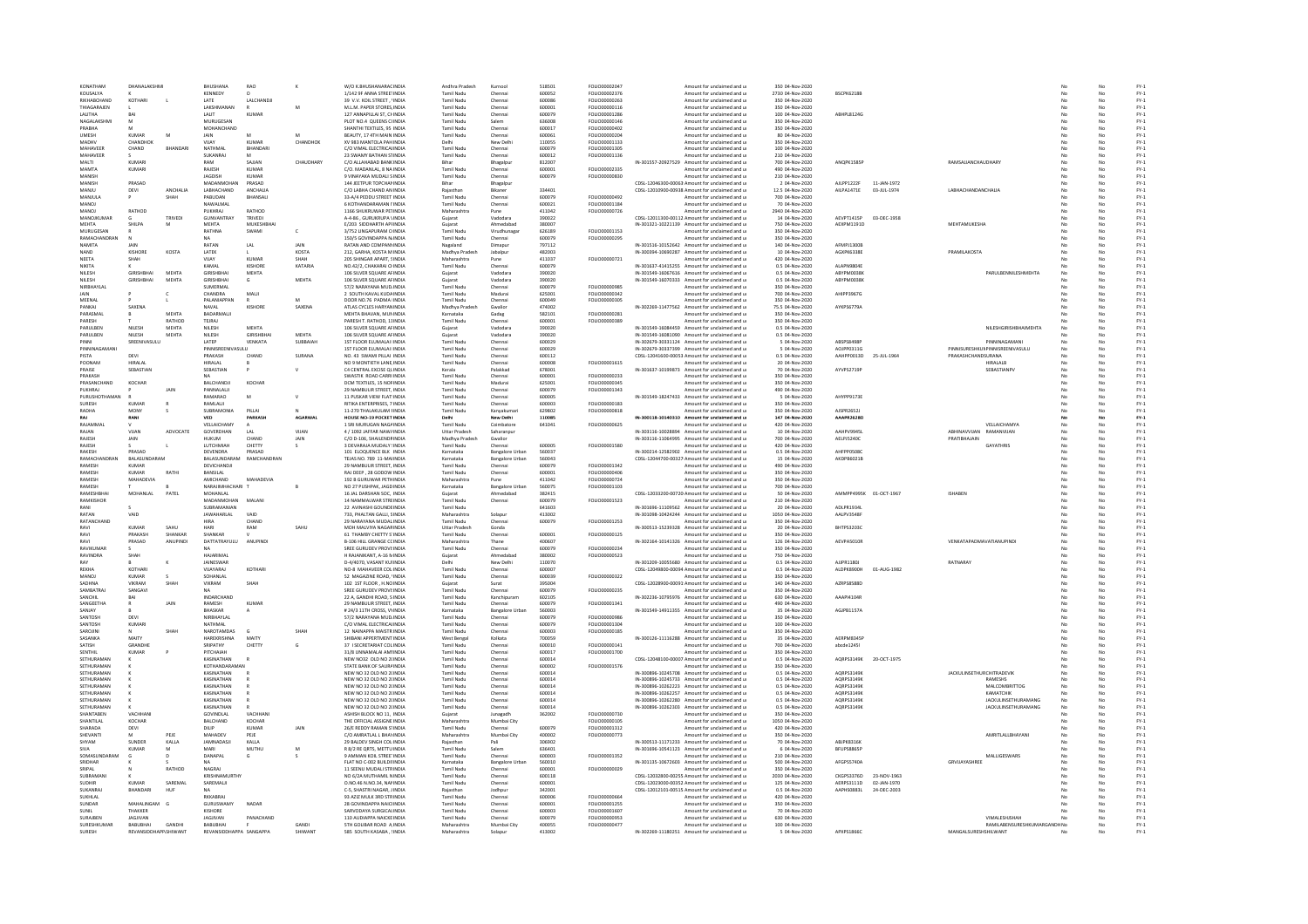| | | | | | | | | | | | | | | | | | | | | | | |
|---|---|---|---|---|---|---|---|---|---|---|---|---|---|---|---|---|---|---|---|---|---|---|
| KONATHAM | DHANALAKSHMI | | BHUSHANA | RAO | K | W/O K.BHUSHANARAC INDIA | Andhra Pradesh | Kurnool | 518501 | FOLIO00002047 | | Amount for unclaimed and u | 350 | 04-Nov-2020 | | | | | | No | No | FY-1 |
| KOUSALYA | K | | KENNEDY | O | | 1/142 9F ANNA STREET INDIA | Tamil Nadu | Chennai | 600052 | FOLIO00002376 | | Amount for unclaimed and u | 2730 | 04-Nov-2020 | BSCPK6218B | | | | | No | No | FY-1 |
| RIKHABCHAND | KOTHARI | L | LATE | LALCHANDJI | | 39 V.V. KOIL STREET , INDIA | Tamil Nadu | Chennai | 600086 | FOLIO00000263 | | Amount for unclaimed and u | 350 | 04-Nov-2020 | | | | | | No | No | FY-1 |
| THIAGARAJEN | L | | LAKSHMANAN | R | M | M.L.M. PAPER STORES INDIA | Tamil Nadu | Chennai | 600001 | FOLIO00000116 | | Amount for unclaimed and u | 350 | 04-Nov-2020 | | | | | | No | No | FY-1 |
| LALITHA | BAI | | LALIT | KUMAR | | 127 ANNAPILLAI ST, CH INDIA | Tamil Nadu | Chennai | 600079 | FOLIO00001286 | | Amount for unclaimed and u | 100 | 04-Nov-2020 | ABHPL8124G | | | | | No | No | FY-1 |
| NAGALAKSHMI | M | | MURUGESAN | | | PLOT NO.4 QUEENS C INDIA | Tamil Nadu | Salem | 636008 | FOLIO00000146 | | Amount for unclaimed and u | 350 | 04-Nov-2020 | | | | | | No | No | FY-1 |
| PRABHA | M | | MOHANCHAND | | | SHANTHI TEXTILES, 95 INDIA | Tamil Nadu | Chennai | 600017 | FOLIO00000402 | | Amount for unclaimed and u | 350 | 04-Nov-2020 | | | | | | No | No | FY-1 |
| UMESH | KUMAR | M | JAIN | M | M | BEAUTY, 17 4TH MAIN INDIA | Tamil Nadu | Chennai | 600061 | FOLIO00000204 | | Amount for unclaimed and u | 80 | 04-Nov-2020 | | | | | | No | No | FY-1 |
| MADHV | CHANDHOK | | VIJAY | KUMAR | CHANDHOK | XV 983 MANTOLA PAH INDIA | Delhi | New Delhi | 110055 | FOLIO00001133 | | Amount for unclaimed and u | 350 | 04-Nov-2020 | | | | | | No | No | FY-1 |
| MAHAVEER | CHAND | BHANDARI | NATHMAL | BHANDARI | | C/O VIMAL ELECTRICAL INDIA | Tamil Nadu | Chennai | 600079 | FOLIO00001305 | | Amount for unclaimed and u | 100 | 04-Nov-2020 | | | | | | No | No | FY-1 |
| MAHAVEER | S | | SUKANRAJ | M | | 23 SWAMY NATHAN ST INDIA | Tamil Nadu | Chennai | 600012 | FOLIO00001136 | | Amount for unclaimed and u | 210 | 04-Nov-2020 | | | | | | No | No | FY-1 |
| MALTI | KUMARI | | RAM | SAJJAN | CHAUDHARY | C/O ALLAHABAD BANK INDIA | Bihar | Bhagalpur | 812007 | | IN-301557-20927529 | Amount for unclaimed and u | 700 | 04-Nov-2020 | ANQPK1585P | | | RAMSAJJANCHAUDHARY | | No | No | FY-1 |
| MAMTA | KUMARI | | RAJESH | KUMAR | | C/O. MADANLAL, 8 NA INDIA | Tamil Nadu | Chennai | 600001 | FOLIO00002335 | | Amount for unclaimed and u | 490 | 04-Nov-2020 | | | | | | No | No | FY-1 |
| MANISH | | | JAGDISH | KUMAR | | 9 VINAYAKA MUDALI S INDIA | Tamil Nadu | Chennai | 600079 | FOLIO00000830 | | Amount for unclaimed and u | 210 | 04-Nov-2020 | | | | | | No | No | FY-1 |
| MANISH | PRASAD | | MADANMOHAN | PRASAD | | 144 JEETPUR TOPCHAN INDIA | Bihar | Bhagalpur | | | CDSL-12046300-00063 | Amount for unclaimed and u | 2 | 04-Nov-2020 | AJLPP1222F | 11-JAN-1972 | | | | No | No | FY-1 |
| MANJU | DEVI | ANCHALIA | LABHACHAND | ANCHALIA | | C/O LABHA CHAND AN INDIA | Rajasthan | Bikaner | 334401 | | CDSL-12010900-00938 | Amount for unclaimed and u | 12.5 | 04-Nov-2020 | AILPA1471E | 03-JUL-1974 | | LABHACHANDANCHALIA | | No | No | FY-1 |
| MANJULA | P | SHAH | PABUDAN | BHANSALI | | 33-A/4 PEDDU STREET INDIA | Tamil Nadu | Chennai | 600079 | FOLIO00000492 | | Amount for unclaimed and u | 700 | 04-Nov-2020 | | | | | | No | No | FY-1 |
| MANOJ | | | NAWALMAL | | | 6 KOTHANDARAMAN S INDIA | Tamil Nadu | Chennai | 600021 | FOLIO00001184 | | Amount for unclaimed and u | 70 | 04-Nov-2020 | | | | | | No | No | FY-1 |
| MANOJ | RATHOD | | PUKHRAJ | RATHOD | | 1166 SHUKRUWAR PET INDIA | Maharashtra | Pune | 411042 | FOLIO00000726 | | Amount for unclaimed and u | 2940 | 04-Nov-2020 | | | | | | No | No | FY-1 |
| MANOJKUMAR | G | TRIVEDI | GUNVANTRAY | TRIVEDI | | A-4-86 , GURUKRUPA S INDIA | Gujarat | Vadodara | 390022 | | CDSL-12011300-00112 | Amount for unclaimed and u | 14 | 04-Nov-2020 | AEVPT1415P | 03-DEC-1958 | | | | No | No | FY-1 |
| MEHTA | SHILPA | M | MEHTA | MUKESHBHAI | | E/203 SIDDHARTH APP INDIA | Gujarat | Ahmedabad | 380007 | | IN-301321-10221139 | Amount for unclaimed and u | 750 | 04-Nov-2020 | AEXPM1191D | | | MEHTAMUKESHA | | No | No | FY-1 |
| MURUGESAN | R | | RATHNA | SWAMI | C | 3/752 LINGAPURAM C INDIA | Tamil Nadu | Virudhunagar | 626189 | FOLIO00001153 | | Amount for unclaimed and u | 350 | 04-Nov-2020 | | | | | | No | No | FY-1 |
| RAMACHANDRAN | N | | NA | | | 150/5 GOVINDAPPA N INDIA | Tamil Nadu | Chennai | 600079 | FOLIO00000295 | | Amount for unclaimed and u | 350 | 04-Nov-2020 | | | | | | No | No | FY-1 |
| NAMITA | JAIN | | RATAN | LAL | JAIN | RATAN AND COMPANY INDIA | Nagaland | Dimapur | 797112 | | IN-301516-10152642 | Amount for unclaimed and u | 140 | 04-Nov-2020 | AFMPJ1300B | | | | | No | No | FY-1 |
| NAND | KISHORE | KOSTA | LATEK | L | KOSTA | 212, GARHA, KOSTA M INDIA | Madhya Pradesh | Jabalpur | 482003 | | IN-300394-10690287 | Amount for unclaimed and u | 10 | 04-Nov-2020 | AGKPK6338E | | | PRAMILAKOSTA | | No | No | FY-1 |
| NEETA | SHAH | | VIJAY | KUMAR | SHAH | 205 SHINGAR APART, S INDIA | Maharashtra | Pune | 411037 | FOLIO00000721 | | Amount for unclaimed and u | 420 | 04-Nov-2020 | | | | | | No | No | FY-1 |
| NIKITA | K | | KAMAL | KISHORE | KATARIA | NO.42/2, CHAKARAI CI INDIA | Tamil Nadu | Chennai | 600079 | | IN-301637-41415255 | Amount for unclaimed and u | 0.5 | 04-Nov-2020 | ALAPN9804E | | | | | No | No | FY-1 |
| NILESH | GIRISHBHAI | MEHTA | GIRISHBHAI | MEHTA | | 106 SILVER SQUARE AF INDIA | Gujarat | Vadodara | 390020 | | IN-301549-16067616 | Amount for unclaimed and u | 0.5 | 04-Nov-2020 | ABYPM0038K | | | | PARULBENNILESHMEHTA | No | No | FY-1 |
| NILESH | GIRISHBHAI | MEHTA | GIRISHBHAI | G | MEHTA | 106 SILVER SQUARE AF INDIA | Gujarat | Vadodara | 390020 | | IN-301549-16070333 | Amount for unclaimed and u | 0.5 | 04-Nov-2020 | ABYPM0038K | | | | | No | No | FY-1 |
| NIRBHAYLAL | | | SUMERMAL | | | 57/2 NARAYANA MUD INDIA | Tamil Nadu | Chennai | 600079 | FOLIO00000985 | | Amount for unclaimed and u | 350 | 04-Nov-2020 | | | | | | No | No | FY-1 |
| JAIN | P | C | CHANDRA | MALJI | | 2 SOUTH KAVAL KUDA INDIA | Tamil Nadu | Madurai | 625001 | FOLIO00000342 | | Amount for unclaimed and u | 700 | 04-Nov-2020 | AHIPP3967G | | | | | No | No | FY-1 |
| MEENAL | P | L | PALANIAPPAN | R | M | DOOR NO.76 PADMA INDIA | Tamil Nadu | Chennai | 600049 | FOLIO00000305 | | Amount for unclaimed and u | 350 | 04-Nov-2020 | | | | | | No | No | FY-1 |
| PANKAJ | SAXENA | | NAVAL | KISHORE | SAXENA | ATLAS CYCLES HARYAN INDIA | Madhya Pradesh | Gwalior | 474002 | | IN-302269-11477562 | Amount for unclaimed and u | 75.5 | 04-Nov-2020 | AYKPS6779A | | | | | No | No | FY-1 |
| PARASMAL | B | MEHTA | BADARMALJI | | | MEHTA BHAVAN, MUN INDIA | Karnataka | Gadag | 582101 | FOLIO00000281 | | Amount for unclaimed and u | 350 | 04-Nov-2020 | | | | | | No | No | FY-1 |
| PARESH | T | RATHOD | TEJRAJ | | | PARESH T. RATHOD, 11 INDIA | Tamil Nadu | Chennai | 600001 | FOLIO00000389 | | Amount for unclaimed and u | 350 | 04-Nov-2020 | | | | | | No | No | FY-1 |
| PARULBEN | NILESH | MEHTA | NILESH | MEHTA | | 106 SILVER SQUARE AF INDIA | Gujarat | Vadodara | 390020 | | IN-301549-16084459 | Amount for unclaimed and u | 0.5 | 04-Nov-2020 | | | | | NILESHGIRISHBHAIMEHTA | No | No | FY-1 |
| PARULBEN | NILESH | MEHTA | NILESH | GIRISHBHAI | MEHTA | 106 SILVER SQUARE AF INDIA | Gujarat | Vadodara | 390020 | | IN-301549-16081090 | Amount for unclaimed and u | 0.5 | 04-Nov-2020 | | | | | | No | No | FY-1 |
| PINNI | SREENIVASULU | | LATEP | VENKATA | SUBBAIAH | 1ST FLOOR ELUMALAI INDIA | Tamil Nadu | Chennai | 600029 | | IN-302679-30331124 | Amount for unclaimed and u | 5 | 04-Nov-2020 | ABEPS8498P | | | | PINNINAGAMANI | No | No | FY-1 |
| PINNINAGAMANI | | | PINNISREENIVASULU | | | 1ST FLOOR ELUMALAI INDIA | Tamil Nadu | Chennai | 600029 | | IN-302679-30337399 | Amount for unclaimed and u | 5 | 04-Nov-2020 | ACUPP0311G | | | PINNISURESHKU | PINNISREENIVASULU | No | No | FY-1 |
| PISTA | DEVI | | PRAKASH | CHAND | SURANA | NO. 43 SWAMI PILLAI INDIA | Tamil Nadu | Chennai | 600112 | | CDSL-12041600-00053 | Amount for unclaimed and u | 0.5 | 04-Nov-2020 | AAHPP0013D | 25-JUL-1964 | | PRAKASHCHANDSURANA | | No | No | FY-1 |
| POONAM | HIRALAL | | HIRALAL | B | | NO 9 MONTIETH LANE INDIA | Tamil Nadu | Chennai | 600008 | FOLIO00001615 | | Amount for unclaimed and u | 20 | 04-Nov-2020 | | | | | HIRALALB | No | No | FY-1 |
| PRAISE | SEBASTIAN | | SEBASTIAN | P | V | C4 CENTRAL EXCISE QU INDIA | Kerala | Palakkad | 678001 | | IN-301637-10199873 | Amount for unclaimed and u | 70 | 04-Nov-2020 | AYVPS2719P | | | | SEBASTIANPV | No | No | FY-1 |
| PRAKASH | | | NA | | | SWASTIK ROAD CARRI INDIA | Tamil Nadu | Chennai | 600001 | FOLIO00000233 | | Amount for unclaimed and u | 350 | 04-Nov-2020 | | | | | | No | No | FY-1 |
| PRASANCHAND | KOCHAR | | BALCHANDJI | KOCHAR | | DCM TEXTILES, 15 NOF INDIA | Tamil Nadu | Madurai | 625001 | FOLIO00000345 | | Amount for unclaimed and u | 350 | 04-Nov-2020 | | | | | | No | No | FY-1 |
| PUKHRAJ | P | JAIN | PANNALALJI | | | 29 NAMBULIR STREET, INDIA | Tamil Nadu | Chennai | 600079 | FOLIO00001343 | | Amount for unclaimed and u | 490 | 04-Nov-2020 | | | | | | No | No | FY-1 |
| PURUSHOTHAMAN | R | | RAMARAO | M | V | 11 PUSKAR VIEW FLAT INDIA | Tamil Nadu | Chennai | 600005 | | IN-301549-18247433 | Amount for unclaimed and u | 5 | 04-Nov-2020 | AHYPP9173E | | | | | No | No | FY-1 |
| SURESH | KUMAR | R | RAMLALJI | | | RITIKA ENTERPRISES, 7 INDIA | Tamil Nadu | Chennai | 600003 | FOLIO00000183 | | Amount for unclaimed and u | 350 | 04-Nov-2020 | | | | | | No | No | FY-1 |
| RADHA | MONY | S | SUBRAMONIA | PILLAI | N | 11-270 THAKKALAI M INDIA | Tamil Nadu | Kanyakumari | 629802 | FOLIO00000818 | | Amount for unclaimed and u | 350 | 04-Nov-2020 | AJSPR2652J | | | | | No | No | FY-1 |
| **RAJ** | **RANI** | | **VED** | **PARKASH** | **AGARWAL** | **HOUSE NO-19 POCKET INDIA** | **Delhi** | **New Delhi** | **110085** | | **IN-301836-10140310** | **Amount for unclaimed and u** | **147** | **04-Nov-2020** | **AAAPR2628D** | | | | | No | No | FY-1 |
| RAJAMMAL | V | | VELLAICHAMY | A | | 1 SRI MURUGAN NAGA INDIA | Tamil Nadu | Coimbatore | 641041 | FOLIO00000625 | | Amount for unclaimed and u | 420 | 04-Nov-2020 | | | | | VELLAICHAMYA | No | No | FY-1 |
| RAJAN | VIJAN | ADVOCATE | GOVERDHAN | LAL | VIJAN | 4 / 1092 JAFFAR NAWA INDIA | Uttar Pradesh | Saharanpur | | | IN-301116-10028894 | Amount for unclaimed and u | 10 | 04-Nov-2020 | AAHPV9945L | | | ABHINAVVIJAN | RAMANVIJAN | No | No | FY-1 |
| RAJESH | JAIN | | HUKUM | CHAND | JAIN | C/O D-106, SHAILENDR INDIA | Madhya Pradesh | Gwalior | | | IN-303116-11064995 | Amount for unclaimed and u | 700 | 04-Nov-2020 | AEJPJ5240C | | | PRATIBHAJAIN | | No | No | FY-1 |
| RAJESH | S | L | LUTCHMIAH | CHETTY | S | 3 DEVARAJA MUDALY S INDIA | Tamil Nadu | Chennai | 600005 | FOLIO00001580 | | Amount for unclaimed and u | 420 | 04-Nov-2020 | | | | | GAYATHRIS | No | No | FY-1 |
| RAKESH | PRASAD | | DEVENDRA | PRASAD | | 101 ELOQUENCE BLK INDIA | Karnataka | Bangalore Urban | 560037 | | IN-300214-12582902 | Amount for unclaimed and u | 0.5 | 04-Nov-2020 | AHFPP9508C | | | | | No | No | FY-1 |
| RAMACHANDRAN | BALASUNDARAM | | BALASUNDARAM | RAMCHANDRAN | | TEJAS NO. 789 11-MA INDIA | Karnataka | Bangalore Urban | 560043 | | CDSL-12044700-00327 | Amount for unclaimed and u | 15 | 04-Nov-2020 | AKDPB6021B | | | | | No | No | FY-1 |
| RAMESH | KUMAR | | DEVICHANDJI | | | 29 NAMBULIR STREET, INDIA | Tamil Nadu | Chennai | 600079 | FOLIO00001342 | | Amount for unclaimed and u | 490 | 04-Nov-2020 | | | | | | No | No | FY-1 |
| RAMESH | KUMAR | RATHI | BANSILAL | | | RAJ DEEP , 28 GODOW INDIA | Tamil Nadu | Chennai | 600001 | FOLIO00000406 | | Amount for unclaimed and u | 350 | 04-Nov-2020 | | | | | | No | No | FY-1 |
| RAMESH | MAHADEVIA | | AMICHAND | MAHADEVIA | | 192 B GURUWAR PETH INDIA | Maharashtra | Pune | 411042 | FOLIO00000724 | | Amount for unclaimed and u | 350 | 04-Nov-2020 | | | | | | No | No | FY-1 |
| RAMESH | T | B | NARASIMHACHARI | T | B | NO.27 PUSHPAK, JAGD INDIA | Karnataka | Bangalore Urban | 560075 | FOLIO00001103 | | Amount for unclaimed and u | 700 | 04-Nov-2020 | | | | | | No | No | FY-1 |
| RAMESHBHAI | MOHANLAL | PATEL | MOHANLAL | | | 16 JAL DARSHAN SOC, INDIA | Gujarat | Ahmedabad | 382415 | | CDSL-12033200-00720 | Amount for unclaimed and u | 50 | 04-Nov-2020 | AMMPP4995K | 01-OCT-1967 | | ISHABEN | | No | No | FY-1 |
| RAMKISHOR | | | MADANMOHAN | MALANI | | 14 NAMMALWAR STRE INDIA | Tamil Nadu | Chennai | 600079 | FOLIO00001523 | | Amount for unclaimed and u | 210 | 04-Nov-2020 | | | | | | No | No | FY-1 |
| RANI | S | | SUBRAMANIAN | | | 22 AVINASHI GOUNDE INDIA | Tamil Nadu | | 641603 | | IN-301696-11109562 | Amount for unclaimed and u | 20 | 04-Nov-2020 | ADLPR1934L | | | | | No | No | FY-1 |
| RATAN | VAID | | JAWAHARLAL | VAID | | 733, PHALTAN GALLI, S INDIA | Maharashtra | Solapur | 413002 | | IN-301098-10424244 | Amount for unclaimed and u | 1050 | 04-Nov-2020 | AALPV3548F | | | | | No | No | FY-1 |
| RATANCHAND | | | HIRA | CHAND | | 29 NARAYANA MUDAL INDIA | Tamil Nadu | Chennai | 600079 | FOLIO00001253 | | Amount for unclaimed and u | 350 | 04-Nov-2020 | | | | | | No | No | FY-1 |
| RAVI | KUMAR | SAHU | HARI | RAM | SAHU | MOH MALVIYA NAGAR INDIA | Uttar Pradesh | Gonda | | | IN-300513-15239328 | Amount for unclaimed and u | 20 | 04-Nov-2020 | BHTPS3203C | | | | | No | No | FY-1 |
| RAVI | PRAKASH | SHANKAR | SHANKAR | V | | 61 THAMBY CHETTY S INDIA | Tamil Nadu | Chennai | 600001 | FOLIO00000125 | | Amount for unclaimed and u | 350 | 04-Nov-2020 | | | | | | No | No | FY-1 |
| RAVI | PRASAD | ANUPINDI | DATTATRAYULU | ANUPINDI | | B-106 HILL GRANGE CO INDIA | Maharashtra | Thane | 400607 | | IN-302164-10141326 | Amount for unclaimed and u | 126 | 04-Nov-2020 | AEVPA5010R | | | VENKATAPADMAVATIANUPINDI | | No | No | FY-1 |
| RAVIKUMAR | S | | NA | | | SREE GURUDEV PROVI INDIA | Tamil Nadu | Chennai | 600079 | FOLIO00000234 | | Amount for unclaimed and u | 350 | 04-Nov-2020 | | | | | | No | No | FY-1 |
| RAVINDRA | SHAH | | HAJARIMAL | | | H RAJANIKANT, A-16 N INDIA | Gujarat | Ahmedabad | 380002 | FOLIO00000523 | | Amount for unclaimed and u | 750 | 04-Nov-2020 | | | | | | No | No | FY-1 |
| RAY | B | K | JAINESWAR | | | D-4/4070, VASANT KU INDIA | Delhi | New Delhi | 110070 | | IN-301209-10055680 | Amount for unclaimed and u | 0.5 | 04-Nov-2020 | AIJPR1180I | | | RATNARAY | | No | No | FY-1 |
| REKHA | KOTHARI | | VIJAYARAJ | KOTHARI | | NO-8 MAHAVEER COL INDIA | Tamil Nadu | Chennai | 600007 | | CDSL-12049800-00094 | Amount for unclaimed and u | 0.5 | 04-Nov-2020 | AUDPK8900H | 01-AUG-1982 | | | | No | No | FY-1 |
| MANOJ | KUMAR | S | SOHANLAL | | | 52 MAGAZINE ROAD, INDIA | Tamil Nadu | Chennai | 600039 | FOLIO00000322 | | Amount for unclaimed and u | 350 | 04-Nov-2020 | | | | | | No | No | FY-1 |
| SADHNA | VIKRAM | SHAH | VIKRAM | SHAH | | 102 1ST FLOOR , H NO INDIA | Gujarat | Surat | 395004 | | CDSL-12028900-00091 | Amount for unclaimed and u | 140 | 04-Nov-2020 | AZRPS8588D | | | | | No | No | FY-1 |
| SAMBATRAJ | SANGAVI | | NA | | | SREE GURUDEV PROVI INDIA | Tamil Nadu | Chennai | 600079 | FOLIO00000235 | | Amount for unclaimed and u | 350 | 04-Nov-2020 | | | | | | No | No | FY-1 |
| SANCHIL | BAI | | INDARCHAND | | | 22 A, GANDHI ROAD, S INDIA | Tamil Nadu | Kanchipuram | 602105 | | IN-302236-10795976 | Amount for unclaimed and u | 630 | 04-Nov-2020 | AAAPI4104R | | | | | No | No | FY-1 |
| SANGEETHA | R | JAIN | RAMESH | KUMAR | | 29 NAMBULIR STREET, INDIA | Tamil Nadu | Chennai | 600079 | FOLIO00001341 | | Amount for unclaimed and u | 490 | 04-Nov-2020 | | | | | | No | No | FY-1 |
| SANJAY | B | | BHASKAR | A | | # 24/3 11TH CROSS, V INDIA | Karnataka | Bangalore Urban | 560003 | | IN-301549-14911355 | Amount for unclaimed and u | 35 | 04-Nov-2020 | AGJPB1157A | | | | | No | No | FY-1 |
| SANTOSH | DEVI | | NIRBHAYLAL | | | 57/2 NARAYANA MUD INDIA | Tamil Nadu | Chennai | 600079 | FOLIO00000986 | | Amount for unclaimed and u | 350 | 04-Nov-2020 | | | | | | No | No | FY-1 |
| SANTOSH | KUMARI | | NATHMAL | | | C/O VIMAL ELECTRICAL INDIA | Tamil Nadu | Chennai | 600079 | FOLIO00001304 | | Amount for unclaimed and u | 100 | 04-Nov-2020 | | | | | | No | No | FY-1 |
| SAROJINI | N | SHAH | NAROTAMDAS | G | SHAH | 12 NAINAPPA MAISTR INDIA | Tamil Nadu | Chennai | 600003 | FOLIO00000185 | | Amount for unclaimed and u | 350 | 04-Nov-2020 | | | | | | No | No | FY-1 |
| SASANKA | MAITY | | HAREKRISHNA | MAITY | | SHIBANI APPERTMENT INDIA | West Bengal | Kolkata | 700059 | | IN-300126-11116288 | Amount for unclaimed and u | 35 | 04-Nov-2020 | AERPM8345P | | | | | No | No | FY-1 |
| SATISH | GRANDHE | | SRIPATHY | CHETTY | G | 37 I SECRETARIAT COL INDIA | Tamil Nadu | Chennai | 600010 | FOLIO00000141 | | Amount for unclaimed and u | 700 | 04-Nov-2020 | abcde1245l | | | | | No | No | FY-1 |
| SENTHIL | KUMAR | P | PITCHAIAH | | | 31/8 UNNAMALAI AM INDIA | Tamil Nadu | Chennai | 600017 | FOLIO00001700 | | Amount for unclaimed and u | 350 | 04-Nov-2020 | | | | | | No | No | FY-1 |
| SETHURAMAN | K | | KASINATHAN | R | | NEW NO32 OLD NO 2 INDIA | Tamil Nadu | Chennai | 600014 | | CDSL-12048100-00007 | Amount for unclaimed and u | 0.5 | 04-Nov-2020 | AQRPS3149K | 20-OCT-1975 | | | | No | No | FY-1 |
| SETHURAMAN | K | | KOTHANDARAMAN | | | STATE BANK OF SAURA INDIA | Tamil Nadu | Chennai | 600002 | FOLIO00001576 | | Amount for unclaimed and u | 350 | 04-Nov-2020 | | | | | | No | No | FY-1 |
| SETHURAMAN | K | | KASINATHAN | R | | NEW NO 32 OLD NO 2 INDIA | Tamil Nadu | Chennai | 600014 | | IN-300896-10245708 | Amount for unclaimed and u | 0.5 | 04-Nov-2020 | AQRPS3149K | | | JACKULINESETHUR | CHITRADEVIK | No | No | FY-1 |
| SETHURAMAN | K | | KASINATHAN | R | | NEW NO 32 OLD NO 2 INDIA | Tamil Nadu | Chennai | 600014 | | IN-300896-10245733 | Amount for unclaimed and u | 0.5 | 04-Nov-2020 | AQRPS3149K | | | | RAMESHS | No | No | FY-1 |
| SETHURAMAN | K | | KASINATHAN | R | | NEW NO 32 OLD NO 2 INDIA | Tamil Nadu | Chennai | 600014 | | IN-300896-10262223 | Amount for unclaimed and u | 0.5 | 04-Nov-2020 | AQRPS3149K | | | | MALCOMBRITTOG | No | No | FY-1 |
| SETHURAMAN | K | | KASINATHAN | R | | NEW NO 32 OLD NO 2 INDIA | Tamil Nadu | Chennai | 600014 | | IN-300896-10262257 | Amount for unclaimed and u | 0.5 | 04-Nov-2020 | AQRPS3149K | | | | KAKATCHIK | No | No | FY-1 |
| SETHURAMAN | K | | KASINATHAN | R | | NEW NO 32 OLD NO 2 INDIA | Tamil Nadu | Chennai | 600014 | | IN-300896-10262280 | Amount for unclaimed and u | 0.5 | 04-Nov-2020 | AQRPS3149K | | | | JACKULINSETHURAMANG | No | No | FY-1 |
| SETHURAMAN | K | | KASINATHAN | R | | NEW NO 32 OLD NO 2 INDIA | Tamil Nadu | Chennai | 600014 | | IN-300896-10262303 | Amount for unclaimed and u | 0.5 | 04-Nov-2020 | AQRPS3149K | | | | JACKULINSETHURAMANG | No | No | FY-1 |
| SHANTABEN | VACHHANI | | GOVINDLAL | VACHHANI | | ASHISH BLOCK NO 11, INDIA | Gujarat | Junagadh | 362002 | FOLIO00000730 | | Amount for unclaimed and u | 350 | 04-Nov-2020 | | | | | | No | No | FY-1 |
| SHANTILAL | KOCHAR | | BALCHAND | KOCHAR | | THE OFFICIAL ASSIGNE INDIA | Maharashtra | Mumbai City | | FOLIO00000105 | | Amount for unclaimed and u | 1050 | 04-Nov-2020 | | | | | | No | No | FY-1 |
| SHARADA | DEVI | | DILIP | KUMAR | JAIN | 26/E REDDY RAMAN S INDIA | Tamil Nadu | Chennai | 600079 | FOLIO00001312 | | Amount for unclaimed and u | 420 | 04-Nov-2020 | | | | | | No | No | FY-1 |
| SHEVANTI | M | PEJE | MAHADEV | PEJE | | C/O AMRATLAL L BHAV INDIA | Maharashtra | Mumbai City | 400002 | FOLIO00000773 | | Amount for unclaimed and u | 350 | 04-Nov-2020 | | | | | AMRITLALLBHAYANI | No | No | FY-1 |
| SHYAM | SUNDER | KALLA | JAMNADASJI | KALLA | | 29 BALDEV SINGH COL INDIA | Rajasthan | Pali | 306902 | | IN-300513-11171233 | Amount for unclaimed and u | 70 | 04-Nov-2020 | ABIPK8316K | | | | | No | No | FY-1 |
| SIVA | KUMAR | M | MARI | MUTHU | M | R 8/2 RE QRTS, METTU INDIA | Tamil Nadu | Salem | 636401 | | IN-301696-10541123 | Amount for unclaimed and u | 6 | 04-Nov-2020 | BFUPS8865P | | | | | No | No | FY-1 |
| SOMASUNDARAM | G | D | DANAPAL | G | S | 9 AMMAN KOIL STREE INDIA | Tamil Nadu | Chennai | 600003 | FOLIO00001352 | | Amount for unclaimed and u | 210 | 04-Nov-2020 | | | | | | No | No | FY-1 |
| SRIDHAR | K | S | NA | | | FLAT NO C-002 BUILDI INDIA | Karnataka | Bangalore Urban | 560010 | | IN-301135-10672603 | Amount for unclaimed and u | 500 | 04-Nov-2020 | AFGPS5740A | | | GRVIJAYASHREE | MALLIGESWARS | No | No | FY-1 |
| SRIPAL | N | RATHOD | NAGRAJ | | | 11 SEENU MUDALI STR INDIA | Tamil Nadu | Chennai | 600001 | FOLIO00000029 | | Amount for unclaimed and u | 350 | 04-Nov-2020 | | | | | | No | No | FY-1 |
| SUBRAMANI | K | | KRISHNAMURTHY | | | NO 6/2A MUTHAMIL N INDIA | Tamil Nadu | Chennai | 600118 | | CDSL-12032800-00255 | Amount for unclaimed and u | 2030 | 04-Nov-2020 | CKGPS3376D | 23-NOV-1963 | | | | No | No | FY-1 |
| SUDHIR | KUMAR | SAREMAL | SAREMALJI | | | O.NO.46 N.NO.34, NAI INDIA | Tamil Nadu | Chennai | 600001 | | CDSL-12023000-00352 | Amount for unclaimed and u | 125 | 04-Nov-2020 | AERPS3111D | 02-JAN-1970 | | | | No | No | FY-1 |
| SUKANRAJ | BHANDARI | HUF | NA | | | C-5, SHASTRI NAGAR, J INDIA | Rajasthan | Jodhpur | 342001 | | CDSL-12012101-00515 | Amount for unclaimed and u | 0.5 | 04-Nov-2020 | AAPHS0883L | 24-DEC-2003 | | | | No | No | FY-1 |
| SUKHLAL | | | RIKKABRAJ | | | 93 AZIZ MULK 3RD STR INDIA | Tamil Nadu | Chennai | 600006 | FOLIO00000664 | | Amount for unclaimed and u | 420 | 04-Nov-2020 | | | | | | No | No | FY-1 |
| SUNDAR | MAHALINGAM | G | GURUSWAMY | NADAR | | 28 GOVINDAPPA NAICK INDIA | Tamil Nadu | Chennai | 600001 | FOLIO00001255 | | Amount for unclaimed and u | 350 | 04-Nov-2020 | | | | | | No | No | FY-1 |
| SUNIL | THAKKER | | KISHORE | | | SARVODAYA SURGICAL INDIA | Tamil Nadu | Chennai | 600003 | FOLIO00001607 | | Amount for unclaimed and u | 70 | 04-Nov-2020 | | | | | | No | No | FY-1 |
| SURAJBEN | JAGJIVAN | | JAGJIVAN | PANACHAND | | 110 AUDIAPPA NAICKE INDIA | Tamil Nadu | Chennai | 600079 | FOLIO00000953 | | Amount for unclaimed and u | 630 | 04-Nov-2020 | | | | | VIMALESHSHAH | No | No | FY-1 |
| SURESHKUMAR | BABUBHAI | GANDHI | BABUBHAI | | GANDI | 5TH GOLIBAR ROAD A INDIA | Maharashtra | Mumbai City | 400055 | FOLIO00000477 | | Amount for unclaimed and u | 350 | 04-Nov-2020 | | | | | RAMILABENSURESHKUMARGANDHI | No | No | FY-1 |
| SURESH | REVANSIDDHAPPA | SHIWANT | REVANSIDDHAPPA | SANGAPPA | SHIWANT | 585 SOUTH KASABA , INDIA | Maharashtra | Solapur | 413002 | | IN-302269-11180251 | Amount for unclaimed and u | 5 | 04-Nov-2020 | APXPS1866C | | | MANGALSURESHSHILWANT | | No | No | FY-1 |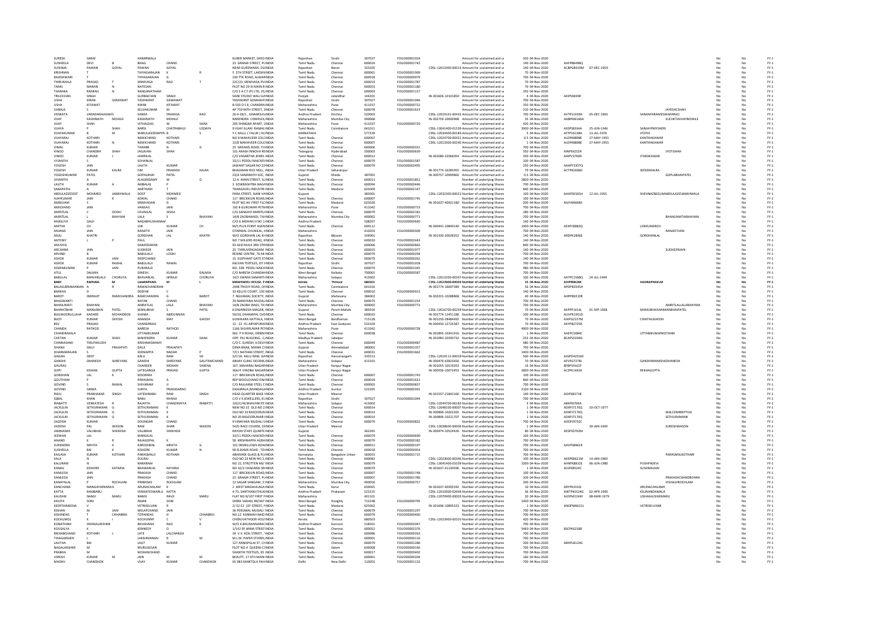| First Name | Middle Name | Last Name | Father First Name | Father Middle Name | Father Last Name | Address | State | District | Pincode | Folio Number | DP ID-Client ID | Investment Type | Amount | Proposed Date | PAN | Date of Birth | Nominee | Joint Holder | | | FY |
|---|---|---|---|---|---|---|---|---|---|---|---|---|---|---|---|---|---|---|---|---|---|
| SURESH | SARAF | | HAMIRMALJI | | | KUBER MARKET, SHED INDIA | Rajasthan | Sirohi | 307027 | FOLIO00001024 | | Amount for unclaimed and u | 350 | 04-Nov-2020 | | | | | No | No | FY-1 |
| SUSHEELA | DEVI | B | BHAG | CHAND | | 23 GRAMA STREET, P. INDIA | Tamil Nadu | Chennai | 600024 | FOLIO00001742 | | Amount for unclaimed and u | 140 | 04-Nov-2020 | AAFPB8498Q | | | | No | No | FY-1 |
| SUSHMA | PAWAN | GOYAL | PAWAN | GOYAL | | NEAR GURDWARA, GU INDIA | Rajasthan | Baran | 325205 | | CDSL-12013300-00013 | Amount for unclaimed and u | 140 | 04-Nov-2020 | ACBPG8919M | 07-DEC-1959 | | | No | No | FY-1 |
| KRISHNAN | T | | THYAGARAJAN | K | R | 5 5TH STREET, LAKSHM INDIA | Tamil Nadu | Chennai | 600061 | FOLIO00001909 | | Amount for unclaimed and u | 70 | 04-Nov-2020 | | | | | No | No | FY-1 |
| RAJESHWARI | T | | THYAGARAJAN | G | | 230 TTK ROAD, ALWAR INDIA | Tamil Nadu | Chennai | 600018 | FOLIO00000079 | | Amount for unclaimed and u | 700 | 04-Nov-2020 | | | | | No | No | FY-1 |
| THIRUMALA | PRASAD | T | SRINIVASA | RAO | T | 22C/23 SRINIVASA PU INDIA | Tamil Nadu | Chennai | 600019 | FOLIO00001787 | | Amount for unclaimed and u | 700 | 04-Nov-2020 | | | | | No | No | FY-1 |
| TAMIL | MARAN | N | NATESAN | | | PLOT NO 29 III MAIN R INDIA | Tamil Nadu | Chennai | 600053 | FOLIO00001180 | | Amount for unclaimed and u | 70 | 04-Nov-2020 | | | | | No | No | FY-1 |
| THARAKA | RAMIAH | N | RANGANATHAM | | | C/O S A C F (P) LTD, 25 INDIA | Tamil Nadu | Chennai | 600003 | FOLIO00001137 | | Amount for unclaimed and u | 350 | 04-Nov-2020 | | | | | No | No | FY-1 |
| TRILOCHAN | SINGH | | GURBACHAN | SINGH | | SAINI STUDIO WALI GA INDIA | Punjab | Jalandhar | 144201 | | IN-301604-10101850 | Amount for unclaimed and u | 4 | 04-Nov-2020 | AEIPS9699R | | | | No | No | FY-1 |
| USHA | KIRAN | GEMAWAT | YASHWANT | GEMAWAT | | YASHWANT GEMAWAT INDIA | Rajasthan | Sirohi | 307027 | FOLIO00001046 | | Amount for unclaimed and u | 700 | 04-Nov-2020 | | | | | No | No | FY-1 |
| USHA | KITAWAT | | KIRAN | KITAWAT | | B-503 D S K, CHANDRA INDIA | Maharashtra | Pune | 411037 | FOLIO00000722 | | Amount for unclaimed and u | 350 | 04-Nov-2020 | | | | | No | No | FY-1 |
| VANAJA | S | | SELVAKUMAR | M | | AP 759 94TH STREET, 1 INDIA | Tamil Nadu | Chennai | 600078 | FOLIO00001623 | | Amount for unclaimed and u | 210 | 04-Nov-2020 | | | | | No | No | FY-1 |
| VENKATA | VARADARAJASWAMY | | SANKA | PRAKASA | RAO | 26-4-39/1, GHAMOUV INDIA | Andhra Pradesh | Krishna | 520003 | | CDSL-12019101-00433 | Amount for unclaimed and u | 700 | 04-Nov-2020 | AVTPS1439H | 05-DEC-1965 | SANKAPARAMESWARARAO | | No | No | FY-1 |
| VIJAY | KASHINATH | MOHILE | KASHINATH | MOHILE | | NARENDRA COMPLEX, INDIA | Maharashtra | Mumbai City | 400068 | | IN-302759-10000968 | Amount for unclaimed and u | 35 | 04-Nov-2020 | AABPM6166A | | | SUCHETAVIJAYMOHILE | No | No | FY-1 |
| VIJAY | SHAH | | VITHALDAS | W | SHAH | 205 SHINGAR APART, 1 INDIA | Maharashtra | Pune | 411037 | FOLIO00000720 | | Amount for unclaimed and u | 420 | 04-Nov-2020 | | | | | No | No | FY-1 |
| VIJAYA | P | SHAH | NARSI | CHATRABHUJ | LODAYA | 9 VIJAY ILLAM RAMALI INDIA | Tamil Nadu | Coimbatore | 641011 | | CDSL-13041400-01539 | Amount for unclaimed and u | 3900 | 04-Nov-2020 | AXSPS8334A | 25-JUN-1946 | SANJAYPNYSHERI | | No | No | FY-1 |
| VIJAYAKUMAR | B | M | MARULASIDDAPPA | B | S | Y C HALLI, ( TALUK ) H INDIA | KARNATAKA | | 577239 | | CDSL-12034400-00183 | Amount for unclaimed and u | 5 | 04-Nov-2020 | AFTPV6138A | 13-JUL-1976 | JYOTHI | | No | No | FY-1 |
| VIJAYARAJ | KOTHARI | | NEMICHAND | KOTHARI | | NO 8 MAHAVEER COL INDIA | Tamil Nadu | Chennai | 600007 | | CDSL-12024700-00431 | Amount for unclaimed and u | 0.5 | 04-Nov-2020 | ALDPK8808E | 27-MAY-1955 | KANTHAKAWAR | | No | No | FY-1 |
| VIJAYARAJ | KOTHARI | N | NEMICHAND | KOTHARI | | 15/8 MAHAVEER COL INDIA | Tamil Nadu | Chennai | 600007 | | CDSL-12013300-00240 | Amount for unclaimed and u | 1 | 04-Nov-2020 | ALDPK8808E | 27-MAY-1955 | KANTHAKAWAR | | No | No | FY-1 |
| VIMAL | KUMAR | | THAMBI | N | G | 25 GREAMS ROAD, THI INDIA | Tamil Nadu | Chennai | 600006 | FOLIO00000331 | | Amount for unclaimed and u | 700 | 04-Nov-2020 | | | | | No | No | FY-1 |
| VINOD | CHANDRA | SHAH | JAGJIVAN | SHAH | | 101 AKASH INNOVA RI INDIA | Telangana | Hyderabad | 500003 | FOLIO00000639 | | Amount for unclaimed and u | 350 | 04-Nov-2020 | AINPS0252R | | | JYOTISHAH | No | No | FY-1 |
| VINOD | KUMAR | J | JAWRILAL | | | C/O VASANTHA JEWEL INDIA | Tamil Nadu | Chennai | 600012 | | IN-301080-22066054 | Amount for unclaimed and u | 350 | 04-Nov-2020 | AAIPV3769R | | JTARAKAWAR | | No | No | FY-1 |
| VYJANTHI | S | | SOHANLAL | | | 33/11 PEDDU NAICKEN INDIA | Tamil Nadu | Chennai | 600079 | FOLIO00001587 | | Amount for unclaimed and u | 100 | 04-Nov-2020 | | | | | No | No | FY-1 |
| YOGESH | JAIN | | LALITH | KUMAR | | JAWANT SAGAR NO 22 INDIA | Tamil Nadu | Chennai | 600079 | FOLIO00002495 | | Amount for unclaimed and u | 250 | 04-Nov-2020 | AAAPY3357Q | | | | No | No | FY-1 |
| YOGESH | KUMAR | KALRA | OM | PRAKASH | KALRA | BHAGWAN RICE MILL, INDIA | Uttar Pradesh | Saharanpur | | | IN-301774-16285955 | Amount for unclaimed and u | 70 | 04-Nov-2020 | ACTPK2606D | | SEEMAKALRA | | No | No | FY-1 |
| YOGESHKUMAR | PATEL | | GOPALBHAI | PATEL | | 23/A SAMARATH SOC, INDIA | Gujarat | Kheda | 387001 | | IN-300757-10999802 | Amount for unclaimed and u | 0.5 | 04-Nov-2020 | | | | GOPLABHAIPATEL | No | No | FY-1 |
| JAYANTHI | A | | ALAGIRISAMY | W | O | 12-A MAIN STREET, S INDIA | Tamil Nadu | Chennai | 600011 | FOLIO00001851 | | Number of underlying Shares | 2800 | 04-Nov-2020 | | | | | No | No | FY-1 |
| LALITH | KUMAR | A | AMBALAL | P | | 3 SOWRASHTRA NAGA INDIA | Tamil Nadu | Chennai | 600094 | FOLIO00000446 | | Number of underlying Shares | 700 | 04-Nov-2020 | | | | | No | No | FY-1 |
| SABAPATHI | A | | AMITHAM | T | | THANGAVEL INDUSTRI INDIA | Tamil Nadu | Madurai | 625009 | FOLIO00002147 | | Number of underlying Shares | 840 | 04-Nov-2020 | | | | | No | No | FY-1 |
| ABDULAZIZDOST | MOHMED | JANKHWALA | DOST | MOHMED | | PARA STREET, NANI VA INDIA | Gujarat | | 383001 | | CDSL-12032300-00021 | Number of underlying Shares | 100 | 04-Nov-2020 | AAAPZ6565H | 12-JUL-1955 | SHEHNAZBEGUMABDULAZIZJANKHWALA | | No | No | FY-1 |
| AJAYKUMAR | JAIN | K | KEWAL | CHAND | | 117 BRICKKILN ROAD, INDIA | Tamil Nadu | Chennai | 600007 | FOLIO00001745 | | Number of underlying Shares | 100 | 04-Nov-2020 | | | | | No | No | FY-1 |
| AMBUJAM | S | | SRINIVASAN | D | | PLOT NO A4 FIRST FLO INDIA | Tamil Nadu | Madurai | 625020 | | IN-301637-40921180 | Number of underlying Shares | 200 | 04-Nov-2020 | AILPA9660M | | | | No | No | FY-1 |
| AMICHAND | JAIN | | HANSAJI | JAIN | | 192 B GURUWAR PETH INDIA | Maharashtra | Pune | 411042 | FOLIO00000723 | | Number of underlying Shares | 700 | 04-Nov-2020 | | | | | No | No | FY-1 |
| AMRITLAL | C | DOSHI | CHUNILAL | JESAJI | | C/O SANGHVI AMRITL INDIA | Tamil Nadu | Chennai | 600079 | FOLIO00002181 | | Number of underlying Shares | 280 | 04-Nov-2020 | | | | | No | No | FY-1 |
| AMRITLAL | L | BHAYANI | LALJI | S | BHAYANI | 14/B ZAOBAWADI, TH INDIA | Maharashtra | Mumbai City | 400002 | FOLIO00000771 | | Number of underlying Shares | 700 | 04-Nov-2020 | | | | BHANUMATIABHAYANI | No | No | FY-1 |
| ANASUYA | GALI | | NAGABHUSHANAM | | | C/O G MOHAN H NO 1 INDIA | Andhra Pradesh | | 508207 | FOLIO00000640 | | Number of underlying Shares | 140 | 04-Nov-2020 | | | | | No | No | FY-1 |
| AMITHA | CH | | LOK | KUMAR | CH | M/S PLUS POINT AGEN INDIA | Tamil Nadu | Chennai | 600112 | | IN-300441-10840140 | Number of underlying Shares | 1400 | 04-Nov-2020 | AEXPC8883Q | | LOKKUMARCH | | No | No | FY-1 |
| ANJANA | JAIN | | RANJITH | JAIN | | OTARMAL CHUNILAL, INDIA | Maharashtra | | 410203 | FOLIO00000309 | | Number of underlying Shares | 700 | 04-Nov-2020 | | | | RANJEETJAIN | No | No | FY-1 |
| ANJU | KHATRI | | GORDHAN | LAL | KHATRI | W/O GORDHAN LAL KI INDIA | Rajasthan | Bikaner | 334001 | | IN-301330-20028352 | Number of underlying Shares | 140 | 04-Nov-2020 | ARDPK2846E | | GORDHANLAL | | No | No | FY-1 |
| ANTONY | L | P | PAUL | | | NO 7 MILLERS ROAD, K INDIA | Tamil Nadu | Chennai | 600010 | FOLIO00002443 | | Number of underlying Shares | 140 | 04-Nov-2020 | | | | | No | No | FY-1 |
| ANUSIYA | | | DAMODARAN | | | 93 AZIZ MULK 3RD STR INDIA | Tamil Nadu | Chennai | 600006 | FOLIO00000663 | | Number of underlying Shares | 840 | 04-Nov-2020 | | | | | No | No | FY-1 |
| ARCHANA | JAIN | | SUDHEER | JAIN | | 25 THIRUVENGADAM INDIA | Tamil Nadu | Chennai | 600033 | FOLIO00001977 | | Number of underlying Shares | 140 | 04-Nov-2020 | | | | SUDHEERJAIN | No | No | FY-1 |
| ARVIND | B | | BABULALJI | LODHI | | REXINE CENTRE, 76 M INDIA | Tamil Nadu | Chennai | 600079 | FOLIO00000294 | | Number of underlying Shares | 700 | 04-Nov-2020 | | | | | No | No | FY-1 |
| ASHOK | KUMAR | JAIN | DEEPCHAND | | | 15 ELEPHANT GATE ST INDIA | Tamil Nadu | Chennai | 600079 | FOLIO00000262 | | Number of underlying Shares | 140 | 04-Nov-2020 | | | | | No | No | FY-1 |
| ASHOK | KUMAR | RAWAL | BABULALJI | RAWAL | | KALYAN TEXTILES, IST INDIA | Rajasthan | Sirohi | 307027 | FOLIO00001018 | | Number of underlying Shares | 700 | 04-Nov-2020 | | | | | No | No | FY-1 |
| ASWINKUMAR | P | JAIN | PUKHRAJJI | | | NO. 33B PEDDU NAICK INDIA | Tamil Nadu | Chennai | 600079 | FOLIO00001345 | | Number of underlying Shares | 980 | 04-Nov-2020 | | | | | No | No | FY-1 |
| ATUL | DALMIA | | DINESH | KUMAR | DALMIA | C/O NARESH CHAND INDIA | West Bengal | Kolkata | 700001 | FOLIO00000587 | | Number of underlying Shares | 700 | 04-Nov-2020 | | | | | No | No | FY-1 |
| BABULAL | BHAVARLALJI | CHORLIYA | BHAVARLAL | JIPRAJJI | CHORLIYA | 14/2 SWAMI SAMARTH INDIA | Maharashtra | Solapur | 413002 | | CDSL-12013200-00347 | Number of underlying Shares | 100 | 04-Nov-2020 | AATPC1568Q | 24-JUL-1949 | | | No | No | FY-1 |
| **BABY** | **RAPHAEL** | **M** | **LateRAPHAEL** | **M** | **L** | **MANIYAKKU HOUSE, P INDIA** | **Kerala** | **Thrissur** | **680301** | | **CDSL-12023900-00003** | **Number of underlying Shares** | **35** | **04-Nov-2020** | **AJVPB9626K** | | **XAVIRAPHAELM** | | **No** | **No** | **FY-1** |
| BALASUBRAMANIAN | A | R | RAMACHANDRAN | | | 2498 TRICHY ROAD, O INDIA | Tamil Nadu | Coimbatore | 641016 | | IN-301774-16697389 | Number of underlying Shares | 56 | 04-Nov-2020 | ATOPB3545H | | | | No | No | FY-1 |
| BARKHA | D | | DEEPAK | C | | 33 KELLYS COURT, 150 INDIA | Tamil Nadu | Chennai | 600010 | FOLIO00000913 | | Number of underlying Shares | 140 | 04-Nov-2020 | | | | | No | No | FY-1 |
| BAROT | INDRAJIT | RAMCHANDRA | RAMCHANDRA | G | BAROT | 7 NILKAMAL SOCIETY, INDIA | Gujarat | Mahesana | 384002 | | IN-302201-10288868 | Number of underlying Shares | 40 | 04-Nov-2020 | AHPPB0210R | | | | No | No | FY-1 |
| BHAGWANTI | | | RATAN | CHAND | | 29 NARAYANA MUDAL INDIA | Tamil Nadu | Chennai | 600079 | FOLIO00001254 | | Number of underlying Shares | 700 | 04-Nov-2020 | | | | | No | No | FY-1 |
| BHANUMATI | BHAYANI | | AMRATLAL | LALJI | BHAYANI | 14/B ZAOBA WADI, TH INDIA | Maharashtra | Mumbai City | 400002 | FOLIO00000772 | | Number of underlying Shares | 700 | 04-Nov-2020 | | | | AMRITLALLALJIBHAYANI | No | No | FY-1 |
| BHARATBHAI | MANUBHAI | PATEL | MANUBHAI | S | PATEL | 6 DWARKESH NAGAR, INDIA | Gujarat | Panch Mahals | 389350 | | CDSL-13016700-00259 | Number of underlying Shares | 70 | 04-Nov-2020 | AKPPP1414L | 01-SEP-1968 | MANUBHAISHANKARBHAIPATEL | | No | No | FY-1 |
| BIJILINDORULLAHA | KADHER | MOHAIDEEN | SHAMA | ABIDUNNISA | | 59/20, DHANAPAL CHE INDIA | Tamil Nadu | Chennai | 600033 | | IN-301774-11451186 | Number of underlying Shares | 100 | 04-Nov-2020 | AUVPK1951D | | | | No | No | FY-1 |
| BIJOY | KUMAR | GHOSH | ANANDA | NAVY | GHOSH | GUSHKARA HATTALA, INDIA | West Bengal | Bardhaman | 713128 | | IN-301250-28484492 | Number of underlying Shares | 70 | 04-Nov-2020 | AJKPG2157M | | CHAITALIGHOSH | | No | No | FY-1 |
| BSV | PRASAD | | CHANDRRAO | | | 12 -22 -41 ARYAPURA INDIA | Andhra Pradesh | East Godavari | 533104 | | IN-300450-12724387 | Number of underlying Shares | 70 | 04-Nov-2020 | AKYPB2725R | | | | No | No | FY-1 |
| CHANDA | RATHOD | | NARESH | RATHOD | | 1166 SHUKRUWAR PET INDIA | Maharashtra | Pune | 411042 | FOLIO00000728 | | Number of underlying Shares | 4900 | 04-Nov-2020 | | | | | No | No | FY-1 |
| CHANDRAKALA | | | UTTAMKUMAR | | | 962 P H ROAD, CHENN INDIA | Tamil Nadu | Chennai | 600038 | | IN-301895-10341916 | Number of underlying Shares | 1 | 04-Nov-2020 | AAEPC5084C | | UTTAMKUMARKOTHARI | | No | No | FY-1 |
| CHETAN | KUMAR | SHAH | MAHENDRA | KUMAR | SHAH | OPP. PILI BUILDING , C INDIA | Madhya Pradesh | Jabalpur | | | IN-301983-10290732 | Number of underlying Shares | 252 | 04-Nov-2020 | BCAPS5394G | | | | No | No | FY-1 |
| CHINNASAMI | TIRUPAKUZHI | | KRISHNASWAMY | | | C/O C. SURESH, 6 DEV INDIA | Tamil Nadu | Chennai | 600049 | FOLIO00000487 | | Number of underlying Shares | 980 | 04-Nov-2020 | | | | | No | No | FY-1 |
| DHANJI | DALJI | PRAJAPATI | DALJI | PRAJAPATI | | DENA BNAK, MANEK C INDIA | Gujarat | Ahmedabad | 380001 | FOLIO00001357 | | Number of underlying Shares | 700 | 04-Nov-2020 | | | | | No | No | FY-1 |
| DHARMARAJAN | S | | SEENIAPPA | NADAR | P | 7/C1 NATHAN STREET, INDIA | Tamil Nadu | Chennai | 600031 | FOLIO00001662 | | Number of underlying Shares | 1400 | 04-Nov-2020 | | | | | No | No | FY-1 |
| GAGAN | DEEP | | KALU | RAM | SH | S/O SH. KALU RAM, G INDIA | Rajasthan | Hanumangarh | 335513 | | CDSL-12019111-00029 | Number of underlying Shares | 500 | 04-Nov-2020 | AJGPD4255M | | | | No | No | FY-1 |
| GANDHI | DHANESH | SHREYANS | GANDHI | SHREYANS | GAUTAMCHAND | ABHAY CLINIC DEODIK INDIA | Maharashtra | Solapur | 413101 | | IN-300476-42823656 | Number of underlying Shares | 70 | 04-Nov-2020 | AFVPG7278J | | GANDHIMANISHADHANESH | | No | No | FY-1 |
| GAURAV | | | CHANDER | MOHAN | SAXENA | 167, MAHARAJ NAGAR INDIA | Uttar Pradesh | Kanpur Nagar | | | IN-301055-10519353 | Number of underlying Shares | 14 | 04-Nov-2020 | BFBPS4161P | | | | No | No | FY-1 |
| GOPI | KISHAN | GUPTA | LATEGANGA | PRASAD | GUPTA | 364/4 VINOBA NAGAR INDIA | Uttar Pradesh | Kanpur Nagar | | | IN-300556-10073453 | Number of underlying Shares | 2800 | 04-Nov-2020 | ACZPK1442K | | REKHAGUPTA | | No | No | FY-1 |
| GORDHAN | LAL | K | KESORAM | | | 117 BRICKKILN ROAD, INDIA | Tamil Nadu | Chennai | 600007 | FOLIO00001743 | | Number of underlying Shares | 100 | 04-Nov-2020 | | | | | No | No | FY-1 |
| GOUTHAM | P | | PARASMAL | A | | REP MOOLCHAND FIN INDIA | Tamil Nadu | Chennai | 600018 | FOLIO00001631 | | Number of underlying Shares | 840 | 04-Nov-2020 | | | | | No | No | FY-1 |
| GOVIND | S | RAWAL | SHIVARAM | JI | | C/O RAILAXMI STEEL C INDIA | Tamil Nadu | Chennai | 600003 | FOLIO00000837 | | Number of underlying Shares | 700 | 04-Nov-2020 | | | | | No | No | FY-1 |
| GOVIND | SANKA | | SURYA | PRAKASARAO | | DIGGIRALA (MANDAL INDIA | Andhra Pradesh | Guntur | 522305 | FOLIO00000391 | | Number of underlying Shares | 2100 | 04-Nov-2020 | | | | | No | No | FY-1 |
| INDU | PRABHAKAR | SINGH | LATESHIBABU | RAM | SINGH | HEAD QUARTER BASE INDIA | Uttar Pradesh | Meerut | | | IN-301557-21842160 | Number of underlying Shares | 140 | 04-Nov-2020 | AOIPS8371B | | | | No | No | FY-1 |
| IQBAL | KHAN | | BABU | KHANJI | | C/O V S JEWELLERS, K INDIA | Rajasthan | Sirohi | 307027 | FOLIO00001044 | | Number of underlying Shares | 700 | 04-Nov-2020 | | | | | No | No | FY-1 |
| IRABATTI | VENKATESH | R | RAJAYYA | CHANDRAYYA | IRABATTI | 102/C/46 BHAVANI PE INDIA | Maharashtra | Solapur | 413002 | | CDSL-12044700-06182 | Number of underlying Shares | 1 | 04-Nov-2020 | ABXPI6769A | | | | No | No | FY-1 |
| JACKULIN | SETHURAMAN | G | SETHURAMAN | K | | NEW NO 32 OLD NO 2 INDIA | Tamil Nadu | Chennai | 600014 | | CDSL-12048100-00007 | Number of underlying Shares | 1 | 04-Nov-2020 | AOXPJ7170Q | 10-OCT-1977 | | | No | No | FY-1 |
| JACKULIN | SETHURAMAN | G | SETHURAMAN | K | | OLD NO 20 RASOORLIN INDIA | Tamil Nadu | Chennai | 600014 | | IN-300896-10262265 | Number of underlying Shares | 1 | 04-Nov-2020 | AOXPJ7170Q | | | MALCOMBRITTOG | No | No | FY-1 |
| JACKULIN | SETHURAMAN | G | SETHURAMAN | K | | NO 20 RASOORLIMAR INDIA | Tamil Nadu | Chennai | 600014 | | IN-300896-10221707 | Number of underlying Shares | 1 | 04-Nov-2020 | AOXPJ7170Q | | | SETHURAMANK | No | No | FY-1 |
| JAGDISH | KUMAR | | DOONGAR | CHAND | | 9 VINAYAKA MUDALI S INDIA | Tamil Nadu | Chennai | 600079 | FOLIO00000832 | | Number of underlying Shares | 700 | 04-Nov-2020 | ADDPJ9732C | | | | No | No | FY-1 |
| JAIDESH | PAL | WASON | RAM | AHAR | WASON | 54/D RACE COURSE, DE INDIA | Uttar Pradesh | Meerut | | | CDSL-13028600-00006 | Number of underlying Shares | 1 | 04-Nov-2020 | | 30-JAN-1949 | | SURESHWASON | No | No | FY-1 |
| JAMNADAS | VALJIBHAI | SHEKHDA | VALJIBHAI | SHEKHDA | | RAYON STAFF QUARTE INDIA | Gujarat | | 362265 | | IN-300974-10524426 | Number of underlying Shares | 80 | 04-Nov-2020 | AESPS0792M | | | | No | No | FY-1 |
| JEEWAN | LAL | | MANGILAL | | | 33/11 PEDDU NAICKEN INDIA | Tamil Nadu | Chennai | 600079 | FOLIO00000690 | | Number of underlying Shares | 100 | 04-Nov-2020 | | | | | No | No | FY-1 |
| ANAND | K | R | RAJAGOPAL | K | | 58 KRISHNAPPA AGRA INDIA | Tamil Nadu | Chennai | 600079 | FOLIO00000182 | | Number of underlying Shares | 700 | 04-Nov-2020 | | | | | No | No | FY-1 |
| SURENDRA | MEHTA | K | KAKODIMAL | MEHTA | G | 101 DEMELLOWS ROA INDIA | Tamil Nadu | Chennai | 600012 | FOLIO00000197 | | Number of underlying Shares | 700 | 04-Nov-2020 | AAVPS8961R | | | | No | No | FY-1 |
| SUSHEELA | BAI | K | KISHORE | KUMAR | N | 90 ELDAMS ROAD , TE INDIA | Tamil Nadu | Chennai | 600018 | FOLIO00000954 | | Number of underlying Shares | 700 | 04-Nov-2020 | | | | | No | No | FY-1 |
| KAILASH | KUMAR | KOTHARI | PARASMALJI | KOTHARI | | ABHISHEK GLASS & PL INDIA | Karnataka | Bangalore Urban | 560053 | FOLIO00001715 | | Number of underlying Shares | 700 | 04-Nov-2020 | | | | PARASMALKOTHARI | No | No | FY-1 |
| KALA | N | | DULRAJ | | | OLD NO 23 NEW NO 2 INDIA | Tamil Nadu | Chennai | 600082 | | CDSL-12023000-00346 | Number of underlying Shares | 700 | 04-Nov-2020 | AKSPK8621M | 14-JAN-1969 | | | No | No | FY-1 |
| KALURAM | N | | NARARAM | | | NO.22, STROTTEN MU INDIA | Tamil Nadu | Chennai | 600079 | | CDSL-13041400-01039 | Number of underlying Shares | 1000 | 04-Nov-2020 | AHKPK8832E | 06-JUN-1980 | PUSHPADEVI | | No | No | FY-1 |
| KAMAL | KISHORE | KATARIA | BHAVARLAL | KATARIA | | NO 42/2 CHAKARAI SR INDIA | Tamil Nadu | Chennai | 600079 | | IN-301637-41130596 | Number of underlying Shares | 1 | 04-Nov-2020 | ALSPK8524C | | SUSHMAJAIN | | No | No | FY-1 |
| KAMLESH | JAIN | | PRAKASH | CHAND | | 117 BRICKKILN ROAD, INDIA | Tamil Nadu | Chennai | 600007 | FOLIO00001748 | | Number of underlying Shares | 100 | 04-Nov-2020 | | | | | No | No | FY-1 |
| KAMLESH | JAIN | | PRAKASH | CHAND | | 23 GRAMA STREET, PU INDIA | Tamil Nadu | Chennai | 600007 | FOLIO00001786 | | Number of underlying Shares | 100 | 04-Nov-2020 | | | | PRAKASHCHANDBOHRA | No | No | FY-1 |
| KANAYALAL | P | ROCHLANI | PRIBHDAS | ROCHLANI | | 12 SAGAR SANGAM, 2 INDIA | Maharashtra | Mumbai City | 400050 | FOLIO00000757 | | Number of underlying Shares | 200 | 04-Nov-2020 | | | | VISHALHROCHLANI | No | No | FY-1 |
| KANCHANA | MANGAYARKARASI | | ARUNACHALAM | K | | 2 WEST MADAVILAGA INDIA | Tamil Nadu | Karur | 639001 | | IN-301637-40395592 | Number of underlying Shares | 10 | 04-Nov-2020 | ARYPK3310J | | ARUNACHALAMK | | No | No | FY-1 |
| KATTA | RAMBABU | | VENKATESWARLU | KATTA | | 4-73, SANTHANUTHAL INDIA | Andhra Pradesh | Prakasam | 523225 | | CDSL-12010900-02694 | Number of underlying Shares | 36 | 04-Nov-2020 | AWTPK0124G | 02-APR-1985 | KSUNANDAMALA | | No | No | FY-1 |
| KAUSHIK | NAMJI | MARU | NAMJI | RAVJI | MARU | FLAT NO B/107 FIRST F INDIA | Maharashtra | | 401101 | | CDSL-12070900-00002 | Number of underlying Shares | 20 | 04-Nov-2020 | AJOPM2244F | 08-MAR-1979 | USHAKAUSHIKMARU | | No | No | FY-1 |
| KAVITA | SONI | | AMAR | SONI | | SHREE SADAN, 89/36 INDIA | West Bengal | Hooghly | 712248 | FOLIO00000795 | | Number of underlying Shares | 1400 | 04-Nov-2020 | | | | | No | No | FY-1 |
| KEERTHIMEENA | V | | VETRISELVAN | R | | 2/ E2 E2 1ST STREET, T INDIA | Tamil Nadu | Madurai | 625002 | | IN-301696-10895523 | Number of underlying Shares | 1 | 04-Nov-2020 | ANOPM6621L | | VETRISELVANR | | No | No | FY-1 |
| KISHAN | M | JAIN | MELAPCHAND | JAIN | | 36 PERUMAL MUDALI INDIA | Tamil Nadu | Chennai | 600079 | FOLIO00001297 | | Number of underlying Shares | 700 | 04-Nov-2020 | | | | | No | No | FY-1 |
| KISHINDAS | T | CHHABRIA | TOPANDAS | H | CHHABRIA | NO.12 KANNIAH NAID INDIA | Tamil Nadu | Chennai | 600079 | FOLIO00000460 | | Number of underlying Shares | 700 | 04-Nov-2020 | | | | | No | No | FY-1 |
| KOCHUMOL | K | | KOCHUNNY | C | V | CHERUVATHOOR HOU INDIA | Kerala | Thrissur | 680503 | | CDSL-12023900-00103 | Number of underlying Shares | 420 | 04-Nov-2020 | | | | | No | No | FY-1 |
| KONATHAM | DHANALAKSHMI | | BHUSHANA | RAO | K | W/O K.BHUSHANARAO INDIA | Andhra Pradesh | Kurnool | 518501 | FOLIO00002047 | | Number of underlying Shares | 700 | 04-Nov-2020 | | | | | No | No | FY-1 |
| KOUSALYA | K | | KENNEDY | O | | 1/142 9F ANNA STREET INDIA | Tamil Nadu | Chennai | 600052 | FOLIO00002376 | | Number of underlying Shares | 5460 | 04-Nov-2020 | BSCPK6218B | | | | No | No | FY-1 |
| RIKHABCHAND | KOTHARI | L | LATE | LALCHANDJI | | 39 V.V. KOIL STREET , T INDIA | Tamil Nadu | Chennai | 600086 | FOLIO00000263 | | Number of underlying Shares | 700 | 04-Nov-2020 | | | | | No | No | FY-1 |
| THIAGARAJEN | L | | LAKSHMANAN | R | M | M.L.M. PAPER STORES, INDIA | Tamil Nadu | Chennai | 600001 | FOLIO00000116 | | Number of underlying Shares | 700 | 04-Nov-2020 | | | | | No | No | FY-1 |
| LALITHA | BAI | | LALIT | KUMAR | | 127 ANNAPILLAI ST, CH INDIA | Tamil Nadu | Chennai | 600079 | FOLIO00001286 | | Number of underlying Shares | 700 | 04-Nov-2020 | ABHPL8124G | | | | No | No | FY-1 |
| NAGALAKSHMI | M | | MURUGESAN | | | PLOT NO.4 QUEENS CI INDIA | Tamil Nadu | Salem | 636008 | FOLIO00000146 | | Number of underlying Shares | 700 | 04-Nov-2020 | | | | | No | No | FY-1 |
| PRABHA | M | | MOHANCHAND | | | SHANTHI TEXTILES, 95 INDIA | Tamil Nadu | Chennai | 600017 | FOLIO00000402 | | Number of underlying Shares | 700 | 04-Nov-2020 | | | | | No | No | FY-1 |
| UMESH | KUMAR | M | JAIN | M | M | BEAUTY, 17 4TH MAIN INDIA | Tamil Nadu | Chennai | 600061 | FOLIO00000204 | | Number of underlying Shares | 160 | 04-Nov-2020 | | | | | No | No | FY-1 |
| MADHV | CHANDHOK | | VIJAY | KUMAR | CHANDHOK | XV 983 MANTOLA PAH INDIA | Delhi | New Delhi | 110055 | FOLIO00001133 | | Number of underlying Shares | 700 | 04-Nov-2020 | | | | | No | No | FY-1 |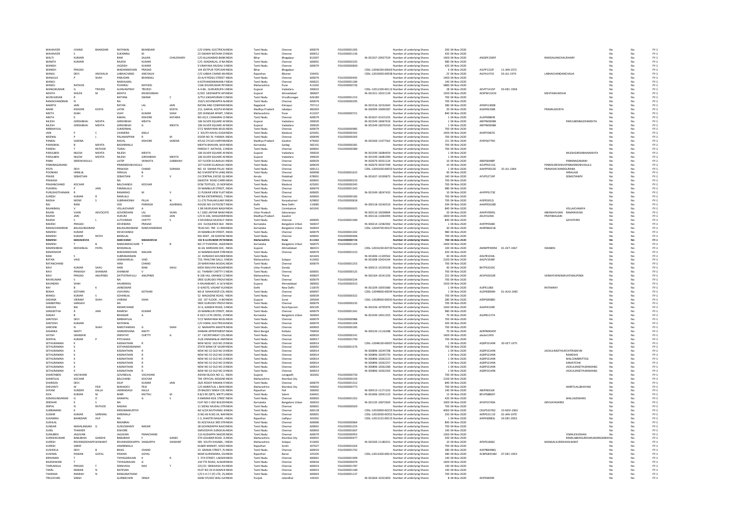| First Name | Middle Name | Last Name | Father/Husband First Name | Father/Husband Middle Name | Father/Husband Last Name | Address | State | District | Pin Code | Folio Number | DP ID-Client ID | Investment Type | Amount | Date | PAN | Date of Birth | Nominee / Joint Holder | | | FY |
|---|---|---|---|---|---|---|---|---|---|---|---|---|---|---|---|---|---|---|---|---|
| MAHAVEER | CHAND | BHANDARI | NATHMAL | BHANDARI | | C/O VIMAL ELECTRICALINDIA | Tamil Nadu | Chennai | 600079 | FOLIO00001305 | | Number of underlying Shares | 200 | 04-Nov-2020 | | | | No | No | FY-1 |
| MAHAVEER | S | | SUKANRAJ | M | | 23 SWAMY NATHAN STINDIA | Tamil Nadu | Chennai | 600012 | FOLIO00001136 | | Number of underlying Shares | 420 | 04-Nov-2020 | | | | No | No | FY-1 |
| MALTI | KUMARI | | RAM | SAJJAN | CHAUDHARY | C/O ALLAHABAD BANKINDIA | Bihar | Bhagalpur | 812007 | | IN-301557-20927529 | Number of underlying Shares | 1400 | 04-Nov-2020 | ANQPK1585P | | RAMSAJJANCHAUDHARY | No | No | FY-1 |
| MAMTA | KUMARI | | RAJESH | KUMAR | | C/O. MADANLAL, 8 NAINDIA | Tamil Nadu | Chennai | 600001 | FOLIO00002335 | | Number of underlying Shares | 980 | 04-Nov-2020 | | | | No | No | FY-1 |
| MANISH | | | JAGDISH | KUMAR | | 9 VINAYAKA MUDALI SINDIA | Tamil Nadu | Chennai | 600079 | FOLIO00000830 | | Number of underlying Shares | 420 | 04-Nov-2020 | | | | No | No | FY-1 |
| MANISH | PRASAD | | MADANMOHAN | PRASAD | | 144 JEETPUR TOPCHAINDIA | Bihar | Bhagalpur | | | CDSL-12046300-00063 | Number of underlying Shares | 4 | 04-Nov-2020 | AJUPP1222F | 11-JAN-1972 | | No | No | FY-1 |
| MANJU | DEVI | ANCHALIA | LABHACHAND | ANCHALIA | | C/O LABHA CHAND ANINDIA | Rajasthan | Bikaner | 334401 | | CDSL-12010900-00938 | Number of underlying Shares | 25 | 04-Nov-2020 | AILPA1471E | 03-JUL-1974 | LABHACHANDANCHALIA | No | No | FY-1 |
| MANJULA | P | SHAH | PABUDAN | BHANSALI | | 33-A/4 PEDDU STREET INDIA | Tamil Nadu | Chennai | 600079 | FOLIO00000492 | | Number of underlying Shares | 1400 | 04-Nov-2020 | | | | No | No | FY-1 |
| MANOJ | | | NAWALMAL | | | 6 KOTHANDARAMAN INDIA | Tamil Nadu | Chennai | 600021 | FOLIO00001184 | | Number of underlying Shares | 140 | 04-Nov-2020 | | | | No | No | FY-1 |
| MANOJ | RATHOD | | PUKHRAJ | RATHOD | | 1166 SHUKRUWAR PEINDIA | Maharashtra | Pune | 411042 | FOLIO00000726 | | Number of underlying Shares | 5880 | 04-Nov-2020 | | | | No | No | FY-1 |
| MANOJKUMAR | G | TRIVEDI | GUNVANTRAY | TRIVEDI | | A-4-86, GURUKRUPA VINDIA | Gujarat | Vadodara | 390022 | | CDSL-12011300-00112 | Number of underlying Shares | 28 | 04-Nov-2020 | AEVPT1415P | 03-DEC-1958 | | No | No | FY-1 |
| MEHTA | SHILPA | M | MEHTA | MUKESHBHAI | | E/203 SIDDHARTH APINDIA | Gujarat | Ahmedabad | 380007 | | IN-301321-10221139 | Number of underlying Shares | 1500 | 04-Nov-2020 | AEXPM1191D | | MEHTAMUKESHA | No | No | FY-1 |
| MURUGESAN | R | | RATHNA | SWAMI | C | 3/752 LINGAPURAM CINDIA | Tamil Nadu | Virudhunagar | 626189 | FOLIO00001153 | | Number of underlying Shares | 700 | 04-Nov-2020 | | | | No | No | FY-1 |
| RAMACHANDRAN | N | | NA | | | 150/5 GOVINDAPPA NINDIA | Tamil Nadu | Chennai | 600079 | FOLIO00000295 | | Number of underlying Shares | 700 | 04-Nov-2020 | | | | No | No | FY-1 |
| NAMITA | JAIN | | RATAN | LAL | JAIN | RATAN AND COMPANYINDIA | Nagaland | Dimapur | 797112 | | IN-301516-10152642 | Number of underlying Shares | 280 | 04-Nov-2020 | AFMPJ1300B | | | No | No | FY-1 |
| NAND | KISHORE | KOSTA | LATEK | L | KOSTA | 212, GARHA, KOSTA MINDIA | Madhya Pradesh | Jabalpur | 482003 | | IN-300394-10690287 | Number of underlying Shares | 20 | 04-Nov-2020 | AGXPK6338E | | PRAMILAKOSTA | No | No | FY-1 |
| NEETA | SHAH | | VIJAY | KUMAR | SHAH | 205 SHINGAR APART, SINDIA | Maharashtra | Pune | 411037 | FOLIO00000721 | | Number of underlying Shares | 840 | 04-Nov-2020 | | | | No | No | FY-1 |
| NIKITA | K | | KAMAL | KISHORE | KATARIA | NO.42/2, CHAKARAI CINDIA | Tamil Nadu | Chennai | 600079 | | IN-301637-41415255 | Number of underlying Shares | 1 | 04-Nov-2020 | ALAPN9804E | | | No | No | FY-1 |
| NILESH | GIRISHBHAI | MEHTA | GIRISHBHAI | MEHTA | | 106 SILVER SQUARE AFINDIA | Gujarat | Vadodara | 390020 | | IN-301549-16067616 | Number of underlying Shares | 1 | 04-Nov-2020 | ABYPM0008K | | PARULBENNILESHMEHTA | No | No | FY-1 |
| NILESH | GIRISHBHAI | MEHTA | GIRISHBHAI | G | MEHTA | 106 SILVER SQUARE AFINDIA | Gujarat | Vadodara | 390020 | | IN-301549-16070333 | Number of underlying Shares | 1 | 04-Nov-2020 | ABYPM0008K | | | No | No | FY-1 |
| NIRBHAYLAL | | | SUMERMAL | | | 57/2 NARAYANA MUDLINDIA | Tamil Nadu | Chennai | 600079 | FOLIO00000985 | | Number of underlying Shares | 700 | 04-Nov-2020 | | | | No | No | FY-1 |
| JAIN | P | C | CHANDRA | MALJI | | 3 SOUTH KAVAL KUDIINDIA | Tamil Nadu | Madurai | 625001 | FOLIO00000342 | | Number of underlying Shares | 1400 | 04-Nov-2020 | AHIPP3967G | | | No | No | FY-1 |
| MEENAL | P | L | PALANIAPPAN | R | M | DOOR NO.76 PADMA IINDIA | Tamil Nadu | Chennai | 600049 | FOLIO00000305 | | Number of underlying Shares | 700 | 04-Nov-2020 | | | | No | No | FY-1 |
| PANKAJ | SAXENA | | NAVAL | KISHORE | SAXENA | ATLAS CYCLES HARYANINDIA | Madhya Pradesh | Gwalior | 474002 | | IN-302269-11477562 | Number of underlying Shares | 151 | 04-Nov-2020 | AYKPS6779A | | | No | No | FY-1 |
| PARASMAL | B | MEHTA | BADARMALJI | | | MEHTA BHAVAN, MUHINDIA | Karnataka | Gadag | 582101 | FOLIO00000281 | | Number of underlying Shares | 700 | 04-Nov-2020 | | | | No | No | FY-1 |
| PARESH | T | RATHOD | TEJRAJ | | | PARESH T. RATHOD, 11INDIA | Tamil Nadu | Chennai | 600001 | FOLIO00000389 | | Number of underlying Shares | 700 | 04-Nov-2020 | | | | No | No | FY-1 |
| PARULBEN | NILESH | MEHTA | NILESH | MEHTA | | 106 SILVER SQUARE AFINDIA | Gujarat | Vadodara | 390020 | | IN-301549-16084459 | Number of underlying Shares | 1 | 04-Nov-2020 | | | NILESHGIRISHBHAIMEHTA | No | No | FY-1 |
| PARULBEN | NILESH | MEHTA | NILESH | GIRISHBHAI | MEHTA | 106 SILVER SQUARE AFINDIA | Gujarat | Vadodara | 390020 | | IN-301549-16081090 | Number of underlying Shares | 1 | 04-Nov-2020 | | | | No | No | FY-1 |
| PINNI | SREENIVASULU | | LATEP | VENKATA | SUBBAIAH | 1ST FLOOR ELUMALAI INDIA | Tamil Nadu | Chennai | 600029 | | IN-302679-30331124 | Number of underlying Shares | 10 | 04-Nov-2020 | ABSPS8498P | | PINNINAGAMANI | No | No | FY-1 |
| PINNINAGAMANI | | | PINNISREENIVASULU | | | 1ST FLOOR ELUMALAI INDIA | Tamil Nadu | Chennai | 600029 | | IN-302679-30337309 | Number of underlying Shares | 10 | 04-Nov-2020 | AOJPP0311G | | PINNISURESHKUPINNISREENIVASULU | No | No | FY-1 |
| PISTA | DEVI | | PRAKASH | CHAND | SURANA | NO. 43 SWAMI PILLAI INDIA | Tamil Nadu | Chennai | 600112 | | CDSL-12041600-00053 | Number of underlying Shares | 1 | 04-Nov-2020 | AAHPP0013D | 25-JUL-1964 | PRAKASHCHANDSURANA | No | No | FY-1 |
| POONAM | HIRALAL | | HIRALAL | B | | NO 9 MONTIETH LANE INDIA | Tamil Nadu | Chennai | 600008 | FOLIO00001615 | | Number of underlying Shares | 40 | 04-Nov-2020 | | | HIRALALB | No | No | FY-1 |
| PRAISE | SEBASTIAN | | SEBASTIAN | P | V | C4 CENTRAL EXCISE QLINDIA | Kerala | Palakkad | 678001 | | IN-301637-10199873 | Number of underlying Shares | 140 | 04-Nov-2020 | AYVPS2719P | | SEBASTIANPV | No | No | FY-1 |
| PRAKASH | | | NA | | | SWASTIK ROAD CARRIINDIA | Tamil Nadu | Chennai | 600001 | FOLIO00000233 | | Number of underlying Shares | 700 | 04-Nov-2020 | | | | No | No | FY-1 |
| PRASANCHAND | KOCHAR | | BALCHANDJI | KOCHAR | | DCM TEXTILES, 15 NOFINDIA | Tamil Nadu | Madurai | 625001 | FOLIO00000345 | | Number of underlying Shares | 700 | 04-Nov-2020 | | | | No | No | FY-1 |
| PUKHRAJ | P | JAIN | PANNALALJI | | | 29 NAMBULIR STREET, INDIA | Tamil Nadu | Chennai | 600079 | FOLIO00001343 | | Number of underlying Shares | 980 | 04-Nov-2020 | | | | No | No | FY-1 |
| PURUSHOTHAMAN | R | | RAMARAO | M | V | 11 PUSKAR VIEW FLATINDIA | Tamil Nadu | Chennai | 600005 | | IN-301549-18247433 | Number of underlying Shares | 10 | 04-Nov-2020 | AHYPP9173E | | | No | No | FY-1 |
| SURESH | KUMAR | R | RAMANLALJI | | | RITIKA ENTERPRISES, 7INDIA | Tamil Nadu | Chennai | 600003 | FOLIO00000183 | | Number of underlying Shares | 700 | 04-Nov-2020 | | | | No | No | FY-1 |
| RADHA | MONY | S | SUBRAMONIA | PILLAI | N | 11-270 THALAKULAM IINDIA | Tamil Nadu | Kanyakumari | 629802 | FOLIO00000818 | | Number of underlying Shares | 700 | 04-Nov-2020 | AJSPR2652J | | | No | No | FY-1 |
| RAJ | RANI | | VED | PARKASH | AGARWAL | HOUSE NO-19 POCKETINDIA | Delhi | New Delhi | 110085 | | IN-300118-10140310 | Number of underlying Shares | 294 | 04-Nov-2020 | AAAPR2628D | | | No | No | FY-1 |
| RAJAMMAL | V | | VELLAICHAMY | A | | 1 SRI MURUGAN NAGAINDIA | Tamil Nadu | Coimbatore | 641041 | FOLIO00000625 | | Number of underlying Shares | 840 | 04-Nov-2020 | | | VELLAICHAMYA | No | No | FY-1 |
| RAJAN | VIJAN | ADVOCATE | GOVERDHAN | LAL | VIJAN | 4 / 1092 JAFFAR NAWAINDIA | Uttar Pradesh | Saharanpur | | | IN-301116-10028894 | Number of underlying Shares | 20 | 04-Nov-2020 | AAAPV9945L | | ABHINAVVIJAN RAMANVIJAN | No | No | FY-1 |
| RAJESH | JAIN | | HUKUM | CHAND | JAIN | C/O D-106, SHAILENDRINDIA | Madhya Pradesh | Gwalior | | | IN-303116-11064995 | Number of underlying Shares | 1400 | 04-Nov-2020 | AELPJ5240C | | PRATIBHAJAIN | No | No | FY-1 |
| RAJESH | S | L | LUTCHMAJI | CHETTY | S | 3 DEVARAJA MUDALY SINDIA | Tamil Nadu | Chennai | 600005 | FOLIO00001580 | | Number of underlying Shares | 840 | 04-Nov-2020 | | | GAYATHRIS | No | No | FY-1 |
| RAKESH | PRASAD | | DEVENDRA | PRASAD | | 101 ELOQUENCE BLK INDIA | Karnataka | Bangalore Urban | 560037 | | IN-300214-12582902 | Number of underlying Shares | 1 | 04-Nov-2020 | AHFPP0508C | | | No | No | FY-1 |
| RAMACHANDRAN | BALASUNDARAM | | BALASUNDARAM | RAMCHANDRAN | | TELAS NO. 789 11-MAINDIA | Karnataka | Bangalore Urban | 560043 | | CDSL-12044700-00327 | Number of underlying Shares | 30 | 04-Nov-2020 | AKDPB6021B | | | No | No | FY-1 |
| RAMESH | KUMAR | | DEVICHANDJI | | | 29 NAMBULIR STREET, INDIA | Tamil Nadu | Chennai | 600079 | FOLIO00001342 | | Number of underlying Shares | 980 | 04-Nov-2020 | | | | No | No | FY-1 |
| RAMESH | KUMAR | RATHI | BANSILAL | | | RAJ DEEP , 28 GODOWINDIA | Tamil Nadu | Chennai | 600001 | FOLIO00000406 | | Number of underlying Shares | 700 | 04-Nov-2020 | | | | No | No | FY-1 |
| **RAMESH** | **MAHADEVIA** | | **AMICHAND** | **MAHADEVIA** | | **192 B GURUWAR PETHINDIA** | **Maharashtra** | **Pune** | **411042** | **FOLIO00000724** | | **Number of underlying Shares** | **700** | **04-Nov-2020** | | | | **No** | **No** | **FY-1** |
| RAMESH | T | B | NARAJINAVACHARI | T | B | NO 27 PUSHPAK, JAGDINDIA | Karnataka | Bangalore Urban | 560075 | FOLIO00001103 | | Number of underlying Shares | 1400 | 04-Nov-2020 | | | | No | No | FY-1 |
| RAMESHBHAI | MOHANLAL | PATEL | MOHANLAL | | | 16 JAL DARSHAN SOC, INDIA | Gujarat | Ahmedabad | 382415 | | CDSL-12033200-00720 | Number of underlying Shares | 100 | 04-Nov-2020 | AMMPP4995K | 01-OCT-1967 | ISHABEN | No | No | FY-1 |
| RAMKISHOR | | | MADANMOHAN | MALANI | | 14 NAMMALWAR STREINDIA | Tamil Nadu | Chennai | 600079 | FOLIO00001523 | | Number of underlying Shares | 420 | 04-Nov-2020 | | | | No | No | FY-1 |
| RANI | S | | SUBRAMANIAN | | | 22 AVINASHI GOUNDEINDIA | Tamil Nadu | | 641603 | | IN-301696-11109562 | Number of underlying Shares | 40 | 04-Nov-2020 | ADLPR1934L | | | No | No | FY-1 |
| RATAN | VAID | | JAWAHARLAL | VAID | | 733, PHALTAN GALLI, SINDIA | Maharashtra | Solapur | 413002 | | IN-301098-10424244 | Number of underlying Shares | 2100 | 04-Nov-2020 | AALPV3548F | | | No | No | FY-1 |
| RATANCHAND | | | HIRA | CHAND | | 29 NARAYANA MUDALINDIA | Tamil Nadu | Chennai | 600079 | FOLIO00001253 | | Number of underlying Shares | 700 | 04-Nov-2020 | | | | No | No | FY-1 |
| RAVI | KUMAR | SAHU | HARI | RAM | SAHU | MOH MALVIYA NAGARINDIA | Uttar Pradesh | Gonda | | | IN-300513-15239328 | Number of underlying Shares | 40 | 04-Nov-2020 | BHTPS3200C | | | No | No | FY-1 |
| RAVI | PRAKASH | SHANKAR | SHANKAR | V | | 61 THAMBY CHETTY STINDIA | Tamil Nadu | Chennai | 600001 | FOLIO00000125 | | Number of underlying Shares | 700 | 04-Nov-2020 | | | | No | No | FY-1 |
| RAVI | PRASAD | ANUPINDI | DATTATRAYULU | ANUPINDI | | B-106 HILL GRANGE CCINDIA | Maharashtra | Thane | 400607 | | IN-302164-10141326 | Number of underlying Shares | 252 | 04-Nov-2020 | AEVPA5010R | | VENKATAPADMAVATIANUPINDI | No | No | FY-1 |
| RAVIKUMAR | S | | NA | | | SREE GURUDEV PROVIINDIA | Tamil Nadu | Chennai | 600079 | FOLIO00000234 | | Number of underlying Shares | 700 | 04-Nov-2020 | | | | No | No | FY-1 |
| RAVINDRA | SHAH | | HAJARIMAL | | | H RAJANIKANT, A-16 NINDIA | Gujarat | Ahmedabad | 380002 | FOLIO00000523 | | Number of underlying Shares | 1500 | 04-Nov-2020 | | | | No | No | FY-1 |
| RAY | B | K | JAINESWAR | | | D-4/4070, VASANT KUINDIA | Delhi | New Delhi | 110070 | | IN-301209-10055680 | Number of underlying Shares | 1 | 04-Nov-2020 | AJIPR1180I | | RATNARAY | No | No | FY-1 |
| REKHA | KOTHARI | | VIJAYARAJ | KOTHARI | | NO-8 MAHAVEER COLINDIA | Tamil Nadu | Chennai | 600007 | | CDSL-12049800-00094 | Number of underlying Shares | 1 | 04-Nov-2020 | ALDPK8800H | 01-AUG-1982 | | No | No | FY-1 |
| MANOJ | KUMAR | S | SOHANLAL | | | 52 MAGAZINE ROAD, SINDIA | Tamil Nadu | Chennai | 600039 | FOLIO00000322 | | Number of underlying Shares | 700 | 04-Nov-2020 | | | | No | No | FY-1 |
| SADHNA | VIKRAM | SHAH | VIKRAM | SHAH | | 102 1ST FLOOR , H.NOINDIA | Gujarat | Surat | 395004 | | CDSL-12028900-00091 | Number of underlying Shares | 280 | 04-Nov-2020 | AZRPS8588D | | | No | No | FY-1 |
| SAMBATRAJ | SANGAVI | | NA | | | SREE GURUDEV PROVIINDIA | Tamil Nadu | Chennai | 600079 | FOLIO00000235 | | Number of underlying Shares | 700 | 04-Nov-2020 | | | | No | No | FY-1 |
| SANCHIL | BAI | | INDARCHAND | | | 22 A, GANDHI ROAD, SINDIA | Tamil Nadu | Kanchipuram | 602105 | | IN-302236-10795976 | Number of underlying Shares | 1260 | 04-Nov-2020 | AAAPI4104R | | | No | No | FY-1 |
| SANGEETHA | R | JAIN | RAMESH | KUMAR | | 29 NAMBULIR STREET, INDIA | Tamil Nadu | Chennai | 600079 | FOLIO00001341 | | Number of underlying Shares | 980 | 04-Nov-2020 | | | | No | No | FY-1 |
| SANJAY | B | | BHASKAR | A | | # 24/3 11TH CROSS, VINDIA | Karnataka | Bangalore Urban | 560003 | | IN-301549-14911355 | Number of underlying Shares | 70 | 04-Nov-2020 | AGJPB1157A | | | No | No | FY-1 |
| SANTOSH | DEVI | | NIRBHAYLAL | | | 57/2 NARAYANA MUDLINDIA | Tamil Nadu | Chennai | 600079 | FOLIO00000986 | | Number of underlying Shares | 700 | 04-Nov-2020 | | | | No | No | FY-1 |
| SANTOSH | KUMARI | | NATHMAL | | | C/O VIMAL ELECTRICAINDIA | Tamil Nadu | Chennai | 600079 | FOLIO00001304 | | Number of underlying Shares | 200 | 04-Nov-2020 | | | | No | No | FY-1 |
| SAROJINI | N | SHAH | NAROTAMDAS | G | SHAH | 12 NAINIAPPA MAISTRINDIA | Tamil Nadu | Chennai | 600003 | FOLIO00000385 | | Number of underlying Shares | 700 | 04-Nov-2020 | | | | No | No | FY-1 |
| SASANKA | MAITY | | HAREKRISHNA | MAITY | | SHIBANI APPERTMENTINDIA | West Bengal | Kolkata | 700059 | | IN-300126-11116288 | Number of underlying Shares | 70 | 04-Nov-2020 | AERPM8345P | | | No | No | FY-1 |
| SATISH | GIRADHE | | SRIPATHY | CHETTY | G | 37 I SECRETARIAT COLINDIA | Tamil Nadu | Chennai | 600010 | FOLIO00000141 | | Number of underlying Shares | 1400 | 04-Nov-2020 | abcde1245l | | | No | No | FY-1 |
| SENTHIL | KUMAR | P | PITCHAIAH | | | 31/8 UNNAMALAI AMMINDIA | Tamil Nadu | Chennai | 600017 | FOLIO00001700 | | Number of underlying Shares | 700 | 04-Nov-2020 | | | | No | No | FY-1 |
| SETHURAMAN | K | | KASINATHAN | R | | NEW NO32 OLD NO 2INDIA | Tamil Nadu | Chennai | 600014 | | CDSL-12048100-00007 | Number of underlying Shares | 1 | 04-Nov-2020 | AQBPS3149K | 20-OCT-1975 | | No | No | FY-1 |
| SETHURAMAN | K | | KOTHANDARAMAN | | | STATE BANK OF SAURAINDIA | Tamil Nadu | Chennai | 600002 | FOLIO00001576 | | Number of underlying Shares | 700 | 04-Nov-2020 | | | | No | No | FY-1 |
| SETHURAMAN | K | | KASINATHAN | R | | NEW NO 32 OLD NO 2INDIA | Tamil Nadu | Chennai | 600014 | | IN-300896-10245708 | Number of underlying Shares | 1 | 04-Nov-2020 | AQBPS3149K | | JACKULINSETHURCHITRADEVIK | No | No | FY-1 |
| SETHURAMAN | K | | KASINATHAN | R | | NEW NO 32 OLD NO 2INDIA | Tamil Nadu | Chennai | 600014 | | IN-300896-10245733 | Number of underlying Shares | 1 | 04-Nov-2020 | AQBPS3149K | | RAMESHS | No | No | FY-1 |
| SETHURAMAN | K | | KASINATHAN | R | | NEW NO 32 OLD NO 2INDIA | Tamil Nadu | Chennai | 600014 | | IN-300896-10262223 | Number of underlying Shares | 1 | 04-Nov-2020 | AQBPS3149K | | MALCOMBRITTOG | No | No | FY-1 |
| SETHURAMAN | K | | KASINATHAN | R | | NEW NO 32 OLD NO 2INDIA | Tamil Nadu | Chennai | 600014 | | IN-300896-10262257 | Number of underlying Shares | 1 | 04-Nov-2020 | AQBPS3149K | | KAKKATCHIK | No | No | FY-1 |
| SETHURAMAN | K | | KASINATHAN | R | | NEW NO 32 OLD NO 2INDIA | Tamil Nadu | Chennai | 600014 | | IN-300896-10262280 | Number of underlying Shares | 1 | 04-Nov-2020 | AQBPS3149K | | JACKULINSETHURAMANG | No | No | FY-1 |
| SETHURAMAN | K | | KASINATHAN | R | | NEW NO 32 OLD NO 2INDIA | Tamil Nadu | Chennai | 600014 | | IN-300896-10262303 | Number of underlying Shares | 1 | 04-Nov-2020 | AQBPS3149K | | JACKULINSETHURAMANG | No | No | FY-1 |
| SHANTABEN | VACHHANI | | GOVINDLAL | VACHHANI | | ASHISH BLOCK NO 11, INDIA | Gujarat | Junagadh | 362002 | FOLIO00000730 | | Number of underlying Shares | 700 | 04-Nov-2020 | | | | No | No | FY-1 |
| SHANTILAL | KOCHAR | | BALCHAND | KOCHAR | | THE OFFICIAL ASSIGNEINDIA | Maharashtra | Mumbai City | | FOLIO00000105 | | Number of underlying Shares | 2100 | 04-Nov-2020 | | | | No | No | FY-1 |
| SHARADA | DEVI | | DILIP | KUMAR | JAIN | 26/E REDDY RAMAN STINDIA | Tamil Nadu | Chennai | 600079 | FOLIO00001312 | | Number of underlying Shares | 840 | 04-Nov-2020 | | | | No | No | FY-1 |
| SHEVANTI | M | PEJE | MAHADEV | PEJE | | C/O AMRATLAL L BHAVINDIA | Maharashtra | Mumbai City | 400002 | FOLIO00000773 | | Number of underlying Shares | 700 | 04-Nov-2020 | | | AMRITLALLBHAYANI | No | No | FY-1 |
| SHYAM | SUNDER | KALLA | JAMNADASJI | KALLA | | 29 BALDEV SINGH COLINDIA | Rajasthan | Pali | 306902 | | IN-300513-11171233 | Number of underlying Shares | 140 | 04-Nov-2020 | ABIPK8316K | | | No | No | FY-1 |
| SIVA | KUMAR | M | MARI | MUTHU | M | R 8/2 RE QRTS, METTUINDIA | Tamil Nadu | Salem | 636401 | | IN-301696-10541123 | Number of underlying Shares | 12 | 04-Nov-2020 | BFUPS8865P | | | No | No | FY-1 |
| SOMASUNDARAM | G | D | DANAPAL | G | S | 9 AMMAN KOIL STREE INDIA | Tamil Nadu | Chennai | 600003 | FOLIO00001352 | | Number of underlying Shares | 420 | 04-Nov-2020 | | | MALLIGESWARS | No | No | FY-1 |
| SRIDHAR | K | S | NA | | | FLAT NO C-002 BUILDIINDIA | Karnataka | Bangalore Urban | 560010 | | IN-301135-10672603 | Number of underlying Shares | 1000 | 04-Nov-2020 | AFGPS5740A | | GRVIJAYASHREE | No | No | FY-1 |
| SRIPAL | N | RATHOD | NAGRAJ | | | 11 SEENU MUDALI STRINDIA | Tamil Nadu | Chennai | 600001 | FOLIO00000029 | | Number of underlying Shares | 700 | 04-Nov-2020 | | | | No | No | FY-1 |
| SUBRAMANI | K | | KRISHNAMURTHY | | | NO 6/24 MUTHAMIL NINDIA | Tamil Nadu | Chennai | 600118 | | CDSL-12032800-00255 | Number of underlying Shares | 4060 | 04-Nov-2020 | CKGPS3376D | 23-NOV-1963 | | No | No | FY-1 |
| SUDHIR | KUMAR | SAREMAL | SAREMALJI | | | O.NO.46 N.NO.34, NAINDIA | Tamil Nadu | Chennai | 600001 | | CDSL-12023000-00352 | Number of underlying Shares | 250 | 04-Nov-2020 | AERPS3511D | 02-JAN-1970 | | No | No | FY-1 |
| SUKANRAJ | BHANDARI | HUF | NA | | | C-5, SHASTRI NAGAR, INDIA | Rajasthan | Jodhpur | 342001 | | CDSL-12012101-00515 | Number of underlying Shares | 1 | 04-Nov-2020 | AAPHS0883L | 24-DEC-2003 | | No | No | FY-1 |
| SUKHLAL | | | RKKABRAI | | | 93 AZIZ MULK 3RD STRINDIA | Tamil Nadu | Chennai | 600006 | FOLIO00000664 | | Number of underlying Shares | 840 | 04-Nov-2020 | | | | No | No | FY-1 |
| SUNDAR | MAHALINGAM | G | GURUSWAMY | NADAR | | 28 GOVINDAPPA NAICINDIA | Tamil Nadu | Chennai | 600001 | FOLIO00001255 | | Number of underlying Shares | 700 | 04-Nov-2020 | | | | No | No | FY-1 |
| SUNIL | THAKKER | | KISHORE | | | SARVODAYA SURGICALINDIA | Tamil Nadu | Chennai | 600003 | FOLIO00001607 | | Number of underlying Shares | 140 | 04-Nov-2020 | | | | No | No | FY-1 |
| SURAJBEN | JAGJIVAN | | JAGJIVAN | PANACHAND | | 110 AUDIAPPA NAICKEINDIA | Tamil Nadu | Chennai | 600079 | FOLIO00000953 | | Number of underlying Shares | 1260 | 04-Nov-2020 | | | VIMALESHJSHAH | No | No | FY-1 |
| SURESHKUMAR | BABUBHAI | GANDHI | BABUBHAI | P | GANDI | 5TH GOLIBAR ROAD A,INDIA | Maharashtra | Mumbai City | 400055 | FOLIO00000477 | | Number of underlying Shares | 200 | 04-Nov-2020 | | | RAMILABENSURESHKUMARGANDHINo | No | No | FY-1 |
| SURESH | REVANSIDDHAPPASHIWANT | | REVANSIDDHAPPA | SANGAPPA | SHIWANT | 585 SOUTH KASABA , INDIA | Maharashtra | Solapur | 413002 | | IN-302269-11180251 | Number of underlying Shares | 10 | 04-Nov-2020 | APXPS1866C | | MANGALSURESHSHILWANT | No | No | FY-1 |
| SURESH | SARAF | | HAMIRMALJI | | | KUBER MARKET, SHEOINDIA | Rajasthan | Sirohi | 307027 | FOLIO00001024 | | Number of underlying Shares | 700 | 04-Nov-2020 | | | | No | No | FY-1 |
| SUSHEELA | DEVI | B | BHAG | CHAND | | 23 GRAMA STREET, PUINDIA | Tamil Nadu | Chennai | 600007 | FOLIO00001742 | | Number of underlying Shares | 280 | 04-Nov-2020 | AAFPB6498Q | | | No | No | FY-1 |
| SUSHMA | PAWAN | GOYAL | PAWAN | GOYAL | | NEAR GURDWARA, DUINDIA | Rajasthan | Baran | 325205 | | CDSL-12013300-00013 | Number of underlying Shares | 280 | 04-Nov-2020 | ACBPG8919M | 07-DEC-1959 | | No | No | FY-1 |
| KRISHNAN | T | | THYAGARAJAN | K | R | 5 5TH STREET, LAKSHMINDIA | Tamil Nadu | Chennai | 600061 | FOLIO00001909 | | Number of underlying Shares | 140 | 04-Nov-2020 | | | | No | No | FY-1 |
| RAJESHWARI | T | | THYAGARAJAN | G | | 230 TTK ROAD, ALWARINDIA | Tamil Nadu | Chennai | 600018 | FOLIO00000079 | | Number of underlying Shares | 1400 | 04-Nov-2020 | | | | No | No | FY-1 |
| THIRUMALA | PRASAD | T | SRINIVASA | RAO | T | 22C/23 SRINIVASA PLIINDIA | Tamil Nadu | Chennai | 600019 | FOLIO00001787 | | Number of underlying Shares | 140 | 04-Nov-2020 | | | | No | No | FY-1 |
| TAMIL | MARAN | N | NATESAN | | | PLOT NO 29 III MAIN RINDIA | Tamil Nadu | Chennai | 600053 | FOLIO00001380 | | Number of underlying Shares | 140 | 04-Nov-2020 | | | | No | No | FY-1 |
| THARAKA | RAMIAH | N | RANGANATHAM | | | C/O S A C F (P) LTD, 25,INDIA | Tamil Nadu | Chennai | 600003 | FOLIO00001137 | | Number of underlying Shares | 700 | 04-Nov-2020 | | | | No | No | FY-1 |
| TRILOCHAN | SINGH | | GURBACHAN | SINGH | | SAINI STUDIO WALI GAINDIA | Punjab | Jalandhar | 144201 | | IN-301604-10101850 | Number of underlying Shares | 8 | 04-Nov-2020 | AEIPS9699R | | | No | No | FY-1 |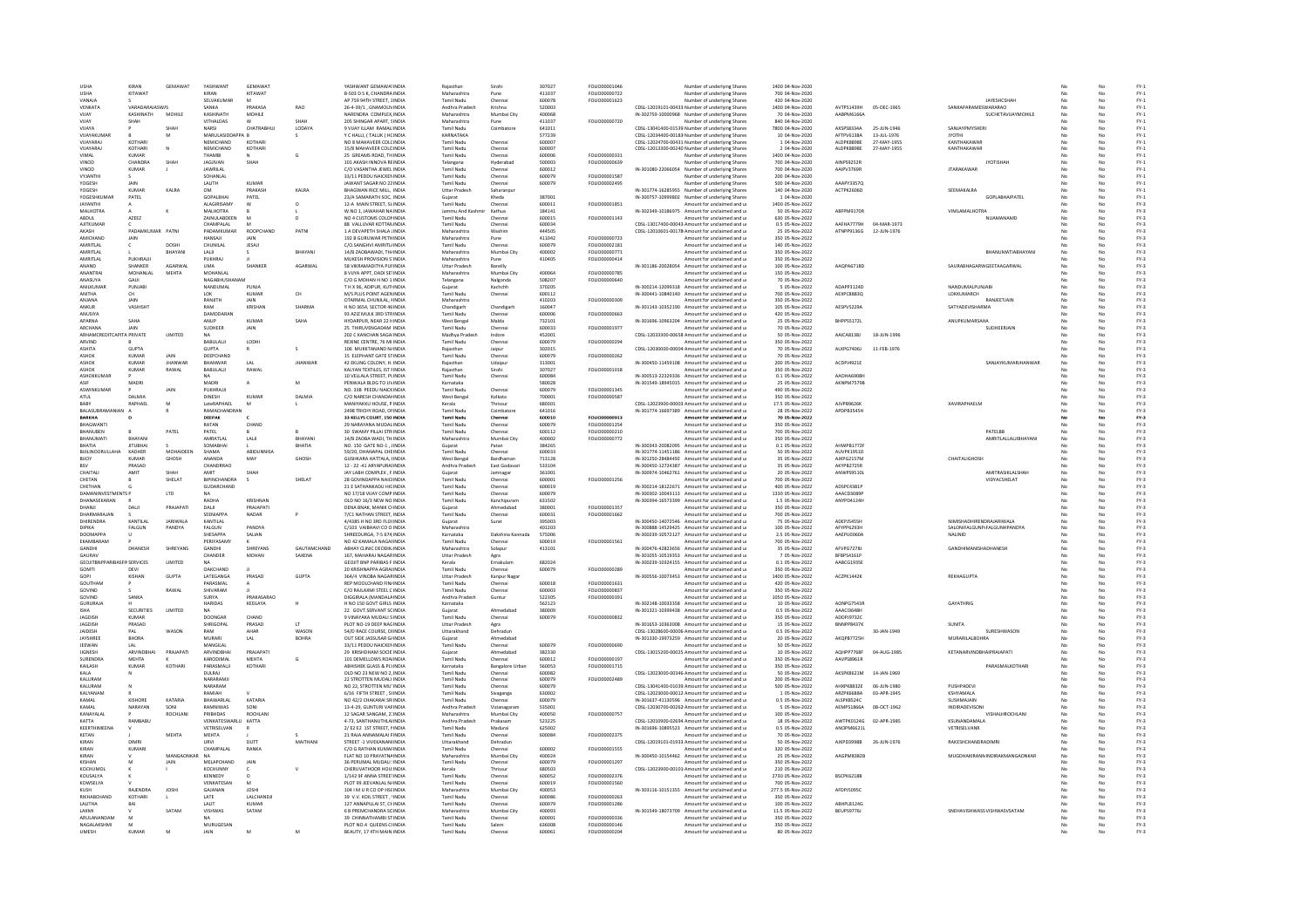| First Name | Middle Name | Last Name | Father/Husband First Name | Father/Husband Middle Name | Father/Husband Last Name | Address | Country | State | District | Pin Code | Folio Number | DP Id-Client Id | Investment Type | Amount | Proposed Date of Transfer | PAN | Date of Birth | Nominee | Joint Holder | | | FY |
|---|---|---|---|---|---|---|---|---|---|---|---|---|---|---|---|---|---|---|---|---|---|---|
| USHA | KIRAN | GEMAWAT | YASHWANT | GEMAWAT | | YASHWANT GEMAWAT | INDIA | Rajasthan | Sirohi | 307027 | FOLIO00001046 | | Number of underlying Shares | 1400 | 04-Nov-2020 | | | | | No | No | FY-1 |
| USHA | KITAWAT | | KIRAN | KITAWAT | | B-503 D S K, CHANDRA | INDIA | Maharashtra | Pune | 411037 | FOLIO00000722 | | Number of underlying Shares | 700 | 04-Nov-2020 | | | | | No | No | FY-1 |
| VANAJA | S | | SELVAKUMAR | M | | AP 759 94TH STREET, 1 | INDIA | Tamil Nadu | Chennai | 600078 | FOLIO00001623 | | Number of underlying Shares | 420 | 04-Nov-2020 | | | JAYESHCSHAH | | No | No | FY-1 |
| VENKATA | VARADARAJASWAMY | | SANKA | PRAKASA | RAO | 26-4-39/1, GNANAOLI | INDIA | Andhra Pradesh | Krishna | 520003 | | CDSL-12019101-00433 | Number of underlying Shares | 1400 | 04-Nov-2020 | AVTPS1439H | 05-DEC-1965 | SANKAPARAMESWARARAO | | No | No | FY-1 |
| VIJAY | KASHINATH | MOHILE | KASHINATH | MOHILE | | NARENDRA COMPLEX, | INDIA | Maharashtra | Mumbai City | 400068 | | IN-302759-10000968 | Number of underlying Shares | 70 | 04-Nov-2020 | AABPM6166A | | | SUCHETAVIJAYMOHILE | No | No | FY-1 |
| VIJAY | SHAH | | VITHALDAS | W | SHAH | 205 SHINGAR APART, 1 | INDIA | Maharashtra | Pune | 411037 | FOLIO00000720 | | Number of underlying Shares | 840 | 04-Nov-2020 | | | | | No | No | FY-1 |
| VIJAYA | P | SHAH | NARSI | CHATRABHUJ | LODAYA | 9 VIJAY ILLAM RAMALI | INDIA | Tamil Nadu | Coimbatore | 641011 | | CDSL-13041400-01539 | Number of underlying Shares | 7800 | 04-Nov-2020 | AXSPS8334A | 25-JUN-1946 | SANJAYPMYSHERI | | No | No | FY-1 |
| VIJAYAKUMAR | B | M | MARULASIDDAPPA | B | S | Y C HALLI, ( TALUK ) H | INDIA | KARNATAKA | | 577239 | | CDSL-12034400-00183 | Number of underlying Shares | 10 | 04-Nov-2020 | AFTPV6138A | 13-JUL-1976 | JYOTHI | | No | No | FY-1 |
| VIJAYARAJ | KOTHARI | | NEMICHAND | KOTHARI | | NO 8 MAHAVEER COLO | INDIA | Tamil Nadu | Chennai | 600007 | | CDSL-12024700-00431 | Number of underlying Shares | 1 | 04-Nov-2020 | ALDPK8898E | 27-MAY-1955 | KANTHAKAWAR | | No | No | FY-1 |
| VIJAYARAJ | KOTHARI | N | NEMICHAND | KOTHARI | | 15/8 MAHAVEER COLO | INDIA | Tamil Nadu | Chennai | 600007 | | CDSL-12013300-00240 | Number of underlying Shares | 2 | 04-Nov-2020 | ALDPK8898E | 27-MAY-1955 | KANTHAKAWAR | | No | No | FY-1 |
| VIMAL | KUMAR | | THAMBI | N | G | 25 GREAMS ROAD, TH | INDIA | Tamil Nadu | Chennai | 600006 | FOLIO00000331 | | Number of underlying Shares | 1400 | 04-Nov-2020 | | | | | No | No | FY-1 |
| VINOD | CHANDRA | SHAH | JAGJIVAN | SHAH | | 101 AKASH INNOVA RE | INDIA | Telangana | Hyderabad | 500003 | FOLIO00000639 | | Number of underlying Shares | 700 | 04-Nov-2020 | AINPS9252R | | JYOTISHAH | | No | No | FY-1 |
| VINOD | KUMAR | J | JAWRILAL | | | C/O VASANTHA JEWEL | INDIA | Tamil Nadu | Chennai | 600012 | | IN-301080-22066054 | Number of underlying Shares | 700 | 04-Nov-2020 | AAIPV3769R | | JTARAKAWAR | | No | No | FY-1 |
| VYJANTHI | S | | SOHANLAL | | | 33/11 PEDDU NAICKEN | INDIA | Tamil Nadu | Chennai | 600079 | FOLIO00001587 | | Number of underlying Shares | 200 | 04-Nov-2020 | | | | | No | No | FY-1 |
| YOGESH | JAIN | | LALITH | KUMAR | | JAWANT SAGAR NO 22 | INDIA | Tamil Nadu | Chennai | 600079 | FOLIO00002495 | | Number of underlying Shares | 500 | 04-Nov-2020 | AAAPY3357Q | | | | No | No | FY-1 |
| YOGESH | KUMAR | KALRA | OM | PRAKASH | KALRA | BHAGWAN RICE MILL, | INDIA | Uttar Pradesh | Saharanpur | | | IN-301774-16285955 | Number of underlying Shares | 140 | 04-Nov-2020 | ACTPK2606D | | SEEMAKALRA | | No | No | FY-1 |
| YOGESHKUMAR | PATEL | | GOPALBHAI | PATEL | | 23/A SAMARATH SOC, | INDIA | Gujarat | Kheda | 387001 | | IN-300757-10999802 | Number of underlying Shares | 1 | 04-Nov-2020 | | | GOPLABHAIPATEL | | No | No | FY-1 |
| JAYANTHI | A | | ALAGIRISAMY | W | O | 12-A MAIN STREET, SA | INDIA | Tamil Nadu | Chennai | 600011 | FOLIO00001851 | | Amount for unclaimed and u | 1400 | 05-Nov-2022 | | | | | No | No | FY-3 |
| MALHOTRA | A | K | MALHOTRA | B | L | W.NO 1, JAWAHAR NA | INDIA | Jammu And Kashmir | Kathua | 184141 | | IN-302349-10186975 | Amount for unclaimed and u | 50 | 05-Nov-2022 | ABFPM9170R | | VIMLAMALHOTRA | | No | No | FY-3 |
| ABDUL | AZEEZ | | ZAINULABDEEN | M | D | NO 4 CUSTOMS COLON | INDIA | Tamil Nadu | Chennai | 600015 | FOLIO00001143 | | Amount for unclaimed and u | 630 | 05-Nov-2022 | | | NUAMANAMD | | No | No | FY-3 |
| AJITKUMAR | C | | CHAMPALAL | M | | 88 VALLUVAR KOTTAM | INDIA | Tamil Nadu | Chennai | 600034 | | CDSL-13017400-00043 | Amount for unclaimed and u | 0.5 | 05-Nov-2022 | AAFHA7779H | 04-MAR-1973 | | | No | No | FY-3 |
| AKASH | PADAMKUMAR | PATNI | PADAMKUMAR | ROOPCHAND | PATNI | 1 A DEVAPETH SHALA | INDIA | Maharashtra | Washim | 444505 | | CDSL-12010601-00178 | Amount for unclaimed and u | 25 | 05-Nov-2022 | ATMPP9136G | 12-JUN-1976 | | | No | No | FY-3 |
| AMICHAND | JAIN | | HANSAJI | JAIN | | 192 B GURUWAR PETH | INDIA | Maharashtra | Pune | 411042 | FOLIO00000723 | | Amount for unclaimed and u | 350 | 05-Nov-2022 | | | | | No | No | FY-3 |
| AMRITLAL | C | DOSHI | CHUNILAL | JESAJI | | C/O SANGHVI AMRITL | INDIA | Tamil Nadu | Chennai | 600079 | FOLIO00002181 | | Amount for unclaimed and u | 140 | 05-Nov-2022 | | | | | No | No | FY-3 |
| AMRITLAL | L | BHAYANI | LALJI | S | BHAYANI | 14/B ZAOBAWADI, TH | INDIA | Maharashtra | Mumbai City | 400002 | FOLIO00000771 | | Amount for unclaimed and u | 350 | 05-Nov-2022 | | | BHANUMATIABHAYANI | | No | No | FY-3 |
| AMRITLAL | PUKHRAJJI | | PUKHRAJ | JI | | MUKESH PROVISION S | INDIA | Maharashtra | Pune | 410405 | FOLIO00000414 | | Amount for unclaimed and u | 350 | 05-Nov-2022 | | | | | No | No | FY-3 |
| ANAND | SHANKER | AGARWAL | UMA | SHANKER | AGARWAL | 58 VIKRAMADITYA PU | INDIA | Uttar Pradesh | Bareilly | | | IN-301186-20028054 | Amount for unclaimed and u | 100 | 05-Nov-2022 | AAQPA6718D | | SAURABHAGARWGEETAAGARWAL | | No | No | FY-3 |
| ANANTRAI | MOHANLAL | MEHTA | MOHANLAL | | | REXINE CENTRE, 76 M | INDIA | Maharashtra | Mumbai City | 400064 | FOLIO00000785 | | Amount for unclaimed and u | 150 | 05-Nov-2022 | | | | | No | No | FY-3 |
| ANASUYA | GAJJI | | NAGABHUSHANAM | | | C/O G MOHAN H NO 1 | INDIA | Telangana | Nalgonda | 508207 | FOLIO00000640 | | Amount for unclaimed and u | 70 | 05-Nov-2022 | | | | | No | No | FY-3 |
| ANILKUMAR | PUNJABI | | NANDUMAL | PUNJA | | T H X 96, ADIPUR, KUT | INDIA | Gujarat | Kachchh | 370205 | | IN-300214-12099318 | Amount for unclaimed and u | 5 | 05-Nov-2022 | ADAPP3124D | | NANDUMALPUNJABI | | No | No | FY-3 |
| ANITHA | CH | | LOK | KUMAR | CH | M/S PLUS POINT AGEN | INDIA | Tamil Nadu | Chennai | 600112 | | IN-300441-10840140 | Amount for unclaimed and u | 700 | 05-Nov-2022 | AEXPC8883Q | | LOKKUMARCH | | No | No | FY-3 |
| ANJANA | JAIN | | RANJITH | JAIN | | OTARMAL CHUNILAL, | INDIA | Maharashtra | | 410203 | FOLIO00000309 | | Amount for unclaimed and u | 350 | 05-Nov-2022 | | | RANJEETJAIN | | No | No | FY-3 |
| ANKUR | VASHISHT | | RAM | KRISHAN | SHARMA | H NO 3654, SECTOR 46 | INDIA | Chandigarh | Chandigarh | 160047 | | IN-301143-10352190 | Amount for unclaimed and u | 105 | 05-Nov-2022 | AESPV5229A | | SATYADEVISHARMA | | No | No | FY-3 |
| ANUSIYA | | | DAMODARAN | | | 93 AZIZ MULK 3RD STR | INDIA | Tamil Nadu | Chennai | 600006 | FOLIO00000663 | | Amount for unclaimed and u | 420 | 05-Nov-2022 | | | | | No | No | FY-3 |
| APARNA | SAHA | | ANUP | KUMAR | SAHA | HYDARPUR, NEAR 22 H | INDIA | West Bengal | Malda | 732101 | | IN-301696-10963204 | Amount for unclaimed and u | 25 | 05-Nov-2022 | BHPPS5172L | | ANUPKUMARSAHA | | No | No | FY-3 |
| ARCHANA | JAIN | | SUDHEER | JAIN | | 25 THIRUVENGADAM | INDIA | Tamil Nadu | Chennai | 600033 | FOLIO00001977 | | Amount for unclaimed and u | 70 | 05-Nov-2022 | | | SUDHEERJAIN | | No | No | FY-3 |
| ARIHANTCREDITCAPITA | PRIVATE | LIMITED | NA | | | 202 C KANCHAN SAGA | INDIA | Madhya Pradesh | Indore | 452001 | | CDSL-12033300-00658 | Amount for unclaimed and u | 50 | 05-Nov-2022 | AAICA8138J | 18-JUN-1996 | | | No | No | FY-3 |
| ARVIND | B | | BABULALJI | LODHI | | REXINE CENTRE, 76 M | INDIA | Tamil Nadu | Chennai | 600079 | FOLIO00000294 | | Amount for unclaimed and u | 350 | 05-Nov-2022 | | | | | No | No | FY-3 |
| ASHITA | GUPTA | | GUPTA | R | S | 106 MUKETANAND N | INDIA | Rajasthan | Jaipur | 302015 | | CDSL-12030000-00004 | Amount for unclaimed and u | 70 | 05-Nov-2022 | ALXPG7406J | 11-FEB-1976 | | | No | No | FY-3 |
| ASHOK | KUMAR | JAIN | DEEPCHAND | | | 15 ELEPHANT GATE ST | INDIA | Tamil Nadu | Chennai | 600079 | FOLIO00000262 | | Amount for unclaimed and u | 70 | 05-Nov-2022 | | | | | No | No | FY-3 |
| ASHOK | KUMAR | JHANWAR | BHANWAR | LAL | JHANWAR | 42 EKLING COLONY, H | INDIA | Rajasthan | Udaipur | 313001 | | IN-300450-13459108 | Amount for unclaimed and u | 200 | 05-Nov-2022 | ACDPJ4921E | | SANJAYKUMARJHANWAR | | No | No | FY-3 |
| ASHOK | KUMAR | RAWAL | BABULALJI | RAWAL | | KALYAN TEXTILES, IST | INDIA | Rajasthan | Sirohi | 307027 | FOLIO00001018 | | Amount for unclaimed and u | 350 | 05-Nov-2022 | | | | | No | No | FY-3 |
| ASHOKKUMAR | P | | NA | | | 10 VELLALA STREET, PU | INDIA | Tamil Nadu | Chennai | 600084 | | IN-300513-22329336 | Amount for unclaimed and u | 0.1 | 05-Nov-2022 | AADHA6908H | | | | No | No | FY-3 |
| ASIF | MADRI | | MADRI | A | M | PENWALA BLDG TO U | INDIA | Karnataka | | 580028 | | IN-301549-18945015 | Amount for unclaimed and u | 25 | 05-Nov-2022 | AKNPM7579B | | | | No | No | FY-3 |
| ASWINKUMAR | P | JAIN | PUKHRAJJI | | | NO. 338 PEEDU NAICK | INDIA | Tamil Nadu | Chennai | 600079 | FOLIO00001345 | | Amount for unclaimed and u | 490 | 05-Nov-2022 | | | | | No | No | FY-3 |
| ATUL | DALMIA | | DINESH | KUMAR | DALMIA | C/O NARESH CHANDA | INDIA | West Bengal | Kolkata | 700001 | FOLIO00000587 | | Amount for unclaimed and u | 350 | 05-Nov-2022 | | | | | No | No | FY-3 |
| BABY | RAPHAEL | M | LateRAPHAEL | M | L | MANIYAKKU HOUSE, P | INDIA | Kerala | Thrissur | 680301 | | CDSL-12023900-00003 | Amount for unclaimed and u | 17.5 | 05-Nov-2022 | AJVPB9626K | | XAVIRAPHAELM | | No | No | FY-3 |
| BALASUBRAMANIAN | A | R | RAMACHANDRAN | | | 2498 TRICHY ROAD, O | INDIA | Tamil Nadu | Coimbatore | 641016 | | IN-301774-16697389 | Amount for unclaimed and u | 28 | 05-Nov-2022 | APDPB3545H | | | | No | No | FY-3 |
| **BARKHA** | **D** | | **DEEPAK** | **C** | | **33 KELLYS COURT, 150** | **INDIA** | **Tamil Nadu** | **Chennai** | **600010** | **FOLIO00000913** | | **Amount for unclaimed and u** | **70** | **05-Nov-2022** | | | | | **No** | **No** | **FY-3** |
| BHAGWANTI | | | RATAN | CHAND | | 29 NARAYANA MUDAL | INDIA | Tamil Nadu | Chennai | 600079 | FOLIO00001254 | | Amount for unclaimed and u | 350 | 05-Nov-2022 | | | | | No | No | FY-3 |
| BHANUBEN | B | PATEL | PATEL | B | B | 30 SWAMY PILLAI STR | INDIA | Tamil Nadu | Chennai | 600112 | FOLIO00000210 | | Amount for unclaimed and u | 700 | 05-Nov-2022 | | | PATELBB | | No | No | FY-3 |
| BHANUMATI | BHAYANI | | AMRATLAL | LALJI | BHAYANI | 14/B ZAOBA WADI, TH | INDIA | Maharashtra | Mumbai City | 400002 | FOLIO00000772 | | Amount for unclaimed and u | 350 | 05-Nov-2022 | | | AMRITLALLALJIBHAYANI | | No | No | FY-3 |
| BHATIA | JITUBHAI | S | SOMABHAI | L | BHATIA | NO. 150 GATE NO-1 , | INDIA | Gujarat | Patan | 384265 | | IN-300343-20082095 | Amount for unclaimed and u | 0.1 | 05-Nov-2022 | AHMPB1772F | | | | No | No | FY-3 |
| BIJILINOORULLAHA | KADHER | MOHAIDEEN | SHAMA | ABIDUNNISA | | 59/20, DHANAPAL CHE | INDIA | Tamil Nadu | Chennai | 600033 | | IN-301774-11451186 | Amount for unclaimed and u | 50 | 05-Nov-2022 | AUVPK1051D | | | | No | No | FY-3 |
| BIJOY | KUMAR | GHOSH | ANANDA | MAY | GHOSH | GUSHKARA HATTALA, | INDIA | West Bengal | Bardhaman | 713128 | | IN-301250-28484492 | Amount for unclaimed and u | 35 | 05-Nov-2022 | AJKPG2157M | | CHAITALIGHOSH | | No | No | FY-3 |
| BSV | PRASAD | | CHANDRARAO | | | 12 -22 -41 ARYAPURA | INDIA | Andhra Pradesh | East Godavari | 533104 | | IN-300450-12724387 | Amount for unclaimed and u | 35 | 05-Nov-2022 | AKYPB2725R | | | | No | No | FY-3 |
| CHAITALI | AMIT | SHAH | AMIT | SHAH | | JAY LABH COMPLEX , F | INDIA | Gujarat | Jamnagar | 361001 | | IN-300974-10462761 | Amount for unclaimed and u | 20 | 05-Nov-2022 | ANWPS9510L | | AMITRASIKLALSHAH | | No | No | FY-3 |
| CHETAN | B | SHELAT | BIPINCHANDRA | S | SHELAT | 28 GOVINDAPPA NAIC | INDIA | Tamil Nadu | Chennai | 600001 | FOLIO00001256 | | Amount for unclaimed and u | 700 | 05-Nov-2022 | | | VIDYACSHELAT | | No | No | FY-3 |
| CHETHAN | G | | GUDARCHAND | | | 21 E SATHANKADU HI | INDIA | Tamil Nadu | Chennai | 600019 | | IN-300214-18122671 | Amount for unclaimed and u | 400 | 05-Nov-2022 | ADSPC4381P | | | | No | No | FY-3 |
| DAMANINVESTMENTS | P | LTD | NA | | | NO 17/18 VIJAY COMP | INDIA | Tamil Nadu | Chennai | 600079 | | IN-300302-10043113 | Amount for unclaimed and u | 1330 | 05-Nov-2022 | AAACD3089P | | | | No | No | FY-3 |
| DHANASEKARAN | R | | RADHA | KRISHNAN | | OLD NO 16/3 NEW NO | INDIA | Tamil Nadu | Kanchipuram | 631502 | | IN-300394-16573399 | Amount for unclaimed and u | 1.5 | 05-Nov-2022 | ANYPD4124H | | | | No | No | FY-3 |
| DHANJI | DALJI | PRAJAPATI | DALJI | PRAJAPATI | | DENA BNAK, MANEK C | INDIA | Gujarat | Ahmedabad | 380001 | FOLIO00001357 | | Amount for unclaimed and u | 350 | 05-Nov-2022 | | | | | No | No | FY-3 |
| DHARMARAJAN | S | | SEENIAPPA | NADAR | P | 7/C1 NATHAN STREET, | INDIA | Tamil Nadu | Chennai | 600001 | FOLIO00001662 | | Amount for unclaimed and u | 700 | 05-Nov-2022 | | | | | No | No | FY-3 |
| DHIRENDRA | KANTILAL | JARIWALA | KANTILAL | | | 4/4385 H NO 3RD FLO | INDIA | Gujarat | Surat | 395003 | | IN-300450-14072546 | Amount for unclaimed and u | 75 | 05-Nov-2022 | ADEPJ5455H | | NIMESHDHIRENDRAJARIWALA | | No | No | FY-3 |
| DIPIKA | FALGUN | PANDYA | FALGUN | PANDYA | | C/103 VAIBHAV CO O | INDIA | Maharashtra | | 401203 | | IN-300888-14529425 | Amount for unclaimed and u | 100 | 05-Nov-2022 | AFVPP6293H | | SALONIFALGUNPAFALGUNHPANDYA | | No | No | FY-3 |
| DOOMAPPA | U | | SHESAPPA | SALIAN | | SHREEDURGA, 7-5 674 | INDIA | Karnataka | Dakshina Kannada | 575006 | | IN-300239-10572127 | Amount for unclaimed and u | 2.5 | 05-Nov-2022 | AAEPU0060A | | NALINID | | No | No | FY-3 |
| EKAMBARAM | P | | PERIYASAMY | K | | NO 42 KAMALA NAGAR | INDIA | Tamil Nadu | Chennai | 600019 | FOLIO00001561 | | Amount for unclaimed and u | 700 | 05-Nov-2022 | | | | | No | No | FY-3 |
| GANDHI | DHANESH | SHREYANS | GANDHI | SHREYANS | GAUTAMCHAND | ABHAY CLINIC DEODIK | INDIA | Maharashtra | Solapur | 413101 | | IN-300476-42823656 | Amount for unclaimed and u | 35 | 05-Nov-2022 | AFVPG7278J | | GANDHIMANISHADHANESH | | No | No | FY-3 |
| GAURAV | | | CHANDER | MOHAN | SAXENA | 167, MAHARAJ NAGAR | INDIA | Uttar Pradesh | Agra | | | IN-301055-10519353 | Amount for unclaimed and u | 7 | 05-Nov-2022 | BFBPS4161P | | | | No | No | FY-3 |
| GEOJITBNPPARIBASFIN | SERVICES | LIMITED | NA | | | GEOJIT BNP PARIBAS F | INDIA | Kerala | Ernakulam | 682024 | | IN-300239-10324155 | Amount for unclaimed and u | 0.1 | 05-Nov-2022 | AABCG3335E | | | | No | No | FY-3 |
| GOMTI | DEVI | | DAKCHAND | JI | | 20 KRISHNAPPA AGRA | INDIA | Tamil Nadu | Chennai | 600079 | FOLIO00000289 | | Amount for unclaimed and u | 350 | 05-Nov-2022 | | | | | No | No | FY-3 |
| GOPI | KISHAN | GUPTA | LATEGANGA | PRASAD | GUPTA | 364/4 VINOBA NAGAR | INDIA | Uttar Pradesh | Kanpur Nagar | | | IN-300556-10073453 | Amount for unclaimed and u | 1400 | 05-Nov-2022 | ACZPK1442K | | REKHAGUPTA | | No | No | FY-3 |
| GOUTHAM | P | | PARASMAL | A | | REP MOOLCHAND FIN | INDIA | Tamil Nadu | Chennai | 600018 | FOLIO00001631 | | Amount for unclaimed and u | 420 | 05-Nov-2022 | | | | | No | No | FY-3 |
| GOVIND | S | RAWAL | SHIVARAM | JI | | C/O RAJLAXMI STEEL C | INDIA | Tamil Nadu | Chennai | 600003 | FOLIO00000837 | | Amount for unclaimed and u | 350 | 05-Nov-2022 | | | | | No | No | FY-3 |
| GOVIND | SANKA | | SURYA | PRAKASARAO | | DIGGIRALA (VANDALA | INDIA | Andhra Pradesh | Guntur | 522305 | FOLIO00000391 | | Amount for unclaimed and u | 1050 | 05-Nov-2022 | | | | | No | No | FY-3 |
| GURURAJA | H | | HARIDAS | KEDLAYA | H | H NO 150 GOVT GIRLS | INDIA | Karnataka | | 562123 | | IN-302148-10033358 | Amount for unclaimed and u | 10 | 05-Nov-2022 | AONPG7543R | | GAYATHRIG | | No | No | FY-3 |
| ISHA | SECURITIES | LIMITED | NA | | | 22 GOVT SERVANT SO | INDIA | Gujarat | Ahmedabad | 380009 | | IN-301321-10399438 | Amount for unclaimed and u | 0.5 | 05-Nov-2022 | AAACI0648H | | | | No | No | FY-3 |
| JAGDISH | KUMAR | | DOONGAR | CHAND | | 9 VINAYAKA MUDALI S | INDIA | Tamil Nadu | Chennai | 600079 | FOLIO00000832 | | Amount for unclaimed and u | 350 | 05-Nov-2022 | ADOPJ9732C | | | | No | No | FY-3 |
| JAGDISH | PRASAD | | SHRIGOPAL | PRASAD | LT | PLOT NO-19 DEEP NAG | INDIA | Uttar Pradesh | Agra | | | IN-301653-10063008 | Amount for unclaimed and u | 15 | 05-Nov-2022 | BNNPP8437K | | SUNITA | | No | No | FY-3 |
| JAIDESH | PAL | WASON | RAM | AHAR | WASON | 54/D RACE COURSE, D | INDIA | Uttarakhand | Dehradun | | | CDSL-13028600-00006 | Amount for unclaimed and u | 0.5 | 05-Nov-2022 | | 30-JAN-1949 | SURESHWASON | | No | No | FY-3 |
| JAYSHREE | BHORA | | MURARI | LAL | BOHRA | OUT SIDE JASSUSAR G | INDIA | Gujarat | Ahmedabad | | | IN-301330-18973259 | Amount for unclaimed and u | 20 | 05-Nov-2022 | AKQPB7725H | | MURARILALBOHRA | | No | No | FY-3 |
| JEEWAN | LAL | | MANGILAL | | | 33/11 PEDDU NAICKEN | INDIA | Tamil Nadu | Chennai | 600079 | FOLIO00000690 | | Amount for unclaimed and u | 50 | 05-Nov-2022 | | | | | No | No | FY-3 |
| JIGNESH | ARVINDBHAI | PRAJAPATI | ARVINDBHAI | PRAJAPATI | | 29 KRISHDHAM SOCIE | INDIA | Gujarat | Ahmedabad | 382330 | | CDSL-13015200-00025 | Amount for unclaimed and u | 10 | 05-Nov-2022 | AQHPP7768F | 04-AUG-1985 | KETANARVINDBHAPRAJAPATI | | No | No | FY-3 |
| SURENDRA | MEHTA | K | KAKODIMAL | MEHTA | G | 101 DEMELLOWS ROA | INDIA | Tamil Nadu | Chennai | 600012 | FOLIO00000197 | | Amount for unclaimed and u | 350 | 05-Nov-2022 | AAVPS8961R | | | | No | No | FY-3 |
| KAILASH | KUMAR | KOTHARI | PARASMALJI | KOTHARI | | ABHISHEK GLASS & PL | INDIA | Karnataka | Bangalore Urban | 560053 | FOLIO00001715 | | Amount for unclaimed and u | 350 | 05-Nov-2022 | | | PARASMALKOTHARI | | No | No | FY-3 |
| KALA | N | | DULRAJ | | | OLD NO 23 NEW NO 2 | INDIA | Tamil Nadu | Chennai | 600082 | | CDSL-12023000-00346 | Amount for unclaimed and u | 50 | 05-Nov-2022 | AKSPK8621M | 14-JAN-1969 | | | No | No | FY-3 |
| KALURAM | N | | NARARAMJI | | | 22 STROTTEN MUDALI | INDIA | Tamil Nadu | Chennai | 600079 | FOLIO00002489 | | Amount for unclaimed and u | 200 | 05-Nov-2022 | | | | | No | No | FY-3 |
| KALURAM | N | | NARARAM | | | NO 22, STROTTEN MU | INDIA | Tamil Nadu | Chennai | 600079 | | CDSL-13041400-01039 | Amount for unclaimed and u | 500 | 05-Nov-2022 | AHKPK8832E | 06-JUN-1980 | PUSHPADEVI | | No | No | FY-3 |
| KALYANAM | R | | RAMIAH | V | | 6/16 FIFTH STREET , S | INDIA | Tamil Nadu | Sivaganga | 630002 | | CDSL-12023000-00012 | Amount for unclaimed and u | 1 | 05-Nov-2022 | ARZPK6688A | 03-APR-1945 | KSHYAMALA | | No | No | FY-3 |
| KAMAL | KISHORE | KATARIA | BHAWARLAL | KATARIA | | NO 42/2 CHAKARAI SR | INDIA | Tamil Nadu | Chennai | 600079 | | IN-301637-41130596 | Amount for unclaimed and u | 0.5 | 05-Nov-2022 | ALSPK8524C | | SUSHMAJAIN | | No | No | FY-3 |
| KAMAL | NARAYAN | SONI | RAMNIWAS | SONI | | 13-4-29, GUNTURI VAF | INDIA | Andhra Pradesh | Vizianagaram | 535001 | | CDSL-12030700-00262 | Amount for unclaimed and u | 5 | 05-Nov-2022 | AEMPS1866A | 08-OCT-1962 | INDIRADEVISONI | | No | No | FY-3 |
| KANAYALAL | P | ROCHLANI | PRIBHDAS | ROCHLANI | | 12 SAGAR SANGAM, 2 | INDIA | Maharashtra | Mumbai City | 400050 | FOLIO00000757 | | Amount for unclaimed and u | 100 | 05-Nov-2022 | | | VISHALHROCHLANI | | No | No | FY-3 |
| KATTA | RAMBABU | | VENKATESWARLU | KATTA | | 4-73, SANTHANUTHLA | INDIA | Andhra Pradesh | Prakasam | 523225 | | CDSL-12010900-02694 | Amount for unclaimed and u | 18 | 05-Nov-2022 | AWTPK0124G | 02-APR-1985 | KSUNANDAMALA | | No | No | FY-3 |
| KEERTHIMEENA | V | | VETRISELVAN | R | | 2/ E2 E2 1ST STREET, F | INDIA | Tamil Nadu | Madurai | 625002 | | IN-301696-10895523 | Amount for unclaimed and u | 0.5 | 05-Nov-2022 | ANOPM4621L | | VETRISELVANR | | No | No | FY-3 |
| KETAN | J | MEHTA | MEHTA | J | S | 21 RAJA ANNAMALAI | INDIA | Tamil Nadu | Chennai | 600084 | FOLIO00002375 | | Amount for unclaimed and u | 70 | 05-Nov-2022 | | | | | No | No | FY-3 |
| KIRAN | DIMRI | | URVI | DUTT | MAITHANI | STREET -1 VIVEKANAN | INDIA | Uttarakhand | Dehradun | | | CDSL-12019101-01933 | Amount for unclaimed and u | 50 | 05-Nov-2022 | AJKPD3998B | 26-JUN-1976 | RAKESHCHANDRADIMRI | | No | No | FY-3 |
| KIRAN | KUMARI | | CHAMPALAL | RANKA | | C/O G RATHAN KUMA | INDIA | Tamil Nadu | Chennai | 600002 | FOLIO00001555 | | Amount for unclaimed and u | 320 | 05-Nov-2022 | | | | | No | No | FY-3 |
| KIRAN | V | MANGAONKAR | NA | | | FLAT NO 10 PRAVATNA | INDIA | Maharashtra | Mumbai City | 400024 | | IN-300450-10154462 | Amount for unclaimed and u | 25 | 05-Nov-2022 | AAGPM8382B | | MUGDHAKRANMNINDIRAKMANGAONKAR | | No | No | FY-3 |
| KISHAN | M | JAIN | MELAPCHAND | JAIN | | 36 PERUMAL MUDALI | INDIA | Tamil Nadu | Chennai | 600079 | FOLIO00001297 | | Amount for unclaimed and u | 350 | 05-Nov-2022 | | | | | No | No | FY-3 |
| KOCHUMOL | K | | KOCHUNNY | C | V | CHERUVATHOOR HOU | INDIA | Kerala | Thrissur | 680503 | | CDSL-12023900-00101 | Amount for unclaimed and u | 210 | 05-Nov-2022 | | | | | No | No | FY-3 |
| KOUSALYA | K | | KENNEDY | D | | 1/142 9F ANNA STREE | INDIA | Tamil Nadu | Chennai | 600052 | FOLIO00002376 | | Amount for unclaimed and u | 2730 | 05-Nov-2022 | BSCPK6218B | | | | No | No | FY-3 |
| KOWSELYA | V | | VENKATESAN | M | | PLOT 99 JEEVANLAL N | INDIA | Tamil Nadu | Chennai | 600019 | FOLIO00001560 | | Amount for unclaimed and u | 700 | 05-Nov-2022 | | | | | No | No | FY-3 |
| KUSH | RAJENDRA | JOSHI | GAJANAN | JOSHI | | 104 I M U R CO OP HS | INDIA | Maharashtra | Mumbai City | 400053 | | IN-300116-10151355 | Amount for unclaimed and u | 277.5 | 05-Nov-2022 | AFDPJ5095C | | | | No | No | FY-3 |
| RIKHABCHAND | KOTHARI | L | LATE | LALCHANDJI | | 39 V.V. KOIL STREET , | INDIA | Tamil Nadu | Chennai | 600086 | FOLIO00000263 | | Amount for unclaimed and u | 350 | 05-Nov-2022 | | | | | No | No | FY-3 |
| LALITHA | BAI | | LALIT | KUMAR | | 127 ANNAPILLAI ST, CH | INDIA | Tamil Nadu | Chennai | 600079 | FOLIO00001286 | | Amount for unclaimed and u | 100 | 05-Nov-2022 | ABHPL8124G | | | | No | No | FY-3 |
| LAXMI | V | SATAM | VISHWAS | SATAM | | 6/8 PREMCHANDRA SO | INDIA | Maharashtra | Mumbai City | 400093 | | IN-301549-18073709 | Amount for unclaimed and u | 11.5 | 05-Nov-2022 | BEUPS9776J | | SNEHAVISHWASS VISHWASVSATAM | | No | No | FY-3 |
| ARULANANDAM | M | | NA | | | 30 CHINNATHAMBI ST | INDIA | Tamil Nadu | Chennai | 600001 | FOLIO00000336 | | Amount for unclaimed and u | 350 | 05-Nov-2022 | | | | | No | No | FY-3 |
| NAGALAKSHMI | M | | MURUGESAN | | | PLOT NO.4 QUEENS C | INDIA | Tamil Nadu | Salem | 636008 | FOLIO00000146 | | Amount for unclaimed and u | 350 | 05-Nov-2022 | | | | | No | No | FY-3 |
| UMESH | KUMAR | M | JAIN | M | M | BEAUTY, 17 4TH MAIN | INDIA | Tamil Nadu | Chennai | 600061 | FOLIO00000204 | | Amount for unclaimed and u | 80 | 05-Nov-2022 | | | | | No | No | FY-3 |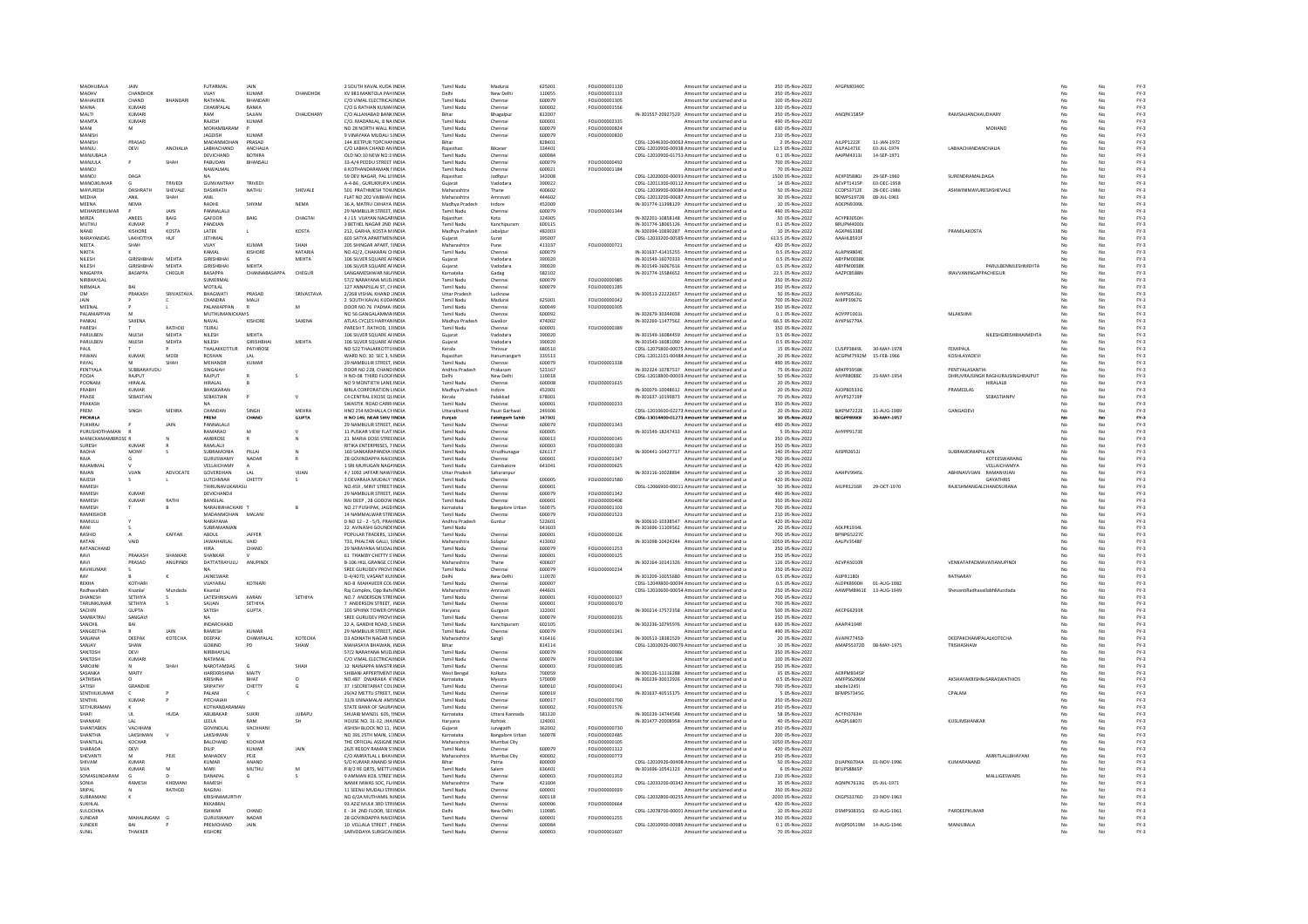| | | | | | | | | | | | | | | | | | | | | | | | | |
|---|---|---|---|---|---|---|---|---|---|---|---|---|---|---|---|---|---|---|---|---|---|---|---|---|
| MADHUBALA | JAIN | | FUTARMAL | JAIN | | 2 SOUTH KAVAL KUDA | INDIA | Tamil Nadu | Madurai | 625001 | FOLIO00001130 | | Amount for unclaimed and u | 350 | 05-Nov-2022 | AFGPM0340C | | | | | | No | No | FY-3 |
| MADHV | CHANDIRAM | | VIJAY | KUMAR | CHANDHOK | XV 983 MANTOLA PAH | INDIA | Delhi | New Delhi | 110055 | FOLIO00001133 | | Amount for unclaimed and u | 350 | 05-Nov-2022 | | | | | | | No | No | FY-3 |
| MAHAVEER | CHAND | BHANDARI | NATHMAL | BHANDARI | | C/O VIMAL ELECTRICA | INDIA | Tamil Nadu | Chennai | 600079 | FOLIO00001305 | | Amount for unclaimed and u | 100 | 05-Nov-2022 | | | | | | | No | No | FY-3 |
| MAINA | KUMARI | | CHAMPALAL | RANKA | | C/O G RATHAN KUMA | INDIA | Tamil Nadu | Chennai | 600002 | FOLIO00001556 | | Amount for unclaimed and u | 320 | 05-Nov-2022 | | | | | | | No | No | FY-3 |
| MALTI | KUMARI | | RAM | SAJJAN | CHAUDHARY | C/O ALLAHABAD BANK | INDIA | Bihar | Bhagalpur | 812007 | | IN-301557-20927529 | Amount for unclaimed and u | 350 | 05-Nov-2022 | AMQPK1585P | | | RAMSAJJANCHAUDHARY | | | No | No | FY-3 |
| MAMTA | KUMARI | | RAJESH | KUMAR | | C/O. MADANLAL, B NA | INDIA | Tamil Nadu | Chennai | 600001 | FOLIO00002335 | | Amount for unclaimed and u | 490 | 05-Nov-2022 | | | | | | | No | No | FY-3 |
| MANI | M | | MOHANBARAM | P | | NO 28 NORTH WALL R | INDIA | Tamil Nadu | Chennai | 600079 | FOLIO00000824 | | Amount for unclaimed and u | 630 | 05-Nov-2022 | | | | | MOHAND | | No | No | FY-3 |
| MANISH | | | JAGDISH | KUMAR | | 9 VINAYAKA MUDALI S | INDIA | Tamil Nadu | Chennai | 600079 | FOLIO00000830 | | Amount for unclaimed and u | 210 | 05-Nov-2022 | | | | | | | No | No | FY-3 |
| MANISH | PRASAD | | MADANMOHAN | PRASAD | | 144 JEETPUR TOPCHA | INDIA | Bihar | | 828401 | | CDSL-12046300-00063 | Amount for unclaimed and u | 2 | 05-Nov-2022 | AIUPP1222F | 11-JAN-1972 | | | | | No | No | FY-3 |
| MANJU | DEVI | ANCHALIA | LABHACHAND | ANCHALIA | | C/O LABHA CHAND A | INDIA | Rajasthan | Bikaner | 334401 | | CDSL-12010900-00938 | Amount for unclaimed and u | 12.5 | 05-Nov-2022 | AILPA1471E | 03-JUL-1974 | | LABHACHANDANCHALIA | | | No | No | FY-3 |
| MANJUBALA | | | DEVICHAND | BOTHRA | | OLD NO 10 NEW NO 1 | INDIA | Tamil Nadu | Chennai | 600084 | | CDSL-12010900-01753 | Amount for unclaimed and u | 0.1 | 05-Nov-2022 | AAIPM4311J | 14-SEP-1971 | | | | | No | No | FY-3 |
| MANJULA | P | SHAH | PABUDAN | BHANSALI | | 33-A/4 PEDDU STREET | INDIA | Tamil Nadu | Chennai | 600079 | FOLIO00000492 | | Amount for unclaimed and u | 700 | 05-Nov-2022 | | | | | | | No | No | FY-3 |
| MANOJ | | | NAWALMAL | | | 6 KOTHANDARAMAN | INDIA | Tamil Nadu | Chennai | 600021 | FOLIO00001184 | | Amount for unclaimed and u | 70 | 05-Nov-2022 | | | | | | | No | No | FY-3 |
| MANOJ | DAGA | | NA | | | 59 DEV NAGAR, PAL | INDIA | Rajasthan | Jodhpur | 342008 | | CDSL-12020000-00091 | Amount for unclaimed and u | 1500 | 05-Nov-2022 | AOXPD5880J | 29-SEP-1960 | | SURENDRAMALDAGA | | | No | No | FY-3 |
| MANOJKUMAR | G | TRIVEDI | GUNVANTRAY | TRIVEDI | | A-4-86 , GURUKRUPA | INDIA | Gujarat | Vadodara | 390022 | | CDSL-12011300-00112 | Amount for unclaimed and u | 14 | 05-Nov-2022 | AEVPT1415P | 03-DEC-1958 | | | | | No | No | FY-3 |
| MAYURESH | DASHRATH | SHEVALE | DASHRATH | NATHU | SHEVALE | 501 PRATHMESH TOW | INDIA | Maharashtra | Thane | 400602 | | CDSL-12039900-00084 | Amount for unclaimed and u | 50 | 05-Nov-2022 | CCOPS3712E | 28-DEC-1986 | | ASHWINIMAYURESHSHEVALE | | | No | No | FY-3 |
| MEDHA | ANIL | SHAH | ANIL | | | FLAT NO 202 VAIBHAV | INDIA | Maharashtra | Amravati | 444602 | | CDSL-12013200-00687 | Amount for unclaimed and u | 30 | 05-Nov-2022 | BDWPS1972B | 08-JUL-1961 | | | | | No | No | FY-3 |
| MEENA | NEMA | | RADHE | SHYAM | NEMA | 36 A, MATRU CHHAYA | INDIA | Madhya Pradesh | Indore | 452009 | | IN-301774-11398129 | Amount for unclaimed and u | 10 | 05-Nov-2022 | AOEPN6399L | | | | | | No | No | FY-3 |
| MEHANDRKUMAR | P | JAIN | PANNALALJI | | | 29 NAMBULIR STREET, | INDIA | Tamil Nadu | Chennai | 600079 | FOLIO00001344 | | Amount for unclaimed and u | 490 | 05-Nov-2022 | | | | | | | No | No | FY-3 |
| MIRZA | ANEES | BAIG | GAFOOR | BAIG | CHAGTAI | 4 / 15 VIJAYAN NAGA | INDIA | Rajasthan | Kota | 324005 | | IN-302201-10858148 | Amount for unclaimed and u | 50 | 05-Nov-2022 | ACYPB3050H | | | | | | No | No | FY-3 |
| MUTHU | KUMAR | P | PANDIAN | | | 3 BETHEL NAGAR 2ND | INDIA | Tamil Nadu | Kanchipuram | 600115 | | IN-301774-18065126 | Amount for unclaimed and u | 0.1 | 05-Nov-2022 | BRUPM4000J | | | | | | No | No | FY-3 |
| NAND | KISHORE | KOSTA | LATEK | L | KOSTA | 212, GARHA, KOSTA M | INDIA | Madhya Pradesh | Jabalpur | 482003 | | IN-300394-10690287 | Amount for unclaimed and u | 10 | 05-Nov-2022 | AGKPK6338E | | | PRAMILAKOSTA | | | No | No | FY-3 |
| NARAYANDAS | LAKHOTIYA | HUF | JETHMAL | | | 603 SATYA APARTMEN | INDIA | Gujarat | Surat | 395007 | | CDSL-12033200-00585 | Amount for unclaimed and u | 613.5 | 05-Nov-2022 | AAAHL8591F | | | | | | No | No | FY-3 |
| NEETA | SHAH | | VIJAY | KUMAR | SHAH | 205 SHINGAR APART, | INDIA | Maharashtra | Pune | 411037 | FOLIO00000721 | | Amount for unclaimed and u | 420 | 05-Nov-2022 | | | | | | | No | No | FY-3 |
| NIKITA | K | | KAMAL | KISHORE | KATARIA | NO.42/2, CHAKARAI C | INDIA | Tamil Nadu | Chennai | 600079 | | IN-301637-41415255 | Amount for unclaimed and u | 50 | 05-Nov-2022 | ALAPN9804E | | | | | | No | No | FY-3 |
| NILESH | GIRISHBHAI | MEHTA | GIRISHBHAI | G | MEHTA | 106 SILVER SQUARE A | INDIA | Gujarat | Vadodara | 390020 | | IN-301549-16070333 | Amount for unclaimed and u | 0.5 | 05-Nov-2022 | ABYPM0038K | | | | | | No | No | FY-3 |
| NILESH | GIRISHBHAI | MEHTA | GIRISHBHAI | MEHTA | | 106 SILVER SQUARE A | INDIA | Gujarat | Vadodara | 390020 | | IN-301549-16067616 | Amount for unclaimed and u | 0.5 | 05-Nov-2022 | ABYPM0038K | | | | PARULBENNILESHMEHTA | | No | No | FY-3 |
| NINGAPPA | BASAPPA | CHEGUR | BASAPPA | CHANNABASAPPA | CHEGUR | SANGAMESHWAR NI | INDIA | Karnataka | Gadag | 582102 | | IN-301774-15584652 | Amount for unclaimed and u | 22.5 | 05-Nov-2022 | AAZPC8588N | | | IRAVVANINGAPPACHEGUR | | | No | No | FY-3 |
| NIRBHAYLAL | | | SUMERMAL | | | 57/2 NARAYANA MUD | INDIA | Tamil Nadu | Chennai | 600079 | FOLIO00000985 | | Amount for unclaimed and u | 350 | 05-Nov-2022 | | | | | | | No | No | FY-3 |
| NIRMALA | BAI | | MOTILAL | | | 127 ANNAPILLAI ST, C | INDIA | Tamil Nadu | Chennai | 600079 | FOLIO00001285 | | Amount for unclaimed and u | 350 | 05-Nov-2022 | | | | | | | No | No | FY-3 |
| OM | PRAKASH | SRIVASTAVA | BHAGWATI | PRASAD | SRIVASTAVA | 2/268 VISHAL KHAND | INDIA | Uttar Pradesh | Lucknow | | | IN-300513-22222657 | Amount for unclaimed and u | 50 | 05-Nov-2022 | AHYPS0516J | | | | | | No | No | FY-3 |
| JAIN | P | C | CHANDRA | MALJI | | 2 SOUTH KAVAL KUDA | INDIA | Tamil Nadu | Madurai | 625001 | FOLIO00000342 | | Amount for unclaimed and u | 700 | 05-Nov-2022 | AHIPP3967G | | | | | | No | No | FY-3 |
| MEENAL | P | L | PALANIAPPAN | R | M | DOOR NO.76 PADMA | INDIA | Tamil Nadu | Chennai | 600049 | FOLIO00000305 | | Amount for unclaimed and u | 350 | 05-Nov-2022 | | | | | | | No | No | FY-3 |
| PALANIAPPAN | M | | MUTHUMANICKAM | S | | NO 56 GANGALAMMA | INDIA | Tamil Nadu | Chennai | 600092 | | IN-302679-30344008 | Amount for unclaimed and u | 0.1 | 05-Nov-2022 | AOYPP1001L | | | MLAKSHMI | | | No | No | FY-3 |
| PANKAJ | SAXENA | | NAVAL | KISHORE | SAXENA | ATLAS CYCLES HARYA | INDIA | Madhya Pradesh | Gwalior | 474002 | | IN-302269-11477562 | Amount for unclaimed and u | 66.5 | 05-Nov-2022 | AYKPS6779A | | | | | | No | No | FY-3 |
| PARESH | T | RATHOD | TEJRAJ | | | PARESH T. RATHOD, 1 | INDIA | Tamil Nadu | Chennai | 600001 | FOLIO00000389 | | Amount for unclaimed and u | 350 | 05-Nov-2022 | | | | | | | No | No | FY-3 |
| PARULBEN | NILESH | MEHTA | NILESH | MEHTA | | 106 SILVER SQUARE A | INDIA | Gujarat | Vadodara | 390020 | | IN-301549-16084459 | Amount for unclaimed and u | 0.5 | 05-Nov-2022 | | | | | NILESHGIRISHBHAIMEHTA | | No | No | FY-3 |
| PARULBEN | NILESH | MEHTA | NILESH | GIRISHBHAI | MEHTA | 106 SILVER SQUARE A | INDIA | Gujarat | Vadodara | 390020 | | IN-301549-16081090 | Amount for unclaimed and u | 0.5 | 05-Nov-2022 | | | | | | | No | No | FY-3 |
| PAUL | T | P | THALAKKOTTUR | PATHROSE | | NO 522 THALAKKOTT | INDIA | Kerala | Thrissur | 680510 | | CDSL-12075800-00075 | Amount for unclaimed and u | 15 | 05-Nov-2022 | CUSPP3849L | 30-MAY-1978 | | FEMIPAUL | | | No | No | FY-3 |
| PAWAN | KUMAR | MODI | ROSHAN | LAL | | WARD NO. 30 SEC 3, | INDIA | Rajasthan | Hanumangarh | 335513 | | CDSL-12012101-00484 | Amount for unclaimed and u | 20 | 05-Nov-2022 | ACGPM7592M | 15-FEB-1966 | | KOSHLAYADEVI | | | No | No | FY-3 |
| PAYAL | M | SHAH | MEHANDR | KUMAR | | 29 NAMBULIR STREET | INDIA | Tamil Nadu | Chennai | 600079 | FOLIO00001338 | | Amount for unclaimed and u | 490 | 05-Nov-2022 | | | | | | | No | No | FY-3 |
| PENTYALA | SUBBARAYUDU | | SINGAIAH | | | DOOR NO 228, CHANI | INDIA | Andhra Pradesh | Prakasam | 523167 | | IN-302324-10787537 | Amount for unclaimed and u | 75 | 05-Nov-2022 | ARKPP3958K | | | PENTYALASANTHI | | | No | No | FY-3 |
| POOJA | RAJPUT | | RAJPUT | | S | H NO-08 THIRD FLOO | INDIA | Delhi | New Delhi | 110018 | | CDSL-12018800-00003 | Amount for unclaimed and u | 50 | 05-Nov-2022 | AIVPR8088C | 23-MAY-1954 | | DHIRUVRAJSINGH RAGHURAJSINGHRAJPUT | | | No | No | FY-3 |
| POONAM | HIRALAL | | HIRALAL | B | | NO 9 MONTIETH LANE | INDIA | Tamil Nadu | Chennai | 600008 | FOLIO00001615 | | Amount for unclaimed and u | 20 | 05-Nov-2022 | | | | | HIRALALB | | No | No | FY-3 |
| PRABHI | KUMAR | | BHASKARAN | | | BIRLA CORPORATION | INDIA | Madhya Pradesh | Indore | 452001 | | IN-300079-10048612 | Amount for unclaimed and u | 20 | 05-Nov-2022 | AJOPB0533G | | | PRAMEELAS | | | No | No | FY-3 |
| PRAISE | SEBASTIAN | | SEBASTIAN | P | V | C4 CENTRAL EXCISE Q | INDIA | Kerala | Palakkad | 678001 | | IN-301637-10199873 | Amount for unclaimed and u | 70 | 05-Nov-2022 | AYVPS2719P | | | | SEBASTIANPV | | No | No | FY-3 |
| PRAKASH | | | NA | | | SWASTIK ROAD CARRI | INDIA | Tamil Nadu | Chennai | 600001 | FOLIO00000233 | | Amount for unclaimed and u | 350 | 05-Nov-2022 | | | | | | | No | No | FY-3 |
| PREM | SINGH | MEHRA | CHANDAN | SINGH | MEHRA | HNO 254 MOHALLA C | INDIA | Uttarakhand | Pauri Garhwal | 249306 | | CDSL-12010600-02273 | Amount for unclaimed and u | 20 | 05-Nov-2022 | BJKPM7222E | 11-AUG-1989 | | GANGADEVI | | | No | No | FY-3 |
| **PROMILA** | | | **PREM** | **CHAND** | **GUPTA** | **H NO 149, NEAR SHIV** | **INDIA** | **Punjab** | **Fatehgarh Sahib** | **147301** | | **CDSL-13014400-01273** | **Amount for unclaimed and u** | **10** | **05-Nov-2022** | **BEGPP8690F** | **30-MAY-1957** | | | | | **No** | **No** | **FY-3** |
| PUKHRAJ | P | JAIN | PANNALALJI | | | 29 NAMBULIR STREET, | INDIA | Tamil Nadu | Chennai | 600079 | FOLIO00001343 | | Amount for unclaimed and u | 490 | 05-Nov-2022 | | | | | | | No | No | FY-3 |
| PURUSHOTHAMAN | R | | RAMARAO | M | V | 11 PUSKAR VIEW FLAT | INDIA | Tamil Nadu | Chennai | 600005 | | IN-301549-18247433 | Amount for unclaimed and u | 5 | 05-Nov-2022 | AHYPP9173E | | | | | | No | No | FY-3 |
| MANICKAMAMBROSE | R | N | AMBROSE | R | N | 21 MARIA DOSS STREE | INDIA | Tamil Nadu | Chennai | 600013 | FOLIO00000145 | | Amount for unclaimed and u | 350 | 05-Nov-2022 | | | | | | | No | No | FY-3 |
| SURESH | KUMAR | R | RAMLALJI | | | RITIKA ENTERPRISES, | INDIA | Tamil Nadu | Chennai | 600003 | FOLIO00000183 | | Amount for unclaimed and u | 350 | 05-Nov-2022 | | | | | | | No | No | FY-3 |
| RADHA | MONY | S | SUBRAMONIA | PILLAI | N | 160 SANKARAPANDIA | INDIA | Tamil Nadu | Virudhunagar | 626117 | | IN-300441-10427717 | Amount for unclaimed and u | 140 | 05-Nov-2022 | AJSPR2652J | | | SUBRAMONIAPILLAIN | | | No | No | FY-3 |
| RAJA | G | | GURUSWAMY | NADAR | R | 28 GOVINDAPPA NAIC | INDIA | Tamil Nadu | Chennai | 600001 | FOLIO00001347 | | Amount for unclaimed and u | 700 | 05-Nov-2022 | | | | | KOTEESWARANG | | No | No | FY-3 |
| RAJAMMAL | V | | VELLAICHAMY | A | | 1 SRI MURUGAN NAG | INDIA | Tamil Nadu | Coimbatore | 641041 | FOLIO00000625 | | Amount for unclaimed and u | 420 | 05-Nov-2022 | | | | | VELLAICHAMYA | | No | No | FY-3 |
| RAJAN | VIJAN | ADVOCATE | GOVERDHAN | LAL | VIJAN | 4 / 1092 JAFFAR NAW | INDIA | Uttar Pradesh | Saharanpur | | | IN-301116-10028894 | Amount for unclaimed and u | 10 | 05-Nov-2022 | AAHPV9945L | | | ABHINAVVIJAN | RAMANVIJAN | | No | No | FY-3 |
| RAJESH | S | L | LUTCHMIAH | CHETTY | S | 3 DEVARAJA MUDALY | INDIA | Tamil Nadu | Chennai | 600005 | FOLIO00001580 | | Amount for unclaimed and u | 420 | 05-Nov-2022 | | | | | GAYATHRIS | | No | No | FY-3 |
| RAMESH | | | THIRUNAVUKARASU | | | NO.459 , MINT STREE | INDIA | Tamil Nadu | Chennai | 600001 | | CDSL-12066900-00011 | Amount for unclaimed and u | 50 | 05-Nov-2022 | AIUPR1216R | 29-OCT-1970 | | RAJESHMANGALCHANDSURANA | | | No | No | FY-3 |
| RAMESH | KUMAR | | DEVICHANDJI | | | 29 NAMBULIR STREET, | INDIA | Tamil Nadu | Chennai | 600079 | FOLIO00001342 | | Amount for unclaimed and u | 490 | 05-Nov-2022 | | | | | | | No | No | FY-3 |
| RAMESH | KUMAR | RATHI | BANSILAL | | | RAJ DEEP , 28 GODOW | INDIA | Tamil Nadu | Chennai | 600001 | FOLIO00000406 | | Amount for unclaimed and u | 350 | 05-Nov-2022 | | | | | | | No | No | FY-3 |
| RAMESH | T | B | NARASIMHACHARI | T | B | NO 27 PUSHPAK, JAGJ | INDIA | Karnataka | Bangalore Urban | 560075 | FOLIO00001103 | | Amount for unclaimed and u | 700 | 05-Nov-2022 | | | | | | | No | No | FY-3 |
| RAMKISHOR | | | MADANMOHAN | MALANI | | 14 NAMMALWAR STRE | INDIA | Tamil Nadu | Chennai | 600079 | FOLIO00001523 | | Amount for unclaimed and u | 210 | 05-Nov-2022 | | | | | | | No | No | FY-3 |
| RAMULU | Y | | NARAYANA | | | D NO 12 - 2 - 5/5, PRAK | INDIA | Andhra Pradesh | Guntur | 522601 | | IN-300610-10338547 | Amount for unclaimed and u | 420 | 05-Nov-2022 | | | | | | | No | No | FY-3 |
| RANI | S | | SUBRAMANIAN | | | 22 AVINASHI GOUND | INDIA | Tamil Nadu | | 641603 | | IN-301696-11109562 | Amount for unclaimed and u | 20 | 05-Nov-2022 | ADLPR1934L | | | | | | No | No | FY-3 |
| RASHID | A | KAFFAR | ABDUL | JAFFER | | POPULAR TRADERS, 13 | INDIA | Tamil Nadu | Chennai | 600001 | FOLIO00000126 | | Amount for unclaimed and u | 700 | 05-Nov-2022 | BPNPG5227C | | | | | | No | No | FY-3 |
| RATAN | VAID | | JAWAHARLAL | VAID | | 733, PHALTAN GALLI, | INDIA | Maharashtra | Solapur | 413002 | | IN-301098-10424244 | Amount for unclaimed and u | 1050 | 05-Nov-2022 | AALPV3548F | | | | | | No | No | FY-3 |
| RATANCHAND | | | HIRA | CHAND | | 29 NARAYANA MUDA | INDIA | Tamil Nadu | Chennai | 600079 | FOLIO00001253 | | Amount for unclaimed and u | 350 | 05-Nov-2022 | | | | | | | No | No | FY-3 |
| RAVI | PRAKASH | SHANKAR | SHANKAR | V | | 61 THAMBY CHETTY S | INDIA | Tamil Nadu | Chennai | 600001 | FOLIO00000125 | | Amount for unclaimed and u | 350 | 05-Nov-2022 | | | | | | | No | No | FY-3 |
| RAVI | PRASAD | ANUPINDI | DATTATRAYULU | ANUPINDI | | B-106 HILL GRANGE C | INDIA | Maharashtra | Thane | 400607 | | IN-302164-10141326 | Amount for unclaimed and u | 126 | 05-Nov-2022 | AEVPA5010R | | | VENKATAPADMAVATIANUPINDI | | | No | No | FY-3 |
| RAVIKUMAR | S | | NA | | | SREE GURUDEV PROV | INDIA | Tamil Nadu | Chennai | 600079 | FOLIO00000234 | | Amount for unclaimed and u | 350 | 05-Nov-2022 | | | | | | | No | No | FY-3 |
| RAY | B | K | JAINESWAR | | | D-4/4070, VASANT KU | INDIA | Delhi | New Delhi | 110070 | | IN-301209-10055680 | Amount for unclaimed and u | 0.5 | 05-Nov-2022 | AIJPR1180I | | | RATNARAY | | | No | No | FY-3 |
| REKHA | KOTHARI | | VIJAYARAJ | KOTHARI | | NO-8 MAHAVEER COL | INDIA | Tamil Nadu | Chennai | 600007 | | CDSL-12049800-00094 | Amount for unclaimed and u | 0.5 | 05-Nov-2022 | ALDPK8000H | 01-AUG-1982 | | | | | No | No | FY-3 |
| Radhavallabh | Kisanlal | Mundada | Kisanlal | | | Raj Complex, Opp Bal | INDIA | Maharashtra | Amravati | 444601 | | CDSL-12010600-00054 | Amount for unclaimed and u | 250 | 05-Nov-2022 | AAWPM8961E | 13-AUG-1949 | | ShevantiRadhavallabhMundada | | | No | No | FY-3 |
| DHANESH | SETHIYA | S | LATESHRISAJAN | KARAN | SETHIYA | NO 7 ANDERSON STRE | INDIA | Tamil Nadu | Chennai | 600001 | FOLIO00000327 | | Amount for unclaimed and u | 700 | 05-Nov-2022 | | | | | | | No | No | FY-3 |
| TARUNKUMAR | SETHIYA | S | SAJJAN | SETHIYA | | 7 ANDERSON STREET, | INDIA | Tamil Nadu | Chennai | 600001 | FOLIO00000170 | | Amount for unclaimed and u | 700 | 05-Nov-2022 | | | | | | | No | No | FY-3 |
| SACHIN | GUPTA | | SATISH | GUPTA | | 103 SPHINX TOWER O | INDIA | Haryana | Gurgaon | 122001 | | IN-300214-17572358 | Amount for unclaimed and u | 500 | 05-Nov-2022 | AKCPG6293R | | | | | | No | No | FY-3 |
| SAMBATRAJ | SANGAVI | | NA | | | SREE GURUDEV PROV | INDIA | Tamil Nadu | Chennai | 600079 | FOLIO00000235 | | Amount for unclaimed and u | 350 | 05-Nov-2022 | | | | | | | No | No | FY-3 |
| SANCHIL | BAI | | INDARCHAND | | | 22 A, GANDHI ROAD, | INDIA | Tamil Nadu | Kanchipuram | 602105 | | IN-302236-10795976 | Amount for unclaimed and u | 630 | 05-Nov-2022 | AAAPX4104R | | | | | | No | No | FY-3 |
| SANGEETHA | R | JAIN | RAMESH | KUMAR | | 29 NAMBULIR STREET, | INDIA | Tamil Nadu | Chennai | 600079 | FOLIO00001341 | | Amount for unclaimed and u | 490 | 05-Nov-2022 | | | | | | | No | No | FY-3 |
| SANJANA | DEEPAK | KOTECHA | DEEPAK | CHAMPALAL | KOTECHA | D3 ADINATH NAGAR | INDIA | Maharashtra | Sangli | 416416 | | IN-300513-18381529 | Amount for unclaimed and u | 20 | 05-Nov-2022 | AVAPK7745D | | | DEEPAKCHAMPALALKOTECHA | | | No | No | FY-3 |
| SANJAY | SHAW | | GOBIND | PD | SHAW | MAHASAYA BHAWAN, | INDIA | Bihar | | 814114 | | CDSL-12010926-00079 | Amount for unclaimed and u | 10 | 05-Nov-2022 | AMAPS5372D | 08-MAY-1975 | | TRISHASHAW | | | No | No | FY-3 |
| SANTOSH | DEVI | | NIRBHAYLAL | | | 57/2 NARAYANA MUD | INDIA | Tamil Nadu | Chennai | 600079 | FOLIO00000986 | | Amount for unclaimed and u | 350 | 05-Nov-2022 | | | | | | | No | No | FY-3 |
| SANTOSH | KUMARI | | NATHMAL | | | C/O VIMAL ELECTRICA | INDIA | Tamil Nadu | Chennai | 600079 | FOLIO00001304 | | Amount for unclaimed and u | 100 | 05-Nov-2022 | | | | | | | No | No | FY-3 |
| SAROJINI | N | SHAH | NAROTAMDAS | G | SHAH | 12 NAINAPPA MAISTR | INDIA | Tamil Nadu | Chennai | 600003 | FOLIO00000185 | | Amount for unclaimed and u | 350 | 05-Nov-2022 | | | | | | | No | No | FY-3 |
| SASANKA | MAITY | | HAREKRISHNA | MAITY | | SHIBANI APPERTMENT | INDIA | West Bengal | Kolkata | 700059 | | IN-300126-11116288 | Amount for unclaimed and u | 35 | 05-Nov-2022 | AERPM8345P | | | | | | No | No | FY-3 |
| SATHISHA | K | | KRISHNA | BHAT | O | NO 487 DWARAKA 4 T | INDIA | Karnataka | Mysore | 570009 | | IN-300239-30012926 | Amount for unclaimed and u | 0.5 | 05-Nov-2022 | AMFPS6296M | | | AKSHAYAKRISHNASARASWATHIOS | | | No | No | FY-3 |
| SATISH | GRANDHE | | SRIPATHY | CHETTY | G | 37 I SECRETARIAT COL | INDIA | Tamil Nadu | Chennai | 600010 | FOLIO00000141 | | Amount for unclaimed and u | 700 | 05-Nov-2022 | abcde1245I | | | | | | No | No | FY-3 |
| SENTHILKUMAR | C | | PALANI | C | | 29/A2 METTU STREET | INDIA | Tamil Nadu | Chennai | 600019 | | IN-301637-40515175 | Amount for unclaimed and u | 5 | 05-Nov-2022 | BFMPS7345G | | | CPALANI | | | No | No | FY-3 |
| SENTHIL | KUMAR | P | PITCHAIAH | | | 31/B UNNAMALAI AM | INDIA | Tamil Nadu | Chennai | 600017 | FOLIO00001700 | | Amount for unclaimed and u | 350 | 05-Nov-2022 | | | | | | | No | No | FY-3 |
| SETHURAMAN | K | | KOTHANDARAMAN | | | STATE BANK OF SAUR | INDIA | Tamil Nadu | Chennai | 600002 | FOLIO00001735 | | Amount for unclaimed and u | 350 | 05-Nov-2022 | | | | | | | No | No | FY-3 |
| SHAFI | UL | HUDA | ABUBAKAR | SUKRI | JUBAPU | SHUAIB MANZIL 605, | INDIA | Karnataka | Uttara Kannada | 581320 | | IN-300239-14744548 | Amount for unclaimed and u | 58 | 05-Nov-2022 | ACYPI0763H | | | | | | No | No | FY-3 |
| SHANKAR | LAL | | LEELA | RAM | SH | HOUSE NO. 31-32, HA | INDIA | Haryana | Rohtak | 124001 | | IN-301477-20008958 | Amount for unclaimed and u | 40 | 05-Nov-2022 | AAQPL6807J | | | KUSUMSHANKAR | | | No | No | FY-3 |
| SHANTABEN | VACHHANI | | GOVINDLAL | VACHHANI | | ASHISH BLOCK NO 11, | INDIA | Gujarat | Junagadh | 362002 | FOLIO00000730 | | Amount for unclaimed and u | 210 | 05-Nov-2022 | | | | | | | No | No | FY-3 |
| SHANTHA | LAKSHMAN | V | LAKSHMAN | V | | NO 391 25TH MAIN, 1 | INDIA | Karnataka | Bangalore Urban | 560078 | FOLIO00002485 | | Amount for unclaimed and u | 200 | 05-Nov-2022 | | | | | | | No | No | FY-3 |
| SHANTILAL | KOCHAR | | BALCHAND | KOCHAR | | THE OFFICIAL ASSIGNE | INDIA | Maharashtra | Mumbai City | | FOLIO00000105 | | Amount for unclaimed and u | 1050 | 05-Nov-2022 | | | | | | | No | No | FY-3 |
| SHARADA | DEVI | | DILIP | KUMAR | JAIN | 26/E REDDY RAMAN S | INDIA | Tamil Nadu | Chennai | 600079 | FOLIO00001312 | | Amount for unclaimed and u | 420 | 05-Nov-2022 | | | | | | | No | No | FY-3 |
| SHEVANTI | M | PEJE | MAHADEV | PEJE | | C/O AMRATLAL L BHA | INDIA | Maharashtra | Mumbai City | 400002 | FOLIO00000773 | | Amount for unclaimed and u | 700 | 05-Nov-2022 | | | | | AMRITLALLBHAYANI | | No | No | FY-3 |
| SHIVAM | KUMAR | | KUMAR | ANAND | | S/O KUMAR ANAND S | INDIA | Bihar | Patna | 800009 | | CDSL-12010926-00408 | Amount for unclaimed and u | 50 | 05-Nov-2022 | DUAPK6704A | 01-NOV-1996 | | KUMARANAND | | | No | No | FY-3 |
| SIVA | KUMAR | M | MARI | MUTHU | M | R 8/2 RE QRTS. METT | INDIA | Tamil Nadu | Salem | 636401 | | IN-301696-10541123 | Amount for unclaimed and u | 6 | 05-Nov-2022 | BFUPS8865P | | | | | | No | No | FY-3 |
| SOMASUNDARAM | G | D | DANAPAL | G | S | 9 AMMAN KOIL STREE | INDIA | Tamil Nadu | Chennai | 600003 | FOLIO00001352 | | Amount for unclaimed and u | 210 | 05-Nov-2022 | | | | | MALLIGESWARS | | No | No | FY-3 |
| SONIA | RAMESH | KHEMANI | RAMESH | | | NANIK NIWAS SOC, FL | INDIA | Maharashtra | Thane | 421004 | | CDSL-12033200-00342 | Amount for unclaimed and u | 35 | 05-Nov-2022 | AQNPK7613G | 05-JUL-1971 | | | | | No | No | FY-3 |
| SRIPAL | N | RATHOD | NAGRAJ | | | 11 SEENU MUDALI ST | INDIA | Tamil Nadu | Chennai | 600001 | FOLIO00000029 | | Amount for unclaimed and u | 350 | 05-Nov-2022 | | | | | | | No | No | FY-3 |
| SUBRAMANI | K | | KRISHNAMURTHY | | | NO 6/2A MUTHAMIL | INDIA | Tamil Nadu | Chennai | 600118 | | CDSL-12032800-00255 | Amount for unclaimed and u | 2030 | 05-Nov-2022 | CKGPS3376D | 23-NOV-1963 | | | | | No | No | FY-3 |
| SUKHLAL | | | RIKKABRAI | | | 93 AZIZ MULK 3RD STR | INDIA | Tamil Nadu | Chennai | 600006 | FOLIO00000664 | | Amount for unclaimed and u | 420 | 05-Nov-2022 | | | | | | | No | No | FY-3 |
| SULOCHNA | | | ISHWAR | CHAND | | E - 34 2ND FLOOR, SE | INDIA | Delhi | New Delhi | 110085 | | CDSL-12078700-00001 | Amount for unclaimed and u | 10 | 05-Nov-2022 | DSMPS0835Q | 02-AUG-1961 | | PARDEEPKUMAR | | | No | No | FY-3 |
| SUNDAR | MAHALINGAM | G | GURUSWAMY | NADAR | | 28 GOVINDAPPA NAIC | INDIA | Tamil Nadu | Chennai | 600001 | FOLIO00001255 | | Amount for unclaimed and u | 350 | 05-Nov-2022 | | | | | | | No | No | FY-3 |
| SUNDER | BAI | P | PREMCHAND | JAIN | | 10 VELLALA STREET, F | INDIA | Tamil Nadu | Chennai | 600084 | | CDSL-12010900-00985 | Amount for unclaimed and u | 0.1 | 05-Nov-2022 | AVQPS0519M | 14-AUG-1946 | | MANJUBALA | | | No | No | FY-3 |
| SUNIL | THAKKER | | KISHORE | | | SARVODAYA SURGICA | INDIA | Tamil Nadu | Chennai | 600003 | FOLIO00001607 | | Amount for unclaimed and u | 70 | 05-Nov-2022 | | | | | | | No | No | FY-3 |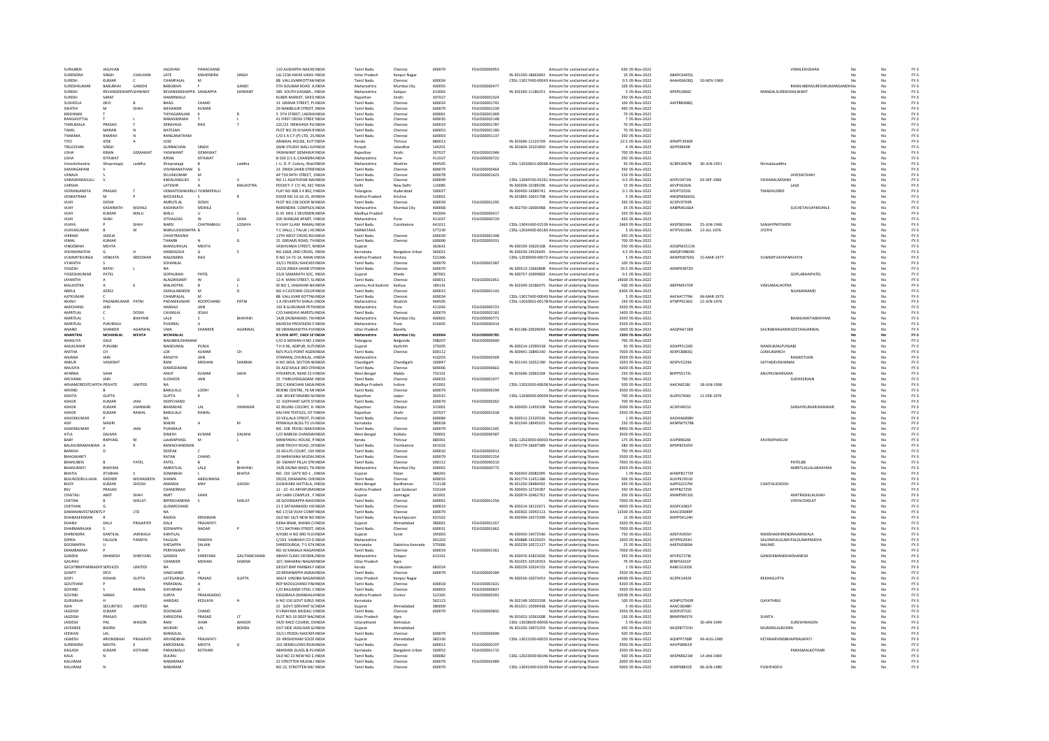| | | | | | | | | | | | | | | | | | | | | |
|---|---|---|---|---|---|---|---|---|---|---|---|---|---|---|---|---|---|---|---|---|
| SURAJBEN | JAGJIVAN | | JAGJIVAN | PANACHAND | | 110 AUDIAPPA NAICKEINDIA | Tamil Nadu | Chennai | 600079 | FOLIO0000953 | | Amount for unclaimed and u | 630 | 05-Nov-2022 | | | VIMALESHUSHAH | No | No | FY-3 |
| SURENDRA | SINGH | CHAUHAN | LATE | MAHENDRA | SINGH | LIG 2230 AWAS VIKAS INDIA | Uttar Pradesh | Kanpur Nagar | | | IN-301330-18663842 | Amount for unclaimed and u | 10 | 05-Nov-2022 | ABAPC6495Q | | | No | No | FY-3 |
| SURESH | KUMAR | C | CHAMPALAL | M | | 88 VALLUVARKOTTAM INDIA | Tamil Nadu | Chennai | 600034 | | CDSL-13017400-00043 | Amount for unclaimed and u | 0.5 | 05-Nov-2022 | AAAHS0428Q | 10-NOV-1969 | | No | No | FY-3 |
| SURESHKUMAR | BABUBHAI | GANDHI | BABUBHAI | F | GANDI | 5TH GOLIBAR ROAD A INDIA | Maharashtra | Mumbai City | 400055 | FOLIO0000477 | | Amount for unclaimed and u | 100 | 05-Nov-2022 | | | RAMILABENSURESHKUMARGANDHI | No | No | FY-3 |
| SURESH | REVANSIDDHAPPA | SHIWANT | REVANSIDDHAPPA | SANGAPPA | SHIWANT | 585 SOUTH KASABA , INDIA | Maharashtra | Solapur | 413002 | | IN-302269-11180251 | Amount for unclaimed and u | 5 | 05-Nov-2022 | APXPS1866C | | MANGALSURESHSHILWANT | No | No | FY-3 |
| SURESH | SARAF | | HANMRMALJI | | | KUBER MARKET, SHEO INDIA | Rajasthan | Sirohi | 307027 | FOLIO0001024 | | Amount for unclaimed and u | 350 | 05-Nov-2022 | | | | No | No | FY-3 |
| SUSHEELA | DEVI | B | BHAG | CHAND | | 23 GRAMA STREET, PL INDIA | Tamil Nadu | Chennai | 600024 | FOLIO0001742 | | Amount for unclaimed and u | 100 | 05-Nov-2022 | AAFPB8498Q | | | No | No | FY-3 |
| SWATHI | M | SHAH | MEHANDR | KUMAR | | 29 NAMBULIR STREET, INDIA | Tamil Nadu | Chennai | 600079 | FOLIO0001339 | | Amount for unclaimed and u | 490 | 05-Nov-2022 | | | | No | No | FY-3 |
| KRISHNAN | T | | THYAGARAJAN | K | R | 5 5TH STREET, LAKSHMINDIA | Tamil Nadu | Chennai | 600061 | FOLIO0001909 | | Amount for unclaimed and u | 70 | 05-Nov-2022 | | | | No | No | FY-3 |
| RANGAVITTAL | T | L | NARASIMMAH | T | L | 41 FIRST CROSS STREE INDIA | Tamil Nadu | Chennai | 600035 | FOLIO0002148 | | Amount for unclaimed and u | 7 | 05-Nov-2022 | | | | No | No | FY-3 |
| THIRUMALA | PRASAD | T | SRINIVASA | RAO | T | 22C/23 SRINIVASA PU INDIA | Tamil Nadu | Chennai | 600019 | FOLIO0001787 | | Amount for unclaimed and u | 70 | 05-Nov-2022 | | | | No | No | FY-3 |
| TAMIL | MARAN | N | NATESAN | | | PLOT NO 29 III MAIN R INDIA | Tamil Nadu | Chennai | 600053 | FOLIO0001180 | | Amount for unclaimed and u | 70 | 05-Nov-2022 | | | | No | No | FY-3 |
| THARAKA | RAMIAH | N | RANGANATHAM | | | C/O S A C F (P) LTD, 25 INDIA | Tamil Nadu | Chennai | 600003 | FOLIO0001137 | | Amount for unclaimed and u | 350 | 05-Nov-2022 | | | | No | No | FY-3 |
| TITO | JOSE | A | JOSE | | | ARAKKAL HOUSE, KUT INDIA | Kerala | Thrissur | 680013 | | IN-301696-11123769 | Amount for unclaimed and u | 22.5 | 05-Nov-2022 | AFMPT3930R | | | No | No | FY-3 |
| TRILOCHAN | SINGH | | GURBACHAN | SINGH | | SAINI STUDIO WALI GAINDIA | Punjab | Jalandhar | 144201 | | IN-301604-10101850 | Amount for unclaimed and u | 4 | 05-Nov-2022 | AEIPS9699R | | | No | No | FY-3 |
| USHA | KIRAN | GEMAWAT | YASHWANT | GEMAWAT | | YASHWANT GEMAWAT INDIA | Rajasthan | Sirohi | 307027 | FOLIO0001046 | | Amount for unclaimed and u | 700 | 05-Nov-2022 | | | | No | No | FY-3 |
| USHA | KITAWAT | | KITAWAT | | | B-503 D S K, CHANDRA INDIA | Maharashtra | Pune | 411037 | FOLIO0000722 | | Amount for unclaimed and u | 350 | 05-Nov-2022 | | | | No | No | FY-3 |
| Umeshchandra | Shivpratapji | Laddha | Shivpratapji | B | Laddha | I. U. D. P. Colony, Wasi INDIA | Maharashtra | Washim | 444505 | | CDSL-12010601-00068 | Amount for unclaimed and u | 50 | 05-Nov-2022 | ACBPL9467B | 30-JUN-1951 | NirmalaLaddha | No | No | FY-3 |
| SARANGAPANI | V | | VISHWANATHAN | G | | 23 ZINDA SAHIB STREE INDIA | Tamil Nadu | Chennai | 600079 | FOLIO0000464 | | Amount for unclaimed and u | 350 | 05-Nov-2022 | | | | No | No | FY-3 |
| VANAJA | S | | SELVAKUMAR | M | | AP 759 54TH STREET, 1 INDIA | Tamil Nadu | Chennai | 600078 | FOLIO0001623 | | Amount for unclaimed and u | 210 | 05-Nov-2022 | | | JAYESHCSHAH | No | No | FY-3 |
| VARADHARAJULU | V | | KADALANGUDI | V | V | NO 11 AGATHIYAR NA INDIA | Tamil Nadu | Chennai | 600049 | | CDSL-12044700-05261 | Amount for unclaimed and u | 0.5 | 05-Nov-2022 | AFIPV3472N | 03-SEP-1966 | VDHANALAKSHMI | No | No | FY-3 |
| VARSHA | | | LATESHR | A | MALHOTRA | POCKET- F 17/ 45, SEC INDIA | Delhi | New Delhi | 110085 | | IN-300206-10189296 | Amount for unclaimed and u | 15 | 05-Nov-2022 | AEVPV6264L | | LALB | No | No | FY-3 |
| VEERANJANEYA | PRASAD | T | VENKATESHWARLU | TUMMEPALLI | | FLAT NO 408 3 4 802, FINDIA | Telangana | Hyderabad | 500027 | | IN-300450-14389741 | Amount for unclaimed and u | 0.1 | 05-Nov-2022 | AFDPT2255I | | TMADHUSREE | No | No | FY-3 |
| VENKATRAM | M | P | MOCHERLA | S | R | DOOR NO 10-16-25, AFINDIA | Andhra Pradesh | Krishna | 520001 | | IN-301895-10631708 | Amount for unclaimed and u | 5 | 05-Nov-2022 | ANQPM6665G | | | No | No | FY-3 |
| VIJAY | DOSHI | | AMRUTLAL | DOSHI | | PLOT NO 238 DOOR N INDIA | Tamil Nadu | Chennai | 600039 | FOLIO0001295 | | Amount for unclaimed and u | 350 | 05-Nov-2022 | ACSPV0793R | | | No | No | FY-3 |
| VIJAY | KASHINATH | MOHILE | KASHINATH | MOHILE | | NARENDRA COMPLEX INDIA | Maharashtra | Mumbai City | 400068 | | IN-302759-10000968 | Amount for unclaimed and u | 35 | 05-Nov-2022 | AABPM6166A | | SUCHETAVIJAYMOHILE | No | No | FY-3 |
| VIJAY | KUMAR | MALU | MALU | U | C | D-35 MIG 1 DEVENDR INDIA | Madhya Pradesh | | 492004 | FOLIO0000417 | | Amount for unclaimed and u | 350 | 05-Nov-2022 | | | | No | No | FY-3 |
| VIJAY | SHAH | | VITHALDAS | W | SHAH | 205 SHINGAR APART, SINDIA | Maharashtra | Pune | 411037 | FOLIO0000720 | | Amount for unclaimed and u | 420 | 05-Nov-2022 | | | | No | No | FY-3 |
| VIJAYA | P | SHAH | NARSI | CHATRABHUJ | LODAYA | 9 VIJAY ILLAM RAMALINDIA | Tamil Nadu | Coimbatore | 641011 | | CDSL-13041400-01539 | Amount for unclaimed and u | 2460 | 05-Nov-2022 | AXSPS8334A | 25-JUN-1946 | SANJAYPNYSHERI | No | No | FY-3 |
| VIJAYAKUMAR | B | M | MARULASIDDAPPA | B | S | Y C HALLI, ( TALUK ) H INDIA | KARNATAKA | | 577239 | | CDSL-12034400-00183 | Amount for unclaimed and u | 5 | 05-Nov-2022 | AFTPV6138A | 13-JUL-1976 | JYOTHI | No | No | FY-3 |
| VIKRAM | JADEJA | | CHHATRASINH | | | 13TH WEST CROSS RO INDIA | Tamil Nadu | Chennai | 600039 | FOLIO0001348 | | Amount for unclaimed and u | 350 | 05-Nov-2022 | | | | No | No | FY-3 |
| VIMAL | KUMAR | | THAMBI | N | G | 25 GREAMS ROAD, TH INDIA | Tamil Nadu | Chennai | 600006 | FOLIO0000331 | | Amount for unclaimed and u | 700 | 05-Nov-2022 | | | | No | No | FY-3 |
| VINODBHAI | MEHTA | | MANSUKHLAL | MEHTA | | VADHVANIA STREET, NINDIA | Gujarat | | 363641 | | IN-300159-10620168 | Amount for unclaimed and u | 550 | 05-Nov-2022 | AOQPM2511N | | | No | No | FY-3 |
| VISHWANATHA | G | H | NANDIGOLA | G | S | NO.1668, 2ND CROSS, INDIA | Karnataka | Bangalore Urban | 560021 | | IN-300239-14526645 | Amount for unclaimed and u | 4.5 | 05-Nov-2022 | AMQPV9803N | | | No | No | FY-3 |
| VUMMITIDURGA | VENKATA | SREEDHAR | NAGENDRA | RAO | | D NO 14-73-14, MAIN INDIA | Andhra Pradesh | Krishna | 521166 | | CDSL-12036900-00072 | Amount for unclaimed and u | 5 | 05-Nov-2022 | AKWPD8750G | 15-MAR-1977 | VUMMITIJAYAPARVATHI | No | No | FY-3 |
| VYJANTHI | S | | SOHANLAL | | | 33/11 PEDDU NAICKEN INDIA | Tamil Nadu | Chennai | 600079 | FOLIO0001587 | | Amount for unclaimed and u | 100 | 05-Nov-2022 | | | | No | No | FY-3 |
| YOGESH | RATHI | L | NA | | | 23/26 ZINDA SAHIB STI INDIA | Tamil Nadu | Chennai | 600079 | | IN-300513-13660808 | Amount for unclaimed and u | 29.5 | 05-Nov-2022 | ADNPR2872D | | | No | No | FY-3 |
| YOGESHKUMAR | PATEL | | GOPALBHAI | PATEL | | 23/A SAMARATH SOC, INDIA | Gujarat | Kheda | 387001 | | IN-300757-10999802 | Amount for unclaimed and u | 0.5 | 05-Nov-2022 | | | GOPLABHAIPATEL | No | No | FY-3 |
| JAYANTHI | A | | ALAGIRISAMY | W | O | 12-A MAIN STREET, SAINDIA | Tamil Nadu | Chennai | 600011 | FOLIO0001851 | | Number of underlying Shares | 14000 | 05-Nov-2022 | | | | No | No | FY-3 |
| MALHOTRA | A | K | MALHOTRA | B | L | W.NO 1, JAWAHAR NAINDIA | Jammu And Kashmir | Kathua | 184141 | | IN-302349-10186975 | Number of underlying Shares | 500 | 05-Nov-2022 | ABFPM9170R | | VIMLAMALHOTRA | No | No | FY-3 |
| ABDUL | AZEEZ | | ZAINULABDEEN | M | D | NO 4 CUSTOMS COLON INDIA | Tamil Nadu | Chennai | 600015 | FOLIO0001143 | | Number of underlying Shares | 6300 | 05-Nov-2022 | | | NIJAMNAMD | No | No | FY-3 |
| AJITKUMAR | C | | CHAMPALAL | M | | 88 VALLUVAR KOTTAM INDIA | Tamil Nadu | Chennai | 600034 | | CDSL-13017400-00043 | Number of underlying Shares | 5 | 05-Nov-2022 | AAFHA7779H | 04-MAR-1973 | | No | No | FY-3 |
| AKASH | PADAMKUMAR | PATNI | PADAMKUMAR | ROOPCHAND | PATNI | 1 A DEVAPETH SHALA INDIA | Maharashtra | Washim | 444505 | | CDSL-12010601-00178 | Number of underlying Shares | 250 | 05-Nov-2022 | ATMPP0136G | 12-JUN-1976 | | No | No | FY-3 |
| AMICHAND | JAIN | | HANSAJI | JAIN | | 192 B GURUWAR PETH INDIA | Maharashtra | Pune | 411042 | FOLIO0000723 | | Number of underlying Shares | 3500 | 05-Nov-2022 | | | | No | No | FY-3 |
| AMRITLAL | C | DOSHI | CHUNILAL | JESAJI | | C/O SANGHVI AMRITLA INDIA | Tamil Nadu | Chennai | 600079 | FOLIO0001181 | | Number of underlying Shares | 1400 | 05-Nov-2022 | | | | No | No | FY-3 |
| AMRITLAL | L | BHAYANI | LALJI | S | BHAYANI | 14/B ZAOBAWADI, TH INDIA | Maharashtra | Mumbai City | 400002 | FOLIO0000771 | | Number of underlying Shares | 3500 | 05-Nov-2022 | | | BHANUMATIABHAYANI | No | No | FY-3 |
| AMRITLAL | PUKHRAJJI | | PUKHRAJ | JI | | MUKESH PROVISION S INDIA | Maharashtra | Pune | 410405 | FOLIO0000414 | | Number of underlying Shares | 3500 | 05-Nov-2022 | | | | No | No | FY-3 |
| ANAND | SHANKER | AGARWAL | UMA | SHANKER | AGARWAL | 58 VIKRAMADITYA PUR INDIA | Uttar Pradesh | Bareilly | | | IN-301186-20028054 | Number of underlying Shares | 1000 | 05-Nov-2022 | AADPA6718D | | SAURABHAGARWGEETAAGARWAL | No | No | FY-3 |
| **ANANTRAI** | **MOHANLAL** | **MEHTA** | **MOHANLAL** | | | **8 VIJYA APPT, DADI SE INDIA** | **Maharashtra** | **Mumbai City** | **400064** | **FOLIO0000785** | | **Number of underlying Shares** | **1500** | **05-Nov-2022** | | | | **No** | **No** | **FY-3** |
| ANASUYA | GALLI | | NAGABHUSHANAM | | | C/O G MOHAN H NO 1 INDIA | Telangana | Nalgonda | 508207 | FOLIO0000640 | | Number of underlying Shares | 700 | 05-Nov-2022 | | | | No | No | FY-3 |
| ANILKUMAR | PUNJABI | | NANDUMAL | PUNIA | | T H X 96, ADIPUR, KUT INDIA | Gujarat | Kachchh | 370205 | | IN-300214-12099318 | Number of underlying Shares | 50 | 05-Nov-2022 | ADAPP3124D | | NANDUMALPUNJABI | No | No | FY-3 |
| ANITHA | CH | | LOK | KUMAR | CH | M/S PLUS POINT AGEN INDIA | Tamil Nadu | Chennai | 600112 | | IN-300441-10840140 | Number of underlying Shares | 7000 | 05-Nov-2022 | AEKPC8883Q | | LOKKUMARCH | No | No | FY-3 |
| ANJANA | JAIN | | RANJITH | JAIN | | OTARMAL CHUNILAL, INDIA | Maharashtra | | 410203 | FOLIO0000309 | | Number of underlying Shares | 3500 | 05-Nov-2022 | | | RANJEETJAIN | No | No | FY-3 |
| ANKUR | VASHISHT | | RAM | KRISHAN | SHARMA | H NO 3654, SECTOR-46 INDIA | Chandigarh | Chandigarh | 160047 | | IN-301143-10352190 | Number of underlying Shares | 1050 | 05-Nov-2022 | AESPV5229A | | SATYADEVISHARMA | No | No | FY-3 |
| ANUSIYA | | | DAMODARAN | | | 93 AZIZ MULK 3RD STR INDIA | Tamil Nadu | Chennai | 600006 | FOLIO0000663 | | Number of underlying Shares | 4200 | 05-Nov-2022 | | | | No | No | FY-3 |
| APARNA | SAHA | | ANUP | KUMAR | SAHA | HYDARPUR, NEAR 22 HNDIA | West Bengal | Malda | 732101 | | IN-301696-10963204 | Number of underlying Shares | 250 | 05-Nov-2022 | BHPPS5172L | | ANUPKUMARSAHA | No | No | FY-3 |
| ARCHANA | JAIN | | SUDHEER | JAIN | | 25 THIRUVENGADAM INDIA | Tamil Nadu | Chennai | 600033 | FOLIO0001977 | | Number of underlying Shares | 700 | 05-Nov-2022 | | | SUDHEERJAIN | No | No | FY-3 |
| ARIHANTCREDITCAPITA | PRIVATE | LIMITED | NA | | | 202 C KANCHAN SAGA INDIA | Madhya Pradesh | Indore | 452001 | | CDSL-12033300-00658 | Number of underlying Shares | 500 | 05-Nov-2022 | AAICA8138J | 18-JUN-1996 | | No | No | FY-3 |
| ARVIND | B | | BABULALJI | LODHI | | REXINE CENTRE, 76 MI INDIA | Tamil Nadu | Chennai | 600079 | FOLIO0000294 | | Number of underlying Shares | 3500 | 05-Nov-2022 | | | | No | No | FY-3 |
| ASHITA | GUPTA | | GUPTA | R | S | C/O MUKTANAND NAINDIA | Rajasthan | Jaipur | 302015 | | CDSL-12030000-00004 | Number of underlying Shares | 700 | 05-Nov-2022 | ALXPG7406J | 11-FEB-1976 | | No | No | FY-3 |
| ASHOK | KUMAR | JAIN | DEEPCHAND | | | 15 ELEPHANT GATE ST INDIA | Tamil Nadu | Chennai | 600079 | FOLIO0000262 | | Number of underlying Shares | 700 | 05-Nov-2022 | | | | No | No | FY-3 |
| ASHOK | KUMAR | JHANWAR | BHANWAR | LAL | JHANWAR | 42 EKLING COLONY, H INDIA | Rajasthan | Udaipur | 313001 | | IN-300450-11459108 | Number of underlying Shares | 2000 | 05-Nov-2022 | ACDPJ4921E | | SANJAYKUMARJHANWAR | No | No | FY-3 |
| ASHOK | KUMAR | RAWAL | BABULALJI | RAWAL | | KALYAN TEXTILES, IST INDIA | Rajasthan | Sirohi | 307027 | FOLIO0001018 | | Number of underlying Shares | 3500 | 05-Nov-2022 | | | | No | No | FY-3 |
| ASHOKKUMAR | P | | NA | | | 10 VELLALA STREET, PU INDIA | Tamil Nadu | Chennai | 600084 | | IN-300513-22329336 | Number of underlying Shares | 1 | 05-Nov-2022 | AADHA6908H | | | No | No | FY-3 |
| ASIF | MADRI | | MADRI | A | M | PENWALA BLDG TO U INDIA | Karnataka | | 580028 | | IN-301549-18945015 | Number of underlying Shares | 250 | 05-Nov-2022 | AKNPM7579B | | | No | No | FY-3 |
| ASWINKUMAR | P | JAIN | PUKHRAJJI | | | NO. 338 PEEDU NAICK INDIA | Tamil Nadu | Chennai | 600079 | FOLIO0001345 | | Number of underlying Shares | 4900 | 05-Nov-2022 | | | | No | No | FY-3 |
| ATUL | DALMIA | | DINESH | KUMAR | DALMIA | C/O NARESH CHANDAINDIA | West Bengal | Kolkata | 700001 | FOLIO0000587 | | Number of underlying Shares | 3500 | 05-Nov-2022 | | | | No | No | FY-3 |
| BABY | RAPHAEL | M | LateRAPHAEL | M | | MANIYAKKU HOUSE, PINDIA | Kerala | Thrissur | 680001 | | CDSL-12023900-00003 | Number of underlying Shares | 175 | 05-Nov-2022 | AJVPB9626K | | XAVIRAPHAELM | No | No | FY-3 |
| BALASUBRAMANIAN | A | R | RAMACHANDRAN | | | 2498 TRICHY ROAD, OI INDIA | Tamil Nadu | Coimbatore | 641016 | | IN-301774-16697389 | Number of underlying Shares | 280 | 05-Nov-2022 | APDPB3545H | | | No | No | FY-3 |
| BARKHA | D | | DEEPAK | | | 33 KELLYS COURT, 150 INDIA | Tamil Nadu | Chennai | 600010 | FOLIO0000913 | | Number of underlying Shares | 700 | 05-Nov-2022 | | | | No | No | FY-3 |
| BHAGWANTI | | | RATAN | CHAND | | 29 NARAYANA MUDALINDIA | Tamil Nadu | Chennai | 600079 | FOLIO0001254 | | Number of underlying Shares | 3500 | 05-Nov-2022 | | | | No | No | FY-3 |
| BHANUBEN | B | PATEL | PATEL | B | B | 30 SWAMY PILLAI STR INDIA | Tamil Nadu | Chennai | 600112 | FOLIO0000210 | | Number of underlying Shares | 7000 | 05-Nov-2022 | | | PATELBB | No | No | FY-3 |
| BHANUMATI | BHAYANI | | AMRATLAL | LALJI | BHAYANI | 14/B ZAOBA WADI, TH INDIA | Maharashtra | Mumbai City | 400002 | FOLIO0000772 | | Number of underlying Shares | 3500 | 05-Nov-2022 | | | AMRITLALLALJIBHAYANI | No | No | FY-3 |
| BHATIA | JITUBHAI | S | SOMABHAI | L | BHATIA | 90 NO. GATE NO-1 , INDIA | Gujarat | Patan | 384265 | | IN-300343-20082095 | Number of underlying Shares | 1 | 05-Nov-2022 | AHWPB1772F | | | No | No | FY-3 |
| BUILINOORULLAHA | KADHER | MOHAIDEEN | SHAMIA | ABIDUNNISA | | 59/20, DHANAPAL CHEINDIA | Tamil Nadu | Chennai | 600033 | | IN-301774-11451186 | Number of underlying Shares | 500 | 05-Nov-2022 | AUVPK1951D | | | No | No | FY-3 |
| BIJOY | KUMAR | GHOSH | ANANDA | MAY | GHOSH | GUSHKARA HATTALA, INDIA | West Bengal | Bardhaman | 713128 | | IN-301250-28484492 | Number of underlying Shares | 350 | 05-Nov-2022 | AJKPG2157M | | CHAITALIGHOSH | No | No | FY-3 |
| BSV | PRASAD | | CHANDRRAO | | | 12 -22 -41 ARYAPURAI INDIA | Andhra Pradesh | East Godavari | 533104 | | IN-300450-12724387 | Number of underlying Shares | 350 | 05-Nov-2022 | AKYPB2725R | | | No | No | FY-3 |
| CHAITALI | AMIT | SHAH | AMIT | SHAH | | 205 JAY LABH COMPLEX, PINDIA | Gujarat | Jamnagar | 361001 | | IN-300974-10462761 | Number of underlying Shares | 200 | 05-Nov-2022 | AKWPS9510L | | AMITRASIKLALSHAH | No | No | FY-3 |
| CHETAN | B | SHELAT | BIPINCHANDRA | S | SHELAT | 28 GOVINDAPPA NAICI INDIA | Tamil Nadu | Chennai | 600001 | FOLIO0001256 | | Number of underlying Shares | 7000 | 05-Nov-2022 | | | VIDYACSHELAT | No | No | FY-3 |
| CHETHAN | G | | GUDARCHAND | | | 21 E SATHANARADU ISINDIA | Tamil Nadu | Chennai | 600019 | | IN-300214-18122671 | Number of underlying Shares | 4000 | 05-Nov-2022 | ADSPC4381P | | | No | No | FY-3 |
| DAMANINVESTMENTS | P | LTD | NA | | | NO 17/18 VIJAY COMP INDIA | Tamil Nadu | Chennai | 600079 | | IN-300302-10043113 | Number of underlying Shares | 13300 | 05-Nov-2022 | AAACD3089P | | | No | No | FY-3 |
| DHANASEKARAN | R | | RADHA | KRISHNAN | | OLD NO 16/1 NEW NO INDIA | Tamil Nadu | Kanchipuram | 631502 | | IN-300394-16573399 | Number of underlying Shares | 15 | 05-Nov-2022 | ANYPD4124H | | | No | No | FY-3 |
| DHANJI | DALJI | PRAJAPATI | DALJI | PRAJAPATI | | DENA BNAK, MANEK CI INDIA | Gujarat | Ahmedabad | 380001 | FOLIO0001357 | | Number of underlying Shares | 3500 | 05-Nov-2022 | | | | No | No | FY-3 |
| DHARMARAJAN | S | | SOENAPPA | NADAR | P | 7/C1 NATHAN STREET, INDIA | Tamil Nadu | Chennai | 600001 | FOLIO0001662 | | Number of underlying Shares | 7000 | 05-Nov-2022 | | | | No | No | FY-3 |
| DHIRENDRA | KANTILAL | JARIWALA | KANTILAL | JARIWALA | | 4/4385 H NO 3RD FLOI INDIA | Gujarat | Surat | 395003 | | IN-300450-14072546 | Number of underlying Shares | 750 | 05-Nov-2022 | ADEPJ5455H | | NIMISHADHIRENDRAJARIWALA | No | No | FY-3 |
| DIPIKA | FALGUN | PANDYA | FALGUN | PANDYA | | C/103 VAIBHAVI CO O INDIA | Maharashtra | | 401203 | | IN-300888-14529425 | Number of underlying Shares | 1000 | 05-Nov-2022 | AFYPP6293H | | SALONIFALGUNPFALGUNHPANDYA | No | No | FY-3 |
| DOOMAPPA | U | | SHESAPPA | SALIAN | | SHREEDURGA, 7-5 674 INDIA | Karnataka | Dakshina Kannada | 575006 | | IN-300239-10572127 | Number of underlying Shares | 25 | 05-Nov-2022 | AAEPU0060A | | NALINID | No | No | FY-3 |
| EKAMBARAM | P | | PERIYASAMY | K | | NO 42 KAMALA NAGAF INDIA | Tamil Nadu | Chennai | 600019 | FOLIO0001561 | | Number of underlying Shares | 7000 | 05-Nov-2022 | | | | No | No | FY-3 |
| GANDHI | DHANESH | SHREYANS | GANDHI | SHREYANS | GAUTAMCHAND | ABHAY CLINIC DEODIK INDIA | Maharashtra | Solapur | 413101 | | IN-300476-42823656 | Number of underlying Shares | 350 | 05-Nov-2022 | AFVPG7278J | | GANDHIMANISHADHANESH | No | No | FY-3 |
| GAURAV | | | CHANDER | MOHAN | SAXENA | 167, MAHARAJ NAGAR INDIA | Uttar Pradesh | Agra | | | IN-301055-10519353 | Number of underlying Shares | 70 | 05-Nov-2022 | BFBPS4161P | | | No | No | FY-3 |
| GEOJITBNPPARIBASFIN | SERVICES | LIMITED | NA | | | GEOJIT BNP PARIBAS F INDIA | Kerala | Ernakulam | 682024 | | IN-300239-10324155 | Number of underlying Shares | 1 | 05-Nov-2022 | AABCG1935E | | | No | No | FY-3 |
| GOMTI | DEVI | | DAKCHAND | | | 20 KRISHNAPPA AGRAI INDIA | Tamil Nadu | Chennai | 600079 | FOLIO0000289 | | Number of underlying Shares | 3500 | 05-Nov-2022 | | | | No | No | FY-3 |
| GOPI | KISHAN | GUPTA | LATEGANGA | PRASAD | GUPTA | 364/4 VINOBA NAGAR INDIA | Uttar Pradesh | Kanpur Nagar | | | IN-300556-10073453 | Number of underlying Shares | 14000 | 05-Nov-2022 | ACZPK1442K | | REKHAGUPTA | No | No | FY-3 |
| GOUTHAM | P | | PARASMAL | A | | REP MOOLCHAND FIN INDIA | Tamil Nadu | Chennai | 600018 | FOLIO0001631 | | Number of underlying Shares | 4200 | 05-Nov-2022 | | | | No | No | FY-3 |
| GOVIND | S | RAWAL | SHIVARAM | JI | | C/O RAJLAXMI STEEL C INDIA | Tamil Nadu | Chennai | 600003 | FOLIO0000837 | | Number of underlying Shares | 3500 | 05-Nov-2022 | | | | No | No | FY-3 |
| GOVIND | SANKA | | SURYA | PRAKASARAO | | DIGGIRALA (MANDAL) INDIA | Andhra Pradesh | Guntur | 522305 | FOLIO0000391 | | Number of underlying Shares | 10500 | 05-Nov-2022 | | | | No | No | FY-3 |
| GURURAJA | H | | HARIDAS | KEDLAYA | H | H NO 150 GOVT GIRLS INDIA | Karnataka | | 562123 | | IN-302148-10033358 | Number of underlying Shares | 100 | 05-Nov-2022 | AONPG7543R | | GAYATHRIG | No | No | FY-3 |
| ISHA | SECURITIES | LIMITED | NA | | | 22 GOVT.SERVANT SC INDIA | Gujarat | Ahmedabad | 380009 | | IN-301321-10399438 | Number of underlying Shares | 5 | 05-Nov-2022 | AAACI3648H | | | No | No | FY-3 |
| JAGDISH | KUMAR | | DOONGAR | CHAND | | 9 VINAYAKA MUDALI S INDIA | Tamil Nadu | Chennai | 600079 | FOLIO0000832 | | Number of underlying Shares | 3500 | 05-Nov-2022 | AODPJ9732C | | | No | No | FY-3 |
| JAGDISH | PRASAD | | SHRIGOPAL | PRASAD | LT | PLOT NO-19 DEEP NAGINDIA | Uttar Pradesh | Agra | | | IN-301653-10363008 | Number of underlying Shares | 150 | 05-Nov-2022 | BNNPP8437K | | SUNITA | No | No | FY-3 |
| JAIDESH | PAL | WASON | RAM | AVAR | WASON | 54/D RACE COURSE, DINDIA | Uttarakhand | Dehradun | | | CDSL-13028600-00006 | Number of underlying Shares | 5 | 05-Nov-2022 | | 30-JAN-1949 | SURESHWASON | No | No | FY-3 |
| JAYSHREE | BHORA | | MURARI | LAL | BOHRA | OUT SIDE JASSUSAR G INDIA | Gujarat | Ahmedabad | | | IN-301330-19973259 | Number of underlying Shares | 200 | 05-Nov-2022 | AKQPB7725H | | MURARILALBOHRA | No | No | FY-3 |
| JEEWAN | LAL | | MANGILAL | | | 33/11 PEDDU NAICKEN INDIA | Tamil Nadu | Chennai | 600079 | FOLIO0000690 | | Number of underlying Shares | 500 | 05-Nov-2022 | | | | No | No | FY-3 |
| JIGNESH | ARVINDBHAI | PRAJAPATI | ARVINDBHAI | PRAJAPATI | | 29 KRISHDHAM SOCIE INDIA | Gujarat | Ahmedabad | 382330 | | CDSL-13015200-00025 | Number of underlying Shares | 100 | 05-Nov-2022 | AQHPP7768F | 04-AUG-1985 | KETANARVINDBHAIPRAJAPATI | No | No | FY-3 |
| SURENDRA | MEHTA | K | KAKODMAL | MEHTA | G | 101 DEMELLOWS ROAI INDIA | Tamil Nadu | Chennai | 600012 | FOLIO0000197 | | Number of underlying Shares | 3500 | 05-Nov-2022 | AAVPS8961R | | | No | No | FY-3 |
| KAILASH | KUMAR | KOTHARI | PARASMALJI | KOTHARI | | ABHISHEK GLASS & PLINDIA | Karnataka | Bangalore Urban | 560053 | FOLIO0001715 | | Number of underlying Shares | 3500 | 05-Nov-2022 | | | PARASMALKOTHARI | No | No | FY-3 |
| KALA | N | | DULRAJ | | | OLD NO 23 NEW NO 2, INDIA | Tamil Nadu | Chennai | 600082 | | CDSL-12023000-00346 | Number of underlying Shares | 50 | 05-Nov-2022 | AKSPK8621M | 14-JAN-1969 | | No | No | FY-3 |
| KALURAM | | | NARARAMJI | | | 22 STROTTEN MUTHIAINDIA | Tamil Nadu | Chennai | 600079 | FOLIO0002489 | | Number of underlying Shares | 2000 | 05-Nov-2022 | | | | No | No | FY-3 |
| KALURAM | N | | NARARAM | | | NO 22, STROTTEN MU INDIA | Tamil Nadu | Chennai | 600079 | | CDSL-13041400-01039 | Number of underlying Shares | 5000 | 05-Nov-2022 | AHIPK8832E | 06-JUN-1980 | PUSHPADEVI | No | No | FY-3 |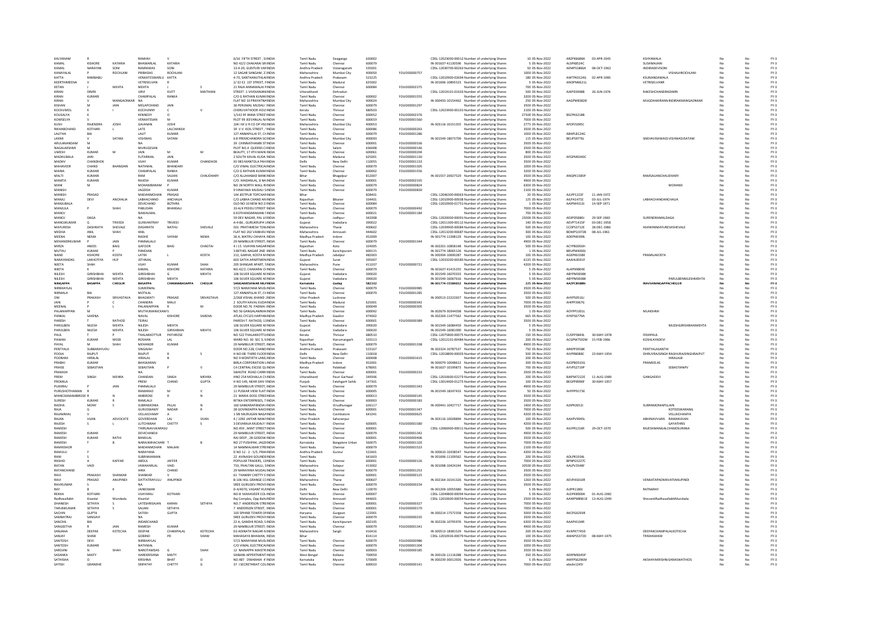| | | | | | | | | | | | | | | | | | | | | |
|---|---|---|---|---|---|---|---|---|---|---|---|---|---|---|---|---|---|---|---|---|
| KALYANAM | R | | RAMIAH | V | | 6/16 FIFTH STREET , SINDIA | Tamil Nadu | Sivaganga | 630002 | | CDSL-12023000-00012 | Number of underlying Shares | 10 | 05-Nov-2022 | ARZPK6688A | 03-APR-1945 | KSHYAMALA | No | No | FY-3 |
| KAMAL | KISHORE | KATARIA | BHAWARLAL | KATARIA | | NO 42/2 CHAKARAI SRI INDIA | Tamil Nadu | Chennai | 600079 | | IN-301637-41130596 | Number of underlying Shares | 5 | 05-Nov-2022 | ALSPK8524C | | SUSHMAJAIN | No | No | FY-3 |
| KAMAL | NARAYAN | SONI | RAMNIWAS | SONI | | 13-4-29, GUNTURI VARINDIA | Andhra Pradesh | Vizianagaram | 535001 | | CDSL-12030700-00262 | Number of underlying Shares | 50 | 05-Nov-2022 | AEMPS1866A | 08-OCT-1962 | INDIRADEVISONI | No | No | FY-3 |
| KANAYALAL | P | ROCHLANI | PRBHDAS | ROCHLANI | | 12 SAGAR SANGAM, 2 INDIA | Maharashtra | Mumbai City | 400050 | FOLIO00000757 | | Number of underlying Shares | 1000 | 05-Nov-2022 | | | VISHALROCHLANI | No | No | FY-3 |
| KATTA | RAMBABU | | VENKATESWARLU | KATTA | | 4-73, SANTHANUTHALAINDIA | Andhra Pradesh | Prakasam | 523225 | | CDSL-12010900-02694 | Number of underlying Shares | 180 | 05-Nov-2022 | AWTPK0124G | 02-APR-1985 | KSUNANDAMALA | No | No | FY-3 |
| KEERTHIMEENA | V | | VETRISELVAN | R | | 2/ E2 E2 1ST STREET, FINDIA | Tamil Nadu | Madurai | 625002 | | IN-301696-10895523 | Number of underlying Shares | 5 | 05-Nov-2022 | ANOPM6621L | | VETRISELVANR | No | No | FY-3 |
| KETAN | J | MEHTA | MEHTA | J | S | 21 RAJA ANNAMALAI PINDIA | Tamil Nadu | Chennai | 600084 | FOLIO00002375 | | Number of underlying Shares | 700 | 05-Nov-2022 | | | | No | No | FY-3 |
| KIRAN | DIMRI | | URVI | DUTT | MAITHANI | STREET -1 VIVEKANANINDIA | Uttarakhand | Dehradun | | | CDSL-12019101-01933 | Number of underlying Shares | 500 | 05-Nov-2022 | AJKPD3998B | 26-JUN-1976 | RAKESHCHANDRADIMRI | No | No | FY-3 |
| KIRAN | KUMARI | | CHAMPALAL | RANKA | | C/O G RATHAN KUMARINDIA | Tamil Nadu | Chennai | 600002 | FOLIO00001555 | | Number of underlying Shares | 3200 | 05-Nov-2022 | | | | No | No | FY-3 |
| KIRAN | | MANGAONKAR | NA | | | FLAT NO 10 PRAYATNINDIA | Maharashtra | Mumbai City | 400024 | | IN-300450-10154462 | Number of underlying Shares | 250 | 05-Nov-2022 | AAGPM8382B | | MUGDHAKIRANINDIRAKMANGAONKAR | No | No | FY-3 |
| KISHAN | M | JAIN | MELAPCHAND | JAIN | | 36 PERUMAL MUDALI SINDIA | Tamil Nadu | Chennai | 600079 | FOLIO00001297 | | Number of underlying Shares | 3500 | 05-Nov-2022 | | | | No | No | FY-3 |
| KOCHUMOL | K | | KOCHUNNY | C | V | CHERUVATHOOR HOUINDIA | Kerala | Thrissur | 680503 | | CDSL-12023900-00103 | Number of underlying Shares | 2100 | 05-Nov-2022 | | | | No | No | FY-3 |
| KOUSALYA | K | | KENNEDY | D | | 1/142 9F ANNA STREETINDIA | Tamil Nadu | Chennai | 600052 | FOLIO00002376 | | Number of underlying Shares | 27300 | 05-Nov-2022 | BSCPK6218B | | | No | No | FY-3 |
| KOWSELYA | V | | VENKATESAN | M | | PLOT 99 JEEVANLAL NINDIA | Tamil Nadu | Chennai | 600019 | FOLIO00001560 | | Number of underlying Shares | 7000 | 05-Nov-2022 | | | | No | No | FY-3 |
| KUSH | RAJENDRA | JOSHI | GAJANAN | JOSHI | | 104 I M U R CO OP HSINDIA | Maharashtra | Mumbai City | 400053 | | IN-300116-10151355 | Number of underlying Shares | 2775 | 05-Nov-2022 | AFDPJ5095C | | | No | No | FY-3 |
| RIKHABCHAND | KOTHARI | L | LATE | LALCHANDJI | | 39 V.V. KOIL STREET , INDIA | Tamil Nadu | Chennai | 600086 | FOLIO00000263 | | Number of underlying Shares | 3500 | 05-Nov-2022 | | | | No | No | FY-3 |
| LALITHA | BAI | | LALIT | KUMAR | | 127 ANNAPILLAI ST, CHINDIA | Tamil Nadu | Chennai | 600079 | FOLIO00001286 | | Number of underlying Shares | 1000 | 05-Nov-2022 | ABHPL8124G | | | No | No | FY-3 |
| LAXMI | V | SATAM | VISHWAS | SATAM | | 6-B PREMCHANDRA SOINDIA | Maharashtra | Mumbai City | 400093 | | IN-301549-18073709 | Number of underlying Shares | 115 | 05-Nov-2022 | BEUPS9778J | | SNEHAVISHWASVISHWASVSATAM | No | No | FY-3 |
| ARULANANDAM | M | | NA | | | 39 CHINNATHAMBI STINDIA | Tamil Nadu | Chennai | 600001 | FOLIO00000336 | | Number of underlying Shares | 3500 | 05-Nov-2022 | | | | No | No | FY-3 |
| NAGALAKSHMI | M | | MURUGESAN | | | PLOT NO 4 QUEENS CINDIA | Tamil Nadu | Salem | 636008 | FOLIO00000146 | | Number of underlying Shares | 3500 | 05-Nov-2022 | | | | No | No | FY-3 |
| UMESH | KUMAR | M | JAIN | M | M | BEAUTY, 17 4TH MAININDIA | Tamil Nadu | Chennai | 600061 | FOLIO00000204 | | Number of underlying Shares | 800 | 05-Nov-2022 | | | | No | No | FY-3 |
| MADHUBALA | JAIN | | FUTARMAL | JAIN | | 2 SOUTH KAVAL KUDAINDIA | Tamil Nadu | Madurai | 625001 | FOLIO00001130 | | Number of underlying Shares | 3500 | 05-Nov-2022 | AFGPM0340C | | | No | No | FY-3 |
| MADHV | CHANDHOK | | VIJAY | KUMAR | CHANDHOK | XV 983 MANTOLA PAHINDIA | Delhi | New Delhi | 110055 | FOLIO00001133 | | Number of underlying Shares | 3500 | 05-Nov-2022 | | | | No | No | FY-3 |
| MAHAVEER | CHAND | BHANDARI | NATHMAL | BHANDARI | | C/O VIMAL ELECTRICALINDIA | Tamil Nadu | Chennai | 600079 | FOLIO00001305 | | Number of underlying Shares | 1000 | 05-Nov-2022 | | | | No | No | FY-3 |
| MAINA | KUMARI | | CHAMPALAL | RANKA | | C/O G RATHAN KUMARINDIA | Tamil Nadu | Chennai | 600002 | FOLIO00001556 | | Number of underlying Shares | 3200 | 05-Nov-2022 | | | | No | No | FY-3 |
| MALTI | KUMARI | | RAM | SAJJAN | CHAUDHARY | C/O ALLAHABAD BANKINDIA | Bihar | Bhagalpur | 812007 | | IN-301557-20927529 | Number of underlying Shares | 3500 | 05-Nov-2022 | ANQPK1585P | | RAMSAJJANCHAUDHARY | No | No | FY-3 |
| MAMTA | KUMARI | | RAJESH | KUMAR | | C/O. MADANLAL, 8 NAINDIA | Tamil Nadu | Chennai | 600001 | FOLIO00002335 | | Number of underlying Shares | 4900 | 05-Nov-2022 | | | | No | No | FY-3 |
| MANI | M | | MOHANBARAM | P | | NO 28 NORTH WALL SINDIA | Tamil Nadu | Chennai | 600079 | FOLIO00000824 | | Number of underlying Shares | 6300 | 05-Nov-2022 | | | MOHAND | No | No | FY-3 |
| MANISH | | | JAGDISH | KUMAR | | 9 VINAYAKA MUDALI SINDIA | Tamil Nadu | Chennai | 600079 | FOLIO00000830 | | Number of underlying Shares | 2100 | 05-Nov-2022 | | | | No | No | FY-3 |
| MANISH | PRASAD | | MADANMOHAN | PRASAD | | 144 JEETPUR TOPCHAINDIA | Bihar | | 828401 | | CDSL-12046300-00063 | Number of underlying Shares | 20 | 05-Nov-2022 | AJLPP1222F | 11-JAN-1972 | | No | No | FY-3 |
| MANJU | DEVI | ANCHALIA | LABHACHAND | ANCHALIA | | C/O LABHA CHAND ANINDIA | Rajasthan | Bikaner | 334401 | | CDSL-12010900-00938 | Number of underlying Shares | 125 | 05-Nov-2022 | AILPA1471E | 03-JUL-1974 | LABHACHANDANCHALIA | No | No | FY-3 |
| MADHUBALA | | | DEVICHAND | BOTHRA | | OLD NO 10 NEW NO 3 INDIA | Tamil Nadu | Chennai | 600084 | | CDSL-12010900-01753 | Number of underlying Shares | 1 | 05-Nov-2022 | AAIPM4313J | 14-SEP-1971 | | No | No | FY-3 |
| MANJULA | P | SHAH | PABUDAN | BHANSALI | | 33-A/4 PEDDU STREETINDIA | Tamil Nadu | Chennai | 600079 | FOLIO00000492 | | Number of underlying Shares | 7000 | 05-Nov-2022 | | | | No | No | FY-3 |
| MANOJ | | | NAWALMAL | | | 6 KOTHANDARAMAN FINDIA | Tamil Nadu | Chennai | 600021 | FOLIO00001184 | | Number of underlying Shares | 700 | 05-Nov-2022 | | | | No | No | FY-3 |
| MANOJ | DAGA | | NA | | | 59 DEV NAGAR, PAL LIINDIA | Rajasthan | Jodhpur | 342008 | | CDSL-12020000-00093 | Number of underlying Shares | 15000 | 05-Nov-2022 | AEXPD5880J | 29-SEP-1960 | SURENDRAMALDAGA | No | No | FY-3 |
| MANOJKUMAR | G | TRIVEDI | GUNVANTRAY | TRIVEDI | | A-4-86, GURUKRUPA VINDIA | Gujarat | Vadodara | 390022 | | CDSL-12011300-00112 | Number of underlying Shares | 140 | 05-Nov-2022 | AEVPT1415P | 03-DEC-1958 | | No | No | FY-3 |
| MAYURESH | DASHRATH | SHEVALE | DASHRATH | NATHU | SHEVALE | 501 PRATHMESH TOWINDIA | Maharashtra | Thane | 400602 | | CDSL-12033900-00084 | Number of underlying Shares | 500 | 05-Nov-2022 | CCDPS3712E | 28-DEC-1986 | ASHWINIMAYURESHSHEVALE | No | No | FY-3 |
| MEDHA | ANIL | SHAH | ANIL | | | FLAT NO 202 VAIBHAVINDIA | Maharashtra | Amravati | 444602 | | CDSL-12013200-00687 | Number of underlying Shares | 300 | 05-Nov-2022 | BDMPS1972B | 08-JUL-1961 | | No | No | FY-3 |
| MEENA | NEMA | | RADHE | SHYAM | NEMA | 36 A, MATRU CHHAYAINDIA | Madhya Pradesh | Indore | 452009 | | IN-301774-11198129 | Number of underlying Shares | 100 | 05-Nov-2022 | AOKPN0399L | | | No | No | FY-3 |
| MEHANDRKUMAR | P | JAIN | PANNALALJI | | | 29 NAMBULIR STREET, INDIA | Tamil Nadu | Chennai | 600079 | FOLIO00001344 | | Number of underlying Shares | 4900 | 05-Nov-2022 | | | | No | No | FY-3 |
| MIRZA | ANEES | BAIG | GAFOOR | BAIG | CHAGTAI | 4 / 15 VIJAYAN NAGARINDIA | Rajasthan | Kota | 324005 | | IN-302201-10858148 | Number of underlying Shares | 500 | 05-Nov-2022 | ACYPB3050H | | | No | No | FY-3 |
| MUTHU | KUMAR | P | PANDIAN | | | 3 BETHEL NAGAR 2NDINDIA | Tamil Nadu | Kanchipuram | 600115 | | IN-301774-18065126 | Number of underlying Shares | 1 | 05-Nov-2022 | BRUPM4000J | | | No | No | FY-3 |
| NAND | KISHORE | KOSTA | LATEK | L | KOSTA | 212, GARHA, KOSTA MINDIA | Madhya Pradesh | Jabalpur | 482003 | | IN-300394-10690287 | Number of underlying Shares | 100 | 05-Nov-2022 | AGXPK6138E | | PRAMILAKOSTA | No | No | FY-3 |
| NARAYANDAS | LAKHOTIYA | HUF | JETHMAL | | | 603 SATYA APARTMENINDIA | Gujarat | Surat | 395007 | | CDSL-12033200-00585 | Number of underlying Shares | 6135 | 05-Nov-2022 | AAAHL8591F | | | No | No | FY-3 |
| NEETA | SHAH | | VIJAY | KUMAR | SHAH | 205 SHINGAR APART, SINDIA | Maharashtra | Pune | 411037 | FOLIO00000721 | | Number of underlying Shares | 4200 | 05-Nov-2022 | | | | No | No | FY-3 |
| NIKITA | K | | KAMAL | KISHORE | KATARIA | NO.42/2, CHAKARAI CINDIA | Tamil Nadu | Chennai | 600079 | | IN-301637-41415255 | Number of underlying Shares | 5 | 05-Nov-2022 | ALAPN9804E | | | No | No | FY-3 |
| NILESH | GIRISHBHAI | MEHTA | GIRISHBHAI | G | MEHTA | 106 SILVER SQUARE AFINDIA | Gujarat | Vadodara | 390020 | | IN-301549-16070333 | Number of underlying Shares | 5 | 05-Nov-2022 | ABYPM0038K | | | No | No | FY-3 |
| NILESH | GIRISHBHAI | MEHTA | GIRISHBHAI | MEHTA | | 106 SILVER SQUARE AFINDIA | Gujarat | Vadodara | 390020 | | IN-301549-16067616 | Number of underlying Shares | 5 | 05-Nov-2022 | ABYPM0038K | | PARULBENNILESHMEHTA | No | No | FY-3 |
| NINGAPPA | BASAPPA | CHEGUR | BASAPPA | CHANNABASAPPA | CHEGUR | SANGAMESHWAR NILAINDIA | Karnataka | Gadag | 582102 | | IN-301774-15584652 | Number of underlying Shares | 3500 | 05-Nov-2022 | AAZPC8588N | | IRAVVANINGAPPACHEGUR | No | No | FY-3 |
| NIRBHAYLAL | | | SUMERMAL | | | 57/2 NARAYANA MUDLINDIA | Tamil Nadu | Chennai | 600079 | FOLIO00000985 | | Number of underlying Shares | 3500 | 05-Nov-2022 | | | | No | No | FY-3 |
| NIRMALA | BAI | | MOTILAL | | | 127 ANNAPILLAI ST, CHINDIA | Tamil Nadu | Chennai | 600079 | FOLIO00001285 | | Number of underlying Shares | 3500 | 05-Nov-2022 | | | | No | No | FY-3 |
| OM | PRAKASH | SRIVASTAVA | BHAGWATI | PRASAD | SRIVASTAVA | 2/368 VISHAL KHAND 2INDIA | Uttar Pradesh | Lucknow | | | IN-300513-22222657 | Number of underlying Shares | 500 | 05-Nov-2022 | AHYPS0516J | | | No | No | FY-3 |
| JAIN | P | C | CHANDRA | MALJI | | 2 SOUTH KAVAL KUDAINDIA | Tamil Nadu | Madurai | 625001 | FOLIO00000342 | | Number of underlying Shares | 7000 | 05-Nov-2022 | AHIPP3967G | | | No | No | FY-3 |
| MEENAL | P | L | PALANIAPPAN | R | M | DOOR NO 76 PADMA INDIA | Tamil Nadu | Chennai | 600049 | FOLIO00000305 | | Number of underlying Shares | 3500 | 05-Nov-2022 | | | | No | No | FY-3 |
| PALANIAPPAN | M | | MUTHUMANICKAM | S | | NO 56 GANGALAMMAINDIA | Tamil Nadu | Chennai | 600092 | | IN-302679-30344008 | Number of underlying Shares | 1 | 05-Nov-2022 | AOYPP1001L | | MLAKSHMI | No | No | FY-3 |
| PANKAJ | SAXENA | | NAVAL | KISHORE | SAXENA | ATLAS CYCLES HARYANINDIA | Madhya Pradesh | Gwalior | 474002 | | IN-302269-11477562 | Number of underlying Shares | 665 | 05-Nov-2022 | AYKPS6779A | | | No | No | FY-3 |
| PARESH | T | RATHOD | TEJRAJ | | | PARESH T. RATHOD, 1INDIA | Tamil Nadu | Chennai | 600001 | FOLIO00000389 | | Number of underlying Shares | 3500 | 05-Nov-2022 | | | | No | No | FY-3 |
| PARULBEN | NILESH | MEHTA | NILESH | MEHTA | | 106 SILVER SQUARE AFINDIA | Gujarat | Vadodara | 390020 | | IN-301549-16084459 | Number of underlying Shares | 5 | 05-Nov-2022 | | | NILESHGIRISHBHAIMEHTA | No | No | FY-3 |
| PARULBEN | NILESH | MEHTA | NILESH | GIRISHBHAI | MEHTA | 106 SILVER SQUARE AFINDIA | Gujarat | Vadodara | 390020 | | IN-301549-16081090 | Number of underlying Shares | 5 | 05-Nov-2022 | | | | No | No | FY-3 |
| PAUL | T | P | THALAKKOTTUR | PATHROSE | | NO 522 THALAKKOTTUINDIA | Kerala | Thrissur | 680510 | | CDSL-12075800-00075 | Number of underlying Shares | 150 | 05-Nov-2022 | CUSPP3849L | 30-MAY-1978 | FEMIPAUL | No | No | FY-3 |
| PAWAN | KUMAR | MODI | ROSHAN | LAL | | WARD NO. 30 SEC 3, NINDIA | Rajasthan | Hanumangarh | 335513 | | CDSL-12012101-00484 | Number of underlying Shares | 200 | 05-Nov-2022 | ACGPM7592M | 15-FEB-1966 | KOSHLAYADEVI | No | No | FY-3 |
| PAYAL | M | SHAH | MAHENDR | KUMAR | | 29 NAMBULIR STREET, INDIA | Tamil Nadu | Chennai | 600079 | FOLIO00001338 | | Number of underlying Shares | 4900 | 05-Nov-2022 | | | | No | No | FY-3 |
| PENTYALA | SUBBARAYUDU | | SINGAIAH | | | DOOR NO 228, CHANDINDIA | Andhra Pradesh | Prakasam | 523167 | | IN-302324-10787537 | Number of underlying Shares | 750 | 05-Nov-2022 | ARXPP3958K | | PENTYALASANTHI | No | No | FY-3 |
| POOJA | RAJPUT | | RAJPUT | | S | H NO-08 THIRD FLOORINDIA | Delhi | New Delhi | 110018 | | CDSL-12018800-00003 | Number of underlying Shares | 500 | 05-Nov-2022 | AIVPR8088C | 23-MAY-1954 | DHRUVRAJSINGH RAGHURAJSINGHRAJPUT | No | No | FY-3 |
| POONAM | HIRALAL | | HIRALAL | B | | NO 9 MONTIETH LANEINDIA | Tamil Nadu | Chennai | 600008 | FOLIO00001615 | | Number of underlying Shares | 3500 | 05-Nov-2022 | | | HIRALALB | No | No | FY-3 |
| PRABHI | KUMAR | | BHASKARAN | | | BIRLA CORPORATION LINDIA | Madhya Pradesh | Indore | 452001 | | IN-300079-10048612 | Number of underlying Shares | 200 | 05-Nov-2022 | AJQPB0533G | | PRAMEELAS | No | No | FY-3 |
| PRAISE | SEBASTIAN | | SEBASTIAN | P | V | C4 CENTRAL EXCISE QINDIA | Kerala | Palakkad | 678001 | | IN-301637-10199873 | Number of underlying Shares | 700 | 05-Nov-2022 | AYVPS2719P | | SEBASTIANPV | No | No | FY-3 |
| PRAKASH | | | NA | | | SWASTIK ROAD CARRIINDIA | Tamil Nadu | Chennai | 600001 | FOLIO00000233 | | Number of underlying Shares | 3500 | 05-Nov-2022 | | | | No | No | FY-3 |
| PREM | SINGH | MEHRA | CHANDAN | SINGH | MEHRA | HNO 254 MOHALLA CHINDIA | Uttarakhand | Pauri Garhwal | 249306 | | CDSL-12010600-02273 | Number of underlying Shares | 200 | 05-Nov-2022 | BJKPM7222E | 11-AUG-1989 | GANGADEVI | No | No | FY-3 |
| PROMILA | | | PREM | CHAND | GUPTA | H NO 149, NEAR SHIVINDIA | Punjab | Fatehgarh Sahib | 147101 | | CDSL-13014400-01273 | Number of underlying Shares | 100 | 05-Nov-2022 | BEGPP8990F | 30-MAY-1957 | | No | No | FY-3 |
| PUKHRAJ | P | JAIN | PANNALALJI | | | 29 NAMBULIR STREET, INDIA | Tamil Nadu | Chennai | 600079 | FOLIO00001343 | | Number of underlying Shares | 4900 | 05-Nov-2022 | | | | No | No | FY-3 |
| PURUSHOTHAMAN | R | | RAMARAO | M | V | 11 PUSKAR VIEW FLATINDIA | Tamil Nadu | Chennai | 600005 | | IN-301549-18247433 | Number of underlying Shares | 50 | 05-Nov-2022 | AHYPP9173E | | | No | No | FY-3 |
| MANICKAMAMBROSE | R | N | AMBROSE | R | N | 21 MARIA DOSS STREEINDIA | Tamil Nadu | Chennai | 600013 | FOLIO00000145 | | Number of underlying Shares | 3500 | 05-Nov-2022 | | | | No | No | FY-3 |
| SURESH | KUMAR | R | RAMLALJI | | | RITIKA ENTERPRISES, 7INDIA | Tamil Nadu | Chennai | 600003 | FOLIO00000183 | | Number of underlying Shares | 3500 | 05-Nov-2022 | | | | No | No | FY-3 |
| RADHA | MONY | S | SUBRAMONIA | PILLAI | N | 160 SANKARAPANDIAINDIA | Tamil Nadu | Virudhunagar | 626117 | | IN-300441-10427717 | Number of underlying Shares | 100 | 05-Nov-2022 | AJSPR2652J | | SUBRAMONIAPILLAIN | No | No | FY-3 |
| RAJA | G | | GURUSWAMY | NADAR | R | 28 GOVINDAPPA NAICIINDIA | Tamil Nadu | Chennai | 600001 | FOLIO00001347 | | Number of underlying Shares | 7000 | 05-Nov-2022 | | | KOTEESWARANG | No | No | FY-3 |
| RAJAMMAL | V | | VELLAICHAMY | A | | 1 SRI MURUGAN NAGAINDIA | Tamil Nadu | Coimbatore | 641041 | FOLIO00000625 | | Number of underlying Shares | 4200 | 05-Nov-2022 | | | VELLAICHAMYA | No | No | FY-3 |
| RAJAN | VIJAN | ADVOCATE | GOVERDHAN | LAL | VIJAN | 4 / 1092 JAFFAR NAWINDIA | Uttar Pradesh | Saharanpur | | | IN-303116-10028894 | Number of underlying Shares | 100 | 05-Nov-2022 | AAHPV9945L | | ABHINAVVIJAN RAMANVIJAN | No | No | FY-3 |
| RAJESH | S | L | LUTCHMAN | CHETTY | S | 3 DEVARAJA MUDALY SINDIA | Tamil Nadu | Chennai | 600005 | FOLIO00001580 | | Number of underlying Shares | 4200 | 05-Nov-2022 | | | GAYATHRIS | No | No | FY-3 |
| RAMESH | | | THIRUNAVUKARASU | | | NO.459 , MINT STREETINDIA | Tamil Nadu | Chennai | 600001 | | CDSL-12066900-00011 | Number of underlying Shares | 500 | 05-Nov-2022 | AIUPR1216R | 29-OCT-1970 | RAJESHMANGALCHANDSURANA | No | No | FY-3 |
| RAMESH | KUMAR | | DEVICHANDJI | | | 29 NAMBULIR STREET, INDIA | Tamil Nadu | Chennai | 600079 | FOLIO00001342 | | Number of underlying Shares | 4900 | 05-Nov-2022 | | | | No | No | FY-3 |
| RAMESH | KUMAR | RATHI | BANSILAL | | | RAJ DEEP , 28 GODOWINDIA | Tamil Nadu | Chennai | 600001 | FOLIO00000406 | | Number of underlying Shares | 3500 | 05-Nov-2022 | | | | No | No | FY-3 |
| RAMESH | T | B | NARASIMHACHARI | T | B | NO 27 PUSHPAK, JAGDINDIA | Karnataka | Bangalore Urban | 560075 | FOLIO00001103 | | Number of underlying Shares | 3500 | 05-Nov-2022 | | | | No | No | FY-3 |
| RAMKISHOR | | | MADANMOHAN | MALANI | | 14 NAMMALWAR STREINDIA | Tamil Nadu | Chennai | 600079 | FOLIO00001523 | | Number of underlying Shares | 2100 | 05-Nov-2022 | | | | No | No | FY-3 |
| RAMULU | Y | | NARAYANA | | | D NO 12 - 2 - 5/3, PRAINDIA | Andhra Pradesh | Guntur | 522601 | | IN-300610-10338547 | Number of underlying Shares | 4200 | 05-Nov-2022 | | | | No | No | FY-3 |
| RANI | S | | SUBRAMANIAN | | | 22 AVINASHI GOUNDEINDIA | Tamil Nadu | | 641603 | | IN-301696-11109562 | Number of underlying Shares | 200 | 05-Nov-2022 | ADLPR1934L | | | No | No | FY-3 |
| RASHID | K | KAFFAR | ABDUL | JAFFER | | POPULAR TRADERS, 13INDIA | Tamil Nadu | Chennai | 600001 | FOLIO00000126 | | Number of underlying Shares | 7000 | 05-Nov-2022 | BPNPG5227C | | | No | No | FY-3 |
| RATAN | VAID | | JAWAHARLAL | VAID | | 733, PHALTAN GALLI, SINDIA | Maharashtra | Solapur | 413002 | | IN-301098-10424244 | Number of underlying Shares | 10500 | 05-Nov-2022 | AALPV3548F | | | No | No | FY-3 |
| RATANCHAND | | | HIRA | CHAND | | 29 NARAYANA MUDALINDIA | Tamil Nadu | Chennai | 600079 | FOLIO00001253 | | Number of underlying Shares | 3500 | 05-Nov-2022 | | | | No | No | FY-3 |
| RAVI | PRAKASH | SHANKAR | SHANKAR | V | | 61 THAMBY CHETTY SINDIA | Tamil Nadu | Chennai | 600001 | FOLIO00000125 | | Number of underlying Shares | 3500 | 05-Nov-2022 | | | | No | No | FY-3 |
| RAVI | PRASAD | ANUPINDI | DATTATRAYULU | ANUPINDI | | B-106 HILL GRANGE CINDIA | Maharashtra | Thane | 400607 | | IN-302164-10141326 | Number of underlying Shares | 1260 | 05-Nov-2022 | AEVPA5010R | | VENKATAPADMAVATIANUPINDI | No | No | FY-3 |
| RAVIKUMAR | S | | NA | | | SREE GURUDEV PROVIINDIA | Tamil Nadu | Chennai | 600079 | FOLIO00000234 | | Number of underlying Shares | 3500 | 05-Nov-2022 | | | | No | No | FY-3 |
| RAY | B | K | JAINESWAR | | | D-4/4070, VASANT KUNINDIA | Delhi | New Delhi | 110070 | | IN-301209-10055680 | Number of underlying Shares | 5 | 05-Nov-2022 | AIJPR1180I | | RATNARAY | No | No | FY-3 |
| REKHA | KOTHARI | | VIJAYARAJ | KOTHARI | | NO-8 MAHAVEER COLINDIA | Tamil Nadu | Chennai | 600007 | | CDSL-12049800-00094 | Number of underlying Shares | 5 | 05-Nov-2022 | ALDPK8900H | 01-AUG-1982 | | No | No | FY-3 |
| Radhavallabh | Kisanlal | Mundada | Kisanlal | | | Raj Complex, Opp BahINDIA | Maharashtra | Amravati | 444601 | | CDSL-12010600-00054 | Number of underlying Shares | 2500 | 05-Nov-2022 | AAWPM8961E | 13-AUG-1949 | ShevantiRadhavallabhMundada | No | No | FY-3 |
| DHANESH | SETHIYA | S | LATESHRISAJAN | KARAN | SETHIYA | NO.7 ANDERSON STREINDIA | Tamil Nadu | Chennai | 600001 | FOLIO00000327 | | Number of underlying Shares | 7000 | 05-Nov-2022 | | | | No | No | FY-3 |
| TARUNKUMAR | SETHIYA | S | SAJJAN | SETHIYA | | 7 ANDERSON STREET, INDIA | Tamil Nadu | Chennai | 600001 | FOLIO00000170 | | Number of underlying Shares | 7000 | 05-Nov-2022 | | | | No | No | FY-3 |
| SACHIN | GUPTA | | SATISH | GUPTA | | 103 SPHINX TOWER OFINDIA | Haryana | Gurgaon | 122001 | | IN-300214-17572358 | Number of underlying Shares | 5000 | 05-Nov-2022 | AKCPG6293R | | | No | No | FY-3 |
| SAMBATRAJ | SANGAVI | | NA | | | SREE GURUDEV PROVIINDIA | Tamil Nadu | Chennai | 600079 | FOLIO00000235 | | Number of underlying Shares | 3500 | 05-Nov-2022 | | | | No | No | FY-3 |
| SANCHIL | BAI | | INDARCHAND | | | 22 A, GANDHI ROAD, SINDIA | Tamil Nadu | Kanchipuram | 602105 | | IN-302236-10795976 | Number of underlying Shares | 4200 | 05-Nov-2022 | AAAPI4104R | | | No | No | FY-3 |
| SANGEETHA | R | JAIN | RAMESH | KUMAR | | 29 NAMBULIR STREET, INDIA | Tamil Nadu | Chennai | 600079 | FOLIO00001341 | | Number of underlying Shares | 4900 | 05-Nov-2022 | | | | No | No | FY-3 |
| SANJANA | DEEPAK | KOTECHA | DEEPAK | CHAMPALAL | KOTECHA | D3 ADINATH NAGAR NINDIA | Maharashtra | Sangli | 416416 | | IN-300513-18381529 | Number of underlying Shares | 200 | 05-Nov-2022 | AVAPK7745D | | DEEPAKCHAMPALALKOTECHA | No | No | FY-3 |
| SANJAY | SHAW | | GOBIND | PD | SHAW | MAHASAYA BHAWAN, INDIA | Bihar | | 814114 | | CDSL-12010926-00079 | Number of underlying Shares | 100 | 05-Nov-2022 | AMAPS5372D | 08-MAY-1975 | TRISHASHAW | No | No | FY-3 |
| SANTOSH | DEVI | | NIRBHAYLAL | | | 57/2 NARAYANA MUDLINDIA | Tamil Nadu | Chennai | 600079 | FOLIO00000986 | | Number of underlying Shares | 3500 | 05-Nov-2022 | | | | No | No | FY-3 |
| SANTOSH | KUMARI | | NATHMAL | | | C/O VIMAL ELECTRICALINDIA | Tamil Nadu | Chennai | 600079 | FOLIO00001304 | | Number of underlying Shares | 1000 | 05-Nov-2022 | | | | No | No | FY-3 |
| SAROJINI | N | SHAH | NAROTAMDAS | G | SHAH | 12 NAINAPPA MAISTRINDIA | Tamil Nadu | Chennai | 600003 | FOLIO00000185 | | Number of underlying Shares | 3500 | 05-Nov-2022 | | | | No | No | FY-3 |
| SASANKA | MAITY | | HAREKRISHNA | MAITY | | SHIBANI APPERTMENTINDIA | West Bengal | Kolkata | 700059 | | IN-300126-11116288 | Number of underlying Shares | 350 | 05-Nov-2022 | AERPM8345P | | | No | No | FY-3 |
| SATHISHA | O | | KRISHNA | BHAT | O | NO.487 DWARAKA 4 INDIA | Karnataka | Mysore | 570009 | | IN-300239-30012926 | Number of underlying Shares | 5 | 05-Nov-2022 | AMFPS6296M | | AKSHAYAKRISHNASARASWATHIOS | No | No | FY-3 |
| SATISH | GRANDHE | | SRIPATHY | CHETTY | G | 37 I SECRETARIAT COLINDIA | Tamil Nadu | Chennai | 600010 | FOLIO00000141 | | Number of underlying Shares | 7000 | 05-Nov-2022 | abcde1245l | | | No | No | FY-3 |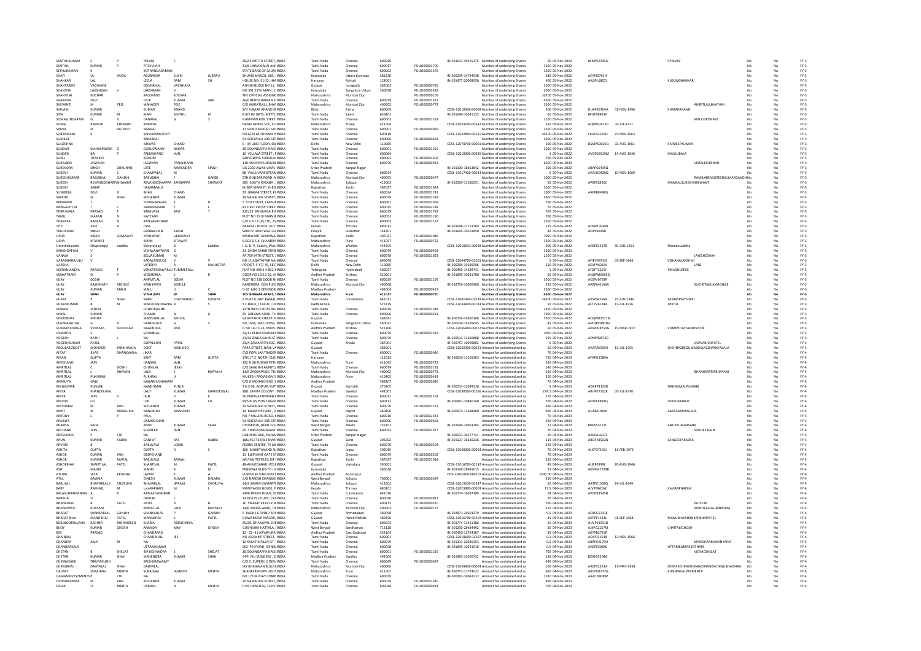| | | | | | | | | | | | | | | | | | | | | |
|---|---|---|---|---|---|---|---|---|---|---|---|---|---|---|---|---|---|---|---|---|
| SENTHILKUMAR | C | P | PALANI | C | | 29/A2 METTU STREET, INDIA | Tamil Nadu | Chennai | 600019 | | IN-301637-40515175 | Number of underlying Shares | 50 | 05-Nov-2022 | BFMPS7345G | | CPALANI | No | No | FY-3 |
| SENTHIL | KUMAR | P | PITCHAIAH | | | 31/8 UNNAMALAI AMMINDIA | Tamil Nadu | Chennai | 600017 | FOLIO0001700 | | Number of underlying Shares | 3500 | 05-Nov-2022 | | | | No | No | FY-3 |
| SETHURAMAN | K | | KOTHANDARAMAN | | | STATE BANK OF SAURASINDIA | Tamil Nadu | Chennai | 600002 | FOLIO0001576 | | Number of underlying Shares | 3500 | 05-Nov-2022 | | | | No | No | FY-3 |
| SHAFI | UL | HUDA | ABUBAKAR | SUKRI | JUBAPU | SHUAIB MANZIL 605, INDIA | Karnataka | Uttara Kannada | 581320 | | IN-300239-14744548 | Number of underlying Shares | 580 | 05-Nov-2022 | ACYPI0763H | | | No | No | FY-3 |
| SHANKAR | LAL | | LEELA | RAM | SH | HOUSE NO. 31-32, INDIA | Haryana | Rohtak | 124001 | | IN-301477-20008958 | Number of underlying Shares | 400 | 05-Nov-2022 | AAQPL6807J | | KUSUMSHANKAR | No | No | FY-3 |
| SHANTABEN | VACHHANI | | GOVINDLAL | VACHHANI | | ASHISH BLOCK NO 11, INDIA | Gujarat | Junagadh | 362002 | FOLIO0000730 | | Number of underlying Shares | 3500 | 05-Nov-2022 | | | | No | No | FY-3 |
| SHANTHA | LAKSHMAN | V | LAKSHMAN | | | NO 391 25TH MAIN, 1 INDIA | Karnataka | Bangalore Urban | 560078 | FOLIO0002485 | | Number of underlying Shares | 2000 | 05-Nov-2022 | | | | No | No | FY-3 |
| SHANTILAL | KOCHAR | | BALCHAND | KOCHAR | | THE OFFICIAL ASSIGNEE INDIA | Maharashtra | Mumbai City | | FOLIO0000105 | | Number of underlying Shares | 10500 | 05-Nov-2022 | | | | No | No | FY-3 |
| SHARADA | DEVI | | DILIP | KUMAR | JAIN | 26/E REDDY RAMAN STINDIA | Tamil Nadu | Chennai | 600079 | FOLIO0001312 | | Number of underlying Shares | 4200 | 05-Nov-2022 | | | | No | No | FY-3 |
| SHEVANTI | M | PEJE | MAHADEV | PEJE | | C/O AMRATLAL L BHAYINDIA | Maharashtra | Mumbai City | 400002 | FOLIO0000773 | | Number of underlying Shares | 3500 | 05-Nov-2022 | | | AMRITLALLBHAYANI | No | No | FY-3 |
| SHIVAM | KUMAR | | KUMAR | ANAND | | S/O KUMAR ANAND SHINDIA | Bihar | Patna | 800009 | | CDSL-12010926-00408 | Number of underlying Shares | 500 | 05-Nov-2022 | DUAPK6704A | 01-NOV-1996 | KUMARANAND | No | No | FY-3 |
| SIVA | KUMAR | M | MARI | MUTHU | M | R 8/2 RE QRTS, METTUINDIA | Tamil Nadu | Salem | 636401 | | IN-301696-10541123 | Number of underlying Shares | 60 | 05-Nov-2022 | BFUPS8865P | | | No | No | FY-3 |
| SOMASUNDARAM | G | D | DANAPAL | G | S | 9 AMMAN KOIL STREET INDIA | Tamil Nadu | Chennai | 600003 | FOLIO0001352 | | Number of underlying Shares | 2100 | 05-Nov-2022 | | | MALLIGESWARS | No | No | FY-3 |
| SONIA | RAMESH | KHEMANI | RAMESH | | | NANIK NIWAS SOC, FLINDIA | Maharashtra | Thane | 421004 | | CDSL-12033200-00342 | Number of underlying Shares | 350 | 05-Nov-2022 | AQNPK7613G | 05-JUL-1971 | | No | No | FY-3 |
| SRIPAL | N | RATHOD | NAGRAJ | | | 11 SEENU MUDALI STREINDIA | Tamil Nadu | Chennai | 600001 | FOLIO0000029 | | Number of underlying Shares | 3500 | 05-Nov-2022 | | | | No | No | FY-3 |
| SUBRAMANI | K | | KRISHNAMURTHY | | | NO 6/2A MUTHAMIL NINDIA | Tamil Nadu | Chennai | 600118 | | CDSL-12032800-00255 | Number of underlying Shares | 20300 | 05-Nov-2022 | CKGPS3376D | 23-NOV-1963 | | No | No | FY-3 |
| SUKHLAL | | | RKKABRAI | | | 93 AZIZ MULK 3RD STRINDIA | Tamil Nadu | Chennai | 600006 | FOLIO0000664 | | Number of underlying Shares | 4200 | 05-Nov-2022 | | | | No | No | FY-3 |
| SULOCHNA | | | ISHWAR | CHAND | | E - 34 2ND FLOOR, SECINDIA | Delhi | New Delhi | 110085 | | CDSL-12078700-00001 | Number of underlying Shares | 100 | 05-Nov-2022 | DSMPS0835Q | 02-AUG-1961 | PARDEEPKUMAR | No | No | FY-3 |
| SUNDAR | MAHALINGAM | G | GURUSWAMY | NADAR | | 28 GOVINDAPPA NAICKINDIA | Tamil Nadu | Chennai | 600001 | FOLIO0001255 | | Number of underlying Shares | 3500 | 05-Nov-2022 | | | | No | No | FY-3 |
| SUNDER | BAI | P | PREMCHAND | JAIN | | 10 VELLALA STREET , PINDIA | Tamil Nadu | Chennai | 600084 | | CDSL-12010900-00985 | Number of underlying Shares | 1 | 05-Nov-2022 | AVQPS0519M | 14-AUG-1946 | MANJUBALA | No | No | FY-3 |
| SUNIL | THAKKER | | KISHORE | | | SARVODAYA SURGICALINDIA | Tamil Nadu | Chennai | 600003 | FOLIO0001607 | | Number of underlying Shares | 700 | 05-Nov-2022 | | | | No | No | FY-3 |
| SURAJBEN | JAGJIVAN | | JAGJIVAN | PANACHAND | | 110 AUDIAPPA NAICKEINDIA | Tamil Nadu | Chennai | 600079 | FOLIO0000953 | | Number of underlying Shares | 6300 | 05-Nov-2022 | | | VIMALESHUSHAH | No | No | FY-3 |
| SURENDRA | SINGH | CHAUHAN | LATE | MAHENDRA | SINGH | LIG 2230 AWAS VIKAS INDIA | Uttar Pradesh | Kanpur Nagar | | | IN-301330-18663842 | Number of underlying Shares | 100 | 05-Nov-2022 | ABAPC6495Q | | | No | No | FY-3 |
| SURESH | KUMAR | C | CHAMPALAL | M | | 88 VALLUVARKOTTAM INDIA | Tamil Nadu | Chennai | 600034 | | CDSL-13017400-00043 | Number of underlying Shares | 5 | 05-Nov-2022 | AAAHS0428Q | 10-NOV-1969 | | No | No | FY-3 |
| SURESHKUMAR | BABUBHAI | GANDHI | BABUBHAI | F | GANDHI | 5TH GOLIBAR ROAD A INDIA | Maharashtra | Mumbai City | 400055 | FOLIO0000477 | | Number of underlying Shares | 1050 | 05-Nov-2022 | | | RAMILABENSURESHKUMARGANDHI | No | No | FY-3 |
| SURESH | REVANSIDDHAPPASHIWANT | | REVANSIDDHAPPA | SANGAPPA | SHIWANT | 585 SOUTH KASABA , SINDIA | Maharashtra | Solapur | 413002 | | IN-302269-11180251 | Number of underlying Shares | 50 | 05-Nov-2022 | APXPS1866C | | MANGALSURESHSHILWANT | No | No | FY-3 |
| SURESH | SARAF | | HANRIMALJI | | | KUBER MARKET, SHEO INDIA | Rajasthan | Sirohi | 307027 | FOLIO0001024 | | Number of underlying Shares | 3500 | 05-Nov-2022 | | | | No | No | FY-3 |
| SUSHEELA | DEVI | B | BHAG | CHAND | | 23 GRAMA STREET, P INDIA | Tamil Nadu | Chennai | 600024 | FOLIO0001742 | | Number of underlying Shares | 3500 | 05-Nov-2022 | | | | No | No | FY-3 |
| SWATHI | M | SHAH | MEHANDR | KUMAR | | 29 NAMBULIR STREET, INDIA | Tamil Nadu | Chennai | 600079 | FOLIO0001339 | | Number of underlying Shares | 4900 | 05-Nov-2022 | | | | No | No | FY-3 |
| KRISHNAN | T | | THYAGARAJAN | K | R | 5 5TH STREET, LAKSHMINDIA | Tamil Nadu | Chennai | 600061 | FOLIO0001909 | | Number of underlying Shares | 700 | 05-Nov-2022 | | | | No | No | FY-3 |
| RANGAVITTAL | T | L | NARASIMMAH | T | L | 41 FIRST CROSS STREE INDIA | Tamil Nadu | Chennai | 600035 | FOLIO0002148 | | Number of underlying Shares | 70 | 05-Nov-2022 | | | | No | No | FY-3 |
| THIRUMALA | PRASAD | T | SRINIVASA | RAO | T | 22C/23 SRINIVASA PUINDIA | Tamil Nadu | Chennai | 600019 | FOLIO0001787 | | Number of underlying Shares | 700 | 05-Nov-2022 | | | | No | No | FY-3 |
| TAMIL | MARAN | N | NATESAN | | | PLOT NO 29 III MAIN RINDIA | Tamil Nadu | Chennai | 600053 | FOLIO0001180 | | Number of underlying Shares | 700 | 05-Nov-2022 | | | | No | No | FY-3 |
| THARAKA | RAMIAH | N | RANGANATHAM | | | C/O S A C F (P) LTD, 25 INDIA | Tamil Nadu | Chennai | 600003 | FOLIO0001137 | | Number of underlying Shares | 3500 | 05-Nov-2022 | | | | No | No | FY-3 |
| TITO | JOSE | A | JOSE | | | ARAKKAL HOUSE, KUTTINDIA | Kerala | Thrissur | 680013 | | IN-301696-11123769 | Number of underlying Shares | 225 | 05-Nov-2022 | AFMPT3930R | | | No | No | FY-3 |
| TRILOCHAN | SINGH | | GURBACHAN | SINGH | | SAINI STUDIO WALI GAINDIA | Punjab | Jalandhar | 144201 | | IN-301604-10101850 | Number of underlying Shares | 40 | 05-Nov-2022 | AEIPS9699R | | | No | No | FY-3 |
| USHA | KIRAN | GEMAWAT | YASHWANT | GEMAWAT | | YASHWANT GEMAWAT INDIA | Rajasthan | Sirohi | 307027 | FOLIO0001046 | | Number of underlying Shares | 7000 | 05-Nov-2022 | | | | No | No | FY-3 |
| USHA | KITAWAT | | KIRAN | KITAWAT | | B-503 D S K, CHANDRA INDIA | Maharashtra | Pune | 411037 | FOLIO0000722 | | Number of underlying Shares | 3500 | 05-Nov-2022 | | | | No | No | FY-3 |
| Umeshchandra | Shivpratapji | Laddha | Shivpratapji | B | Laddha | I. U. D. P. Colony, WasiINDIA | Maharashtra | Washim | 444505 | | CDSL-12010601-00068 | Number of underlying Shares | 500 | 05-Nov-2022 | ACBPL9467B | 30-JUN-1951 | NirmalaLaddha | No | No | FY-3 |
| SARANGAPANI | V | | VISHWANATHAN | G | | 23 ZINDA SAHIB STREEINDIA | Tamil Nadu | Chennai | 600079 | FOLIO0000464 | | Number of underlying Shares | 3500 | 05-Nov-2022 | | | | No | No | FY-3 |
| VANAJA | S | | SELVAKUMAR | M | | AP 759 54TH STREET, 1 INDIA | Tamil Nadu | Chennai | 600078 | FOLIO0001623 | | Number of underlying Shares | 2100 | 05-Nov-2022 | | | JAYESHCSHAH | No | No | FY-3 |
| VARADHARAJULU | V | | KADALANGUDI | V | V | NO 11 AGATHIYAR NAGINDIA | Tamil Nadu | Chennai | 600049 | | CDSL-12044700-05261 | Number of underlying Shares | 5 | 05-Nov-2022 | AFIPV3472N | 03-SEP-1966 | VDHANALAKSHMI | No | No | FY-3 |
| VARSHA | | | LATESHR | K | MALHOTRA | POCKET- F 17/ 45, SECTINDIA | Delhi | New Delhi | 110085 | | IN-300206-10189296 | Number of underlying Shares | 150 | 05-Nov-2022 | AEVPV6264L | | LALB | No | No | FY-3 |
| VEERANJANEYA | PRASAD | T | VENKATESHWARLU | TUMMEPALLI | | FLAT NO 408 3 4 802, PINDIA | Telangana | Hyderabad | 500027 | | IN-300450-14389741 | Number of underlying Shares | 1 | 05-Nov-2022 | AFDPT2259J | | TMADHUSREE | No | No | FY-3 |
| VENKATRAM | M | P | MOCHERLA | S | R | DOOR NO 10-16-25, AINDIA | Andhra Pradesh | Krishna | 520001 | | IN-301895-10631708 | Number of underlying Shares | 50 | 05-Nov-2022 | ANQPM6665G | | | No | No | FY-3 |
| VIJAY | DOSHI | | AMRUTLAL | DOSHI | | PLOT NO 238 DOOR NOINDIA | Tamil Nadu | Chennai | 600039 | FOLIO0001295 | | Number of underlying Shares | 3500 | 05-Nov-2022 | ACSPV0790R | | | No | No | FY-3 |
| VIJAY | KASHINATH | MOHILE | KASHINATH | MOHILE | | NARENDRA COMPLEX, INDIA | Maharashtra | Mumbai City | 400068 | | IN-302759-10000968 | Number of underlying Shares | 350 | 05-Nov-2022 | AABPM6166A | | SUCHETAVIJAYMOHILE | No | No | FY-3 |
| VIJAY | KUMAR | MALU | MALU | U | C | D-35 MIG 1 DEVENDRA INDIA | Madhya Pradesh | | 492004 | FOLIO0000417 | | Number of underlying Shares | 3500 | 05-Nov-2022 | | | | No | No | FY-3 |
| **VIJAY** | **SHAH** | | **VITHALDAS** | **W** | **SHAH** | **205 SHINGAR APART, SINDIA** | **Maharashtra** | **Pune** | **411037** | **FOLIO0000720** | | **Number of underlying Shares** | **4200** | **05-Nov-2022** | | | | **No** | **No** | **FY-3** |
| VIJAYA | P | SHAH | NARSI | CHATRABHUJ | LODAYA | 9 VIJAY ILLAM RAMALINGINDIA | Tamil Nadu | Coimbatore | 641011 | | CDSL-13041400-01539 | Number of underlying Shares | 24600 | 05-Nov-2022 | AXSPS8334A | 25-JUN-1946 | SANJAYPNIYSHERI | No | No | FY-3 |
| VIJAYAKUMAR | B | M | MARULASIDDAPPA | B | S | Y C HALLI, ( TALUK ) HCINDIA | KARNATAKA | | 577239 | | CDSL-12034400-00183 | Number of underlying Shares | 50 | 05-Nov-2022 | AFTPV6138A | 13-JUL-1976 | JYOTHI | No | No | FY-3 |
| VIKRAM | JADEJA | | CHHATRASINH | | | 13TH WEST CROSS ROINDIA | Tamil Nadu | Chennai | 600039 | FOLIO0001348 | | Number of underlying Shares | 3500 | 05-Nov-2022 | | | | No | No | FY-3 |
| VIMAL | KUMAR | | THAMBI | N | G | 25 GREAMS ROAD, THINDIA | Tamil Nadu | Chennai | 600006 | FOLIO0000331 | | Number of underlying Shares | 7000 | 05-Nov-2022 | | | | No | No | FY-3 |
| VINODBHAI | MEHTA | | MANSUKHLAL | MEHTA | | VADHVANIA STREET, INDIA | Gujarat | | 363641 | | IN-300159-10620168 | Number of underlying Shares | 5500 | 05-Nov-2022 | AOQPM2511N | | | No | No | FY-3 |
| VISHWANATHA | G | H | HANDIGOLA | G | S | NO.1668, 2ND CROSS, INDIA | Karnataka | Bangalore Urban | 560021 | | IN-300239-14526645 | Number of underlying Shares | 45 | 05-Nov-2022 | AMQPV9803N | | | No | No | FY-3 |
| VUMMITIDURGA | VENKATA | SREEDHAR | NAGENDRA | RAO | | D NO 14-73-14, MAIN INDIA | Andhra Pradesh | Krishna | 521366 | | CDSL-12036900-00072 | Number of underlying Shares | 50 | 05-Nov-2022 | AKWPD8750G | 15-MAR-1977 | VUMMITIJAYAPARVATHI | No | No | FY-3 |
| VYJANTHI | S | | SOHANLAL | | | 33/11 PEDDU NAICKEN INDIA | Tamil Nadu | Chennai | 600079 | FOLIO0001587 | | Number of underlying Shares | 1000 | 05-Nov-2022 | | | | No | No | FY-3 |
| YOGESH | RATHI | L | NA | | | 23/26 ZINDA SAHIB STRINDIA | Tamil Nadu | Chennai | 600079 | | IN-300513-13660808 | Number of underlying Shares | 295 | 05-Nov-2022 | ADNPR2872D | | | No | No | FY-3 |
| YOGESHKUMAR | PATEL | | GOPALBHAI | PATEL | | 23/A SAMARATH SOC, INDIA | Gujarat | Kheda | 387001 | | IN-300757-10999802 | Number of underlying Shares | 5 | 05-Nov-2022 | | | GOPLABHAIPATEL | No | No | FY-3 |
| ABDULAZIZDOST | MOHMED | JANKHWALA | DOST | MOHMED | | PARA STREET, NANI VAINDIA | Gujarat | | 383001 | | CDSL-12032300-00023 | Amount for unclaimed and u | 50 | 04-Nov-2023 | AAAPZ6565H | 12-JUL-1955 | SHEHNAZBEGUMABDULAZIZJANKHWALA | No | No | FY-4 |
| ALTAF | JIKAR | DHANKWALA | JIKAR | | | C\O POPULAR TRADER INDIA | Tamil Nadu | Chennai | 600001 | FOLIO0000046 | | Amount for unclaimed and u | 70 | 04-Nov-2023 | | | | No | No | FY-4 |
| AMAN | GUPTA | | SANT | RAM | GUPTA | 1701/T-2 NORTH CLOSINDIA | Haryana | | 122022 | | IN-300610-11105263 | Amount for unclaimed and u | 750 | 04-Nov-2023 | AFHPG1589A | | | No | No | FY-4 |
| AMICHAND | JAIN | | HANSAJI | JAIN | | 192 B GURUWAR PETHINDIA | Maharashtra | Pune | 411042 | FOLIO0000723 | | Amount for unclaimed and u | 350 | 04-Nov-2023 | | | | No | No | FY-4 |
| AMRITLAL | C | DOSHI | CHUNILAL | JESAJI | | C/O SANGHVI AMRITLAINDIA | Tamil Nadu | Chennai | 600079 | FOLIO0002181 | | Amount for unclaimed and u | 140 | 04-Nov-2023 | | | | No | No | FY-4 |
| AMRITLAL | L | BHAYANI | LALJI | S | BHAYANI | 14/8 ZAOBAWADI, THAINDIA | Maharashtra | Mumbai City | 400002 | FOLIO0000771 | | Amount for unclaimed and u | 350 | 04-Nov-2023 | | | BHANUMATIABHAYANI | No | No | FY-4 |
| AMRITLAL | PUKHRAJJI | | PUKHRAJ | JI | | MUKESH PROVISION S INDIA | Maharashtra | Pune | 411405 | FOLIO0000414 | | Amount for unclaimed and u | 350 | 04-Nov-2023 | | | | No | No | FY-4 |
| ANASUYA | GAJJI | | NAGABHUSHANAM | | | C/O MOHAN H NO 1 INDIA | Andhra Pradesh | | 508207 | FOLIO0000640 | | Amount for unclaimed and u | 70 | 04-Nov-2023 | | | | No | No | FY-4 |
| ANILKUMAR | PUNJABI | | NANDUMAL | PUNJA | | T H X 96, ADIPUR, KUTINDIA | Gujarat | Kachchh | 370205 | | IN-300214-12098318 | Amount for unclaimed and u | 5 | 04-Nov-2023 | ADAPP3124D | | NANDUMALPUNJABI | No | No | FY-4 |
| ANITA | KHANDELWAL | | LALIT | KUMAR | KHANDELWAL | 388 SAMTA COLONY INDIA | Madhya Pradesh | Gwalior | 492001 | | CDSL-12030000-00166 | Amount for unclaimed and u | 274.5 | 04-Nov-2023 | ARHPK7102K | 05-JUL-1970 | | No | No | FY-4 |
| ANITA | JAIN | V | JAIN | V | K | 56 PADAVATAMMAN INDIA | Tamil Nadu | Chennai | 600012 | FOLIO0002162 | | Amount for unclaimed and u | 210 | 04-Nov-2023 | | | | No | No | FY-4 |
| ANITHA | CH | | LOK | KUMAR | CH | M/S PLUS POINT AGENINDIA | Tamil Nadu | Chennai | 600112 | | IN-300441-10840140 | Amount for unclaimed and u | 700 | 04-Nov-2023 | AEXPC8883Q | | LOKKUMARCH | No | No | FY-4 |
| ANITHABAI | M | JAIN | MEHANDR | KUMAR | | 29 NAMBULIR STREET, INDIA | Tamil Nadu | Chennai | 600079 | FOLIO0001262 | | Amount for unclaimed and u | 490 | 04-Nov-2023 | | | | No | No | FY-4 |
| ANKIT | N | MANSURIA | NAVINBHAI | MANSURIA | | 14 MAHAVIR PARK , DINDIA | Gujarat | Rajkot | 360490 | | IN-300974-11488400 | Amount for unclaimed and u | 900 | 04-Nov-2023 | AALPM1946K | | AMITAAMANSURIA | No | No | FY-4 |
| ANTONY | L | P | PAUL | | | NO 7 MILLERS ROAD, INDIA | Tamil Nadu | Chennai | 600010 | FOLIO0002443 | | Amount for unclaimed and u | 70 | 04-Nov-2023 | | | | No | No | FY-4 |
| ANUSIYA | | | DAMODARAN | | | 93 AZIZ MULK 3RD STRINDIA | Tamil Nadu | Chennai | 600006 | FOLIO0000663 | | Amount for unclaimed and u | 420 | 04-Nov-2023 | | | | No | No | FY-4 |
| APARNA | SAHA | | ANUP | KUMAR | SAHA | HYDARPUR, NEAR 22 HINDIA | West Bengal | Malda | 732101 | | IN-301696-10963204 | Amount for unclaimed and u | 11 | 04-Nov-2023 | BHPPS5172L | | ANUPKUMARSAHA | No | No | FY-4 |
| ARCHANA | JAIN | | SUDHEER | JAIN | | 25 THIRUVENGADAM INDIA | Tamil Nadu | Chennai | 600033 | FOLIO0001977 | | Amount for unclaimed and u | 70 | 04-Nov-2023 | | | SUDHEERJAIN | No | No | FY-4 |
| ARPSHARES | P | LTD | NA | | | CABIN NO 66B, PADAN INDIA | Uttar Pradesh | Kanpur Nagar | | | IN-300011-10177741 | Amount for unclaimed and u | 20 | 04-Nov-2023 | AAECA1617J | | | No | No | FY-4 |
| ARUN | KUMAR | KABRA | GANPAT | RAI | KABRA | 186/451 TEXTILE MARKINDIA | Gujarat | Surat | 395002 | | IN-301127-16230226 | Amount for unclaimed and u | 219 | 04-Nov-2023 | ABGPK4502N | | SANGEETAKABRA | No | No | FY-4 |
| ARVIND | B | | BABULALJI | LODHI | | REXINE CENTRE, 76 MINDIA | Tamil Nadu | Chennai | 600079 | FOLIO0000294 | | Amount for unclaimed and u | 350 | 04-Nov-2023 | | | | No | No | FY-4 |
| ASHITA | GUPTA | | GUPTA | R | S | 106 MUKTANAND NAGINDIA | Rajasthan | Jaipur | 302015 | | CDSL-12030000-00004 | Amount for unclaimed and u | 70 | 04-Nov-2023 | ALXPG7406J | 11-FEB-1976 | | No | No | FY-4 |
| ASHOK | KUMAR | JAIN | DEEPCHAND | | | 15 ELEPHANT GATE STINDIA | Tamil Nadu | Chennai | 600079 | FOLIO0000262 | | Amount for unclaimed and u | 70 | 04-Nov-2023 | | | | No | No | FY-4 |
| ASHOK | KUMAR | RAWAL | BABULALJI | RAWAL | | KALYAN TEXTILES, ST INDIA | Rajasthan | Sirohi | 307027 | FOLIO0001018 | | Amount for unclaimed and u | 350 | 04-Nov-2023 | | | | No | No | FY-4 |
| ASHOKBHAI | SHANTILAL | PATEL | SHANTILAL | M | PATEL | 48-ANHMEDABADI POLINDIA | Gujarat | Vadodara | 390001 | | CDSL-13016700-00192 | Amount for unclaimed and u | 45 | 04-Nov-2023 | AUPPO399L | 20-AUG-1946 | | No | No | FY-4 |
| ASIF | MADRI | | MADRI | A | M | PENWALA BLDG TO LINDIA | Karnataka | | 580028 | | IN-301549-18945015 | Amount for unclaimed and u | 25 | 04-Nov-2023 | AKNPM7579B | | | No | No | FY-4 |
| ATLURI | JAYA | KRISHNA | JAYAM | K | A | VUPPULURI VARI VEDI INDIA | Andhra Pradesh | Anantapur | | | CDS-12030700-004107 | Amount for unclaimed and u | 2500.00 | 04-Nov-2023 | | | | No | No | FY-4 |
| ATUL | DALMIA | | DINESH | KUMAR | DALMIA | C/O NARESH CHANDANINDIA | West Bengal | Kolkata | 700001 | FOLIO0000587 | | Amount for unclaimed and u | 350 | 04-Nov-2023 | | | | No | No | FY-4 |
| BABULAL | BHAVARLALJI | CHORLIYA | BHAVARLAL | JIPRAJJI | CHORLIYA | 14/2 SWAMI SAMARTH INDIA | Maharashtra | Solapur | 413002 | | CDSL-12013200-00347 | Amount for unclaimed and u | 50 | 04-Nov-2023 | AATPC1568Q | 24-JUL-1949 | | No | No | FY-4 |
| BABY | RAPHAEL | M | LateRAPHAEL | M | | MANIYAKKU HOUSE, P INDIA | Kerala | Thrissur | 680301 | | CDSL-12023900-00003 | Amount for unclaimed and u | 17.5 | 04-Nov-2023 | AJVPB9626K | | XAVIRAPHAELM | No | No | FY-4 |
| BALASUBRAMANIAN | A | R | RAMACHANDRAN | | | 249B TRICHY ROAD, OPINDIA | Tamil Nadu | Coimbatore | 641016 | | IN-301774-16697389 | Amount for unclaimed and u | 28 | 04-Nov-2023 | APDPB3545H | | | No | No | FY-4 |
| BARKHA | D | | DEEPAK | C | | 33 KELLYS COURT, 150 INDIA | Tamil Nadu | Chennai | 600010 | FOLIO0000913 | | Amount for unclaimed and u | 70 | 04-Nov-2023 | | | | No | No | FY-4 |
| BHANUBEN | B | PATEL | PATEL | B | B | 30 SWAMY PILLAI STREINDIA | Tamil Nadu | Chennai | 600112 | FOLIO0000210 | | Amount for unclaimed and u | 700 | 04-Nov-2023 | | | PATELBB | No | No | FY-4 |
| BHANUMATI | BHAYANI | | AMRATLAL | LALJI | BHAYANI | 14/8 ZAOBA WADI, THINDIA | Maharashtra | Mumbai City | 400002 | FOLIO0000772 | | Amount for unclaimed and u | 350 | 04-Nov-2023 | | | AMRITLALLALJIBHAYANI | No | No | FY-4 |
| BHARAT | SHANKARLAL | GANDHI | SHANKARLAL | P | GANDHI | 5 RADHE GOVIND ROWINDIA | Gujarat | Ahmedabad | 380058 | | IN-302871-20303279 | Amount for unclaimed and u | 9.5 | 04-Nov-2023 | ACBPG5231E | | | No | No | FY-4 |
| BHARATBHAI | MANUBHAI | PATEL | MANUBHAI | S | PATEL | 6 DWARKESH MAGAR, INDIA | Gujarat | Panch Mahals | 389350 | | CDSL-13016700-00259 | Amount for unclaimed and u | 35 | 04-Nov-2023 | AKPPP1414L | 01-SEP-1968 | MANUBHAISHANKARBHAIPATEL | No | No | FY-4 |
| BIJILINOORULLAHA | KADHER | MOHAIDEEN | SHAMA | ABIDUNNISA | | 59/20, DHANAPAL CHEINDIA | Tamil Nadu | Chennai | 600033 | | IN-301774-11451186 | Amount for unclaimed and u | 50 | 04-Nov-2023 | AUVPK1951D | | | No | No | FY-4 |
| BIJOY | KUMAR | GHOSH | ANANDA | MAY | GHOSH | GUSHKARA HATTALA, INDIA | West Bengal | Bardhaman | 713128 | | IN-301250-28484492 | Amount for unclaimed and u | 35 | 04-Nov-2023 | AJKPG2157M | | CHAITALIGHOSH | No | No | FY-4 |
| BSV | PRASAD | | CHANDRRAO | | | 12 - 22 -41 ARYAPURAINDIA | Andhra Pradesh | East Godavari | 533104 | | IN-300450-12724387 | Amount for unclaimed and u | 35 | 04-Nov-2023 | AKYPB2725R | | | No | No | FY-4 |
| CHAINRAJ | | | CHANDMULL | JEE | | NO 430 MINT STREET, INDIA | Tamil Nadu | Chennai | 600001 | | CDSL-12010600-01267 | Amount for unclaimed and u | 0.1 | 04-Nov-2023 | ADJPC5154B | 12-NOV-1966 | | No | No | FY-4 |
| CHANDRA | KALA | M | NA | | | 12 KALATHI PILLAI ST, INDIA | Tamil Nadu | Chennai | 600079 | | IN-301313-20285353 | Amount for unclaimed and u | 0.5 | 04-Nov-2023 | ABRPC4170H | | MANOHARRAJKANKARIA | No | No | FY-4 |
| CHANDRAKALA | | | UTTAMKUMAR | | | 962 P H ROAD, ORNIKINDIA | Tamil Nadu | Chennai | 600038 | | IN-301895-10341916 | Amount for unclaimed and u | 0.5 | 04-Nov-2023 | AAEPC5084C | | UTTAMKUMARKOTHARI | No | No | FY-4 |
| CHETAN | B | SHELAT | BIPINCHANDRA | S | SHELAT | 28 GOVINDAPPA NAICKINDIA | Tamil Nadu | Chennai | 600001 | FOLIO0001256 | | Amount for unclaimed and u | 700 | 04-Nov-2023 | | | VIDYACSHELAT | No | No | FY-4 |
| CHETAN | KUMAR | SHAH | MAHENDRA | KUMAR | SHAH | OPP. PILI BUILDING , CINDIA | Madhya Pradesh | Gwalior | 492009 | | IN-301983-10290732 | Amount for unclaimed and u | 126 | 04-Nov-2023 | BCAPS5394G | | | No | No | FY-4 |
| CHINNASAMI | TIRUPAKUZHI | | KRISHNASWAMY | | | C/O C. SURESH, 6 DEVINDIA | Tamil Nadu | Chennai | 600049 | FOLIO0000487 | | Amount for unclaimed and u | 490 | 04-Nov-2023 | | | | No | No | FY-4 |
| CHINUBHAI | SHAH | | DAHYALAL | | | JAY BHAGWAN BUILDIINDIA | Maharashtra | Mumbai City | 400006 | | CDSL-12034900-00004 | Amount for unclaimed and u | 100 | 04-Nov-2023 | AAEPS2523A | 17-MAY-1938 | DEEPAKCHINUBHAIKANCHANBENCHINUBHAISHAH | No | No | FY-4 |
| DALPAT | SURAJMAL | MEHTA | SURAJMAL | JAGRUPJI | MEHTA | SHANKERKRUPA HOUSINDIA | Maharashtra | Pune | 411002 | | IN-300757-11724022 | Amount for unclaimed and u | 600 | 04-Nov-2023 | AIOPM1472G | | PUSHPADALPATMEHTA | No | No | FY-4 |
| DAMANINVESTMENTS | P | LTD | NA | | | NO 17/18 VIJAY COMPINDIA | Tamil Nadu | Chennai | 600079 | | IN-300302-10043110 | Amount for unclaimed and u | 1330 | 04-Nov-2023 | AAACD3089P | | | No | No | FY-4 |
| DEEPAKKUMAR | M | JAIN | MEHANDR | KUMAR | | 29 NAMBULIR STREET, INDIA | Tamil Nadu | Chennai | 600079 | FOLIO0001340 | | Amount for unclaimed and u | 490 | 04-Nov-2023 | | | | No | No | FY-4 |
| DELLA | U | MEHTA | URMISH | H | MEHTA | H.M. HOSPITAL, 139 STINDIA | Tamil Nadu | Chennai | 600018 | FOLIO0000483 | | Amount for unclaimed and u | 700 | 04-Nov-2023 | | | | No | No | FY-4 |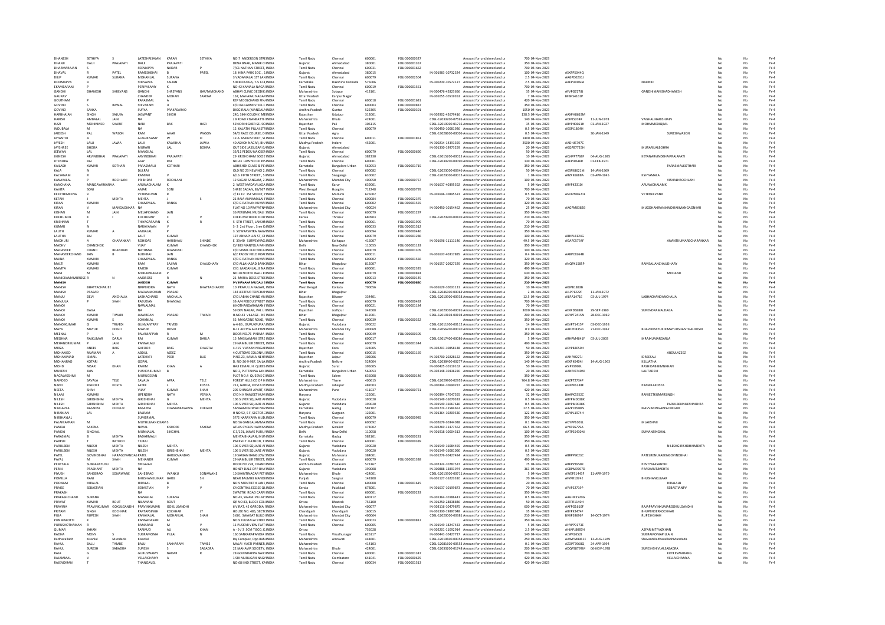| | | | | | | | | | | | | | | | | | | | | | |
|---|---|---|---|---|---|---|---|---|---|---|---|---|---|---|---|---|---|---|---|---|---|
| DHANESH | SETHIYA | S | LATESHRISAJAN | KARAN | SETHIYA | NO.7 ANDERSON STRE | INDIA | Tamil Nadu | Chennai | 600001 | FOLIO00000327 | | Amount for unclaimed and u | 700 | 04-Nov-2023 | | | | No | No | FY-4 |
| DHANJI | DALJI | PRAJAPATI | DALJI | PRAJAPATI | | DENA BNAK, MANEK C | INDIA | Gujarat | Ahmedabad | 380001 | FOLIO00001357 | | Amount for unclaimed and u | 350 | 04-Nov-2023 | | | | No | No | FY-4 |
| DHARMARAJAN | S | | SEDNIAPPA | NADAR | P | 7/C1 NATHAN STREET, | INDIA | Tamil Nadu | Chennai | 600031 | FOLIO00001662 | | Amount for unclaimed and u | 700 | 04-Nov-2023 | | | | No | No | FY-4 |
| DHAVAL | R | PATEL | RAMESHBHAI | B | PATEL | 18 HINA PARK SOC., | INDIA | Gujarat | Ahmedabad | 380015 | | IN-301983-10732524 | Amount for unclaimed and u | 100 | 04-Nov-2023 | ASKPP5044Q | | | No | No | FY-4 |
| DILIP | KUMAR | SURANA | MOHANLAL | SURANA | | 3 VADAMALAI 1ST LAN | INDIA | Tamil Nadu | Chennai | 600079 | FOLIO00002504 | | Amount for unclaimed and u | 2.5 | 04-Nov-2023 | AAGPD0231J | | | No | No | FY-4 |
| DOOMAPPA | U | | SHESAPPA | SALIAN | | SHREEDURGA, 7-5 674 | INDIA | Karnataka | Dakshina Kannada | 575006 | | IN-300239-10572127 | Amount for unclaimed and u | 2.5 | 04-Nov-2023 | AAEPU0060A | | NALINID | No | No | FY-4 |
| EKAMBARAM | P | | PERIYASAMY | K | | NO 42 KAMALA NAGA | INDIA | Tamil Nadu | Chennai | 600019 | FOLIO00001561 | | Amount for unclaimed and u | 700 | 04-Nov-2023 | | | | No | No | FY-4 |
| GANDHI | DHANESH | SHREYANS | GANDHI | SHREYANS | GAUTAMCHAND | ABHAY CLINIC DEODII | INDIA | Maharashtra | Solapur | 413101 | | IN-300476-42823656 | Amount for unclaimed and u | 35 | 04-Nov-2023 | AFVPG7278J | | GANDHIMANISHADHANESH | No | No | FY-4 |
| GAURAV | | | CHANDER | MOHAN | SAXENA | 167, MAHARAJ NAGAR | INDIA | Uttar Pradesh | Kanpur Nagar | | | IN-301055-10519353 | Amount for unclaimed and u | 7 | 04-Nov-2023 | BFBPS4161P | | | No | No | FY-4 |
| GOUTHAM | P | | PARASMAL | A | | REP MOOLCHAND FIN | INDIA | Tamil Nadu | Chennai | 600018 | FOLIO00001631 | | Amount for unclaimed and u | 420 | 04-Nov-2023 | | | | No | No | FY-4 |
| GOVIND | S | RAWAL | SHIVARAM | JI | | C/O RAJLAXMI STEEL C | INDIA | Tamil Nadu | Chennai | 600003 | FOLIO00000837 | | Amount for unclaimed and u | 350 | 04-Nov-2023 | | | | No | No | FY-4 |
| GOVIND | SANKA | | SURYA | PRAKASARAO | | DIGGIRALA (MANDALA | INDIA | Andhra Pradesh | Guntur | 522305 | FOLIO00000391 | | Amount for unclaimed and u | 1050 | 04-Nov-2023 | | | | No | No | FY-4 |
| HARBHAJAN | SINGH | SALUJA | JASWANT | SINGH | | 240, SIKH COLONY, MI | INDIA | Rajasthan | Udaipur | 313001 | | IN-302902-42679416 | Amount for unclaimed and u | 138.5 | 04-Nov-2023 | AAXPH8619M | | | No | No | FY-4 |
| HARISH | AMBALAL | JAIN | NA | | | J B ROAD KISANBATTI | INDIA | Maharashtra | Dhule | 424001 | | CDSL-12033200-07595 | Amount for unclaimed and u | 140 | 04-Nov-2023 | ADIPJ5374R | 11-JUN-1978 | VAISHALIHARISHJAIN | No | No | FY-4 |
| HAZI | MOHMMED | SHARIF | NABI | BAX | HAZI | SENIOR HIGHER SEC SC | INDIA | Rajasthan | Pali | 306115 | | CDSL-12010900-01736 | Amount for unclaimed and u | 35 | 04-Nov-2023 | ABYPH0661H | 01-JAN-1927 | MOHMMEDIQBAL | No | No | FY-4 |
| INDUBALA | M | | NA | | | 12 KALATHI PILLAI STR | INDIA | Tamil Nadu | Chennai | 600079 | | IN-300450-10081926 | Amount for unclaimed and u | 0.5 | 04-Nov-2023 | | | | No | No | FY-4 |
| JAIDESH | PAL | WASON | RAM | AHAR | WASON | 54/D RACE COURSE, D | INDIA | Uttar Pradesh | Agra | | | CDSL-13028600-00006 | Amount for unclaimed and u | 0.5 | 04-Nov-2023 | AGGPJ1864H | 30-JAN-1949 | SURESHWASON | No | No | FY-4 |
| JAYANTHI | A | | ALAGIRISAMY | W | O | 12-A MAIN STREET, S | INDIA | Tamil Nadu | Chennai | 600011 | FOLIO00001851 | | Amount for unclaimed and u | 1400 | 04-Nov-2023 | | | | No | No | FY-4 |
| JAYESH | LALJI | JAMRA | LALJI | KALABHAI | JAMRA | 40 ASHOK NAGAR, BH | INDIA | Madhya Pradesh | Indore | 452001 | | IN-300214-14391359 | Amount for unclaimed and u | 2500 | 04-Nov-2023 | AADHJ5797C | | | No | No | FY-4 |
| JAYSHREE | BHORA | | MURARI | LAL | BOHRA | OUT SIDE JASSUSAR G | INDIA | Gujarat | Ahmedabad | | | IN-301330-18973259 | Amount for unclaimed and u | 20 | 04-Nov-2023 | AKQPB7725H | | MURARILALBOHRA | No | No | FY-4 |
| JEEWAN | LAL | | MANGILAL | | | 33/11 PEDDU NAICKEN | INDIA | Tamil Nadu | Chennai | 600079 | FOLIO00000690 | | Amount for unclaimed and u | 50 | 04-Nov-2023 | | | | No | No | FY-4 |
| JIGNESH | ARVINDBHAI | PRAJAPATI | ARVINDBHAI | PRAJAPATI | | 29 KRISHIDHAM SOCIE | INDIA | Gujarat | Ahmedabad | 382330 | | CDSL-13015200-00025 | Amount for unclaimed and u | 10 | 04-Nov-2023 | AQHPP7768F | 04-AUG-1985 | KETANARVINDBHAIPRAJAPATI | No | No | FY-4 |
| JITENDRA | RAJ | | AJAY | RAJ | | NO.43 LAWYER CHINN | INDIA | Tamil Nadu | Chennai | 600001 | | CDSL-12039700-00090 | Amount for unclaimed and u | 130 | 04-Nov-2023 | AAEPJ0616R | 01-FEB-1971 | | No | No | FY-4 |
| KAILASH | KUMAR | KOTHARI | PARASMALJI | KOTHARI | | ABHISHEK GLASS & PL | INDIA | Karnataka | Bangalore Urban | 560053 | FOLIO00001715 | | Amount for unclaimed and u | 350 | 04-Nov-2023 | | | PARASMALKOTHARI | No | No | FY-4 |
| KALA | N | | DULRAJ | | | OLD NO 23 NEW NO 2 | INDIA | Tamil Nadu | Chennai | 600082 | | CDSL-12023000-00346 | Amount for unclaimed and u | 50 | 04-Nov-2023 | AKSPK8621M | 14-JAN-1969 | | No | No | FY-4 |
| KALYANAM | R | | RAMIAH | V | | 6/16 FIFTH STREET, S | INDIA | Tamil Nadu | Sivaganga | 630002 | | CDSL-12023000-00012 | Amount for unclaimed and u | 1 | 04-Nov-2023 | ARZPK6688A | 03-APR-1945 | KSHYAMALA | No | No | FY-4 |
| KANAYALAL | P | ROCHLANI | PRBHIDAS | ROCHLANI | | 12 SAGAR SANGAM, 2 | INDIA | Maharashtra | Mumbai City | 400050 | FOLIO00000757 | | Amount for unclaimed and u | 100 | 04-Nov-2023 | | | VISHALHROCHLANI | No | No | FY-4 |
| KANCHANA | MANGAYARKARASI | | ARUNACHALAM | K | | 2 WEST MADAVILAGA | INDIA | Tamil Nadu | Karur | 639001 | | IN-301637-40395592 | Amount for unclaimed and u | 5 | 04-Nov-2023 | ARYPK3310J | | ARUNACHALAMK | No | No | FY-4 |
| KAVITA | SONI | | AMAR | SONI | | SHREE SADAN, 89/367 | INDIA | West Bengal | Hooghly | 712248 | FOLIO00000795 | | Amount for unclaimed and u | 700 | 04-Nov-2023 | | | | No | No | FY-4 |
| KEERTHIMEENA | V | | VETRISELVAN | R | | 2/ E2 E2 1ST STREET, F | INDIA | Tamil Nadu | Madurai | 625002 | | IN-301696-10895523 | Amount for unclaimed and u | 0.5 | 04-Nov-2023 | ANOPM6621L | | VETRISELVANR | No | No | FY-4 |
| KETAN | J | MEHTA | MEHTA | J | S | 21 RAJA ANNAMALAI P | INDIA | Tamil Nadu | Chennai | 600084 | FOLIO00002375 | | Amount for unclaimed and u | 70 | 04-Nov-2023 | | | | No | No | FY-4 |
| KIRAN | KUMARI | | CHAMPALAL | RANKA | | C/O G RATHAN KUMA | INDIA | Tamil Nadu | Chennai | 600002 | FOLIO00001555 | | Amount for unclaimed and u | 320 | 04-Nov-2023 | | | | No | No | FY-4 |
| KIRAN | V | MANGAONKAR | NA | | | FLAT NO 10 PRAYATNA | INDIA | Maharashtra | Mumbai City | 400024 | | IN-300450-10154462 | Amount for unclaimed and u | 25 | 04-Nov-2023 | AAGPM8382B | | MUGDHAKIRANMANGAONKAR | No | No | FY-4 |
| KISHAN | M | JAIN | MELAPCHAND | JAIN | | 36 PERUMAL MUDALI | INDIA | Tamil Nadu | Chennai | 600079 | FOLIO00001297 | | Amount for unclaimed and u | 350 | 04-Nov-2023 | | | | No | No | FY-4 |
| KOCHUMOL | K | I | KOCHUNNY | C | V | CHERUVATHOOR HOU | INDIA | Kerala | Thrissur | 680503 | | CDSL-12023900-00103 | Amount for unclaimed and u | 210 | 04-Nov-2023 | | | | No | No | FY-4 |
| KRISHNAN | T | | THYAGARAJAN | K | R | 5 5TH STREET, LAKSHI | INDIA | Tamil Nadu | Chennai | 600061 | FOLIO00001909 | | Amount for unclaimed and u | 70 | 04-Nov-2023 | | | | No | No | FY-4 |
| KUMAR | N | | NARAYANAN | V | | S- 3 2nd Floor, Sree N | INDIA | Tamil Nadu | Chennai | 600033 | FOLIO00001512 | | Amount for unclaimed and u | 210 | 04-Nov-2023 | | | | No | No | FY-4 |
| LALITH | KUMAR | A | AMBALAL | P | | 3 SOWRASHTRA NAGA | INDIA | Tamil Nadu | Chennai | 600094 | FOLIO00000446 | | Amount for unclaimed and u | 350 | 04-Nov-2023 | | | | No | No | FY-4 |
| LALITHA | BAI | | LALIT | KUMAR | | 127 ANNAPILLAI ST, CH | INDIA | Tamil Nadu | Chennai | 600079 | FOLIO00001286 | | Amount for unclaimed and u | 100 | 04-Nov-2023 | ABHPL8124G | | | No | No | FY-4 |
| MADHURI | A | CHARANKAR | ROHIDAS | HARIBHAU | SHINDE | E 39/40 SURVEYNAG | INDIA | Maharashtra | Kolhapur | 416007 | | IN-301696-11111146 | Amount for unclaimed and u | 49.5 | 04-Nov-2023 | AGAPC5754F | | ANANTKUMARBCHARANKAR | No | No | FY-4 |
| MADHV | CHANDHOK | | VIJAY | KUMAR | CHANDHOK | XV 983 KANTOLA PAH | INDIA | Delhi | New Delhi | 110055 | FOLIO00001133 | | Amount for unclaimed and u | 350 | 04-Nov-2023 | | | | No | No | FY-4 |
| MAHAVEER | CHAND | BHANDARI | NATHMAL | BHANDARI | | C/O VIMAL ELECTRICA | INDIA | Tamil Nadu | Chennai | 600079 | FOLIO00001305 | | Amount for unclaimed and u | 100 | 04-Nov-2023 | | | | No | No | FY-4 |
| MAHAVEERCHAND | JAIN | B | BUDHRAJ | JAIN | | 6/2 PADDY FIELD ROA | INDIA | Tamil Nadu | Chennai | 600011 | | IN-301637-40317885 | Amount for unclaimed and u | 0.4 | 04-Nov-2023 | AABPC8264B | | | No | No | FY-4 |
| MAINA | KUMARI | | CHAMPALAL | RANKA | | C/O G RATHAN KUMA | INDIA | Tamil Nadu | Chennai | 600002 | FOLIO00001556 | | Amount for unclaimed and u | 320 | 04-Nov-2023 | | | | No | No | FY-4 |
| MALTI | KUMARI | | RAM | SAJJAN | CHAUDHARY | C/O ALLAHABAD BANK | INDIA | Bihar | Bhagalpur | 812007 | | IN-301557-20927529 | Amount for unclaimed and u | 350 | 04-Nov-2023 | ANQPK1585P | | RAMSAJJANCHAUDHARY | No | No | FY-4 |
| MAMTA | KUMARI | | RAJESH | KUMAR | | C/O. MADANLAL, 8 NA | INDIA | Tamil Nadu | Chennai | 600001 | FOLIO00002335 | | Amount for unclaimed and u | 490 | 04-Nov-2023 | | | | No | No | FY-4 |
| MANI | M | | MOHANBARAM | P | | NO 28 NORTH WALL R | INDIA | Tamil Nadu | Chennai | 600079 | FOLIO00000824 | | Amount for unclaimed and u | 630 | 04-Nov-2023 | | | MOHANO | No | No | FY-4 |
| MANICKAMAMBROSE | R | N | AMBROSE | R | N | 21 MARIA DOSS STREE | INDIA | Tamil Nadu | Chennai | 600013 | FOLIO00000145 | | Amount for unclaimed and u | 350 | 04-Nov-2023 | | | | No | No | FY-4 |
| **MANISH** | | | **JAGDISH** | **KUMAR** | | **9 VINAYAKA MUDALI S** | **INDIA** | **Tamil Nadu** | **Chennai** | **600079** | **FOLIO00000830** | | **Amount for unclaimed and u** | **210** | **04-Nov-2023** | | | | No | No | FY-4 |
| MANOJ | BHATTACHARJEE | | NRIPENDRA | NATH | BHATTACHARJEE | 10 PRAFULLA NAGAR, | INDIA | West Bengal | Kolkata | 700056 | | IN-301629-10031131 | Amount for unclaimed and u | 10 | 04-Nov-2023 | AKJPB1883B | | | No | No | FY-4 |
| MANISH | PRASAD | | MADANMOHAN | PRASAD | | 144 JEETPUR TOPCHA | INDIA | Bihar | Bhagalpur | | | CDSL-12046300-00063 | Amount for unclaimed and u | 2 | 04-Nov-2023 | AJLPP1222F | 11-JAN-1972 | | No | No | FY-4 |
| MANJU | DEVI | ANCHALIA | LABHACHAND | ANCHALIA | | C/O LABHA CHAND AN | INDIA | Rajasthan | Bikaner | 334401 | | CDSL-12010900-00938 | Amount for unclaimed and u | 12.5 | 04-Nov-2023 | AILPA1471E | 03-JUL-1974 | LABHACHANDANCHALIA | No | No | FY-4 |
| MANJULA | P | SHAH | PABUDAN | BHANSALI | | 33-A/4 PEDDU STREET | INDIA | Tamil Nadu | Chennai | 600079 | FOLIO00000492 | | Amount for unclaimed and u | 700 | 04-Nov-2023 | | | | No | No | FY-4 |
| MANOJ | | | NAWALMAL | | | 6 KOTHANDARAMAN ST | INDIA | Tamil Nadu | Chennai | 600021 | FOLIO00001184 | | Amount for unclaimed and u | 70 | 04-Nov-2023 | | | | No | No | FY-4 |
| MANOJ | DAGA | | NA | | | 59 DEV NAGAR, PAL LI | INDIA | Rajasthan | Jodhpur | 342008 | | CDSL-12020000-00091 | Amount for unclaimed and u | 300 | 04-Nov-2023 | AEXPD5880J | 29-SEP-1960 | SURENDRAMALDAGA | No | No | FY-4 |
| MANOJ | KUMAR | TIWARI | JANARDAN | PRASAD | TIWARI | H.NO.43 VILLAGE - NE | INDIA | Bihar | Bhagalpur | 812001 | | CDSL-12019103-00198 | Amount for unclaimed and u | 200 | 04-Nov-2023 | AGYPT2415N | 28-DEC-1969 | | No | No | FY-4 |
| MANOJ | KUMAR | S | SOHANLAL | | | 52 MAGAZINE ROAD, | INDIA | Tamil Nadu | Chennai | 600039 | FOLIO00000322 | | Amount for unclaimed and u | 350 | 04-Nov-2023 | | | | No | No | FY-4 |
| MANOJKUMAR | G | TRIVEDI | GUNVANTRAY | TRIVEDI | | A-4-86, GURUKRUPA | INDIA | Gujarat | Vadodara | 390022 | | CDSL-12011300-00112 | Amount for unclaimed and u | 14 | 04-Nov-2023 | AEVPT1415P | 03-DEC-1958 | | No | No | FY-4 |
| MAYA | MAYUR | DOSHI | MAYUR | DOSHI | | B-11 ADITYA APARTME | INDIA | Maharashtra | Mumbai City | 400069 | | CDSL-12056200-00020 | Amount for unclaimed and u | 0.9 | 04-Nov-2023 | AADPD8357L | 21-DEC-1962 | BHAVIKMAYURDOSHI/MAYURSHANTILALDOSHI | No | No | FY-4 |
| MEENAL | P | L | PALANIAPPAN | R | M | DOOR NO.76 PADMA | INDIA | Tamil Nadu | Chennai | 600049 | FOLIO00000305 | | Amount for unclaimed and u | 350 | 04-Nov-2023 | | | | No | No | FY-4 |
| MEGHNA | RAJKUMAR | DARLA | RAJ | KUMAR | DARLA | 15 MASILAMANI STRE | INDIA | Tamil Nadu | Chennai | 600017 | | CDSL-13017400-00086 | Amount for unclaimed and u | 5 | 04-Nov-2023 | ARHPM4641F | 03-JUL-2003 | MRAJKUMARDARLA | No | No | FY-4 |
| MEHANDRKUMAR | P | JAIN | PANNALALJI | | | 29 NAMBULIR STREET, | INDIA | Tamil Nadu | Chennai | 600079 | FOLIO00001344 | | Amount for unclaimed and u | 490 | 04-Nov-2023 | | | | No | No | FY-4 |
| MIRZA | ANEES | BAIG | GAFOOR | BAIG | CHAGTAI | 4 / 15 VIJAYAN NAGAR | INDIA | Rajasthan | Kota | 324005 | | IN-302201-10858148 | Amount for unclaimed and u | 50 | 04-Nov-2023 | ACYPB3050H | | | No | No | FY-4 |
| MOHAMED | NIJAMAN | A | ABDUL | AZEEZ | | 4 CUSTOMS COLONY, | INDIA | Tamil Nadu | Chennai | 600015 | FOLIO00001369 | | Amount for unclaimed and u | 350 | 04-Nov-2023 | | | ABDULAZEEZ | No | No | FY-4 |
| MOHAMMAD | ISMAIL | | LATEHATI | PEER | BUX | P.NO.23, KAMLA NEHR | INDIA | Rajasthan | Jaipur | 302006 | | IN-302700-20228122 | Amount for unclaimed and u | 20 | 04-Nov-2023 | AAHPI6227J | | IDREESALI | No | No | FY-4 |
| MOHANRAO | KOTARI | | GOPAL | | | D. NO-26-9-987, SALA | INDIA | Andhra Pradesh | Nellore | 524004 | | CDSL-12038400-00277 | Amount for unclaimed and u | 140 | 04-Nov-2023 | AEKPK6404J | 14-AUG-1963 | KSUJATHA | No | No | FY-4 |
| MOHD | NISAR | KHAN | RAHIM | KHAN | A | HAJI ESMAIL H. QURES | INDIA | Gujarat | Surat | 395005 | | IN-300425-10119162 | Amount for unclaimed and u | 50 | 04-Nov-2023 | AISPK9009L | | RASHIDABIBIMNKHAN | No | No | FY-4 |
| MUKESH | JAIN | | PUSHPAKUMAR | B | | NO 2, PUTTANNA LAN | INDIA | Karnataka | Bangalore Urban | 560053 | | IN-302148-10436220 | Amount for unclaimed and u | 20 | 04-Nov-2023 | AANPJ0740M | | LALITADEVI | No | No | FY-4 |
| NAGALAKSHMI | M | | MURUGESAN | | | PLOT NO.A QUEENS C | INDIA | Tamil Nadu | Salem | 636008 | FOLIO00000146 | | Amount for unclaimed and u | 350 | 04-Nov-2023 | | | | No | No | FY-4 |
| NAMDEO | SAVALA | TELE | SAVALA | APPA | TELE | FOREST HILLS CO OP H | INDIA | Maharashtra | Thane | 400615 | | CDSL-12029900-02952 | Amount for unclaimed and u | 764.8 | 04-Nov-2023 | AAZPT2734P | | | No | No | FY-4 |
| NAND | KISHORE | KOSTA | LATEK | L | KOSTA | 212, GARHA, KOSTA M | INDIA | Madhya Pradesh | Jabalpur | 482003 | | IN-300394-10690287 | Amount for unclaimed and u | 10 | 04-Nov-2023 | AOKPK6338E | | PRAMILAKOSTA | No | No | FY-4 |
| NEETA | SHAH | | VIJAY | KUMAR | SHAH | 205 SHINGAR APART, S | INDIA | Maharashtra | Pune | 411037 | FOLIO00000721 | | Amount for unclaimed and u | 420 | 04-Nov-2023 | | | | No | No | FY-4 |
| NILAM | KUMARI | | UPENDRA | NATH | VERMA | C/O N K RANJEET KUM | INDIA | Haryana | | 125001 | | IN-300394-17047555 | Amount for unclaimed and u | 32 | 04-Nov-2023 | BAAPK5352C | | RANJEETKUMARSINGH | No | No | FY-4 |
| NILESH | GIRISHBHAI | MEHTA | GIRISHBHAI | G | MEHTA | 106 SILVER SQUARE A | INDIA | Gujarat | Vadodara | 390020 | | IN-301549-16070333 | Amount for unclaimed and u | 0.5 | 04-Nov-2023 | ABYPM0008K | | | No | No | FY-4 |
| NILESH | GIRISHBHAI | MEHTA | GIRISHBHAI | MEHTA | | 106 SILVER SQUARE A | INDIA | Gujarat | Vadodara | 390020 | | IN-301549-16067616 | Amount for unclaimed and u | 0.5 | 04-Nov-2023 | ABYPM0008K | | PARULBENNILESHMEHTA | No | No | FY-4 |
| NINGAPPA | BASAPPA | CHEGUR | BASAPPA | CHANNABASAPPA | CHEGUR | SANGAMESHWAR NIL | INDIA | Karnataka | Gadag | 582102 | | IN-301774-15584652 | Amount for unclaimed and u | 22.5 | 04-Nov-2023 | AAZPC8588N | | IRAVVANINGAPPACHEGUR | No | No | FY-4 |
| NIRANJAN | LAL | | BALRAM | | | H NO 52, 5 F, SECTOR 1 | INDIA | Haryana | Gurgaon | 122001 | | IN-301364-10209530 | Amount for unclaimed and u | 122 | 04-Nov-2023 | AOYPL1974H | | | No | No | FY-4 |
| NIRBHAYLAL | | | SUMERMAL | | | 57/2 NARAYANA MUDL | INDIA | Tamil Nadu | Chennai | 600079 | FOLIO00000985 | | Amount for unclaimed and u | 350 | 04-Nov-2023 | | | | No | No | FY-4 |
| PALANIAPPAN | M | | MUTHUMANICKAM | S | | NO 56 GANGALAMMA | INDIA | Tamil Nadu | Chennai | 600092 | | IN-302679-30344038 | Amount for unclaimed and u | 0.1 | 04-Nov-2023 | AOYPP1001L | | MLAKSHMI | No | No | FY-4 |
| PANKAJ | SAXENA | | NAVAL | KISHORE | SAXENA | ATLAS CYCLES HARYA | INDIA | Madhya Pradesh | Gwalior | 474002 | | IN-302269-11477562 | Amount for unclaimed and u | 66.5 | 04-Nov-2023 | AYKPS6779A | | | No | No | FY-4 |
| PANKAJ | SINGHAL | | MUNNALAL | SINGHAL | | C 3/191, JANAK PURI, | INDIA | Delhi | New Delhi | 110058 | | IN-301918-10004313 | Amount for unclaimed and u | 100 | 04-Nov-2023 | AATPS5430M | | SUMANSINGHAL | No | No | FY-4 |
| PARASMAL | B | MEHTA | BADARMALJI | | | MEHTA BHAVAN, MUN | INDIA | Karnataka | Gadag | 582101 | FOLIO00000281 | | Amount for unclaimed and u | 350 | 04-Nov-2023 | | | | No | No | FY-4 |
| PARESH | T | RATHOD | TEJRAJ | | | PARESH T. RATHOD, 11 | INDIA | Tamil Nadu | Chennai | 600001 | FOLIO00000389 | | Amount for unclaimed and u | 350 | 04-Nov-2023 | | | | No | No | FY-4 |
| PARULBEN | NILESH | MEHTA | NILESH | MEHTA | | 106 SILVER SQUARE A | INDIA | Gujarat | Vadodara | 390020 | | IN-301549-16084459 | Amount for unclaimed and u | 0.5 | 04-Nov-2023 | | | NILESHGIRISHBHAIMEHTA | No | No | FY-4 |
| PARULBEN | NILESH | MEHTA | NILESH | GIRISHBHAI | MEHTA | 106 SILVER SQUARE A | INDIA | Gujarat | Vadodara | 390020 | | IN-301549-16081090 | Amount for unclaimed and u | 0.5 | 04-Nov-2023 | | | | No | No | FY-4 |
| PATEL | GOVINDBHAI | HARAGOVANDAS | PATEL | HARGOVANDAS | | 19 SARJAN BANGLOW | INDIA | Gujarat | Mahesana | 384001 | | IN-301276-30427484 | Amount for unclaimed and u | 35 | 04-Nov-2023 | ABRPP9023C | | PATELRENUKABENGOVINDBHAI | No | No | FY-4 |
| PAYAL | M | SHAH | MEHANDR | KUMAR | | 29 NAMBULIR STREET, | INDIA | Tamil Nadu | Chennai | 600079 | FOLIO00001338 | | Amount for unclaimed and u | 490 | 04-Nov-2023 | | | | No | No | FY-4 |
| PENTYALA | SUBBARAYUDU | | SINGAIAH | | | DOOR NO 228, CHAND | INDIA | Andhra Pradesh | Prakasam | 523167 | | IN-302324-10787537 | Amount for unclaimed and u | 75 | 04-Nov-2023 | ARKPP3958K | | PENTYALASANTHI | No | No | FY-4 |
| PERIN | PRASHANT | MEHTA | NA | | | HONEY DALE OPP BHA | INDIA | Gujarat | Vadodara | 390008 | | IN-300888-13893974 | Amount for unclaimed and u | 36.5 | 04-Nov-2023 | ACBPM9767D | | PRASHANTJMEHTA | No | No | FY-4 |
| PIYUSH | SAHEBRAO | SONAWANE | SAHEBRAO | VYANKU | SONAWANE | 10 SHANTINAGAR PET | INDIA | Maharashtra | Dhule | 424001 | | CDSL-12013300-00711 | Amount for unclaimed and u | 5 | 04-Nov-2023 | AWEPS1443F | 11-APR-1979 | | No | No | FY-4 |
| POMILLA | RANI | | BHUSHANKUMAR | GARG | SH | NEAR BALMIKI MAND | INDIA | Punjab | Sangrur | 148108 | | IN-301127-16223310 | Amount for unclaimed and u | 70 | 04-Nov-2023 | AFYPR1074E | | BHUSHANKUMAR | No | No | FY-4 |
| POONAM | | | HIRALAL | | | NO 9 MONTIETH LANE, | INDIA | Tamil Nadu | Chennai | 600008 | FOLIO00001615 | | Amount for unclaimed and u | 20 | 04-Nov-2023 | | | HIRALALB | No | No | FY-4 |
| PRAISE | SEBASTIAN | | SEBASTIAN | P | V | C4 CENTRAL EXCISE Q | INDIA | Kerala | Palakkad | 678001 | | IN-301637-10199873 | Amount for unclaimed and u | 70 | 04-Nov-2023 | AYVPS2719P | | SEBASTIANPV | No | No | FY-4 |
| PRAKASH | | | NA | | | SWASTIK ROAD CARR | INDIA | Tamil Nadu | Chennai | 600001 | FOLIO00000233 | | Amount for unclaimed and u | 350 | 04-Nov-2023 | | | | No | No | FY-4 |
| PRAKASHCHAND | SURANA | | MANGILAL | SURANA | | NO 43, SWAMI PILLAI | INDIA | Tamil Nadu | Chennai | 600112 | | IN-301364-10186441 | Amount for unclaimed and u | 0.5 | 04-Nov-2023 | AAGHP3520G | | | No | No | FY-4 |
| PRAVAT | KUMAR | ROUT | NILAMANI | ROUT | | QR NO 83, BLOCK COL | INDIA | Orissa | Bhadrak | 756100 | | IN-301250-28838846 | Amount for unclaimed and u | 50 | 04-Nov-2023 | AEFPR1140H | | | No | No | FY-4 |
| PRAVINA | PRAVINKUMAR | GOKULGANDHI | PRAVINKUMAR | GOKULGANDHI | | 6 VIRAT, 45 GARODIA | INDIA | Maharashtra | Mumbai City | 400077 | | IN-301116-10479875 | Amount for unclaimed and u | 600 | 04-Nov-2023 | AAFPG1610F | | RAJAPRAVINKUMARGOKULGANDHI | No | No | FY-4 |
| PRITAM | SINGH | KOCHHAR | PARTAPSINGH | KOCHHAR | LT | HOUSE NO. 485, SECT | INDIA | Chandigarh | Chandigarh | 160015 | | IN-301330-19897048 | Amount for unclaimed and u | 35 | 04-Nov-2023 | ABFPK3474F | | BHUPENDERKOCHHAR | No | No | FY-4 |
| PUJA | RUPESH | SHAH | KANAYALAL | MOHANLAL | SHAH | 5 601 SWAGAT BUILD | INDIA | Maharashtra | Mumbai City | 400064 | | CDSL-12020000-00381 | Amount for unclaimed and u | 210 | 04-Nov-2023 | BVRPS9696F | 14-OCT-1974 | RUPESHSHAH | No | No | FY-4 |
| PUNNIAKOTTI | K | | KANNADASAN | M | | NO 9 ELUMALAI STREE | INDIA | Tamil Nadu | Chennai | 600023 | FOLIO00000812 | | Amount for unclaimed and u | 350 | 04-Nov-2023 | | | | No | No | FY-4 |
| PURUSHOTHAMAN | R | | RAMARAO | M | V | 11 PUSKAR VIEW FLAT | INDIA | Tamil Nadu | Chennai | 600005 | | IN-301549-18247433 | Amount for unclaimed and u | 5 | 04-Nov-2023 | AHYPP9173E | | | No | No | FY-4 |
| QUMAR | JAHAN | | FARMUD | ALI | KHAN | A - 9 / 3 SCM TISCO, K | INDIA | Orissa | | 755028 | | IN-302201-11092914 | Amount for unclaimed and u | 2.5 | 04-Nov-2023 | AHMPJ8087H | | ASFARMITIYAZKHAN | No | No | FY-4 |
| RADHA | MONY | S | SUBRAMONIA | PILLAI | N | 160 SANKARAPANDIA | INDIA | Tamil Nadu | Virudhunagar | 626117 | | IN-300441-10427737 | Amount for unclaimed and u | 140 | 04-Nov-2023 | AJSPR2652J | | SUBRAMONIAPILLAIN | No | No | FY-4 |
| Radhavallabh | Kisanlal | Mundada | Kisanlal | | | Raj Complex, Opp Bala | INDIA | Maharashtra | Amravati | 444601 | | CDSL-12010600-00054 | Amount for unclaimed and u | 250 | 04-Nov-2023 | AAWPM8961E | 13-AUG-1949 | ShevantRadhavallabhMundada | No | No | FY-4 |
| RAHUL | BALU | TAMBE | BALU | SAKHARAM | TAMBE | MALAI VASTI PARNER | INDIA | Maharashtra | | 414103 | | CDSL-12081600-00553 | Amount for unclaimed and u | 0.1 | 04-Nov-2023 | AZOPT7668Q | 24-APR-1994 | | No | No | FY-4 |
| RAHUL | SURESH | SABADRA | SURESH | S | SABADRA | 22 MAHAVIR SOCIETY, | INDIA | Maharashtra | Dhule | 424001 | | CDSL-12033200-01748 | Amount for unclaimed and u | 200 | 04-Nov-2023 | ADQPS8797M | 06-NOV-1978 | SURESHSHIVLALSABADRA | No | No | FY-4 |
| RAJA | G | | GURUSWAMY | NADAR | R | 28 GOVINDAPPA NAIC | INDIA | Tamil Nadu | Chennai | 600001 | FOLIO00001347 | | Amount for unclaimed and u | 700 | 04-Nov-2023 | | | KOTEESWARANG | No | No | FY-4 |
| RAJAMMAL | V | | VELLAICHAMY | A | | 1 SRI MURUGAN NAG | INDIA | Tamil Nadu | Coimbatore | 641041 | FOLIO00000625 | | Amount for unclaimed and u | 420 | 04-Nov-2023 | | | VELLAICHAMYA | No | No | FY-4 |
| RAJENDIRAN | T | | THANGAVEL | | | NO 68 IIND STREET, KA | INDIA | Tamil Nadu | Chennai | 600034 | FOLIO00001513 | | Amount for unclaimed and u | 420 | 04-Nov-2023 | | | | No | No | FY-4 |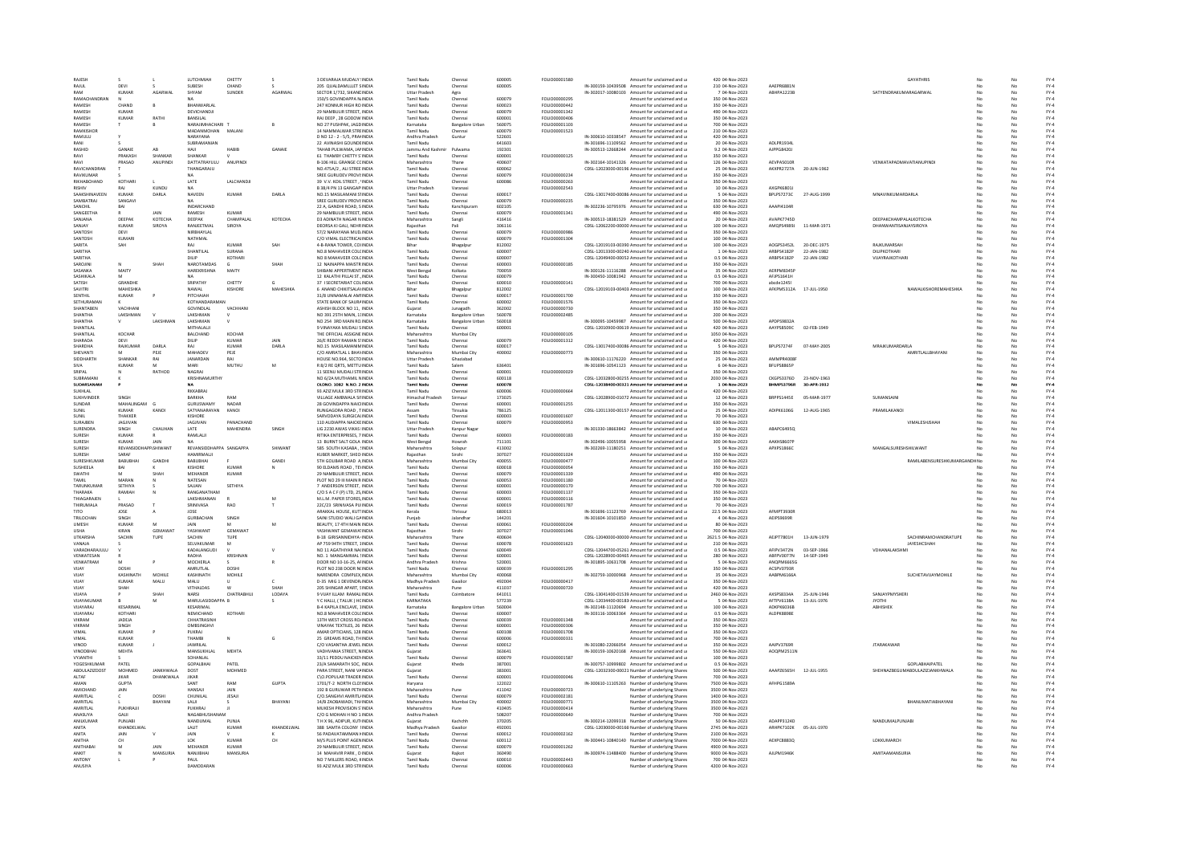| | | | | | | | | | | | | | | | | | | | | | |
|---|---|---|---|---|---|---|---|---|---|---|---|---|---|---|---|---|---|---|---|---|---|
| RAJESH | S | L | LUTCHMIAH | CHETTY | S | 3 DEVARAJA MUDALY | INDIA | Tamil Nadu | Chennai | 600005 | FOLIO0000011580 | | Amount for unclaimed and u | 420 | 04-Nov-2023 | | | GAYATHRIS | No | No | FY-4 |
| RAJUL | DEVI | S | SUBESH | CHAND | S | 205 QUALBAMLLET S | INDIA | Tamil Nadu | Chennai | 600005 | | IN-300159-10439508 | Amount for unclaimed and u | 210 | 04-Nov-2023 | AAEPR6881N | | | No | No | FY-4 |
| RAM | KUMAR | AGARWAL | SHYAM | SUNDER | AGARWAL | SECTOR 1/732, SIKAND | INDIA | Uttar Pradesh | Agra | | | IN-302017-10080103 | Amount for unclaimed and u | 7 | 04-Nov-2023 | ABHPA1223B | | SATYENDRAKUMARAGARWAL | No | No | FY-4 |
| RAMACHANDRAN | N | | NA | | | 150/5 GOVINDAPPA N | INDIA | Tamil Nadu | Chennai | 600079 | FOLIO00000295 | | Amount for unclaimed and u | 350 | 04-Nov-2023 | | | | No | No | FY-4 |
| RAMESH | CHAND | B | BHANWARLAL | | | 247 KONNUR HIGH RO | INDIA | Tamil Nadu | Chennai | 600023 | FOLIO00000442 | | Amount for unclaimed and u | 350 | 04-Nov-2023 | | | | No | No | FY-4 |
| RAMESH | KUMAR | | DEVICHANDJI | | | 29 NAMBULIR STREET, | INDIA | Tamil Nadu | Chennai | 600079 | FOLIO00001342 | | Amount for unclaimed and u | 490 | 04-Nov-2023 | | | | No | No | FY-4 |
| RAMESH | KUMAR | RATHI | BANSILAL | | | RAJ DEEP , 28 GODOW | INDIA | Tamil Nadu | Chennai | 600001 | FOLIO00000406 | | Amount for unclaimed and u | 350 | 04-Nov-2023 | | | | No | No | FY-4 |
| RAMESH | T | B | NARASIMHACHARI | T | B | NO 27 PUSHPAK, JAGD | INDIA | Karnataka | Bangalore Urban | 560075 | FOLIO00001103 | | Amount for unclaimed and u | 700 | 04-Nov-2023 | | | | No | No | FY-4 |
| RAMKISHOR | | | MADANMOHAN | MALANI | | 14 NAMMALWAR STRE | INDIA | Tamil Nadu | Chennai | 600079 | FOLIO00001523 | | Amount for unclaimed and u | 210 | 04-Nov-2023 | | | | No | No | FY-4 |
| RAMULU | Y | | NARAYANA | | | D NO 12 - 2 - 5/5, PRAK | INDIA | Andhra Pradesh | Guntur | 522601 | | IN-300610-10338547 | Amount for unclaimed and u | 420 | 04-Nov-2023 | | | | No | No | FY-4 |
| RANI | S | | SUBRAMANIAN | | | 22 AVINASHI GOUNDE | INDIA | Tamil Nadu | | 641603 | | IN-301696-11109562 | Amount for unclaimed and u | 20 | 04-Nov-2023 | ADLPR1934L | | | No | No | FY-4 |
| RASHID | GANAIE | AB | HAJI | HABIB | GANAIE | TAHAB PULWAMA, JAM | INDIA | Jammu And Kashmir | Pulwama | 192301 | | IN-300513-12668244 | Amount for unclaimed and u | 9.2 | 04-Nov-2023 | AJPPG8420J | | | No | No | FY-4 |
| RAVI | PRAKASH | SHANKAR | SHANKAR | V | | 61 THAMBY CHETTY S | INDIA | Tamil Nadu | Chennai | 600001 | FOLIO00000125 | | Amount for unclaimed and u | 350 | 04-Nov-2023 | | | | No | No | FY-4 |
| RAVI | PRASAD | ANUPINDI | DATTATRAYULU | ANUPINDI | | B-106 HILL GRANGE C | INDIA | Maharashtra | Thane | 400607 | | IN-302164-10141326 | Amount for unclaimed and u | 128 | 04-Nov-2023 | AEVPA5010R | | VENKATAPADMAVATIANUPINDI | No | No | FY-4 |
| RAVICHANDRAN | T | | THANGARAJU | | | NO.475A/2 , ALI STREE | INDIA | Tamil Nadu | Chennai | 600062 | | CDSL-12023000-00196 | Amount for unclaimed and u | 25 | 04-Nov-2023 | AKXPR2727A | 20-JUN-1962 | | No | No | FY-4 |
| RAVIKUMAR | S | | NA | | | SREE GURUDEV PROVI | INDIA | Tamil Nadu | Chennai | 600079 | FOLIO00000234 | | Amount for unclaimed and u | 350 | 04-Nov-2023 | | | | No | No | FY-4 |
| RIKHABCHAND | KOTHARI | L | LATE | LALCHANDJI | | 39 V.V. KOIL STREET, | INDIA | Tamil Nadu | Chennai | 600086 | FOLIO00000263 | | Amount for unclaimed and u | 350 | 04-Nov-2023 | | | | No | No | FY-4 |
| RISHIV | RAJ | KUNDU | NA | | | B 38/4 PN 13 GANGAP | INDIA | Uttar Pradesh | Varanasi | | FOLIO00002543 | | Amount for unclaimed and u | 10 | 04-Nov-2023 | AXGPK6801J | | | No | No | FY-4 |
| SAAKSHINAVEEN | KUMAR | DARLA | NAVEEN | KUMAR | DARLA | NO.15 MASILAMANI ST | INDIA | Tamil Nadu | Chennai | 600017 | | CDSL-13017400-00086 | Amount for unclaimed and u | 5 | 04-Nov-2023 | BPLPS7273C | 27-AUG-1999 | MNAVINKUMARDARLA | No | No | FY-4 |
| SAMBATRAJ | SANGAVI | | NA | | | SREE GURUDEV PROVI | INDIA | Tamil Nadu | Chennai | 600079 | FOLIO00000235 | | Amount for unclaimed and u | 350 | 04-Nov-2023 | | | | No | No | FY-4 |
| SANCHAL | BAI | | INDARCHAND | | | 22 A, GANDHI ROAD, S | INDIA | Tamil Nadu | Kanchipuram | 602105 | | IN-302236-10795976 | Amount for unclaimed and u | 630 | 04-Nov-2023 | AAAPI4104R | | | No | No | FY-4 |
| SANGEETHA | R | JAIN | RAMESH | KUMAR | | 29 NAMBULIR STREET, | INDIA | Tamil Nadu | Chennai | 600079 | FOLIO00001341 | | Amount for unclaimed and u | 490 | 04-Nov-2023 | | | | No | No | FY-4 |
| SANJANA | DEEPAK | KOTECHA | DEEPAK | CHAMPALAL | KOTECHA | D3 ADINATH NAGAR N | INDIA | Maharashtra | Sangli | 416416 | | IN-300513-18381529 | Amount for unclaimed and u | 20 | 04-Nov-2023 | AVAPK7745D | | DEEPAKCHAMPALALKOTECHA | No | No | FY-4 |
| SANJAY | KUMAR | SIROYA | RANJEETMAL | SIROYA | | DEORSA KI GALI, NEH | INDIA | Rajasthan | Pali | 306116 | | CDSL-12062200-00000 | Amount for unclaimed and u | 100 | 04-Nov-2023 | AMQPS4989J | 11-MAR-1971 | DHANWANTISANJAYSIROYA | No | No | FY-4 |
| SANTOSH | DEVI | | NIRBHAYLAL | | | 57/2 NARAYANA MUD | INDIA | Tamil Nadu | Chennai | 600079 | FOLIO00000986 | | Amount for unclaimed and u | 350 | 04-Nov-2023 | | | | No | No | FY-4 |
| SANTOSH | KUMARI | | NATHMAL | | | C/O VIMAL ELECTRICA | INDIA | Tamil Nadu | Chennai | 600079 | FOLIO00001304 | | Amount for unclaimed and u | 100 | 04-Nov-2023 | | | | No | No | FY-4 |
| SARITA | SAH | | RAJ | KUMAR | SAH | 4-B-RANA TOWER, CO | INDIA | Bihar | Bhagalpur | 812002 | | CDSL-12019103-00390 | Amount for unclaimed and u | 100 | 04-Nov-2023 | AOGPS3452L | 20-DEC-1975 | RAJKUMARSAH | No | No | FY-4 |
| SARITHA | | | SHANTILAL | SURANA | | NO.8 MAHAVEER COL | INDIA | Tamil Nadu | Chennai | 600007 | | CDSL-12013300-00240 | Amount for unclaimed and u | 1 | 04-Nov-2023 | ARBPS4182P | 22-JAN-1982 | DILIPKOTHARI | No | No | FY-4 |
| SARITHA | | | DILIP | KOTHARI | | NO 8 MAHAVEER COL | INDIA | Tamil Nadu | Chennai | 600007 | | CDSL-12049400-00052 | Amount for unclaimed and u | 0.5 | 04-Nov-2023 | ARBPS4182P | 22-JAN-1982 | VIJAYRAJKOTHARI | No | No | FY-4 |
| SAROJINI | N | SHAH | NAROTAMDAS | G | SHAH | 12 NAINAPPA MAISTR | INDIA | Tamil Nadu | Chennai | 600003 | FOLIO00000185 | | Amount for unclaimed and u | 350 | 04-Nov-2023 | | | | No | No | FY-4 |
| SASANKA | MAITY | | HAREKRISHNA | MAITY | | SHIBANI APPERTMENT | INDIA | West Bengal | Kolkata | 700059 | | IN-300126-11116288 | Amount for unclaimed and u | 35 | 04-Nov-2023 | AERPM8045P | | | No | No | FY-4 |
| SASHIKALA | M | | NA | | | 12 KALATHI PILLAI ST, | INDIA | Tamil Nadu | Chennai | 600079 | | IN-300450-10081042 | Amount for unclaimed and u | 0.5 | 04-Nov-2023 | AFIPS1641H | | | No | No | FY-4 |
| SATISH | GRANDHE | | SRIPATHY | CHETTY | G | 37 I SECRETARIAT COL | INDIA | Tamil Nadu | Chennai | 600010 | FOLIO00000141 | | Amount for unclaimed and u | 700 | 04-Nov-2023 | abcde1245l | | | No | No | FY-4 |
| SAVITRI | MAHESHKA | | NAWAL | KISHORE | MAHESHKA | 6 ANAND CHHITSALAI | INDIA | Bihar | Bhagalpur | 812002 | | CDSL-12019103-00403 | Amount for unclaimed and u | 100 | 04-Nov-2023 | AFKPM5312A | 17-JUL-1950 | NAWALKISHOREMAHESHKA | No | No | FY-4 |
| SENTHIL | KUMAR | P | PITCHAIAH | | | 31/8 UNNAMALAI AMM | INDIA | Tamil Nadu | Chennai | 600017 | FOLIO00001700 | | Amount for unclaimed and u | 350 | 04-Nov-2023 | | | | No | No | FY-4 |
| SETHURAMAN | K | | KOTHANDARAMAN | | | STATE BANK OF SAURA | INDIA | Tamil Nadu | Chennai | 600002 | FOLIO00001576 | | Amount for unclaimed and u | 350 | 04-Nov-2023 | | | | No | No | FY-4 |
| SHANTABEN | VACHHANI | | GOVINDLAL | VACHHANI | | ASHISH BLOCK NO 11, | INDIA | Gujarat | Junagadh | 362002 | FOLIO00000730 | | Amount for unclaimed and u | 350 | 04-Nov-2023 | | | | No | No | FY-4 |
| SHANTHA | LAKSHMAN | V | LAKSHMAN | V | | NO 391 25TH MAIN, 11 | INDIA | Karnataka | Bangalore Urban | 560078 | FOLIO00002485 | | Amount for unclaimed and u | 200 | 04-Nov-2023 | | | | No | No | FY-4 |
| SHANTHA | V | LAKSHMAN | LAKSHMAN | V | | NO 254 3RD MAIN RO | INDIA | Karnataka | Bangalore Urban | 560018 | | IN-300095-10459987 | Amount for unclaimed and u | 500 | 04-Nov-2023 | APDPS9832A | | | No | No | FY-4 |
| SHANTILAL | | | MITHALALJI | | | 9 VINAYAKA MUDALI S | INDIA | Tamil Nadu | Chennai | 600001 | | CDSL-12010900-00619 | Amount for unclaimed and u | 420 | 04-Nov-2023 | AAYPS8509C | 02-FEB-1949 | | No | No | FY-4 |
| SHANTILAL | KOCHAR | | BALCHAND | KOCHAR | | THE OFFICIAL ASSIGNE | INDIA | Maharashtra | Mumbai City | | FOLIO00000105 | | Amount for unclaimed and u | 1050 | 04-Nov-2023 | | | | No | No | FY-4 |
| SHARADA | DEVI | | DILIP | KUMAR | JAIN | 26/E REDDY RAMAN S | INDIA | Tamil Nadu | Chennai | 600079 | FOLIO00001312 | | Amount for unclaimed and u | 420 | 04-Nov-2023 | | | | No | No | FY-4 |
| SHARDHA | RAJKUMAR | DARLA | RAJ | KUMAR | DARLA | NO.15 MASILAMANI | INDIA | Tamil Nadu | Chennai | 600017 | | CDSL-13017400-00086 | Amount for unclaimed and u | 5 | 04-Nov-2023 | BPLPS7274F | 07-MAY-2005 | MRAJKUMARDARLA | No | No | FY-4 |
| SHEVANTI | M | PEJE | MAHADEV | PEJE | | C/O AMRATLAL L BHA | INDIA | Maharashtra | Mumbai City | 400002 | FOLIO00000773 | | Amount for unclaimed and u | 350 | 04-Nov-2023 | | | AMRITLALLBHAYANI | No | No | FY-4 |
| SIDDHARTH | SHANKAR | RAI | JAWARDAN | RAI | | HOUSE NO.964, SECTO | INDIA | Uttar Pradesh | Ghaziabad | | | IN-300610-11176220 | Amount for unclaimed and u | 25 | 04-Nov-2023 | AMMPR4008F | | | No | No | FY-4 |
| SIVA | KUMAR | M | MARI | MUTHU | M | R 8/2 RE QRTS, METTU | INDIA | Tamil Nadu | Salem | 636401 | | IN-301696-10541123 | Amount for unclaimed and u | 6 | 04-Nov-2023 | BFUPS8865P | | | No | No | FY-4 |
| SRIPAL | N | RATHOD | NAGRAJ | | | 11 SEENU MUDALI STR | INDIA | Tamil Nadu | Chennai | 600001 | FOLIO00000029 | | Amount for unclaimed and u | 350 | 04-Nov-2023 | | | | No | No | FY-4 |
| SUBRAMANI | K | | KRISHNAMURTHY | | | NO 6/2A MUTHAMIL N | INDIA | Tamil Nadu | Chennai | 600118 | | CDSL-12032800-00255 | Amount for unclaimed and u | 2030 | 04-Nov-2023 | CKGPS3376D | 23-NOV-1963 | | No | No | FY-4 |
| **SUDARSANAM** | **P** | | **NA** | | | **OLDNO. 108 2 N NO. 2** | **INDIA** | **Tamil Nadu** | **Chennai** | **600078** | | **CDSL-12038400-00321** | **Amount for unclaimed and u** | **1** | **04-Nov-2023** | **BHMPS3796R** | **30-APR-1932** | | **No** | **No** | **FY-4** |
| SUKHLAL | | | RIKKABRAJ | | | 93 AZIZ MULK 3RD ST | INDIA | Tamil Nadu | Chennai | 600006 | FOLIO00000664 | | Amount for unclaimed and u | 420 | 04-Nov-2023 | | | | No | No | FY-4 |
| SUKHVINDER | SINGH | | BARKHA | RAM | | VILLAGE AMBWALA SI | INDIA | Himachal Pradesh | Sirmaur | 173025 | | CDSL-12028900-01072 | Amount for unclaimed and u | 12 | 04-Nov-2023 | BRFPS1445E | 05-MAR-1977 | SUMANSAINI | No | No | FY-4 |
| SUNDAR | MAHALINGAM | G | GURUSWAMY | NADAR | | 28 GOVINDAPPA NAIC | INDIA | Tamil Nadu | Chennai | 600001 | FOLIO00001255 | | Amount for unclaimed and u | 350 | 04-Nov-2023 | | | | No | No | FY-4 |
| SUNIL | KUMAR | KANOI | SATYANARAYAN | KANOI | | RUNGAGORA ROAD , T | INDIA | Assam | Tinsukia | 786125 | | CDSL-12011300-00157 | Amount for unclaimed and u | 25 | 04-Nov-2023 | ADIPK6106G | 12-AUG-1965 | PRAMILAKANOI | No | No | FY-4 |
| SUNIL | THAKKER | | KISHORE | | | SARVODAYA SURGICA | INDIA | Tamil Nadu | Chennai | 600003 | FOLIO00001607 | | Amount for unclaimed and u | 70 | 04-Nov-2023 | | | | No | No | FY-4 |
| SURAJBEN | JAGJIVAN | | JAGJIVAN | PANACHAND | | 110 AUDIAPPA NAICKE | INDIA | Tamil Nadu | Chennai | 600079 | FOLIO00000953 | | Amount for unclaimed and u | 630 | 04-Nov-2023 | | | VIMALESHSHAH | No | No | FY-4 |
| SURENDRA | SINGH | CHAUHAN | LATE | MAHENDRA | SINGH | LIG 2230 AWAS VIKAS | INDIA | Uttar Pradesh | Kanpur Nagar | | | IN-301330-18663842 | Amount for unclaimed and u | 10 | 04-Nov-2023 | ABAPC6495Q | | | No | No | FY-4 |
| SURESH | KUMAR | R | RAMLALJI | | | RITIKA ENTERPRISES, T | INDIA | Tamil Nadu | Chennai | 600003 | FOLIO00000183 | | Amount for unclaimed and u | 350 | 04-Nov-2023 | | | | No | No | FY-4 |
| SURESH | KUMAR | JAIN | NA | | | 13 BURNT SALT GOLA | INDIA | West Bengal | Howrah | 711101 | | IN-302496-10055958 | Amount for unclaimed and u | 300 | 04-Nov-2023 | AAKHS8607P | | | No | No | FY-4 |
| SURESH | REVANSIDDHAPPA | SHIWANT | REVANSIDDHAPPA | SANGAPPA | SHIWANT | 585 SOUTH KASABA , | INDIA | Maharashtra | Solapur | 413002 | | IN-302269-11180251 | Amount for unclaimed and u | 5 | 04-Nov-2023 | APXPS1866C | | MANGALSURESHSHILWANT | No | No | FY-4 |
| SURESH | SARAF | | HANMIRMALJI | | | KUBER MARKET, SHED | INDIA | Rajasthan | Sirohi | 307027 | FOLIO00001024 | | Amount for unclaimed and u | 350 | 04-Nov-2023 | | | | No | No | FY-4 |
| SURESHKUMAR | BABUBHAI | GANDHI | BABUBHAI | | GANDI | 5TH GOLIBAR ROAD A | INDIA | Maharashtra | Mumbai City | 400055 | FOLIO00000477 | | Amount for unclaimed and u | 100 | 04-Nov-2023 | | | RAMILABENSURESHKUMARGANDHI | No | No | FY-4 |
| SUSHEELA | BAI | K | KISHORE | KUMAR | N | 90 ELDAMS ROAD , TE | INDIA | Tamil Nadu | Chennai | 600018 | FOLIO00000054 | | Amount for unclaimed and u | 350 | 04-Nov-2023 | | | | No | No | FY-4 |
| SWATHI | M | SHAH | MEHANDR | KUMAR | | 29 NAMBULIR STREET, | INDIA | Tamil Nadu | Chennai | 600079 | FOLIO00001339 | | Amount for unclaimed and u | 490 | 04-Nov-2023 | | | | No | No | FY-4 |
| TAMIL | MARAN | N | NATESAN | | | PLOT NO 29 III MAIN R | INDIA | Tamil Nadu | Chennai | 600053 | FOLIO00001180 | | Amount for unclaimed and u | 70 | 04-Nov-2023 | | | | No | No | FY-4 |
| TARUNKUMAR | SETHIYA | S | SAJJAN | SETHIYA | | 7 ANDERSON STREET, | INDIA | Tamil Nadu | Chennai | 600001 | FOLIO00000170 | | Amount for unclaimed and u | 700 | 04-Nov-2023 | | | | No | No | FY-4 |
| THARAKA | RAMIAH | N | RANGANATHAM | | | C/O S A C F (P) LTD, 25 | INDIA | Tamil Nadu | Chennai | 600003 | FOLIO00001337 | | Amount for unclaimed and u | 350 | 04-Nov-2023 | | | | No | No | FY-4 |
| THIAGARAJEN | | | LAKSHMANAN | R | M | M.L.M. PAPER STORES | INDIA | Tamil Nadu | Chennai | 600001 | FOLIO00000116 | | Amount for unclaimed and u | 350 | 04-Nov-2023 | | | | No | No | FY-4 |
| THIRUMALA | PRASAD | T | SRINIVASA | RAO | T | 22C/23 SRINIVASA PU | INDIA | Tamil Nadu | Chennai | 600019 | FOLIO00001787 | | Amount for unclaimed and u | 70 | 04-Nov-2023 | | | | No | No | FY-4 |
| TITO | JOSE | A | JOSE | | | ARAKKAL HOUSE, KUT | INDIA | Kerala | Thrissur | 680013 | | IN-301696-11123769 | Amount for unclaimed and u | 22.5 | 04-Nov-2023 | AFWPT3930R | | | No | No | FY-4 |
| TRILOCHAN | SINGH | | GURBACHAN | SINGH | | SAINI STUDIO WALI G | INDIA | Punjab | Jalandhar | 144201 | | IN-301604-10101850 | Amount for unclaimed and u | 4 | 04-Nov-2023 | AEIPS9699R | | | No | No | FY-4 |
| UMESH | KUMAR | M | JAIN | M | M | BEAUTY, 17 4TH MAIN | INDIA | Tamil Nadu | Chennai | 600061 | FOLIO00000204 | | Amount for unclaimed and u | 80 | 04-Nov-2023 | | | | No | No | FY-4 |
| USHA | KIRAN | GEMAWAT | YASHWANT | GEMAWAT | | YASHWANT GEMAWAT | INDIA | Rajasthan | Sirohi | 307027 | FOLIO00001046 | | Amount for unclaimed and u | 700 | 04-Nov-2023 | | | | No | No | FY-4 |
| UTKARSHA | SACHIN | TUPE | SACHIN | TUPE | | B-18 GIRISANNIDHYA | INDIA | Maharashtra | Thane | 400604 | | CDSL-12040000-00000 | Amount for unclaimed and u | 2621.5 | 04-Nov-2023 | AEJPT7801H | 13-JUN-1979 | SACHINRAMCHANDRATUPE | No | No | FY-4 |
| VANAJA | S | | SELVAKUMAR | M | | AP 759 94TH STREET, | INDIA | Tamil Nadu | Chennai | 600078 | FOLIO00001623 | | Amount for unclaimed and u | 210 | 04-Nov-2023 | | | JAYESHCSHAH | No | No | FY-4 |
| VARADHARAJULU | V | | KADALANGUDI | V | V | NO 11 AGATHIYAR NA | INDIA | Tamil Nadu | Chennai | 600049 | | CDSL-12044700-05261 | Amount for unclaimed and u | 0.5 | 04-Nov-2023 | AFIPV3472N | 03-SEP-1966 | VDHANALAKSHMI | No | No | FY-4 |
| VENKATESAN | R | | RADHA | KRISHNAN | | NO. 1 MANGAMMAL | INDIA | Tamil Nadu | Chennai | 600001 | | CDSL-12028900-00465 | Amount for unclaimed and u | 280 | 04-Nov-2023 | ABFPV0077N | 14-SEP-1949 | | No | No | FY-4 |
| VENKATRAM | M | P | MOCHERLA | S | R | DOOR NO 10-16-25, A | INDIA | Andhra Pradesh | Krishna | 520001 | | IN-301895-10631708 | Amount for unclaimed and u | 5 | 04-Nov-2023 | ANQPM6665G | | | No | No | FY-4 |
| VIJAY | DOSHI | | AMRUTLAL | DOSHI | | PLOT NO 238 DOOR N | INDIA | Tamil Nadu | Chennai | 600039 | FOLIO00001295 | | Amount for unclaimed and u | 350 | 04-Nov-2023 | ACSPV0793R | | | No | No | FY-4 |
| VIJAY | KASHINATH | MOHILE | KASHINATH | MOHILE | | NARENDRA COMPLEX | INDIA | Maharashtra | Mumbai City | 400068 | | IN-302759-10000968 | Amount for unclaimed and u | 35 | 04-Nov-2023 | AABPM6166A | | SUCHETAVIJAYMOHILE | No | No | FY-4 |
| VIJAY | KUMAR | MALU | MALU | U | C | D-35 MIG 1 DEVENDR | INDIA | Madhya Pradesh | Gwalior | 492004 | FOLIO00000417 | | Amount for unclaimed and u | 350 | 04-Nov-2023 | | | | No | No | FY-4 |
| VIJAY | SHAH | | VITHALDAS | W | SHAH | 205 SHINGAR APART | INDIA | Maharashtra | Pune | 411037 | FOLIO00000720 | | Amount for unclaimed and u | 420 | 04-Nov-2023 | | | | No | No | FY-4 |
| VIJAYA | P | SHAH | NARSI | CHATRABHUJ | LODAYA | 9 VIJAY ILLAM RAMAL | INDIA | Tamil Nadu | Coimbatore | 641011 | | CDSL-13041400-01539 | Amount for unclaimed and u | 2460 | 04-Nov-2023 | AXSPS8334A | 25-JUN-1946 | SANJAYPNYSHERI | No | No | FY-4 |
| VIJAYAKUMAR | B | M | MARULASIDDAPPA | B | S | Y C HALLI, ( TALUK ) H | INDIA | KARNATAKA | | 577239 | | CDSL-12034400-00183 | Amount for unclaimed and u | 5 | 04-Nov-2023 | AFTPV6138A | 13-JUL-1976 | JYOTHI | No | No | FY-4 |
| VIJAYARAJ | KESARIMAL | | KESARIMAL | | | B-4 KAPILA ENCLAVE, | INDIA | Karnataka | Bangalore Urban | 560004 | | IN-302148-11120694 | Amount for unclaimed and u | 100 | 04-Nov-2023 | AOKPK6036B | | ABHISHEK | No | No | FY-4 |
| VIJAYARAJ | KOTHARI | | NEMICHAND | KOTHARI | | NO.8 MAHAVEER COL | INDIA | Tamil Nadu | Chennai | 600007 | | IN-303116-10063364 | Amount for unclaimed and u | 0.5 | 04-Nov-2023 | ALDPK8898E | | | No | No | FY-4 |
| VIKRAM | JADEJA | | CHHATRASINH | | | 13TH WEST CROSS RO | INDIA | Tamil Nadu | Chennai | 600039 | FOLIO00001348 | | Amount for unclaimed and u | 350 | 04-Nov-2023 | | | | No | No | FY-4 |
| VIKRAM | SINGH | | DMBSINGHVI | | | VINAYAK TEXTILES, 26 | INDIA | Tamil Nadu | Chennai | 600001 | FOLIO00000306 | | Amount for unclaimed and u | 350 | 04-Nov-2023 | | | | No | No | FY-4 |
| VIMAL | KUMAR | P | PUKRAJ | | | AMAR OPTICIANS, 128 | INDIA | Tamil Nadu | Chennai | 600108 | FOLIO00001708 | | Amount for unclaimed and u | 350 | 04-Nov-2023 | | | | No | No | FY-4 |
| VIMAL | KUMAR | | THANMI | N | G | 25 GREAMS ROAD, TH | INDIA | Tamil Nadu | Chennai | 600006 | FOLIO00000331 | | Amount for unclaimed and u | 700 | 04-Nov-2023 | | | | No | No | FY-4 |
| VINOD | KUMAR | J | JAWRILAL | | | C/O VASANTHA JEWEL | INDIA | Tamil Nadu | Chennai | 600012 | | IN-301080-22066054 | Amount for unclaimed and u | 350 | 04-Nov-2023 | AAJPV3769R | | JTARAKAWAR | No | No | FY-4 |
| VINODBHAI | MEHTA | | MANSUKHLAL | MEHTA | | VADHVANIA STREET, N | INDIA | Gujarat | | 363641 | | IN-300159-10620168 | Amount for unclaimed and u | 550 | 04-Nov-2023 | AOQPM2511N | | | No | No | FY-4 |
| VYJANTHI | S | | SOHANLAL | | | 33/11 PEDDU NAICKE | INDIA | Tamil Nadu | Chennai | 600079 | FOLIO00001587 | | Amount for unclaimed and u | 100 | 04-Nov-2023 | | | | No | No | FY-4 |
| YOGESHKUMAR | PATEL | | GOPALBHAI | PATEL | | 23/A SAMARATH SOC | INDIA | Gujarat | Kheda | 387001 | | IN-300757-10999802 | Amount for unclaimed and u | 0.5 | 04-Nov-2023 | | | GOPLABHAIPATEL | No | No | FY-4 |
| ABDULAZIZDOST | MOHMED | JANKHWALA | DOST | MOHMED | | PARA STREET, NANI V | INDIA | Gujarat | | 383001 | | CDSL-12032300-00023 | Number of underlying Shares | 500 | 04-Nov-2023 | AAAPZ6565H | 12-JUL-1955 | SHEHNAZBEGUMABDULAZIZJANKHWALA | No | No | FY-4 |
| ALTAF | JIKAR | DHANKWALA | JIKAR | | | C/O POPULAR TRADER | INDIA | Tamil Nadu | Chennai | 600001 | FOLIO00000046 | | Number of underlying Shares | 700 | 04-Nov-2023 | | | | No | No | FY-4 |
| AMAN | GUPTA | | SANT | RAM | GUPTA | 1701/7-2 NORTH CO | INDIA | Haryana | | 122022 | | | Number of underlying Shares | 7500 | 04-Nov-2023 | | | | No | No | FY-4 |
| AMICHAND | JAIN | | HANSAJI | JAIN | | 192 B GURUWAR PETH | INDIA | Maharashtra | Pune | 411042 | FOLIO00000723 | | Number of underlying Shares | 3500 | 04-Nov-2023 | | | | No | No | FY-4 |
| AMRITLAL | C | DOSHI | CHUNILAL | JESAJI | | C/O.SANGHVI AMRIT | INDIA | Tamil Nadu | Chennai | 600079 | FOLIO00002181 | | Number of underlying Shares | 1400 | 04-Nov-2023 | | | | No | No | FY-4 |
| AMRITLAL | L | BHAYANI | LALJI | S | BHAYANI | 14/8 ZAOBAWADI, TH | INDIA | Maharashtra | Mumbai City | 400002 | FOLIO00000771 | | Number of underlying Shares | 3500 | 04-Nov-2023 | | | BHANUMATIABHAYANI | No | No | FY-4 |
| AMRITLAL | PUKHRAJI | | PUKHRAJ | JI | | MUKESH PROVISION S | INDIA | Maharashtra | Pune | 411405 | FOLIO00000414 | | Number of underlying Shares | 3500 | 04-Nov-2023 | | | | No | No | FY-4 |
| ANASUYA | GAJJI | | NAGABHUSHANAM | | | C/O G MOHAN H NO 1 | INDIA | Andhra Pradesh | | 508207 | FOLIO00000640 | | Number of underlying Shares | 700 | 04-Nov-2023 | | | | No | No | FY-4 |
| ANILKUMAR | PUNJABI | | NANDUMAL | PUNJA | | T H X 96, ADIPUR, KU | INDIA | Gujarat | Kachchh | 370205 | | IN-300214-12099318 | Number of underlying Shares | 50 | 04-Nov-2023 | ADAPP3124D | | NANDUMALPUNJABI | No | No | FY-4 |
| ANITA | KHANDELWAL | | LALIT | KUMAR | KHANDELWAL | 388 SAMTA COLONY | INDIA | Madhya Pradesh | Gwalior | 492001 | | CDSL-12030000-00166 | Number of underlying Shares | 2745 | 04-Nov-2023 | ARHPK7102K | 05-JUL-1970 | | No | No | FY-4 |
| ANITA | JAIN | V | JAIN | V | | 56 PADAVATAMMAN | INDIA | Tamil Nadu | Chennai | 600012 | FOLIO00002162 | | Number of underlying Shares | 2100 | 04-Nov-2023 | | | | No | No | FY-4 |
| ANITHA | CH | | LOK | KUMAR | CH | M/S PLUS POINT AGEN | INDIA | Tamil Nadu | Chennai | 600112 | | IN-300441-10840140 | Number of underlying Shares | 7000 | 04-Nov-2023 | AEXPC8883Q | | LOKKUMARCH | No | No | FY-4 |
| ANITHABAI | M | JAIN | MEHANDR | KUMAR | | 29 NAMBULIR STREET, | INDIA | Tamil Nadu | Chennai | 600079 | FOLIO00001262 | | Number of underlying Shares | 4900 | 04-Nov-2023 | | | | No | No | FY-4 |
| ANKIT | N | MANSURIA | NANJIBHAI | MANSURIA | | 14 MAHAVIR PARK , D | INDIA | Gujarat | Rajkot | 360490 | | IN-300974-11488400 | Number of underlying Shares | 9000 | 04-Nov-2023 | AJLPM1946K | | AMITAAMANSURIA | No | No | FY-4 |
| ANTONY | L | P | PAUL | | | NO 7 MILLERS ROAD, | INDIA | Tamil Nadu | Chennai | 600010 | FOLIO00002443 | | Number of underlying Shares | 700 | 04-Nov-2023 | | | | No | No | FY-4 |
| ANUSIYA | | | DAMODARAN | | | 93 AZIZ MULK 3RD ST | INDIA | Tamil Nadu | Chennai | 600006 | FOLIO00000663 | | Number of underlying Shares | 4200 | 04-Nov-2023 | | | | No | No | FY-4 |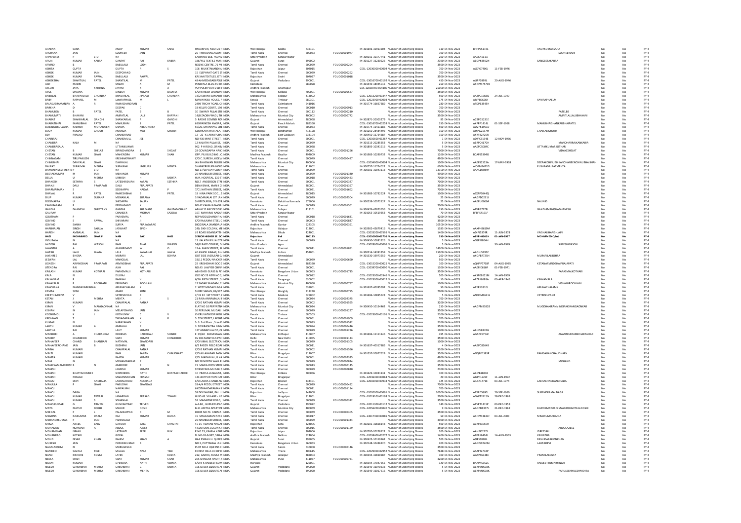| First Name | Middle Name | Last Name | Father/Husband First Name | Father/Husband Middle Name | Father/Husband Last Name | Address | Country | State | District | Pin Code | Folio Number | DP ID-Client ID | Investment Type | Amount | Proposed Date of Transfer | PAN | Date of Birth | Nominee Name | Joint Holder Name | Is Unpaid | Under Litigation | Financial Year |
|---|---|---|---|---|---|---|---|---|---|---|---|---|---|---|---|---|---|---|---|---|---|---|
| APARNA | SAHA | | ANUP | KUMAR | SAHA | HYDARPUR, NEAR 22 H INDIA | | West Bengal | Malda | 732101 | | IN-301696-10963204 | Number of underlying Shares | 110 | 04-Nov-2023 | BHPPS5172L | | ANUPKUMARSAHA | | No | No | FY-4 |
| ARCHANA | JAIN | | SUDHEER | JAIN | | 25 THIRUVENGADAM INDIA | | Tamil Nadu | Chennai | 600033 | FDU000001977 | | Number of underlying Shares | 700 | 04-Nov-2023 | | | SUDHEERJAIN | | No | No | FY-4 |
| ARPSHARES | P | LTD | NA | | | CABIN NO 668, PADAM INDIA | | Uttar Pradesh | Kanpur Nagar | | | IN-300011-10177741 | Number of underlying Shares | 200 | 04-Nov-2023 | AAECA1617J | | | | No | No | FY-4 |
| ARUN | KUMAR | KABRA | GANPAT | RAI | KABRA | 186/451 TEXTILE MAR INDIA | | Gujarat | Surat | 395002 | | IN-301127-16230226 | Number of underlying Shares | 2190 | 04-Nov-2023 | ABGPK4502N | | SANGEETAKABRA | | No | No | FY-4 |
| ARVIND | B | | BABULALJI | LODHI | | REXINE CENTRE, 76 MI INDIA | | Tamil Nadu | Chennai | 600079 | FDU000000294 | | Number of underlying Shares | 3500 | 04-Nov-2023 | | | | | No | No | FY-4 |
| ASHITA | GUPTA | | GUPTA | R | S | 106 MUKETANAND NA INDIA | | Rajasthan | Jaipur | 302015 | | CDSL-12030000-00004 | Number of underlying Shares | 700 | 04-Nov-2023 | ALXPG7406J | 11-FEB-1976 | | | No | No | FY-4 |
| ASHOK | KUMAR | JAIN | DEEPCHAND | | | 15 ELEPHANT GATE ST INDIA | | Tamil Nadu | Chennai | 600079 | FDU000000262 | | Number of underlying Shares | 700 | 04-Nov-2023 | | | | | No | No | FY-4 |
| ASHOK | KUMAR | RAWAL | BABULALJI | RAWAL | | KALYAN TEXTILES, IST INDIA | | Rajasthan | Sirohi | 307027 | FDU000001018 | | Number of underlying Shares | 3500 | 04-Nov-2023 | | | | | No | No | FY-4 |
| ASHOKBHAI | SHANTILAL | PATEL | SHANTILAL | M | PATEL | 48-AHMEDABADI POLI INDIA | | Gujarat | Vadodara | 390001 | | CDSL-13016700-00192 | Number of underlying Shares | 450 | 04-Nov-2023 | ALIPP0399L | 20-AUG-1946 | | | No | No | FY-4 |
| ASIF | MADRI | | MADRI | A | M | PENWALA BLDG TO U INDIA | | Karnataka | | 580028 | | IN-301549-18945015 | Number of underlying Shares | 250 | 04-Nov-2023 | AKNPM7579B | | | | No | No | FY-4 |
| ATLURI | JAYA | KRISHNA | JAYAM | K | A | VUPPULURI VARI VEDI INDIA | | Andhra Pradesh | Anantapur | | | CDS-12030700-004107 | Number of underlying Shares | 25000 | 04-Nov-2023 | | | | | No | No | FY-4 |
| ATUL | DALMIA | | DINESH | KUMAR | DALMIA | C/O NARESH CHANDA INDIA | | West Bengal | Kolkata | 700001 | FDU000000587 | | Number of underlying Shares | 3500 | 04-Nov-2023 | | | | | No | No | FY-4 |
| BABULAL | BHAVARLALJI | CHORLIYA | BHAVARLAL | JIPRALJI | CHORLIYA | 14/2 SWAMI SAMARTH INDIA | | Maharashtra | Solapur | 413002 | | CDSL-12013200-00347 | Number of underlying Shares | 500 | 04-Nov-2023 | AATPC1568Q | 24-JUL-1949 | | | No | No | FY-4 |
| BABY | RAPHAEL | M | LateRAPHAEL | M | L | MANJALY HOUSE, P INDIA | | Kerala | Thrissur | 680301 | | CDSL-12023900-00003 | Number of underlying Shares | 175 | 04-Nov-2023 | AJVPB9626K | | XAVIRAPHAELM | | No | No | FY-4 |
| BALASUBRAMANIAN | A | R | RAMACHANDRAN | | | 2498 TRICHY ROAD, O INDIA | | Tamil Nadu | Coimbatore | 641016 | | IN-301774-16607389 | Number of underlying Shares | 280 | 04-Nov-2023 | APDPB3345H | | | | No | No | FY-4 |
| BARKHA | D | | DEEPAK | | C | 33 KELLYS COURT, 150 INDIA | | Tamil Nadu | Chennai | 600010 | FDU000000913 | | Number of underlying Shares | 700 | 04-Nov-2023 | | | | | No | No | FY-4 |
| BHANUBEN | B | PATEL | PATEL | B | B | 30 SWAMY PILLAI STR INDIA | | Tamil Nadu | Chennai | 600112 | FDU000000210 | | Number of underlying Shares | 7000 | 04-Nov-2023 | | | PATELBB | | No | No | FY-4 |
| BHANUMATI | BHAYANI | | AMRATLAL | LALJI | BHAYANI | 14/B ZAOBA WADI, TH INDIA | | Maharashtra | Mumbai City | 400002 | FDU000000772 | | Number of underlying Shares | 3500 | 04-Nov-2023 | | | AMRITLALLALJIBHAYANI | | No | No | FY-4 |
| BHARAT | SHANKARLAL | GANDHI | SHANKARLAL | P | GANDHI | 5 RADHE GOVIND RO INDIA | | Gujarat | Ahmedabad | 380058 | | IN-302871-20303279 | Number of underlying Shares | 95 | 04-Nov-2023 | ACBPG5231E | | | | No | No | FY-4 |
| BHARATBHAI | MANUBHAI | PATEL | MANUBHAI | S | PATEL | 6 DWARKESH NAGAR, INDIA | | Gujarat | Panch Mahals | 389350 | | CDSL-13016700-00259 | Number of underlying Shares | 350 | 04-Nov-2023 | AKPPP1414L | 01-SEP-1968 | MANUBHAISHANKARBHAIPATEL | | No | No | FY-4 |
| BUILINODRULLAHA | KADHER | MOHAIDEEN | SHAMA | ABIDUNNISA | | 59/20, DHANAPAL CHE INDIA | | Tamil Nadu | Chennai | 600033 | | IN-301774-13451186 | Number of underlying Shares | 500 | 04-Nov-2023 | AUVPK1951D | | | | No | No | FY-4 |
| BIJOY | KUMAR | GHOSH | ANANDA | MAY | GHOSH | GUSHKARA HATTALA, INDIA | | West Bengal | Bardhaman | 713128 | | IN-301250-28484492 | Number of underlying Shares | 350 | 04-Nov-2023 | AJKPG2157M | | CHAITALIGHOSH | | No | No | FY-4 |
| BSV | PRASAD | | CHANDRRAO | | | 12 - 22 -41 ARYAPURA INDIA | | Andhra Pradesh | East Godavari | 533104 | | IN-300450-12724387 | Number of underlying Shares | 350 | 04-Nov-2023 | AKYPB2725R | | | | No | No | FY-4 |
| CHAINRAJ | | | CHANDMULL | JEE | | NO 430 MINT STREET, INDIA | | Tamil Nadu | Chennai | 600001 | | CDSL-12010600-01267 | Number of underlying Shares | 1 | 04-Nov-2023 | ADJPC5154B | 12-NOV-1966 | | | No | No | FY-4 |
| CHANDRA | KALA | M | NA | | | 12 KALATHI PILLAI ST, INDIA | | Tamil Nadu | Chennai | 600079 | | IN-301313-20285353 | Number of underlying Shares | 5 | 04-Nov-2023 | ABRPC4170H | | MANOHARRAJKANKARIA | | No | No | FY-4 |
| CHANDRAKALA | | | UTTAMKUMAR | | | 962 P H ROAD, ORNIN INDIA | | Tamil Nadu | Chennai | 600038 | | IN-301895-10341916 | Number of underlying Shares | 5 | 04-Nov-2023 | AAEPC5084C | | UTTAMKUMARKOTHARI | | No | No | FY-4 |
| CHETAN | B | SHELAT | BIPINCHANDRA | S | SHELAT | 28 GOVINDAPPA NAIC INDIA | | Tamil Nadu | Chennai | 600001 | FDU000001256 | | Number of underlying Shares | 7000 | 04-Nov-2023 | | | VIDYACSHELAT | | No | No | FY-4 |
| CHETAN | KUMAR | SHAH | MAHENDRA | KUMAR | SHAH | OPP. PILI BUILDING , G INDIA | | Madhya Pradesh | Gwalior | 492009 | | IN-301983-10290732 | Number of underlying Shares | 1260 | 04-Nov-2023 | BCAPS5394G | | | | No | No | FY-4 |
| CHINNASAMI | TIRUPAKUZHI | | KRISHNASWAMY | | | C/O C. SURESH, 6 DEV INDIA | | Tamil Nadu | Chennai | 600049 | FDU000000487 | | Number of underlying Shares | 4900 | 04-Nov-2023 | | | | | No | No | FY-4 |
| CHINUBHAI | DAHYALAL | SHAH | DAHYALAL | | | JAY BHAGWAN BUILDI INDIA | | Maharashtra | Mumbai City | 400006 | | CDSL-12034900-00004 | Number of underlying Shares | 1000 | 04-Nov-2023 | AAEPS2523A | 17-MAY-1938 | DEEPAKCHINUBHAIKANCHANBENCHINUBHAISHAH | | No | No | FY-4 |
| DALPAT | SURAJMAL | MEHTA | SURAJMAL | JAGRUPJI | MEHTA | SHANKERKRUPA HOUS INDIA | | Maharashtra | Pune | 411002 | | IN-300757-11724022 | Number of underlying Shares | 6000 | 04-Nov-2023 | AIDPM1472G | | PUSHPADALPATMEHTA | | No | No | FY-4 |
| DAMANINVESTMENTS | P | LTD | NA | | | NO 17/18 VIJAY COMP INDIA | | Tamil Nadu | Chennai | 600079 | | IN-300302-10043113 | Number of underlying Shares | 13300 | 04-Nov-2023 | AAACD3089F | | | | No | No | FY-4 |
| DEEPAKKUMAR | M | JAIN | MEHANDR | KUMAR | | 29 NAMBULIR STREET, INDIA | | Tamil Nadu | Chennai | 600079 | FDU000001340 | | Number of underlying Shares | 4900 | 04-Nov-2023 | | | | | No | No | FY-4 |
| DELLA | U | MEHTA | URMISH | H | MEHTA | H.M. HOSPITAL, 139 ST INDIA | | Tamil Nadu | Chennai | 600018 | FDU000000483 | | Number of underlying Shares | 7000 | 04-Nov-2023 | | | | | No | No | FY-4 |
| DHANESH | SETHIYA | S | LATESHRISAJAN | KARAN | SETHIYA | NO.7 ANDERSON STRE INDIA | | Tamil Nadu | Chennai | 600001 | FDU000000327 | | Number of underlying Shares | 7000 | 04-Nov-2023 | | | | | No | No | FY-4 |
| DHANJI | DALJI | PRAJAPATI | DALJI | PRAJAPATI | | DENA BNAK, MANEK C INDIA | | Gujarat | Ahmedabad | 380001 | FDU000001357 | | Number of underlying Shares | 3500 | 04-Nov-2023 | | | | | No | No | FY-4 |
| DHARMARAJAN | S | | SEENIAPPA | NADAR | | 7/C1 NATHAN STREET, INDIA | | Tamil Nadu | Chennai | 600031 | FDU000001662 | | Number of underlying Shares | 7000 | 04-Nov-2023 | | | | | No | No | FY-4 |
| DHAVAL | R | PATEL | RAMESHBHAI | B | PATEL | 18 HINA PARK SOC. , INDIA | | Gujarat | Ahmedabad | 380015 | | IN-301983-10732524 | Number of underlying Shares | 1000 | 04-Nov-2023 | ASKPP5044Q | | | | No | No | FY-4 |
| DILIP | KUMAR | SURANA | MOHANLAL | SURANA | | 3 VADAMALAI 1ST LAN INDIA | | Tamil Nadu | Chennai | 600079 | FDU000002504 | | Number of underlying Shares | 25 | 04-Nov-2023 | AAGPD0231J | | | | No | No | FY-4 |
| DOOMAPPA | U | | SHESAPPA | SALIAN | | SHREEDURGA, 7-5 674 INDIA | | Karnataka | Dakshina Kannada | 575006 | | IN-300239-10572127 | Number of underlying Shares | 25 | 04-Nov-2023 | AAEPU0060A | | NALINID | | No | No | FY-4 |
| EKAMBARAM | P | | PERIYASAMY | K | | NO 42 KAVALA NAGAR INDIA | | Tamil Nadu | Chennai | 600019 | FDU000001561 | | Number of underlying Shares | 7000 | 04-Nov-2023 | | | | | No | No | FY-4 |
| GANDHI | DHANESH | SHREYANS | GANDHI | SHREYANS | GAUTAMCHAND | ABHAY CLINIC DEODIK INDIA | | Maharashtra | Solapur | 413101 | | IN-300476-42823656 | Number of underlying Shares | 350 | 04-Nov-2023 | AFVPG7278J | | GANDHIMANISHADHANESH | | No | No | FY-4 |
| GAURAV | | | CHANDER | MOHAN | SAXENA | 167, MAHARAJ NAGAR INDIA | | Uttar Pradesh | Kanpur Nagar | | | IN-301055-10519353 | Number of underlying Shares | 70 | 04-Nov-2023 | BFBPS4161P | | | | No | No | FY-4 |
| GOUTHAM | P | | PARASMAL | A | | REP MOOLCHAND FIN INDIA | | Tamil Nadu | Chennai | 600018 | FDU000001631 | | Number of underlying Shares | 4200 | 04-Nov-2023 | | | | | No | No | FY-4 |
| GOVIND | S | RAWAL | SHIVARAM | JI | | C/O RAILAXMI STEEL C INDIA | | Tamil Nadu | Chennai | 600003 | FDU000000837 | | Number of underlying Shares | 3500 | 04-Nov-2023 | | | | | No | No | FY-4 |
| GOVIND | SANKA | | SURYA | PRAKASARAO | | DIGGIRALA (MANDAL) INDIA | | Andhra Pradesh | Guntur | 522305 | FDU000000391 | | Number of underlying Shares | 10500 | 04-Nov-2023 | | | | | No | No | FY-4 |
| HARBHAJAN | SINGH | SALUJA | JASWANT | SINGH | | 240, SIKH COLONY, M INDIA | | Rajasthan | Udaipur | 313001 | | IN-302902-42679416 | Number of underlying Shares | 1385 | 04-Nov-2023 | AAXPH8619M | | | | No | No | FY-4 |
| HARISH | AMBALAL | JAIN | NA | | | J B ROAD KISANBATTI INDIA | | Maharashtra | Dhule | 424001 | | CDSL-12033200-07595 | Number of underlying Shares | 1400 | 04-Nov-2023 | ADIPJ5374B | 11-JUN-1978 | VAISHALIHARISHJAIN | | No | No | FY-4 |
| **HAZI** | **MOHMMED** | **SHARIF** | **NABI** | **BAX** | **HAZI** | **SENIOR HIGHER SE. SC INDIA** | | **Rajasthan** | **Pali** | **306115** | | **CDSL-12010900-01736** | **Number of underlying Shares** | **350** | **04-Nov-2023** | **ABYPH0661H** | **01-JAN-1927** | **MOHMMEDIQBAL** | | **No** | **No** | **FY-4** |
| INDUBALA | M | | NA | | | 12 KALATHI PILLAI STR INDIA | | Tamil Nadu | Chennai | 600079 | | IN-300450-10081926 | Number of underlying Shares | 5 | 04-Nov-2023 | AGSPJ1864H | | | | No | No | FY-4 |
| JAIDESH | PAL | WASON | RAM | AHAR | WASON | 54/D RACE COURSE, D INDIA | | Uttar Pradesh | Agra | | | CDSL-13028600-00006 | Number of underlying Shares | 5 | 04-Nov-2023 | | 30-JAN-1949 | SURESHWASON | | No | No | FY-4 |
| JAYANTHI | A | | ALAGIRISAMY | W | O | 12-A RAMN STREET, S INDIA | | Tamil Nadu | Chennai | 600011 | FDU000001851 | | Number of underlying Shares | 14000 | 04-Nov-2023 | | | | | No | No | FY-4 |
| JAYESH | LALJI | JAWIA | LALJI | KALABHAI | JAWIA | 40 ASHOK NAGAR, BH INDIA | | Madhya Pradesh | Indore | 452001 | | IN-300214-14391359 | Number of underlying Shares | 25000 | 04-Nov-2023 | AADNJ5797C | | | | No | No | FY-4 |
| JAYSHREE | BHORA | | MURARI | LAL | BOHRA | OUT SIDE JASSUSAR G INDIA | | Gujarat | Ahmedabad | | | IN-301330-19973259 | Number of underlying Shares | 200 | 04-Nov-2023 | AKQPB7725H | | MURARILALBOHRA | | No | No | FY-4 |
| JEEWAN | LAL | | MANGILAL | | | 33/11 PEDDU NAICKEN INDIA | | Tamil Nadu | Chennai | 600079 | FDU000000690 | | Number of underlying Shares | 500 | 04-Nov-2023 | | | | | No | No | FY-4 |
| JIGNESH | ARVINDBHAI | PRAJAPATI | ARVINDBHAI | PRAJAPATI | | 29 KRISHDHAM SOCIE INDIA | | Gujarat | Ahmedabad | 382330 | | CDSL-13015200-00025 | Number of underlying Shares | 100 | 04-Nov-2023 | AQHPP7768F | 04-AUG-1985 | KETANARVINDBHAIPRAJAPATI | | No | No | FY-4 |
| JITENDRA | RAJ | | AJAY | RAJ | | NO.43 LAWYER CHINN INDIA | | Tamil Nadu | Chennai | 600001 | | CDSL-12039700-00090 | Number of underlying Shares | 1300 | 04-Nov-2023 | AAEPJ0616R | 01-FEB-1971 | | | No | No | FY-4 |
| KAILASH | KUMAR | KOTHARI | PARASMALJI | KOTHARI | | ABHISHEK GLASS & PL INDIA | | Karnataka | Bangalore Urban | 560053 | FDU000001715 | | Number of underlying Shares | 3500 | 04-Nov-2023 | | | PARASMALKOTHARI | | No | No | FY-4 |
| KALA | N | | DULRAJ | | | OLD NO 23 NEW NO 2 INDIA | | Tamil Nadu | Chennai | 600082 | | CDSL-12023000-00346 | Number of underlying Shares | 500 | 04-Nov-2023 | AKSPK8621M | 14-JAN-1969 | | | No | No | FY-4 |
| KALYANAM | R | | RAMIAH | V | | 6/16 FIFTH STREET , S INDIA | | Tamil Nadu | Sivaganga | 630002 | | CDSL-12023000-00012 | Number of underlying Shares | 10 | 04-Nov-2023 | ARZPK6688A | 03-APR-1945 | KSHYAMALA | | No | No | FY-4 |
| KANAYALAL | P | ROCHLANI | PRABHDAS | ROCHLANI | | 12 SAGAR SANGAM, 2 INDIA | | Maharashtra | Mumbai City | 400050 | FDU000000757 | | Number of underlying Shares | 1000 | 04-Nov-2023 | | | VISHALROCHLANI | | No | No | FY-4 |
| KANCHANA | MANGAYARKARASI | | ARUNACHALAM | K | | 2 WEST MADAVILAGA INDIA | | Tamil Nadu | Karur | 639001 | | IN-301637-40395592 | Number of underlying Shares | 50 | 04-Nov-2023 | ARYPK3310J | | ARUNACHALAMK | | No | No | FY-4 |
| KAVITA | SONI | | AMAR | SONI | | SHREE SADAN, 89/367 INDIA | | West Bengal | Hooghly | 712248 | FDU000000795 | | Number of underlying Shares | 7000 | 04-Nov-2023 | | | | | No | No | FY-4 |
| KEERTHIMEENA | V | | VETRISELVAN | R | | 2/ 62 E2 1ST STREET, INDIA | | Tamil Nadu | Madurai | 625002 | | IN-301696-10895523 | Number of underlying Shares | 5 | 04-Nov-2023 | ANOPM6621L | | VETRISELVANR | | No | No | FY-4 |
| KETAN | J | MEHTA | MEHTA | J | S | 21 RAJA ANNAMALAI INDIA | | Tamil Nadu | Chennai | 600084 | FDU000002375 | | Number of underlying Shares | 700 | 04-Nov-2023 | | | | | No | No | FY-4 |
| KIRAN | KUMARI | | CHAMPALAL | RANKA | | C/O G RATHAN KUMAR INDIA | | Tamil Nadu | Chennai | 600002 | FDU000001555 | | Number of underlying Shares | 3200 | 04-Nov-2023 | | | | | No | No | FY-4 |
| KIRAN | V | MANGAONKAR | NA | | | FLAT NO 10 PRAYATNA INDIA | | Maharashtra | Mumbai City | 400024 | | IN-300450-10154462 | Number of underlying Shares | 250 | 04-Nov-2023 | AAGPM8382B | | MUGDHAKIRANVINDRAKMANGAONKAR | | No | No | FY-4 |
| KISHAN | M | JAIN | MELAPCHAND | JAIN | | 36 PERUMAL MUDALI INDIA | | Tamil Nadu | Chennai | 600079 | FDU000001297 | | Number of underlying Shares | 3500 | 04-Nov-2023 | | | | | No | No | FY-4 |
| KOCHUMOL | K | I | KOCHUNNY | C | V | CHERUVATHOOR HOU INDIA | | Kerala | Thrissur | 680503 | | CDSL-12023900-00101 | Number of underlying Shares | 2100 | 04-Nov-2023 | | | | | No | No | FY-4 |
| KRISHNAN | T | | THIYAGARAJAN | K | R | 5 5TH STREET, LAKSHM INDIA | | Tamil Nadu | Chennai | 600061 | FDU000001909 | | Number of underlying Shares | 700 | 04-Nov-2023 | | | | | No | No | FY-4 |
| KUMAR | N | | NARAYANAN | V | | S- 3 2nd Floor , Sree K INDIA | | Tamil Nadu | Chennai | 600033 | FDU000001512 | | Number of underlying Shares | 2100 | 04-Nov-2023 | | | | | No | No | FY-4 |
| LALITH | KUMAR | A | AMBALAL | | | 3 SOWRASHTRA NAGA INDIA | | Tamil Nadu | Chennai | 600094 | FDU000000446 | | Number of underlying Shares | 3500 | 04-Nov-2023 | | | | | No | No | FY-4 |
| LALITHA | BAI | | LALIT | KUMAR | | 127 ANNAPILLAI ST, CH INDIA | | Tamil Nadu | Chennai | 600079 | FDU000001286 | | Number of underlying Shares | 1000 | 04-Nov-2023 | ABHPL8124G | | | | No | No | FY-4 |
| MADHURI | A | CHARANKAR | ROHIDAS | HARIBHAU | SHINDE | E 39/40 SURVEYNAGA INDIA | | Maharashtra | Kolhapur | 416007 | | IN-301696-11111146 | Number of underlying Shares | 495 | 04-Nov-2023 | AGAPC5754F | | ANANTKUMARBCHARANKAR | | No | No | FY-4 |
| MADHV | CHANDHOK | | VIJAY | KUMAR | CHANDHOK | XV-983 MANTOLA PAH INDIA | | Delhi | New Delhi | 110055 | FDU000001133 | | Number of underlying Shares | 3500 | 04-Nov-2023 | | | | | No | No | FY-4 |
| MAHAVEER | CHAND | BHANDARI | NATHMAL | BHANDARI | | C/O VIMAL ELECTRICA INDIA | | Tamil Nadu | Chennai | 600079 | FDU000001305 | | Number of underlying Shares | 1000 | 04-Nov-2023 | | | | | No | No | FY-4 |
| MAHAVEERCHAND | JAIN | B | BUDHRAJ | JAIN | | 6/2 PADDY FIELD ROAI INDIA | | Tamil Nadu | Chennai | 600011 | | IN-301637-40317885 | Number of underlying Shares | 4 | 04-Nov-2023 | AABPC8264B | | | | No | No | FY-4 |
| MAINA | KUMARI | | CHAMPALAL | RANKA | | C/O G RATHAN KUMAR INDIA | | Tamil Nadu | Chennai | 600002 | FDU000001556 | | Number of underlying Shares | 3200 | 04-Nov-2023 | | | | | No | No | FY-4 |
| MALTI | KUMARI | | RAM | SAJJAN | CHAUDHARY | C/O ALLAHABAD BANK INDIA | | Bihar | Bhagalpur | 812007 | | IN-301557-20927529 | Number of underlying Shares | 3500 | 04-Nov-2023 | ANQPK1585P | | RAMSAJJANCHAUDHARY | | No | No | FY-4 |
| MAMTA | KUMARI | | RAJESH | KUMAR | | C/O. MADANLAL, 8 NA INDIA | | Tamil Nadu | Chennai | 600001 | FDU000002335 | | Number of underlying Shares | 4900 | 04-Nov-2023 | | | | | No | No | FY-4 |
| MANI | M | | MOHAMBARAM | P | | NO 28 NORTH WALL R INDIA | | Tamil Nadu | Chennai | 600079 | FDU000000824 | | Number of underlying Shares | 6300 | 04-Nov-2023 | | | MOHAND | | No | No | FY-4 |
| MANICKAMAMBROSE | R | N | AMBROSE | R | N | 21 MARIA DOSS STREE INDIA | | Tamil Nadu | Chennai | 600013 | FDU000000145 | | Number of underlying Shares | 3500 | 04-Nov-2023 | | | | | No | No | FY-4 |
| MANISH | | | JAGDISH | KUMAR | | 9 VINAYAKA MUDALI S INDIA | | Tamil Nadu | Chennai | 600079 | FDU000000830 | | Number of underlying Shares | 2100 | 04-Nov-2023 | | | | | No | No | FY-4 |
| MANISH | BHATTACHARJEE | | NRIPENDRA | NATH | BHATTACHARJEE | 10 PRAFULLA NAGAR, INDIA | | West Bengal | Kolkata | 700056 | | IN-301629-10031131 | Number of underlying Shares | 100 | 04-Nov-2023 | AKJPB3883B | | | | No | No | FY-4 |
| MANISH | PRASAD | | MADANMOHAN | PRASAD | | 144 JEETPUR TOPCHAI INDIA | | Bihar | Bhagalpur | | | CDSL-12046300-00063 | Number of underlying Shares | 20 | 04-Nov-2023 | AJLPP1222F | 11-JAN-1972 | | | No | No | FY-4 |
| MANJU | DEVI | ANCHALIA | LABHACHAND | ANCHALIA | | C/O LABHA CHAND AN INDIA | | Rajasthan | Bikaner | 334401 | | CDSL-12010900-00938 | Number of underlying Shares | 125 | 04-Nov-2023 | AILPA1471E | 03-JUL-1974 | LABHACHANDANCHALIA | | No | No | FY-4 |
| MANJULA | P | SHAH | PABUDAN | BHANSALI | | 33-A/4 PEDDU STREET INDIA | | Tamil Nadu | Chennai | 600079 | FDU000000492 | | Number of underlying Shares | 3500 | 04-Nov-2023 | | | | | No | No | FY-4 |
| MANOJ | | | NAWALMAL | | | 6 KOTHANDARAMAN I INDIA | | Tamil Nadu | Chennai | 600021 | FDU000001184 | | Number of underlying Shares | 700 | 04-Nov-2023 | | | | | No | No | FY-4 |
| MANOJ | DAGA | | NA | | | 59 DEV NAGAR, PAL LII INDIA | | Rajasthan | Jodhpur | 342008 | | CDSL-12020000-00093 | Number of underlying Shares | 30000 | 04-Nov-2023 | AEKPD5880J | 29-SEP-1960 | SURENDRAMALDAGA | | No | No | FY-4 |
| MANOJ | KUMAR | TIWARI | JANARDAN | PRASAD | TIWARI | H.NO 43 VILLAGE - NE INDIA | | Bihar | Bhagalpur | 812001 | | CDSL-12019103-00198 | Number of underlying Shares | 2000 | 04-Nov-2023 | AGYPT2415N | 28-DEC-1969 | | | No | No | FY-4 |
| MANOJ | KUMAR | S | SOHANLAL | | | 52 MAGAZINE ROAD, 'INDIA | | Tamil Nadu | Chennai | 600039 | FDU000000322 | | Number of underlying Shares | 3500 | 04-Nov-2023 | | | | | No | No | FY-4 |
| MANOJKUMAR | G | TRIVEDI | GUNVANTRAY | TRIVEDI | | A-4-86 , GURUKRUPA INDIA | | Gujarat | Vadodara | 390022 | | CDSL-12011300-00112 | Number of underlying Shares | 140 | 04-Nov-2023 | AEVPT1415P | 03-DEC-1958 | | | No | No | FY-4 |
| MAYA | MAYUR | DOSHI | MAYUR | DOSHI | | B-11 ADITYA APARTME INDIA | | Maharashtra | Mumbai City | 400069 | | CDSL-12056200-00030 | Number of underlying Shares | 9 | 04-Nov-2023 | AADPD8357L | 21-DEC-1962 | BHAVIKMAYURDKMAYURSHANTILALDOSHI | | No | No | FY-4 |
| MEENAL | P | L | PALANIAPPAN | R | M | DOOR NO.76 PADMA INDIA | | Tamil Nadu | Chennai | 600049 | FDU000000305 | | Number of underlying Shares | 3500 | 04-Nov-2023 | | | | | No | No | FY-4 |
| MEGHNA | RAJKUMAR | DARLA | RAJ | KUMAR | DARLA | 15 MASILAMANI STRE INDIA | | Tamil Nadu | Chennai | 600017 | | CDSL-13017400-00086 | Number of underlying Shares | 50 | 04-Nov-2023 | ARHPM4641F | 03-JUL-2003 | MRAJKUMARDARLA | | No | No | FY-4 |
| MEHANDRKUMAR | P | JAIN | PANNALALJI | | | 29 NAMBULIR STREET, INDIA | | Tamil Nadu | Chennai | 600079 | FDU000001344 | | Number of underlying Shares | 4900 | 04-Nov-2023 | | | | | No | No | FY-4 |
| MIRZA | ANEES | BAIG | GAFOOR | BAIG | CHAGTAI | 4 / 15 VIJAYAN NAGAR INDIA | | Rajasthan | Kota | 324005 | | IN-302201-10858148 | Number of underlying Shares | 500 | 04-Nov-2023 | ACYPB3050H | | | | No | No | FY-4 |
| MOHAMED | NUAMAN | A | ABDUL | AZEEZ | | 4 CUSTOMS COLONY, INDIA | | Tamil Nadu | Chennai | 600015 | FDU000001169 | | Number of underlying Shares | 3500 | 04-Nov-2023 | | | ABDULAZEEZ | | No | No | FY-4 |
| MOHAMMAD | ISMAIL | | LATEHATI | PEER | BUX | P.NO.23, KAMLA NEHR INDIA | | Rajasthan | Jaipur | 302006 | | IN-302700-20228122 | Number of underlying Shares | 200 | 04-Nov-2023 | AAHPI0227J | | IDREESALI | | No | No | FY-4 |
| MOHANRAO | KOTARI | | GOPAL | | | D. NO.26-9-987, SALLA INDIA | | Andhra Pradesh | Nellore | 524004 | | CDSL-13038400-00277 | Number of underlying Shares | 1400 | 04-Nov-2023 | ADKPK6404J | 14-AUG-1963 | KSUJATHA | | No | No | FY-4 |
| MOHD | NISAR | KHAN | RAHIM | KHAN | A | HAJI ESMAIL H. QURES INDIA | | Gujarat | Surat | 395005 | | IN-300425-10119162 | Number of underlying Shares | 500 | 04-Nov-2023 | ASJPK9069L | | RASHIDABIBIMNKHAN | | No | No | FY-4 |
| MUKESH | JAIN | | PUSHPAKUMAR | B | | NO 2, PUTTANNA LANE INDIA | | Karnataka | Bangalore Urban | 560053 | | IN-302148-10436220 | Number of underlying Shares | 200 | 04-Nov-2023 | AANPJ0740M | | LALITADEVI | | No | No | FY-4 |
| NAGALAKSHMI | M | | MURUGESAN | | | PLOT NO.4 QUEENS CO INDIA | | Tamil Nadu | Salem | 636008 | FDU000000346 | | Number of underlying Shares | 3500 | 04-Nov-2023 | | | | | No | No | FY-4 |
| NAMDEO | SAVALA | TELE | SAVALA | APPA | TELE | FOREST HILLS CO OP H INDIA | | Maharashtra | Thane | 400615 | | CDSL-12029900-02952 | Number of underlying Shares | 7648 | 04-Nov-2023 | AAZPT2734P | | | | No | No | FY-4 |
| NAND | KISHORE | KOSTA | LATE | L | KOSTA | 212, GARHA, KOSTA M INDIA | | Madhya Pradesh | Jabalpur | 482003 | | IN-300394-10690287 | Number of underlying Shares | 100 | 04-Nov-2023 | AGXPK6338E | | PRAMILAKOSTA | | No | No | FY-4 |
| NEETA | SHAH | | VIJAY | KUMAR | SHAH | 205 SHINGAR APART, S INDIA | | Maharashtra | Pune | 411037 | FDU000000721 | | Number of underlying Shares | 4200 | 04-Nov-2023 | | | | | No | No | FY-4 |
| NILAM | KUMARI | | UPENDRA | NATH | VERMA | C/O N K RANJEET KUM INDIA | | Haryana | | 125001 | | IN-300394-17047555 | Number of underlying Shares | 320 | 04-Nov-2023 | BAAPK5352C | | RANJEETKUMARSINGH | | No | No | FY-4 |
| NILESH | GIRISHBHAI | MEHTA | GIRISHBHAI | G | MEHTA | 106 SILVER SQUARE AF INDIA | | Gujarat | Vadodara | 390020 | | IN-301549-16070333 | Number of underlying Shares | 5 | 04-Nov-2023 | ABYPM0038K | | | | No | No | FY-4 |
| NILESH | GIRISHBHAI | MEHTA | GIRISHBHAI | MEHTA | | 106 SILVER SQUARE AF INDIA | | Gujarat | Vadodara | 390020 | | IN-301549-16067616 | Number of underlying Shares | 5 | 04-Nov-2023 | ABYPM0038K | | PARULBENNILESHMEHTA | | No | No | FY-4 |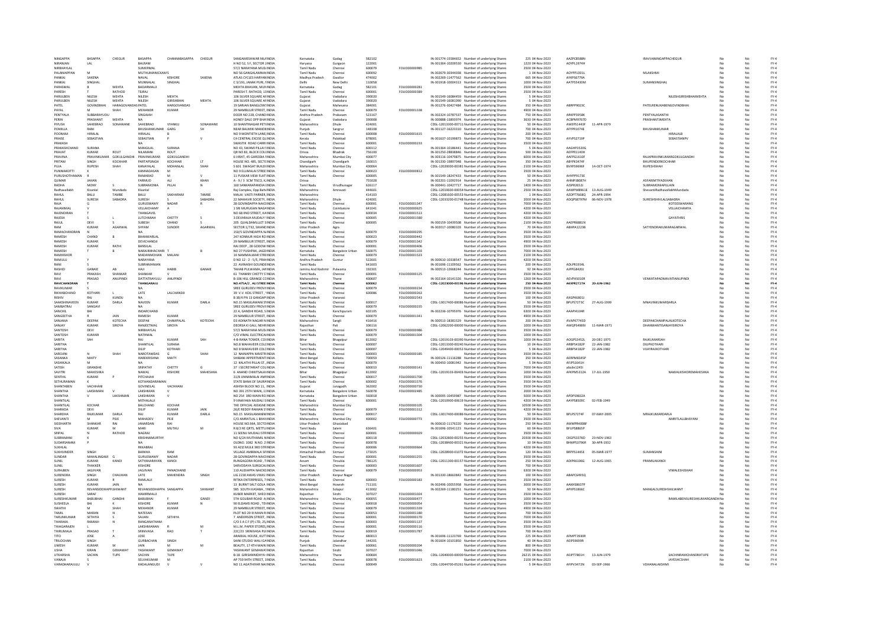| | | | | | | | | | | | | | | | | | | | | |
|---|---|---|---|---|---|---|---|---|---|---|---|---|---|---|---|---|---|---|---|---|
| NINGAPPA | BASAPPA | CHEGUR | BASAPPA | CHANNABASAPPA | CHEGUR | SANGAMESHWAR NILAINDIA | Karnataka | Gadag | 582102 | | IN-301774-15584652 | Number of underlying Shares | 225 | 04-Nov-2023 | AAZPC8588N | | IRAVVANINGAPPACHEGUR | No | No | FY-4 |
| NIRANJAN | LAL | | BALRAM | | | H NO 52, S F, SECTOR 2INDIA | Haryana | Gurgaon | 122001 | | IN-301364-10209530 | Number of underlying Shares | 1220 | 04-Nov-2023 | ADYPL1974H | | | No | No | FY-4 |
| NIRBHAYLAL | | | SUMERMAL | | | 57/2 NARAYANA MUDLINDIA | Tamil Nadu | Chennai | 600079 | FOLIO0000985 | | Number of underlying Shares | 3500 | 04-Nov-2023 | | | | No | No | FY-4 |
| PALANIAPPAN | M | | MUTHURAMANICKAMS | | | NO 56 GANGALAMMAINDIA | Tamil Nadu | Chennai | 600092 | | IN-302679-30344038 | Number of underlying Shares | 1 | 04-Nov-2023 | AOYPP1001L | | MLAKSHMI | No | No | FY-4 |
| PANKAJ | SAXENA | | NAVAL | KISHORE | SAXENA | ATLAS CYCLES HARYAINDIA | Madhya Pradesh | Gwalior | 474002 | | IN-302269-11477562 | Number of underlying Shares | 665 | 04-Nov-2023 | AYKPS6779A | | | No | No | FY-4 |
| PANKAJ | SINGHAL | | MUNNALAL | SINGHAL | | C 3/191, JANAK PURI, INDIA | Delhi | New Delhi | 110058 | | IN-301918-10004313 | Number of underlying Shares | 1000 | 04-Nov-2023 | AATPS5430M | | SUMANSINGHAL | No | No | FY-4 |
| PARASMAL | B | MEHTA | BADARMALJI | | | MEHTA BHAVAN, MUNINDIA | Karnataka | Gadag | 582101 | FOLIO0000281 | | Number of underlying Shares | 3500 | 04-Nov-2023 | | | | No | No | FY-4 |
| PARESH | T | RATHOD | TEJRAJ | | | PARESH T. RATHOD, 11INDIA | Tamil Nadu | Chennai | 600001 | FOLIO0000389 | | Number of underlying Shares | 3500 | 04-Nov-2023 | | | | No | No | FY-4 |
| PARULBEN | NILESH | MEHTA | NILESH | MEHTA | | 106 SILVER SQUARE AFINDIA | Gujarat | Vadodara | 390020 | | IN-301549-16084459 | Number of underlying Shares | 5 | 04-Nov-2023 | | | NILESHGIRISHBHAIMEHTA | No | No | FY-4 |
| PARULBEN | NILESH | MEHTA | NILESH | GIRISHBHAI | MEHTA | 106 SILVER SQUARE AFINDIA | Gujarat | Vadodara | 390020 | | IN-301549-16081090 | Number of underlying Shares | 5 | 04-Nov-2023 | | | | No | No | FY-4 |
| PATEL | GOVINDBHAI | HARAGOVANDAS | PATEL | HARGOVANDAS | | 19 SARJAN BANGLOWSINDIA | Gujarat | Mahesana | 384001 | | IN-301276-30427484 | Number of underlying Shares | 350 | 04-Nov-2023 | ABRPP9023C | | PATELRENUKABENGOVINDBHAI | No | No | FY-4 |
| PAYAL | M | SHAH | MEHANDR | KUMAR | | 29 NAMBULUR STREET, INDIA | Tamil Nadu | Chennai | 600079 | FOLIO0001338 | | Number of underlying Shares | 4900 | 04-Nov-2023 | | | | No | No | FY-4 |
| PENTYALA | SUBBARAYUDU | | SINGAIAH | | | DOOR NO 228, CHANDINDIA | Andhra Pradesh | Prakasam | 523167 | | IN-302324-10787537 | Number of underlying Shares | 750 | 04-Nov-2023 | ARKPP3958K | | PENTYALASANTHI | No | No | FY-4 |
| PERIN | PRASHANT | MEHTA | NA | | | HONEY DALE OPP BHAINDIA | Gujarat | Vadodara | 390008 | | IN-300888-13803974 | Number of underlying Shares | 3630 | 04-Nov-2023 | ACBPM9767D | | PRASHANTJMEHTA | No | No | FY-4 |
| PIYUSH | SAHEBRAO | SONAWANE | SAHEBRAO | VYANKU | SONAWANE | 10 SHANTINAGAR PETHINDIA | Maharashtra | Dhule | 424001 | | CDSL-12013300-00711 | Number of underlying Shares | 50 | 04-Nov-2023 | AWEPS1443F | 11-APR-1979 | | No | No | FY-4 |
| POMILLA | RANI | | BHUSHANKUMAR | GARG | SH | NEAR BALMIKI MANDIRINDIA | Punjab | Sangrur | 148108 | | IN-301127-16223310 | Number of underlying Shares | 700 | 04-Nov-2023 | AFYPR1074E | | BHUSHANKUMAR | No | No | FY-4 |
| POONAM | HIRALAL | | B | | | NO 9 MONTIETH LANE INDIA | Tamil Nadu | Chennai | 600008 | FOLIO0001615 | | Number of underlying Shares | 200 | 04-Nov-2023 | | | HIRALALB | No | No | FY-4 |
| PRAISE | SEBASTIAN | | P | | V | CH CENTRAL EXCISE OLINDIA | Kerala | Palakkad | 678001 | | IN-301637-10199873 | Number of underlying Shares | 700 | 04-Nov-2023 | AYVPS2719P | | SEBASTIANPV | No | No | FY-4 |
| PRAKASH | | | NA | | | SWASTIK ROAD CARRIINDIA | Tamil Nadu | Chennai | 600001 | FOLIO0000233 | | Number of underlying Shares | 3500 | 04-Nov-2023 | | | | No | No | FY-4 |
| PRAKASHCHAND | SURANA | | MANGILAL | SURANA | | NO 43, SWAMI PILLAI INDIA | Tamil Nadu | Chennai | 600112 | | IN-301364-10186441 | Number of underlying Shares | 5 | 04-Nov-2023 | AAGHP3520G | | | No | No | FY-4 |
| PRAVAT | KUMAR | ROUT | NILAMANI | ROUT | | QR NO 83, BLOCK COLINDIA | Orissa | Bhadrak | 756100 | | IN-301250-28838846 | Number of underlying Shares | 500 | 04-Nov-2023 | AEFPR1140H | | | No | No | FY-4 |
| PRAVINA | PRAVINKUMAR | GOKULGANDHI | PRAVINKUMAR | GOKULGANDHI | | 6 VIRAT, 45 GARODIA NINDIA | Maharashtra | Mumbai City | 400077 | | IN-300116-10479875 | Number of underlying Shares | 6000 | 04-Nov-2023 | AAFPG1610F | | RAJAPRAVINKUMARGOKULGANDHI | No | No | FY-4 |
| PRITAM | SINGH | KOCHHAR | PARTAPSINGH | KOCHHAR | LT | HOUSE NO. 485, SECTINDIA | Chandigarh | Chandigarh | 160015 | | IN-301330-19897048 | Number of underlying Shares | 350 | 04-Nov-2023 | ABYPK3474F | | BHUPENDERKOCHHAR | No | No | FY-4 |
| PUJA | RUPESH | SHAH | KANAYALAL | MOHANLAL | SHAH | 5 601 SWAGAT BUILDIINDIA | Maharashtra | Mumbai City | 400064 | | CDSL-12020000-00381 | Number of underlying Shares | 2100 | 04-Nov-2023 | BVXPS9696F | 14-OCT-1974 | RUPESHSHAH | No | No | FY-4 |
| PUNNIAKOTTI | K | | KANNADASAN | M | | NO 9 ELUMALAI STREEINDIA | Tamil Nadu | Chennai | 600023 | FOLIO0000812 | | Number of underlying Shares | 3500 | 04-Nov-2023 | | | | No | No | FY-4 |
| PURUSHOTHAMAN | R | | RAMARAO | M | V | 11 PUSKAR VIEW FLAT INDIA | Tamil Nadu | Chennai | 600005 | | IN-301549-18247433 | Number of underlying Shares | 50 | 04-Nov-2023 | AHYPP9173E | | | No | No | FY-4 |
| QUMAR | JAHAN | | FARMUD | ALI | KHAN | A - 9 / 3 SCM TISCO, KINDIA | Orissa | | 755028 | | IN-302201-11092914 | Number of underlying Shares | 25 | 04-Nov-2023 | AHMPJ8087H | | ASFARMTIYAZKHAN | No | No | FY-4 |
| RADHA | MONY | S | SUBRAMONIA | PILLAI | N | 160 SANKARAPANDIA INDIA | Tamil Nadu | Virudhunagar | 626117 | | IN-300441-10427717 | Number of underlying Shares | 1400 | 04-Nov-2023 | AJSPR2652J | | SUBRAMONIAPILLAIN | No | No | FY-4 |
| Radhavallabh | Mundada | | Kisanlal | | | Raj Complex, Opp BahuINDIA | Maharashtra | Amravati | 444601 | | CDSL-12010600-00054 | Number of underlying Shares | 2500 | 04-Nov-2023 | AAWPM8961E | 13-AUG-1949 | ShevantiRadhavallabhMundada | No | No | FY-4 |
| RAHUL | BALU | TAMBE | BALU | SAKHARAM | TAMBE | MALAI VASTI PARNER,INDIA | Maharashtra | | 414103 | | CDSL-12081600-00553 | Number of underlying Shares | 1 | 04-Nov-2023 | AZOPT7668Q | 24-APR-1994 | | No | No | FY-4 |
| RAHUL | SURESH | SABADRA | SURESH | S | SABADRA | 22 MAHAVIR SOCIETY, INDIA | Maharashtra | Dhule | 424001 | | CDSL-12033200-01748 | Number of underlying Shares | 2000 | 04-Nov-2023 | AOQPS8797M | 06-NOV-1978 | SURESHSHIVLALSABADRA | No | No | FY-4 |
| RAJA | G | | GURUSWAMY | NADAR | R | 28 GOVINDAPPA NAICINDIA | Tamil Nadu | Chennai | 600001 | FOLIO0001347 | | Number of underlying Shares | 3500 | 04-Nov-2023 | | | KOTEESWARANG | No | No | FY-4 |
| RAJAMMAL | V | | VELLAICHAMY | A | | 1 SRI MURUGAN NAGAINDIA | Tamil Nadu | Coimbatore | 641041 | FOLIO0000625 | | Number of underlying Shares | 4200 | 04-Nov-2023 | | | VELLAICHAMYA | No | No | FY-4 |
| RAJENDIRAN | T | | THANGAVEL | | | NO 68 IIND STREET, KAINDIA | Tamil Nadu | Chennai | 600034 | FOLIO0001513 | | Number of underlying Shares | 4200 | 04-Nov-2023 | | | | No | No | FY-4 |
| RAJESH | S | L | LUTCHMIAH | CHETTY | S | 3 DEVARAJA MUDALY SINDIA | Tamil Nadu | Chennai | 600005 | FOLIO0001580 | | Number of underlying Shares | 4200 | 04-Nov-2023 | | | GAYATHRIS | No | No | FY-4 |
| RAJUL | DEVI | S | SUBESH | CHAND | S | 205 QUALIBMULLET SINDIA | Tamil Nadu | Chennai | 600005 | | IN-300159-10439508 | Number of underlying Shares | 2100 | 04-Nov-2023 | AAEPR6881N | | | No | No | FY-4 |
| RAM | KUMAR | AGARWAL | SHYAM | SUNDER | AGARWAL | SECTOR 1/732, SIKANDINDIA | Uttar Pradesh | Agra | | | IN-302017-10080103 | Number of underlying Shares | 70 | 04-Nov-2023 | ABHPA1223B | | SATYENDRAKUMARAGARWAL | No | No | FY-4 |
| RAMACHANDRAN | N | | NA | | | 150/5 GOVINDAPPA NAINDIA | Tamil Nadu | Chennai | 600079 | FOLIO0000295 | | Number of underlying Shares | 3500 | 04-Nov-2023 | | | | No | No | FY-4 |
| RAMESH | CHAND | B | BHANWARLAL | | | 247 KONNUR HIGH ROINDIA | Tamil Nadu | Chennai | 600023 | FOLIO0000442 | | Number of underlying Shares | 3500 | 04-Nov-2023 | | | | No | No | FY-4 |
| RAMESH | KUMAR | | DEVICHANDJI | | | 29 NAMBULIR STREET, INDIA | Tamil Nadu | Chennai | 600079 | FOLIO0001342 | | Number of underlying Shares | 4900 | 04-Nov-2023 | | | | No | No | FY-4 |
| RAMESH | KUMAR | RATHI | BANSILAL | | | RAJ DEEP , 28 GODOWINDIA | Tamil Nadu | Chennai | 600001 | FOLIO0000406 | | Number of underlying Shares | 3500 | 04-Nov-2023 | | | | No | No | FY-4 |
| RAMESH | T | B | NARAJIMHACHARI | T | B | NO 27 PUSHPAK, JAGDINDIA | Karnataka | Bangalore Urban | 560075 | FOLIO0001103 | | Number of underlying Shares | 7000 | 04-Nov-2023 | | | | No | No | FY-4 |
| RAMKISHOR | | | MADANMOHAN | MALANI | | 14 NAMMALWAR STREINDIA | Tamil Nadu | Chennai | 600079 | FOLIO0001523 | | Number of underlying Shares | 2100 | 04-Nov-2023 | | | | No | No | FY-4 |
| RAMULU | Y | | NARAYANA | | | D NO 12 - 2 - 5/5, PRAHINDIA | Andhra Pradesh | Guntur | 522601 | | IN-300610-10338547 | Number of underlying Shares | 4200 | 04-Nov-2023 | | | | No | No | FY-4 |
| RANI | S | | SUBRAMANIAN | | | 22 AVINASHI GOUNDEINDIA | Tamil Nadu | | 641603 | | IN-301696-11109562 | Number of underlying Shares | 200 | 04-Nov-2023 | ADLPR1934L | | | No | No | FY-4 |
| RASHID | GANAIE | AB | HAJI | HABIB | GANAIE | TAHAB PULWAMA, JAINDIA | Jammu And Kashmir | Pulwama | 192301 | | IN-300513-12668244 | Number of underlying Shares | 92 | 04-Nov-2023 | AJPPG8420J | | | No | No | FY-4 |
| RAVI | PRAKASH | SHANKAR | SHANKAR | V | | 61 THAMBY CHETTY SINDIA | Tamil Nadu | Chennai | 600001 | FOLIO0000125 | | Number of underlying Shares | 3500 | 04-Nov-2023 | | | | No | No | FY-4 |
| RAVI | PRASAD | ANUPINDI | DATTATRAYULU | ANUPINDI | | B-106 HILL GRANGE CINDIA | Maharashtra | Thane | 400607 | | IN-302164-10141326 | Number of underlying Shares | 1260 | 04-Nov-2023 | AEVPA5010R | | VENKATAPADMAVATIANUPINDI | No | No | FY-4 |
| **RAVICHANDRAN** | **T** | | **THANGARAJU** | | | **NO.475A/2 , ALI STREE INDIA** | **Tamil Nadu** | **Chennai** | **600062** | | **CDSL-12023000-00196** | **Number of underlying Shares** | **2400** | **04-Nov-2023** | **AKXPR2727A** | **20-JUN-1962** | | **No** | **No** | **FY-4** |
| RAVIKUMAR | S | | NA | | | SREE GURUDEV PROVIINDIA | Tamil Nadu | Chennai | 600079 | FOLIO0000234 | | Number of underlying Shares | 3500 | 04-Nov-2023 | | | | No | No | FY-4 |
| RIKHABCHAND | KOTHARI | | LATE | LALCHANDJI | | 39 V.V. KOIL STREET , INDIA | Tamil Nadu | Chennai | 600086 | FOLIO0000263 | | Number of underlying Shares | 3500 | 04-Nov-2023 | | | | No | No | FY-4 |
| RISHIV | RAJ | KUNDU | NA | | | B 38/4 PN 13 GANGAPINDIA | Uttar Pradesh | Varanasi | | FOLIO0002543 | | Number of underlying Shares | 100 | 04-Nov-2023 | AXGPK6801J | | | No | No | FY-4 |
| SAAKSHINAVEEN | KUMAR | DARLA | NAVEEN | KUMAR | DARLA | NO.15 MASILAMANI STINDIA | Tamil Nadu | Chennai | 600017 | | CDSL-13017400-00086 | Number of underlying Shares | 50 | 04-Nov-2023 | BPLPS7273C | 27-AUG-1999 | MNAVINKUMARDARLA | No | No | FY-4 |
| SAMBATRAJ | SANGAVI | | NA | | | SREE GURUDEV PROVIINDIA | Tamil Nadu | Chennai | 600079 | FOLIO0000235 | | Number of underlying Shares | 3500 | 04-Nov-2023 | | | | No | No | FY-4 |
| SANCHIL | BAI | | INDARCHAND | | | 22 A, GANDHI ROAD, SINDIA | Tamil Nadu | Kanchipuram | 602105 | | IN-302236-10795976 | Number of underlying Shares | 6300 | 04-Nov-2023 | AAAPI4104R | | | No | No | FY-4 |
| SANGEETHA | R | JAIN | RAMESH | KUMAR | | 29 NAMBULIR STREET, INDIA | Tamil Nadu | Chennai | 600079 | FOLIO0001341 | | Number of underlying Shares | 4900 | 04-Nov-2023 | | | | No | No | FY-4 |
| SANJANA | DEEPAK | KOTECHA | DEEPAK | CHAMPALAL | KOTECHA | D3 ADINATH NAGAR NINDIA | Maharashtra | Sangli | 416416 | | IN-300513-18381529 | Number of underlying Shares | 200 | 04-Nov-2023 | AVAPK7745D | | DEEPAKCHAMPALALKOTECHA | No | No | FY-4 |
| SANJAY | KUMAR | SIROYA | RANJEETMAL | SIROYA | | DEORSA KI GALI, NEHRINDIA | Rajasthan | Pali | 306116 | | CDSL-12062200-00000 | Number of underlying Shares | 1000 | 04-Nov-2023 | AMQPS4989J | 11-MAR-1971 | DHANWANTISANJAYSIROYA | No | No | FY-4 |
| SANTOSH | DEVI | | NIRBHAYLAL | | | 57/2 NARAYANA MUDLINDIA | Tamil Nadu | Chennai | 600079 | FOLIO0000986 | | Number of underlying Shares | 3500 | 04-Nov-2023 | | | | No | No | FY-4 |
| SANTOSH | KUMARI | | NATHMAL | | | C/O VIMAL ELECTRICALINDIA | Tamil Nadu | Chennai | 600079 | FOLIO0001304 | | Number of underlying Shares | 1000 | 04-Nov-2023 | | | | No | No | FY-4 |
| SARITA | SAH | | RAJ | KUMAR | SAH | 4-B RANA TOWER, COLINDIA | Bihar | Bhagalpur | 812002 | | CDSL-12019103-00390 | Number of underlying Shares | 1000 | 04-Nov-2023 | AOGPS2452L | 20-DEC-1975 | RAJKUMARSAH | No | No | FY-4 |
| SARITHA | | | SHANTILAL | SURANA | | NO.8 MAHAVEER COLCINDIA | Tamil Nadu | Chennai | 600007 | | CDSL-12013300-00240 | Number of underlying Shares | 10 | 04-Nov-2023 | ARBPS4182P | 22-JAN-1982 | DILIPKOTHARI | No | No | FY-4 |
| SARITHA | | | DILIP | KOTHARI | | NO 8 MAHAVEER COLINDIA | Tamil Nadu | Chennai | 600007 | | CDSL-12049400-00052 | Number of underlying Shares | 5 | 04-Nov-2023 | ARBPS4182P | 22-JAN-1982 | VIJAYRAJKOTHARI | No | No | FY-4 |
| SAROJINI | N | SHAH | NAROTAMDAS | G | SHAH | 12 NAINAPPA MAISTRINDIA | Tamil Nadu | Chennai | 600003 | FOLIO0000185 | | Number of underlying Shares | 3500 | 04-Nov-2023 | | | | No | No | FY-4 |
| SASANKA | MAITY | | HAREKRISHNA | MAITY | | SHIBANI APPERTMENT INDIA | West Bengal | Kolkata | 700059 | | IN-300126-11116288 | Number of underlying Shares | 350 | 04-Nov-2023 | AERPM8345P | | | No | No | FY-4 |
| SASHIKALA | M | | NA | | | 12 KALATHI PILLAI ST., INDIA | Tamil Nadu | Chennai | 600079 | | IN-300450-10081942 | Number of underlying Shares | 5 | 04-Nov-2023 | AFJPS1641H | | | No | No | FY-4 |
| SATISH | GRANDHE | | SRIPATHY | CHETTY | G | 37 I SECRETARIAT COLINDIA | Tamil Nadu | Chennai | 600010 | FOLIO0000141 | | Number of underlying Shares | 7000 | 04-Nov-2023 | abcde1245l | | | No | No | FY-4 |
| SAVITRI | MAHESHKA | | NAWAL | KISHORE | MAHESHKA | 6 ANAND CHIKITSALAYINDIA | Bihar | Bhagalpur | 812002 | | CDSL-12019103-00403 | Number of underlying Shares | 1000 | 04-Nov-2023 | AFKPM5312A | 17-JUL-1950 | NAWALKISHOREMAHESHKA | No | No | FY-4 |
| SENTHIL | KUMAR | P | PITCHAIAH | | | 31/8 UNNAMALAI AMINDIA | Tamil Nadu | Chennai | 600017 | FOLIO0001700 | | Number of underlying Shares | 3500 | 04-Nov-2023 | | | | No | No | FY-4 |
| SETHURAMAN | K | | KOTHANDARAMAN | | | STATE BANK OF SAURAINDIA | Tamil Nadu | Chennai | 600002 | FOLIO0001576 | | Number of underlying Shares | 3500 | 04-Nov-2023 | | | | No | No | FY-4 |
| SHANTABEN | VACHHANI | | GOVINDLAL | VACHHANI | | ASHISH BLOCK NO 11, INDIA | Gujarat | Junagadh | 362002 | FOLIO0000730 | | Number of underlying Shares | 3500 | 04-Nov-2023 | | | | No | No | FY-4 |
| SHANTHA | LAKSHMAN | V | LAKSHMAN | V | | NO 391 25TH MAIN, 11INDIA | Karnataka | Bangalore Urban | 560078 | FOLIO0002485 | | Number of underlying Shares | 2000 | 04-Nov-2023 | | | | No | No | FY-4 |
| SHANTHA | V | LAKSHMAN | LAKSHMAN | V | | NO 254 3RD MAIN RO INDIA | Karnataka | Bangalore Urban | 560018 | | IN-300095-10459987 | Number of underlying Shares | 5000 | 04-Nov-2023 | APDPS9832A | | | No | No | FY-4 |
| SHANTILAL | | | MITHALALJI | | | 9 VINAYAKA MUDALI SINDIA | Tamil Nadu | Chennai | 600001 | | CDSL-12010900-00619 | Number of underlying Shares | 4200 | 04-Nov-2023 | AAYPS8509C | 02-FEB-1949 | | No | No | FY-4 |
| SHANTILAL | KOCHAR | | BALCHAND | KOCHAR | | THE OFFICIAL ASSIGNEINDIA | Maharashtra | Mumbai City | | FOLIO0000105 | | Number of underlying Shares | 10500 | 04-Nov-2023 | | | | No | No | FY-4 |
| SHARADA | DEVI | | DILIP | KUMAR | JAIN | 26/E REDDY RAMAN STINDIA | Tamil Nadu | Chennai | 600079 | FOLIO0001312 | | Number of underlying Shares | 4200 | 04-Nov-2023 | | | | No | No | FY-4 |
| SHARDHA | RAJKUMAR | DARLA | RAJ | KUMAR | DARLA | NO.15 MASILAMANI STINDIA | Tamil Nadu | Chennai | 600017 | | CDSL-13017400-00086 | Number of underlying Shares | 50 | 04-Nov-2023 | BPLPS7274F | 07-MAY-2005 | MRAJKUMARDARLA | No | No | FY-4 |
| SHEVANTI | M | PEJE | MAHADEV | PEJE | | C/O AMRATLAL L BHAVINDIA | Maharashtra | Mumbai City | 400002 | FOLIO0000773 | | Number of underlying Shares | 3500 | 04-Nov-2023 | | | AMRITLALLBHAYANI | No | No | FY-4 |
| SIDDHARTH | SHANKAR | RAI | JANARDAN | RAI | | HOUSE NO.964, SECTOINDIA | Uttar Pradesh | Ghaziabad | | | IN-300610-11176220 | Number of underlying Shares | 250 | 04-Nov-2023 | AMMPR4008F | | | No | No | FY-4 |
| SIVA | KUMAR | M | MARI | MUTHU | M | R 8/2 RE QRTS, METTUINDIA | Tamil Nadu | Salem | 636401 | | IN-301696-10541123 | Number of underlying Shares | 60 | 04-Nov-2023 | BFUPS8865P | | | No | No | FY-4 |
| SRIPAL | N | RATHOD | NAGRAJ | | | 11 SEENU MUDALI STRINDIA | Tamil Nadu | Chennai | 600001 | FOLIO0000029 | | Number of underlying Shares | 3500 | 04-Nov-2023 | | | | No | No | FY-4 |
| SUBRAMANI | K | | KRISHNAMURTHY | | | NO 6/2A MUTHAMIL NINDIA | Tamil Nadu | Chennai | 600118 | | CDSL-12032800-00255 | Number of underlying Shares | 20300 | 04-Nov-2023 | CKGPS3376D | 23-NOV-1963 | | No | No | FY-4 |
| SUDARSANAM | P | | NA | | | OLDNO. 1082 N.NO. 2INDIA | Tamil Nadu | Chennai | 600078 | | CDSL-12038400-00321 | Number of underlying Shares | 10 | 04-Nov-2023 | BHMPS3796R | 30-APR-1932 | | No | No | FY-4 |
| SUKHLAL | | | RAKABRAJ | | | 93 AZIZ MULK 3RD STRINDIA | Tamil Nadu | Chennai | 600006 | FOLIO0000664 | | Number of underlying Shares | 4200 | 04-Nov-2023 | | | | No | No | FY-4 |
| SUKHVINDER | SINGH | | BARKHA | RAM | | VILLAGE AMBWALA SEINDIA | Himachal Pradesh | Sirmaur | 173025 | | CDSL-12028900-01072 | Number of underlying Shares | 120 | 04-Nov-2023 | BRPPS1445E | 05-MAR-1977 | SUMANSAINI | No | No | FY-4 |
| SUNDAR | MAHALINGAM | G | GURUSWAMY | NADAR | | 28 GOVINDAPPA NAICINDIA | Tamil Nadu | Chennai | 600001 | FOLIO0001255 | | Number of underlying Shares | 3500 | 04-Nov-2023 | | | | No | No | FY-4 |
| SUNIL | KUMAR | KANOI | SATYANARAYAN | KANOI | | RUNGAGORA ROAD , TINDIA | Assam | Tinsukia | 786125 | | CDSL-12011300-00157 | Number of underlying Shares | 250 | 04-Nov-2023 | ADIPK6106G | 12-AUG-1965 | PRAMILAKANOI | No | No | FY-4 |
| SUNIL | THAKKER | | | | | SARVODAYA SURGICALINDIA | Tamil Nadu | Chennai | 600003 | FOLIO0001607 | | Number of underlying Shares | 700 | 04-Nov-2023 | | | | No | No | FY-4 |
| SURAJBEN | JAGJIVAN | | JAGJIVAN | PANACHAND | | 110 AUDIAPPA NAICKEINDIA | Tamil Nadu | Chennai | 600079 | FOLIO0000953 | | Number of underlying Shares | 6300 | 04-Nov-2023 | | | VIMALESHSHAH | No | No | FY-4 |
| SURENDRA | SINGH | CHAUHAN | LATE | MAHENDRA | SINGH | LIG 2230 AWAS VIKAS INDIA | Uttar Pradesh | Kanpur Nagar | | | IN-301330-18663842 | Number of underlying Shares | 100 | 04-Nov-2023 | ABAPC6495Q | | | No | No | FY-4 |
| SURESH | KUMAR | R | RAMLALJI | | | RITIKA ENTERPRISES, 7INDIA | Tamil Nadu | Chennai | 600003 | FOLIO0000183 | | Number of underlying Shares | 3500 | 04-Nov-2023 | | | | No | No | FY-4 |
| SURESH | KUMAR | JAIN | NA | | | 13 BURNT SALT GOLA INDIA | West Bengal | Howrah | 711101 | | IN-302496-10055958 | Number of underlying Shares | 3000 | 04-Nov-2023 | AAKHS8607P | | | No | No | FY-4 |
| SURESH | REVANSIDDHAPPA | SHIWANT | REVANSIDDHAPPA | SANGAPPA | SHIWANT | 585 SOUTH KASABA , INDIA | Maharashtra | Solapur | 413002 | | IN-302269-11180251 | Number of underlying Shares | 50 | 04-Nov-2023 | APXPS1866C | | MANGALSURESHSHILWANT | No | No | FY-4 |
| SURESH | SARAF | | HAMIRMALJI | | | KUBER MARKET, SHEOINDIA | Rajasthan | Sirohi | 307027 | FOLIO0001024 | | Number of underlying Shares | 3500 | 04-Nov-2023 | | | | No | No | FY-4 |
| SURESHKUMAR | BABUBHAI | GANDHI | BABUBHAI | F | GANDI | 5TH GOLIBAR ROAD A,INDIA | Maharashtra | Mumbai City | 400055 | FOLIO0000477 | | Number of underlying Shares | 1000 | 04-Nov-2023 | | | RAMILABENSURESHKUMARGANDHI | No | No | FY-4 |
| SUSHEELA | BAI | K | KISHORE | KUMAR | N | 90 ELDAMS ROAD , TEINDIA | Tamil Nadu | Chennai | 600018 | FOLIO0000054 | | Number of underlying Shares | 3500 | 04-Nov-2023 | | | | No | No | FY-4 |
| SWATHI | M | SHAH | MEHANDR | KUMAR | | 29 NAMBULIR STREET, INDIA | Tamil Nadu | Chennai | 600079 | FOLIO0001339 | | Number of underlying Shares | 4900 | 04-Nov-2023 | | | | No | No | FY-4 |
| TAMIL | MARAN | N | NATESAN | | | PLOT NO 29 III MAIN RINDIA | Tamil Nadu | Chennai | 600053 | FOLIO0001180 | | Number of underlying Shares | 700 | 04-Nov-2023 | | | | No | No | FY-4 |
| TARUNKUMAR | SETHIYA | S | SAJJAN | SETHIYA | | 7 ANDERSON STREET, INDIA | Tamil Nadu | Chennai | 600001 | FOLIO0000170 | | Number of underlying Shares | 7000 | 04-Nov-2023 | | | | No | No | FY-4 |
| THARAKA | RAMIAH | N | RANGANATHAM | | | C/O S A C F (P) LTD, 25INDIA | Tamil Nadu | Chennai | 600003 | FOLIO0001137 | | Number of underlying Shares | 3500 | 04-Nov-2023 | | | | No | No | FY-4 |
| THIAGARAJEN | L | | LAKSHMANAN | R | M | M.L.M. PAPER STORES,INDIA | Tamil Nadu | Chennai | 600001 | FOLIO0000116 | | Number of underlying Shares | 3500 | 04-Nov-2023 | | | | No | No | FY-4 |
| THIRUMALA | PRASAD | T | SRINIVASA | RAO | T | 22C/23 SRINIVASA PLAINDIA | Tamil Nadu | Chennai | 600019 | FOLIO0001787 | | Number of underlying Shares | 700 | 04-Nov-2023 | | | | No | No | FY-4 |
| TITO | JOSE | A | JOSE | | | ARAKKAL HOUSE, KUTTINDIA | Kerala | Thrissur | 680013 | | IN-301696-11123769 | Number of underlying Shares | 25 | 04-Nov-2023 | AFMPT3930R | | | No | No | FY-4 |
| TRILOCHAN | SINGH | | GURBACHAN | SINGH | | SAINI STUDIO WALI GAINDIA | Punjab | Jalandhar | 144201 | | IN-301604-10101850 | Number of underlying Shares | 40 | 04-Nov-2023 | AEIPS9699R | | | No | No | FY-4 |
| UMESH | KUMAR | M | JAIN | M | | BEAUTY, 17 4TH MAIN INDIA | Tamil Nadu | Chennai | 600061 | FOLIO0000204 | | Number of underlying Shares | 800 | 04-Nov-2023 | | | | No | No | FY-4 |
| USHA | KIRAN | GEMAWAT | YASHWANT | GEMAWAT | | YASHWANT GEMAWATINDIA | Rajasthan | Sirohi | 307027 | FOLIO0001046 | | Number of underlying Shares | 7000 | 04-Nov-2023 | | | | No | No | FY-4 |
| UTKARSHA | SACHIN | TUPE | SACHIN | TUPE | | B-18 GIRISANNIDHYA INDIA | Maharashtra | Thane | 400604 | | CDSL-12040000-00000 | Number of underlying Shares | 26215 | 04-Nov-2023 | AEJPT7801H | 13-JUN-1979 | SACHINRAMCHANDRATUPE | No | No | FY-4 |
| VANAJA | S | | SELVAKUMAR | M | | AP 759 94TH STREET, 1INDIA | Tamil Nadu | Chennai | 600078 | FOLIO0001623 | | Number of underlying Shares | 2100 | 04-Nov-2023 | | | JAYESHCSHAH | No | No | FY-4 |
| VARADHARAJULU | V | | KADALANGUDI | V | V | NO 11 AGATHIYAR NAINDIA | Tamil Nadu | Chennai | 600049 | | CDSL-12044700-05261 | Number of underlying Shares | 5 | 04-Nov-2023 | AFIPV3472N | 03-SEP-1966 | VDHANALAKSHMI | No | No | FY-4 |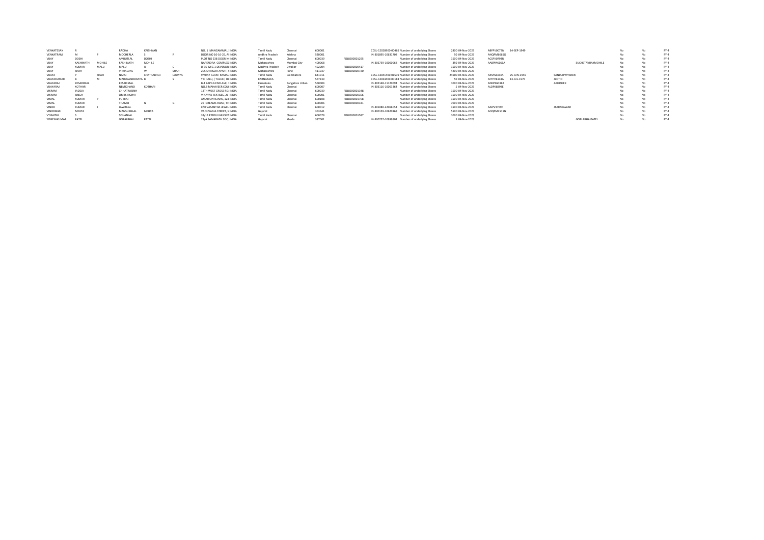| | | | | | | | | | | | | | | | | | | | | | | | |
|---|---|---|---|---|---|---|---|---|---|---|---|---|---|---|---|---|---|---|---|---|---|---|---|
| VENKATESAN | R | | RADHA | KRISHNAN | | NO. 1 MANGAMMAL !INDIA | Tamil Nadu | Chennai | 600001 | | CDSL-12028900-00465 | Number of underlying Shares | 2800 | 04-Nov-2023 | ABFPV0077N | 14-SEP-1949 | | | | No | No | FY-4 |
| VENKATRAM | M | P | MOCHERLA | S | R | DOOR NO 10-16-25, AFINDIA | Andhra Pradesh | Krishna | 520001 | | IN-301895-10631708 | Number of underlying Shares | 50 | 04-Nov-2023 | ANQPM6665G | | | | | No | No | FY-4 |
| VIJAY | DOSHI | | AMRUTLAL | DOSHI | | PLOT NO 238 DOOR N(INDIA | Tamil Nadu | Chennai | 600039 | FOLIO00001295 | | Number of underlying Shares | 3500 | 04-Nov-2023 | ACSPV0793R | | | | | No | No | FY-4 |
| VIJAY | KASHINATH | MOHILE | KASHINATH | MOHILE | | NARENDRA COMPLEX,INDIA | Maharashtra | Mumbai City | 400068 | | IN-302759-10000968 | Number of underlying Shares | 350 | 04-Nov-2023 | AABPM6166A | | | | SUCHETAVIJAYMOHILE | No | No | FY-4 |
| VIJAY | KUMAR | MALU | MALU | LI | C | D-35 MIG 1 DEVENDR.INDIA | Madhya Pradesh | Gwalior | 492004 | FOLIO00000417 | | Number of underlying Shares | 3500 | 04-Nov-2023 | | | | | | No | No | FY-4 |
| VIJAY | SHAH | | VITHALDAS | W | SHAH | 205 SHINGAR APART, SINDIA | Maharashtra | Pune | 411037 | FOLIO00000720 | | Number of underlying Shares | 4200 | 04-Nov-2023 | | | | | | No | No | FY-4 |
| VIJAYA | P | SHAH | NARSI | CHATRABHUJ | LODAYA | 9 VIJAY ILLAM RAMALINDIA | Tamil Nadu | Coimbatore | 641011 | | CDSL-13041400-01539 | Number of underlying Shares | 24600 | 04-Nov-2023 | AXSPS8334A | 25-JUN-1946 | SANJAYPNYSHERI | | | No | No | FY-4 |
| VIJAYAKUMAR | B | M | MARULASIDDAPPA B | | S | Y C HALLI, ( TALUK ) HCINDIA | KARNATAKA | | 577239 | | CDSL-12034400-00183 | Number of underlying Shares | 50 | 04-Nov-2023 | AFTPV6138A | 13-JUL-1976 | JYOTHI | | | No | No | FY-4 |
| VIJAYARAJ | KESARIMAL | | KESARIMAL | | | B-4 KAPILA ENCLAVE, 1INDIA | Karnataka | Bangalore Urban | 560004 | | IN-302148-11120694 | Number of underlying Shares | 1000 | 04-Nov-2023 | ADKPK6036B | | ABHISHEK | | | No | No | FY-4 |
| VIJAYARAJ | KOTHARI | | NEMICHAND | KOTHARI | | NO.8 MAHAVEER COLLINDIA | Tamil Nadu | Chennai | 600007 | | IN-303116-10063364 | Number of underlying Shares | 5 | 04-Nov-2023 | ALDPK8898E | | | | | No | No | FY-4 |
| VIKRAM | JADEJA | | CHHATRASINH | | | 13TH WEST CROSS ROHNDIA | Tamil Nadu | Chennai | 600039 | FOLIO00001348 | | Number of underlying Shares | 3500 | 04-Nov-2023 | | | | | | No | No | FY-4 |
| VIKRAM | SINGH | | OMBSINGHVI | | | VINAYAK TEXTILES, 26 INDIA | Tamil Nadu | Chennai | 600001 | FOLIO00000306 | | Number of underlying Shares | 3500 | 04-Nov-2023 | | | | | | No | No | FY-4 |
| VIMAL | KUMAR | P | PUKRAJ | | | AMAR OPTICIANS, 128 INDIA | Tamil Nadu | Chennai | 600108 | FOLIO00001708 | | Number of underlying Shares | 3500 | 04-Nov-2023 | | | | | | No | No | FY-4 |
| VIMAL | KUMAR | | THAMBI | N | G | 25 GREAMS ROAD, THINDIA | Tamil Nadu | Chennai | 600006 | FOLIO00000331 | | Number of underlying Shares | 7000 | 04-Nov-2023 | | | | | | No | No | FY-4 |
| VINOD | KUMAR | J | JAWRILAL | | | C/O VASANTHA JEWEL INDIA | Tamil Nadu | Chennai | 600012 | | IN-301080-22066054 | Number of underlying Shares | 3500 | 04-Nov-2023 | AAIPV3769R | | JTARAKAWAR | | | No | No | FY-4 |
| VINODBHAI | MEHTA | | MANSUKHLAL | MEHTA | | VADHVANIA STREET, NINDIA | Gujarat | | 363641 | | IN-300159-10620168 | Number of underlying Shares | 5500 | 04-Nov-2023 | AOQPM2511N | | | | | No | No | FY-4 |
| VYJANTHI | S | | SOHANLAL | | | 33/11 PEDDU NAICKENINDIA | Tamil Nadu | Chennai | 600079 | FOLIO00001587 | | Number of underlying Shares | 1000 | 04-Nov-2023 | | | | | | No | No | FY-4 |
| YOGESHKUMAR | PATEL | | GOPALBHAI | PATEL | | 23/A SAMARATH SOC, INDIA | Gujarat | Kheda | 387001 | | IN-300757-10999802 | Number of underlying Shares | 5 | 04-Nov-2023 | | | | | GOPLABHAIPATEL | No | No | FY-4 |